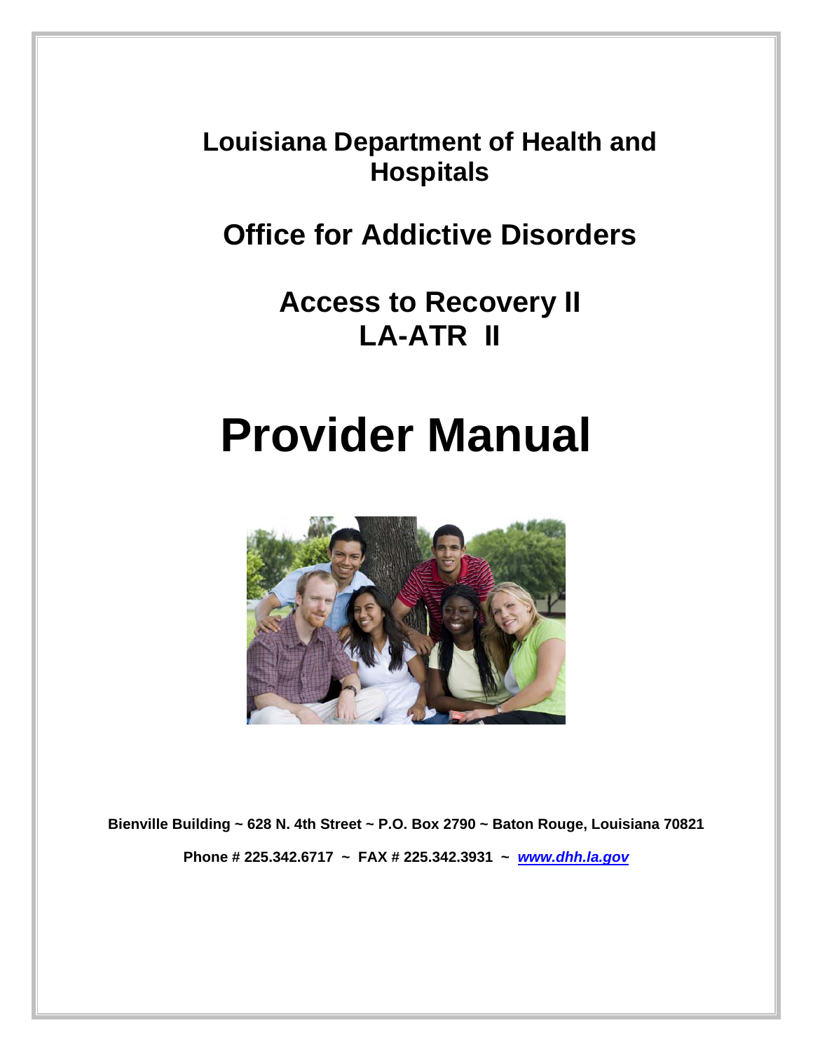# Louisiana Department of Health and Hospitals

## Office for Addictive Disorders

## Access to Recovery II
## LA-ATR II

# Provider Manual

**Bienville Building ~ 628 N. 4th Street ~ P.O. Box 2790 ~ Baton Rouge, Louisiana 70821**

**Phone # 225.342.6717 ~ FAX # 225.342.3931 ~ *www.dhh.la.gov***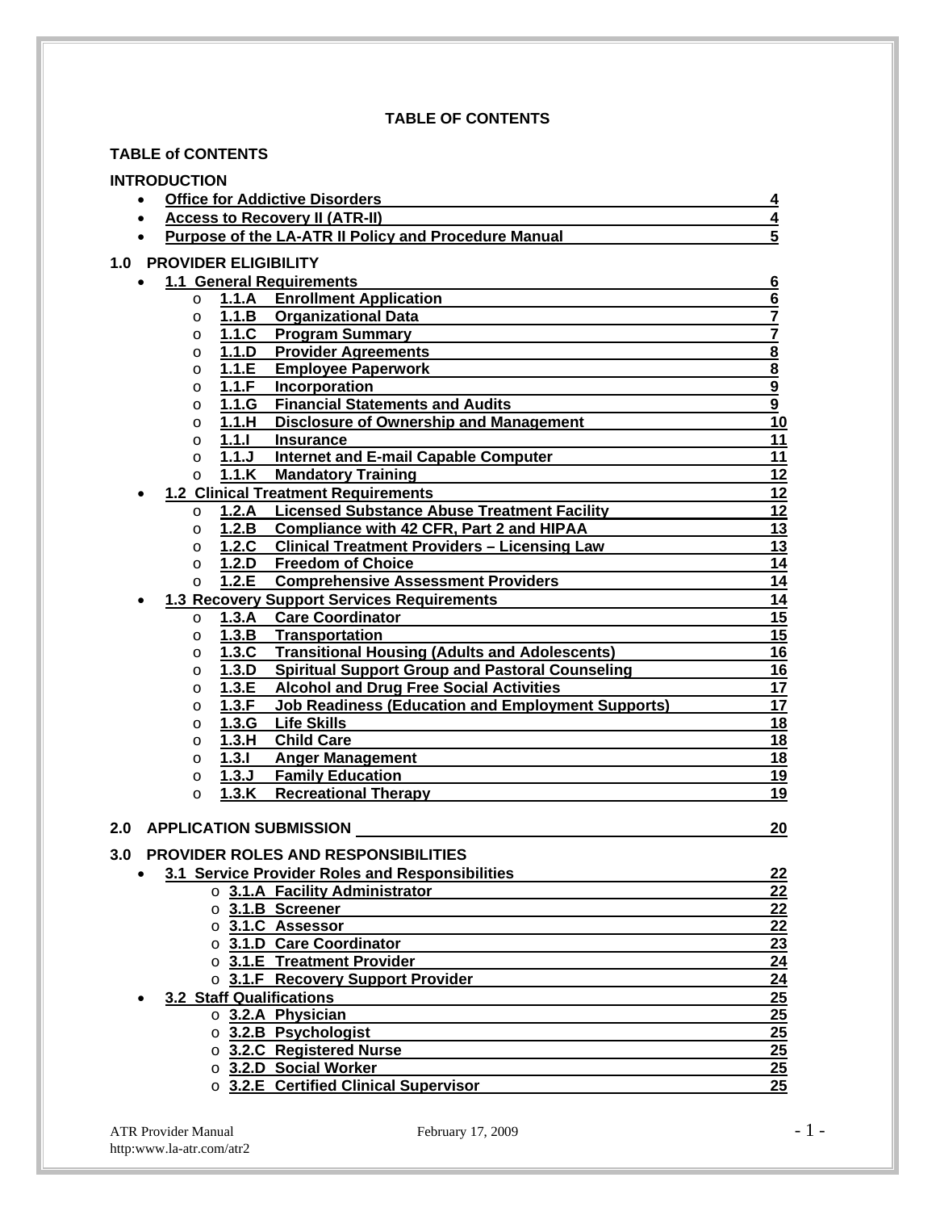**TABLE OF CONTENTS**

**TABLE of CONTENTS**

**INTRODUCTION**

- **Office for Addictive Disorders** 4
- **Access to Recovery II (ATR-II)** 4
- **Purpose of the LA-ATR II Policy and Procedure Manual** 5

**1.0 PROVIDER ELIGIBILITY**

- **1.1 General Requirements** 6
  - **1.1.A Enrollment Application** 6
  - **1.1.B Organizational Data** 7
  - **1.1.C Program Summary** 7
  - **1.1.D Provider Agreements** 8
  - **1.1.E Employee Paperwork** 8
  - **1.1.F Incorporation** 9
  - **1.1.G Financial Statements and Audits** 9
  - **1.1.H Disclosure of Ownership and Management** 10
  - **1.1.I Insurance** 11
  - **1.1.J Internet and E-mail Capable Computer** 11
  - **1.1.K Mandatory Training** 12
- **1.2 Clinical Treatment Requirements** 12
  - **1.2.A Licensed Substance Abuse Treatment Facility** 12
  - **1.2.B Compliance with 42 CFR, Part 2 and HIPAA** 13
  - **1.2.C Clinical Treatment Providers – Licensing Law** 13
  - **1.2.D Freedom of Choice** 14
  - **1.2.E Comprehensive Assessment Providers** 14
- **1.3 Recovery Support Services Requirements** 14
  - **1.3.A Care Coordinator** 15
  - **1.3.B Transportation** 15
  - **1.3.C Transitional Housing (Adults and Adolescents)** 16
  - **1.3.D Spiritual Support Group and Pastoral Counseling** 16
  - **1.3.E Alcohol and Drug Free Social Activities** 17
  - **1.3.F Job Readiness (Education and Employment Supports)** 17
  - **1.3.G Life Skills** 18
  - **1.3.H Child Care** 18
  - **1.3.I Anger Management** 18
  - **1.3.J Family Education** 19
  - **1.3.K Recreational Therapy** 19

**2.0 APPLICATION SUBMISSION** 20

**3.0 PROVIDER ROLES AND RESPONSIBILITIES**

- **3.1 Service Provider Roles and Responsibilities** 22
  - **3.1.A Facility Administrator** 22
  - **3.1.B Screener** 22
  - **3.1.C Assessor** 22
  - **3.1.D Care Coordinator** 23
  - **3.1.E Treatment Provider** 24
  - **3.1.F Recovery Support Provider** 24
- **3.2 Staff Qualifications** 25
  - **3.2.A Physician** 25
  - **3.2.B Psychologist** 25
  - **3.2.C Registered Nurse** 25
  - **3.2.D Social Worker** 25
  - **3.2.E Certified Clinical Supervisor** 25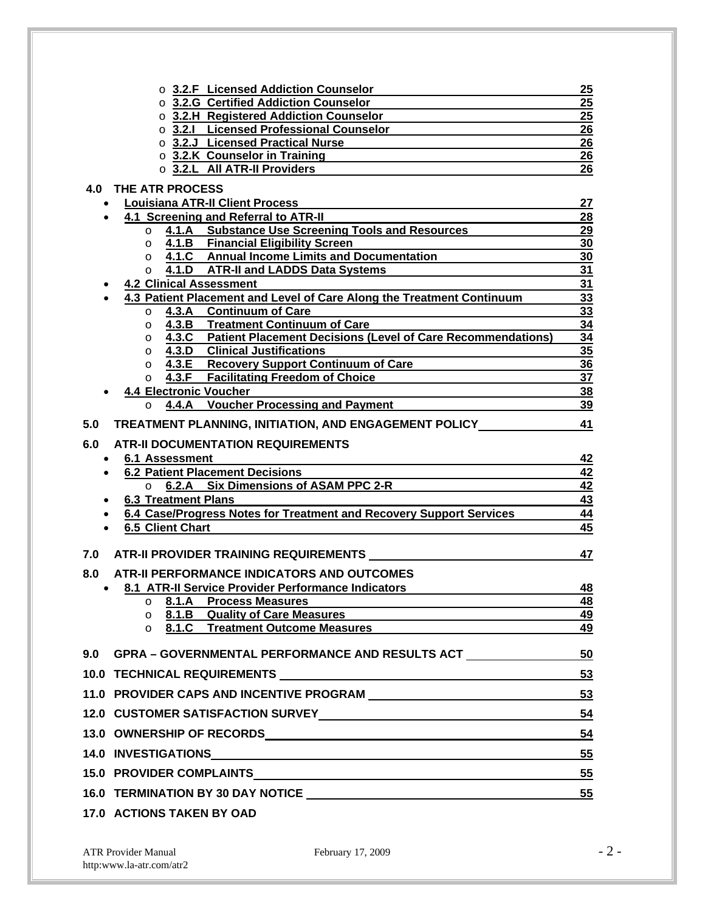- 3.2.F Licensed Addiction Counselor 25
- 3.2.G Certified Addiction Counselor 25
- 3.2.H Registered Addiction Counselor 25
- 3.2.I Licensed Professional Counselor 26
- 3.2.J Licensed Practical Nurse 26
- 3.2.K Counselor in Training 26
- 3.2.L All ATR-II Providers 26

**4.0 THE ATR PROCESS**

- Louisiana ATR-II Client Process 27
- 4.1 Screening and Referral to ATR-II 28
  - 4.1.A Substance Use Screening Tools and Resources 29
  - 4.1.B Financial Eligibility Screen 30
  - 4.1.C Annual Income Limits and Documentation 30
  - 4.1.D ATR-II and LADDS Data Systems 31
- 4.2 Clinical Assessment 31
- 4.3 Patient Placement and Level of Care Along the Treatment Continuum 33
  - 4.3.A Continuum of Care 33
  - 4.3.B Treatment Continuum of Care 34
  - 4.3.C Patient Placement Decisions (Level of Care Recommendations) 34
  - 4.3.D Clinical Justifications 35
  - 4.3.E Recovery Support Continuum of Care 36
  - 4.3.F Facilitating Freedom of Choice 37
- 4.4 Electronic Voucher 38
  - 4.4.A Voucher Processing and Payment 39

**5.0 TREATMENT PLANNING, INITIATION, AND ENGAGEMENT POLICY 41**

**6.0 ATR-II DOCUMENTATION REQUIREMENTS**

- 6.1 Assessment 42
- 6.2 Patient Placement Decisions 42
  - 6.2.A Six Dimensions of ASAM PPC 2-R 42
- 6.3 Treatment Plans 43
- 6.4 Case/Progress Notes for Treatment and Recovery Support Services 44
- 6.5 Client Chart 45

**7.0 ATR-II PROVIDER TRAINING REQUIREMENTS 47**

**8.0 ATR-II PERFORMANCE INDICATORS AND OUTCOMES**

- 8.1 ATR-II Service Provider Performance Indicators 48
  - 8.1.A Process Measures 48
  - 8.1.B Quality of Care Measures 49
  - 8.1.C Treatment Outcome Measures 49

**9.0 GPRA – GOVERNMENTAL PERFORMANCE AND RESULTS ACT 50**

**10.0 TECHNICAL REQUIREMENTS 53**

**11.0 PROVIDER CAPS AND INCENTIVE PROGRAM 53**

**12.0 CUSTOMER SATISFACTION SURVEY 54**

**13.0 OWNERSHIP OF RECORDS 54**

**14.0 INVESTIGATIONS 55**

**15.0 PROVIDER COMPLAINTS 55**

**16.0 TERMINATION BY 30 DAY NOTICE 55**

**17.0 ACTIONS TAKEN BY OAD**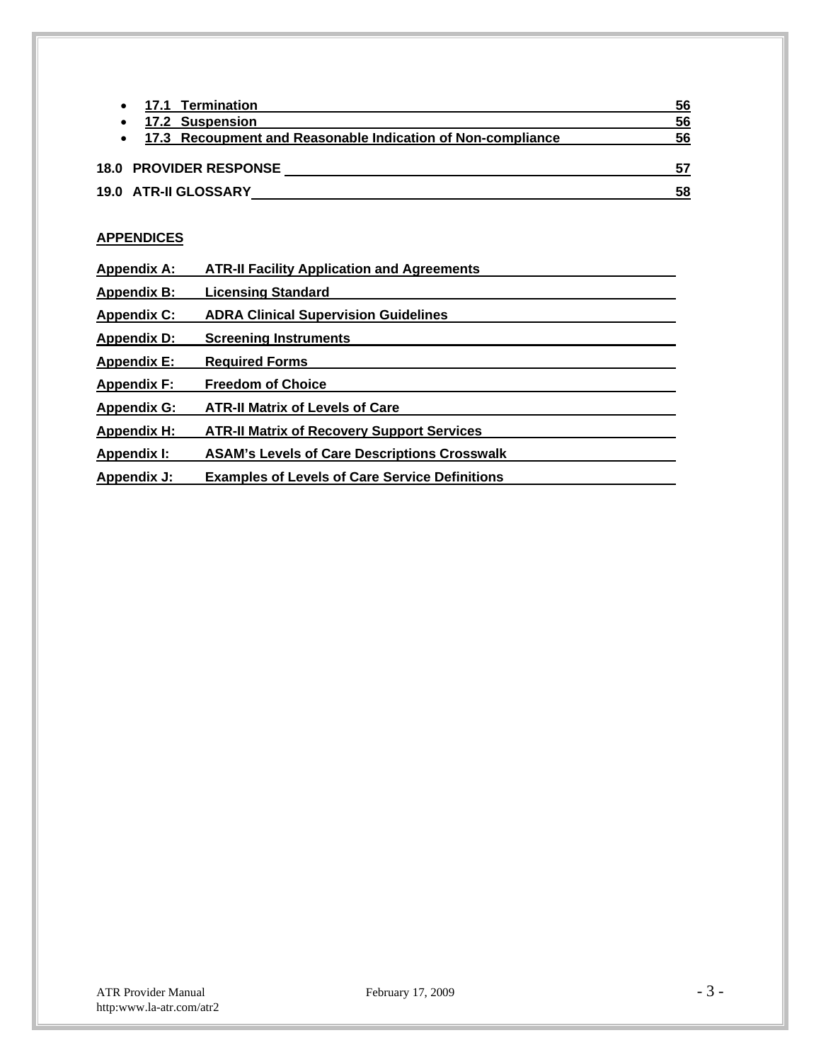- **17.1 Termination** 56
- **17.2 Suspension** 56
- **17.3 Recoupment and Reasonable Indication of Non-compliance** 56

**18.0 PROVIDER RESPONSE** 57

**19.0 ATR-II GLOSSARY** 58

**APPENDICES**

**Appendix A:** **ATR-II Facility Application and Agreements**

**Appendix B:** **Licensing Standard**

**Appendix C:** **ADRA Clinical Supervision Guidelines**

**Appendix D:** **Screening Instruments**

**Appendix E:** **Required Forms**

**Appendix F:** **Freedom of Choice**

**Appendix G:** **ATR-II Matrix of Levels of Care**

**Appendix H:** **ATR-II Matrix of Recovery Support Services**

**Appendix I:** **ASAM's Levels of Care Descriptions Crosswalk**

**Appendix J:** **Examples of Levels of Care Service Definitions**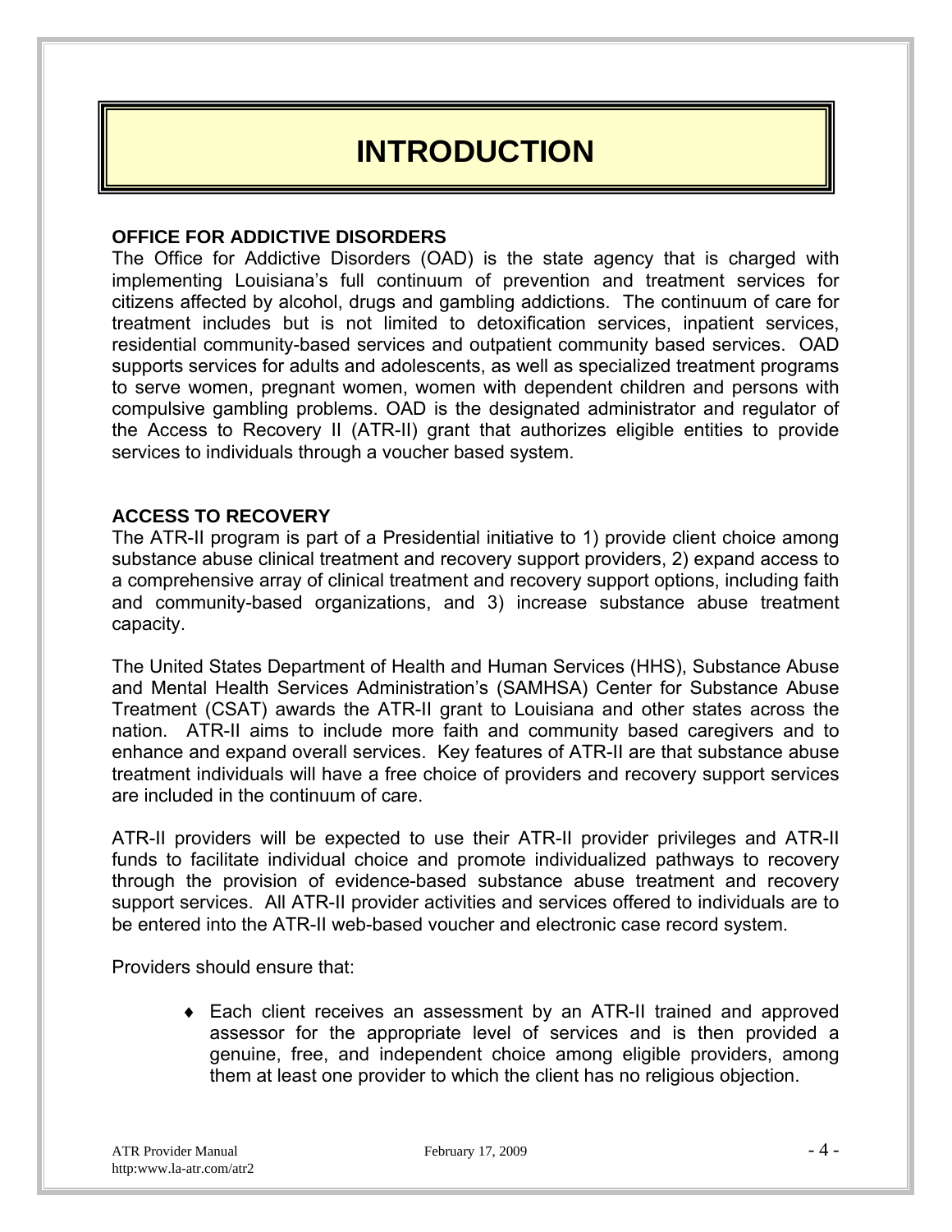# INTRODUCTION

### OFFICE FOR ADDICTIVE DISORDERS

The Office for Addictive Disorders (OAD) is the state agency that is charged with implementing Louisiana's full continuum of prevention and treatment services for citizens affected by alcohol, drugs and gambling addictions. The continuum of care for treatment includes but is not limited to detoxification services, inpatient services, residential community-based services and outpatient community based services. OAD supports services for adults and adolescents, as well as specialized treatment programs to serve women, pregnant women, women with dependent children and persons with compulsive gambling problems. OAD is the designated administrator and regulator of the Access to Recovery II (ATR-II) grant that authorizes eligible entities to provide services to individuals through a voucher based system.

### ACCESS TO RECOVERY

The ATR-II program is part of a Presidential initiative to 1) provide client choice among substance abuse clinical treatment and recovery support providers, 2) expand access to a comprehensive array of clinical treatment and recovery support options, including faith and community-based organizations, and 3) increase substance abuse treatment capacity.

The United States Department of Health and Human Services (HHS), Substance Abuse and Mental Health Services Administration's (SAMHSA) Center for Substance Abuse Treatment (CSAT) awards the ATR-II grant to Louisiana and other states across the nation. ATR-II aims to include more faith and community based caregivers and to enhance and expand overall services. Key features of ATR-II are that substance abuse treatment individuals will have a free choice of providers and recovery support services are included in the continuum of care.

ATR-II providers will be expected to use their ATR-II provider privileges and ATR-II funds to facilitate individual choice and promote individualized pathways to recovery through the provision of evidence-based substance abuse treatment and recovery support services. All ATR-II provider activities and services offered to individuals are to be entered into the ATR-II web-based voucher and electronic case record system.

Providers should ensure that:

- Each client receives an assessment by an ATR-II trained and approved assessor for the appropriate level of services and is then provided a genuine, free, and independent choice among eligible providers, among them at least one provider to which the client has no religious objection.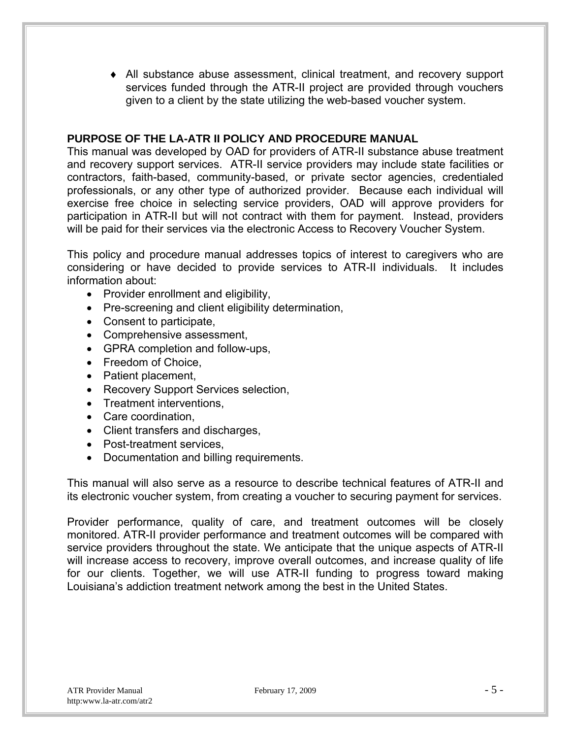- All substance abuse assessment, clinical treatment, and recovery support services funded through the ATR-II project are provided through vouchers given to a client by the state utilizing the web-based voucher system.

**PURPOSE OF THE LA-ATR II POLICY AND PROCEDURE MANUAL**

This manual was developed by OAD for providers of ATR-II substance abuse treatment and recovery support services. ATR-II service providers may include state facilities or contractors, faith-based, community-based, or private sector agencies, credentialed professionals, or any other type of authorized provider. Because each individual will exercise free choice in selecting service providers, OAD will approve providers for participation in ATR-II but will not contract with them for payment. Instead, providers will be paid for their services via the electronic Access to Recovery Voucher System.

This policy and procedure manual addresses topics of interest to caregivers who are considering or have decided to provide services to ATR-II individuals. It includes information about:

- Provider enrollment and eligibility,
- Pre-screening and client eligibility determination,
- Consent to participate,
- Comprehensive assessment,
- GPRA completion and follow-ups,
- Freedom of Choice,
- Patient placement,
- Recovery Support Services selection,
- Treatment interventions,
- Care coordination,
- Client transfers and discharges,
- Post-treatment services,
- Documentation and billing requirements.

This manual will also serve as a resource to describe technical features of ATR-II and its electronic voucher system, from creating a voucher to securing payment for services.

Provider performance, quality of care, and treatment outcomes will be closely monitored. ATR-II provider performance and treatment outcomes will be compared with service providers throughout the state. We anticipate that the unique aspects of ATR-II will increase access to recovery, improve overall outcomes, and increase quality of life for our clients. Together, we will use ATR-II funding to progress toward making Louisiana's addiction treatment network among the best in the United States.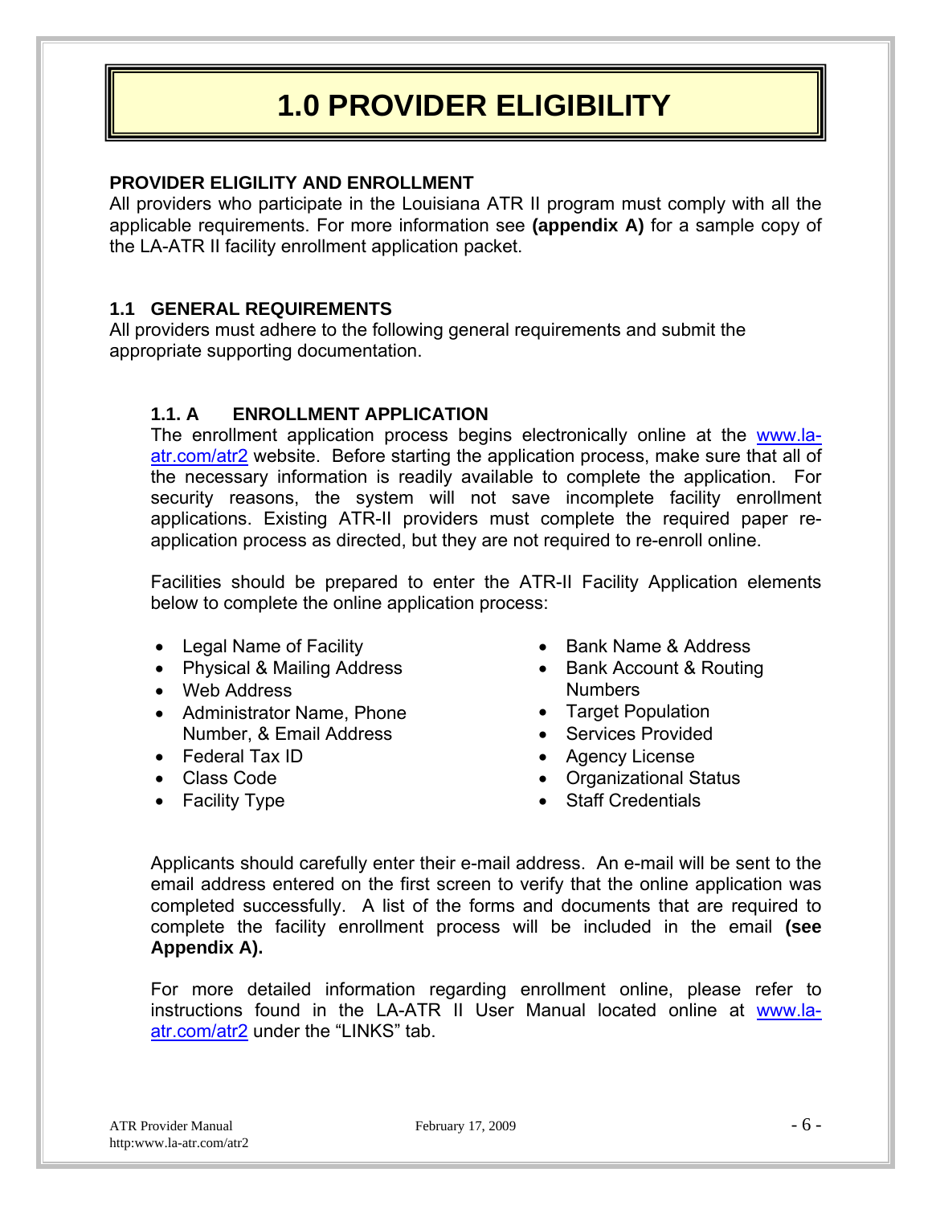# 1.0 PROVIDER ELIGIBILITY

**PROVIDER ELIGILITY AND ENROLLMENT**

All providers who participate in the Louisiana ATR II program must comply with all the applicable requirements. For more information see **(appendix A)** for a sample copy of the LA-ATR II facility enrollment application packet.

## 1.1 GENERAL REQUIREMENTS

All providers must adhere to the following general requirements and submit the appropriate supporting documentation.

### 1.1. A ENROLLMENT APPLICATION

The enrollment application process begins electronically online at the www.la-atr.com/atr2 website. Before starting the application process, make sure that all of the necessary information is readily available to complete the application. For security reasons, the system will not save incomplete facility enrollment applications. Existing ATR-II providers must complete the required paper re-application process as directed, but they are not required to re-enroll online.

Facilities should be prepared to enter the ATR-II Facility Application elements below to complete the online application process:

- Legal Name of Facility
- Physical & Mailing Address
- Web Address
- Administrator Name, Phone Number, & Email Address
- Federal Tax ID
- Class Code
- Facility Type
- Bank Name & Address
- Bank Account & Routing Numbers
- Target Population
- Services Provided
- Agency License
- Organizational Status
- Staff Credentials

Applicants should carefully enter their e-mail address. An e-mail will be sent to the email address entered on the first screen to verify that the online application was completed successfully. A list of the forms and documents that are required to complete the facility enrollment process will be included in the email **(see Appendix A).**

For more detailed information regarding enrollment online, please refer to instructions found in the LA-ATR II User Manual located online at www.la-atr.com/atr2 under the "LINKS" tab.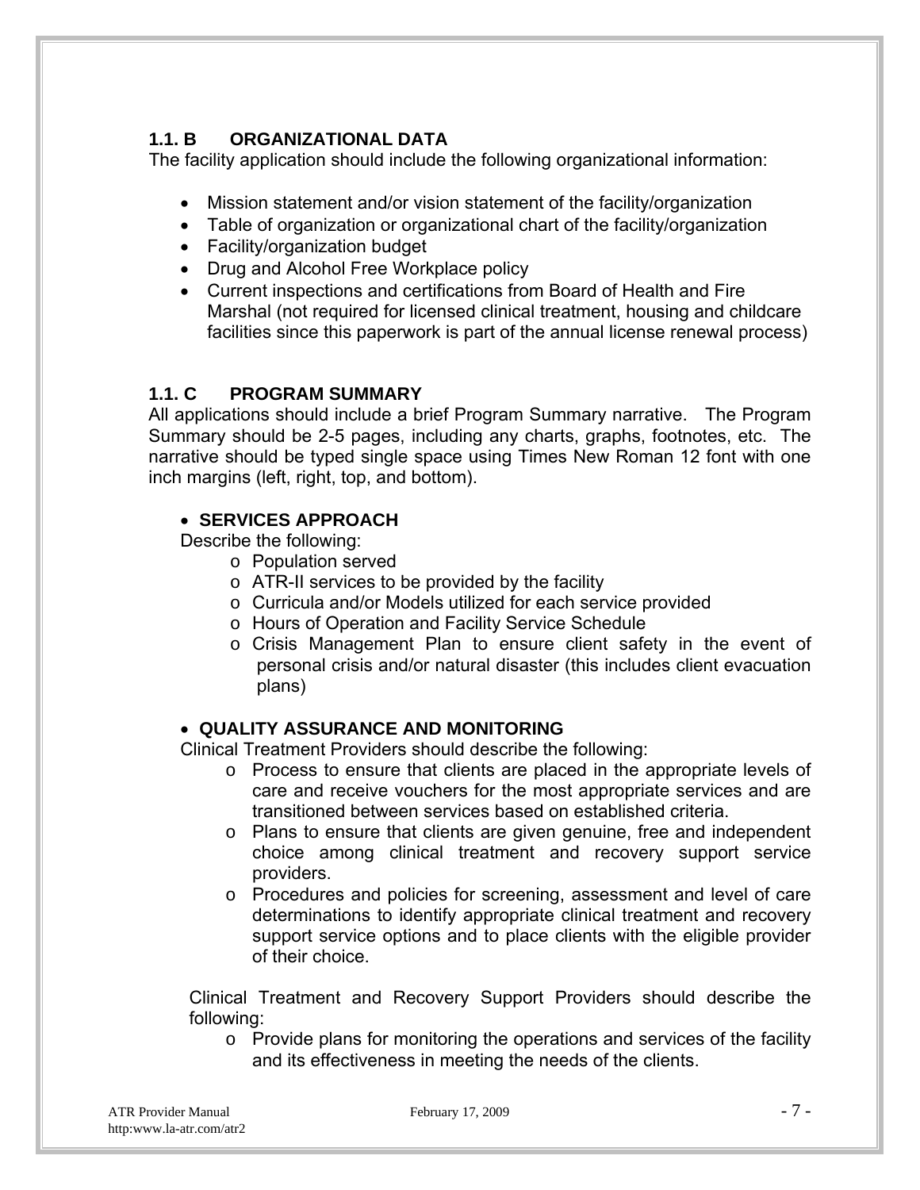### 1.1. B ORGANIZATIONAL DATA

The facility application should include the following organizational information:

- Mission statement and/or vision statement of the facility/organization
- Table of organization or organizational chart of the facility/organization
- Facility/organization budget
- Drug and Alcohol Free Workplace policy
- Current inspections and certifications from Board of Health and Fire Marshal (not required for licensed clinical treatment, housing and childcare facilities since this paperwork is part of the annual license renewal process)

### 1.1. C PROGRAM SUMMARY

All applications should include a brief Program Summary narrative. The Program Summary should be 2-5 pages, including any charts, graphs, footnotes, etc. The narrative should be typed single space using Times New Roman 12 font with one inch margins (left, right, top, and bottom).

- **SERVICES APPROACH**

  Describe the following:
  - Population served
  - ATR-II services to be provided by the facility
  - Curricula and/or Models utilized for each service provided
  - Hours of Operation and Facility Service Schedule
  - Crisis Management Plan to ensure client safety in the event of personal crisis and/or natural disaster (this includes client evacuation plans)

- **QUALITY ASSURANCE AND MONITORING**

  Clinical Treatment Providers should describe the following:
  - Process to ensure that clients are placed in the appropriate levels of care and receive vouchers for the most appropriate services and are transitioned between services based on established criteria.
  - Plans to ensure that clients are given genuine, free and independent choice among clinical treatment and recovery support service providers.
  - Procedures and policies for screening, assessment and level of care determinations to identify appropriate clinical treatment and recovery support service options and to place clients with the eligible provider of their choice.

  Clinical Treatment and Recovery Support Providers should describe the following:
  - Provide plans for monitoring the operations and services of the facility and its effectiveness in meeting the needs of the clients.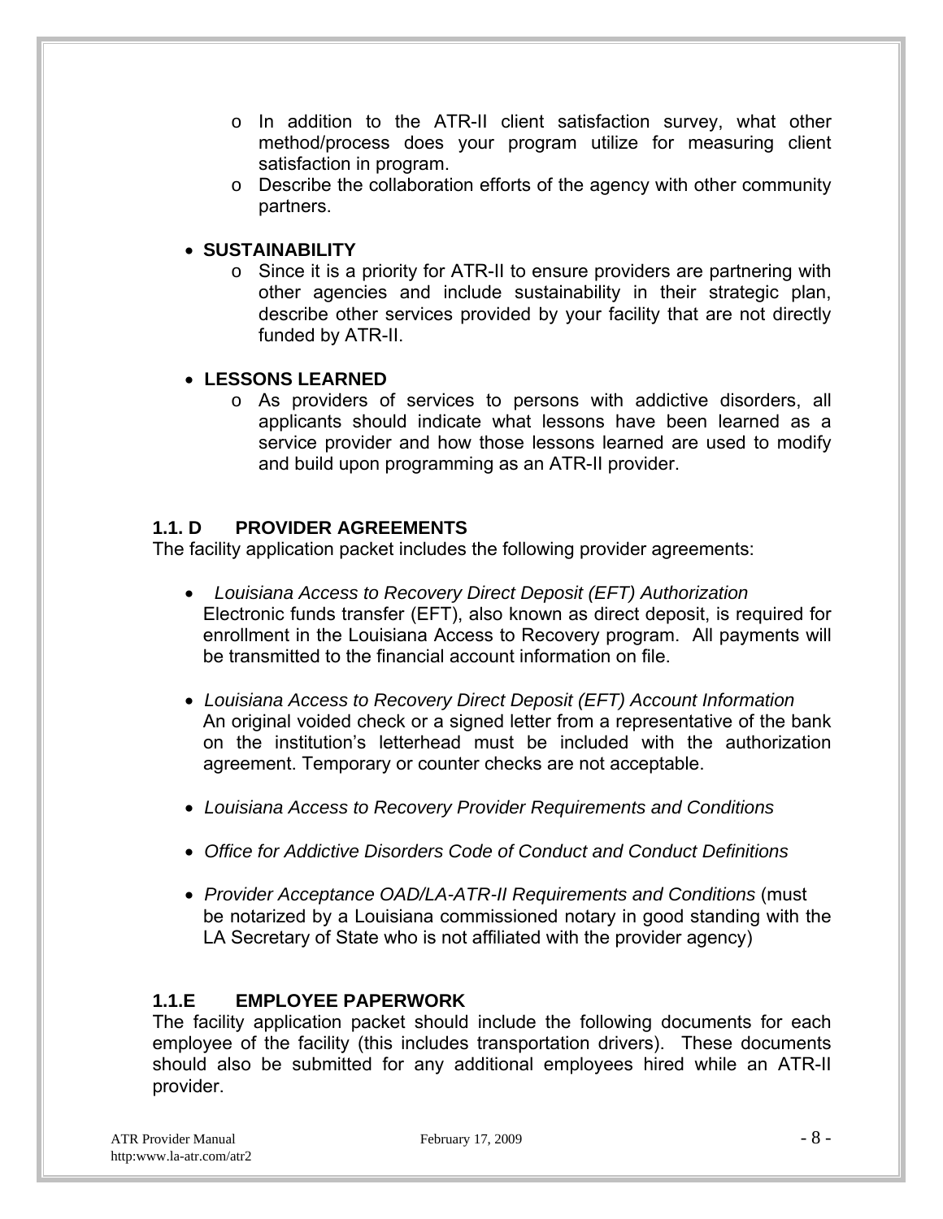- In addition to the ATR-II client satisfaction survey, what other method/process does your program utilize for measuring client satisfaction in program.
  - Describe the collaboration efforts of the agency with other community partners.

- **SUSTAINABILITY**
  - Since it is a priority for ATR-II to ensure providers are partnering with other agencies and include sustainability in their strategic plan, describe other services provided by your facility that are not directly funded by ATR-II.

- **LESSONS LEARNED**
  - As providers of services to persons with addictive disorders, all applicants should indicate what lessons have been learned as a service provider and how those lessons learned are used to modify and build upon programming as an ATR-II provider.

### 1.1. D PROVIDER AGREEMENTS

The facility application packet includes the following provider agreements:

- *Louisiana Access to Recovery Direct Deposit (EFT) Authorization*
  Electronic funds transfer (EFT), also known as direct deposit, is required for enrollment in the Louisiana Access to Recovery program. All payments will be transmitted to the financial account information on file.

- *Louisiana Access to Recovery Direct Deposit (EFT) Account Information*
  An original voided check or a signed letter from a representative of the bank on the institution's letterhead must be included with the authorization agreement. Temporary or counter checks are not acceptable.

- *Louisiana Access to Recovery Provider Requirements and Conditions*

- *Office for Addictive Disorders Code of Conduct and Conduct Definitions*

- *Provider Acceptance OAD/LA-ATR-II Requirements and Conditions* (must be notarized by a Louisiana commissioned notary in good standing with the LA Secretary of State who is not affiliated with the provider agency)

### 1.1.E EMPLOYEE PAPERWORK

The facility application packet should include the following documents for each employee of the facility (this includes transportation drivers). These documents should also be submitted for any additional employees hired while an ATR-II provider.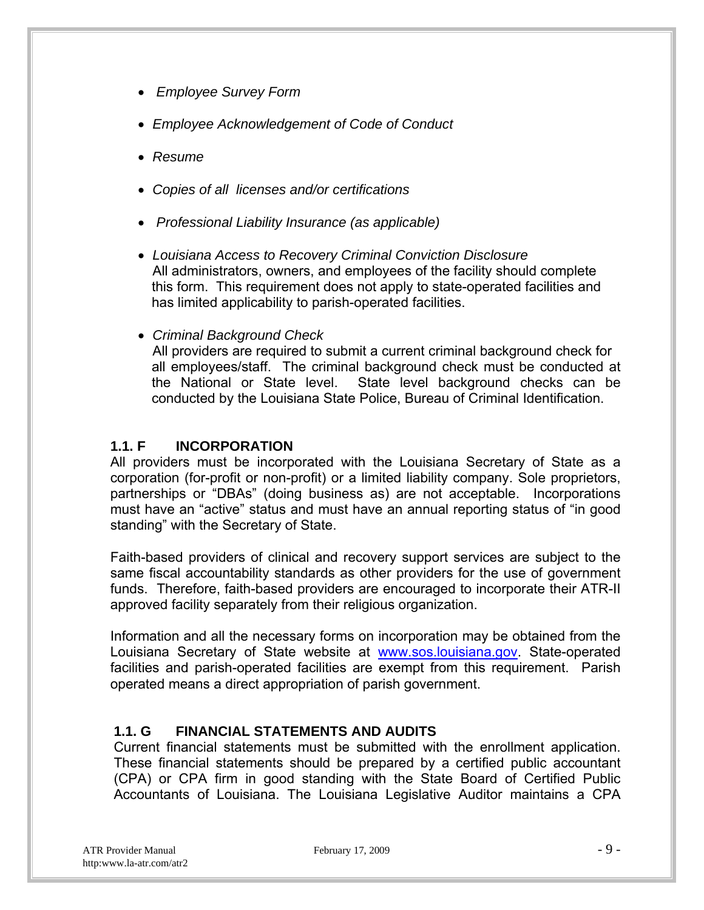- *Employee Survey Form*
- *Employee Acknowledgement of Code of Conduct*
- *Resume*
- *Copies of all licenses and/or certifications*
- *Professional Liability Insurance (as applicable)*
- *Louisiana Access to Recovery Criminal Conviction Disclosure*
  All administrators, owners, and employees of the facility should complete this form. This requirement does not apply to state-operated facilities and has limited applicability to parish-operated facilities.
- *Criminal Background Check*
  All providers are required to submit a current criminal background check for all employees/staff. The criminal background check must be conducted at the National or State level. State level background checks can be conducted by the Louisiana State Police, Bureau of Criminal Identification.

### 1.1. F INCORPORATION

All providers must be incorporated with the Louisiana Secretary of State as a corporation (for-profit or non-profit) or a limited liability company. Sole proprietors, partnerships or "DBAs" (doing business as) are not acceptable. Incorporations must have an "active" status and must have an annual reporting status of "in good standing" with the Secretary of State.

Faith-based providers of clinical and recovery support services are subject to the same fiscal accountability standards as other providers for the use of government funds. Therefore, faith-based providers are encouraged to incorporate their ATR-II approved facility separately from their religious organization.

Information and all the necessary forms on incorporation may be obtained from the Louisiana Secretary of State website at www.sos.louisiana.gov. State-operated facilities and parish-operated facilities are exempt from this requirement. Parish operated means a direct appropriation of parish government.

### 1.1. G FINANCIAL STATEMENTS AND AUDITS

Current financial statements must be submitted with the enrollment application. These financial statements should be prepared by a certified public accountant (CPA) or CPA firm in good standing with the State Board of Certified Public Accountants of Louisiana. The Louisiana Legislative Auditor maintains a CPA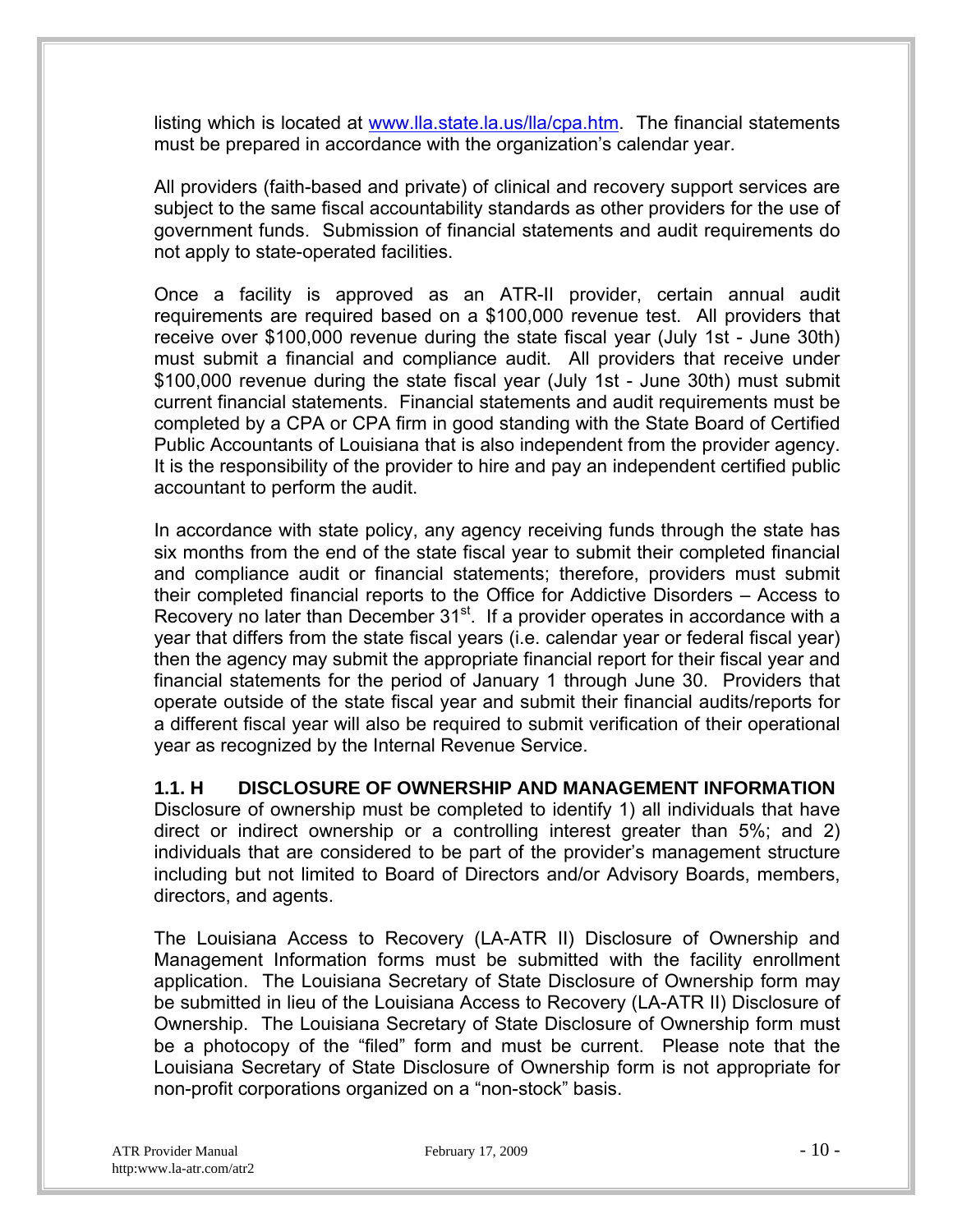listing which is located at www.lla.state.la.us/lla/cpa.htm. The financial statements must be prepared in accordance with the organization's calendar year.

All providers (faith-based and private) of clinical and recovery support services are subject to the same fiscal accountability standards as other providers for the use of government funds. Submission of financial statements and audit requirements do not apply to state-operated facilities.

Once a facility is approved as an ATR-II provider, certain annual audit requirements are required based on a $100,000 revenue test. All providers that receive over $100,000 revenue during the state fiscal year (July 1st - June 30th) must submit a financial and compliance audit. All providers that receive under $100,000 revenue during the state fiscal year (July 1st - June 30th) must submit current financial statements. Financial statements and audit requirements must be completed by a CPA or CPA firm in good standing with the State Board of Certified Public Accountants of Louisiana that is also independent from the provider agency. It is the responsibility of the provider to hire and pay an independent certified public accountant to perform the audit.

In accordance with state policy, any agency receiving funds through the state has six months from the end of the state fiscal year to submit their completed financial and compliance audit or financial statements; therefore, providers must submit their completed financial reports to the Office for Addictive Disorders – Access to Recovery no later than December 31st. If a provider operates in accordance with a year that differs from the state fiscal years (i.e. calendar year or federal fiscal year) then the agency may submit the appropriate financial report for their fiscal year and financial statements for the period of January 1 through June 30. Providers that operate outside of the state fiscal year and submit their financial audits/reports for a different fiscal year will also be required to submit verification of their operational year as recognized by the Internal Revenue Service.

**1.1. H DISCLOSURE OF OWNERSHIP AND MANAGEMENT INFORMATION**

Disclosure of ownership must be completed to identify 1) all individuals that have direct or indirect ownership or a controlling interest greater than 5%; and 2) individuals that are considered to be part of the provider's management structure including but not limited to Board of Directors and/or Advisory Boards, members, directors, and agents.

The Louisiana Access to Recovery (LA-ATR II) Disclosure of Ownership and Management Information forms must be submitted with the facility enrollment application. The Louisiana Secretary of State Disclosure of Ownership form may be submitted in lieu of the Louisiana Access to Recovery (LA-ATR II) Disclosure of Ownership. The Louisiana Secretary of State Disclosure of Ownership form must be a photocopy of the "filed" form and must be current. Please note that the Louisiana Secretary of State Disclosure of Ownership form is not appropriate for non-profit corporations organized on a "non-stock" basis.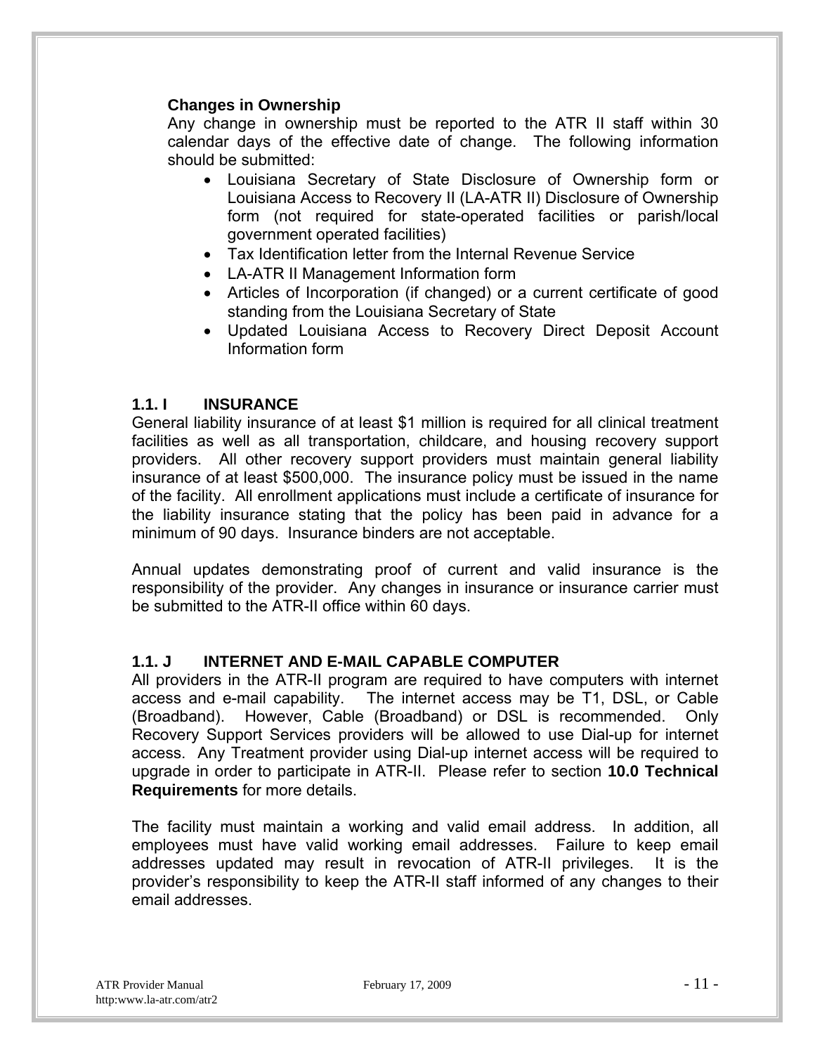**Changes in Ownership**

Any change in ownership must be reported to the ATR II staff within 30 calendar days of the effective date of change. The following information should be submitted:

- Louisiana Secretary of State Disclosure of Ownership form or Louisiana Access to Recovery II (LA-ATR II) Disclosure of Ownership form (not required for state-operated facilities or parish/local government operated facilities)
- Tax Identification letter from the Internal Revenue Service
- LA-ATR II Management Information form
- Articles of Incorporation (if changed) or a current certificate of good standing from the Louisiana Secretary of State
- Updated Louisiana Access to Recovery Direct Deposit Account Information form

### 1.1. I INSURANCE

General liability insurance of at least $1 million is required for all clinical treatment facilities as well as all transportation, childcare, and housing recovery support providers. All other recovery support providers must maintain general liability insurance of at least $500,000. The insurance policy must be issued in the name of the facility. All enrollment applications must include a certificate of insurance for the liability insurance stating that the policy has been paid in advance for a minimum of 90 days. Insurance binders are not acceptable.

Annual updates demonstrating proof of current and valid insurance is the responsibility of the provider. Any changes in insurance or insurance carrier must be submitted to the ATR-II office within 60 days.

### 1.1. J INTERNET AND E-MAIL CAPABLE COMPUTER

All providers in the ATR-II program are required to have computers with internet access and e-mail capability. The internet access may be T1, DSL, or Cable (Broadband). However, Cable (Broadband) or DSL is recommended. Only Recovery Support Services providers will be allowed to use Dial-up for internet access. Any Treatment provider using Dial-up internet access will be required to upgrade in order to participate in ATR-II. Please refer to section **10.0 Technical Requirements** for more details.

The facility must maintain a working and valid email address. In addition, all employees must have valid working email addresses. Failure to keep email addresses updated may result in revocation of ATR-II privileges. It is the provider's responsibility to keep the ATR-II staff informed of any changes to their email addresses.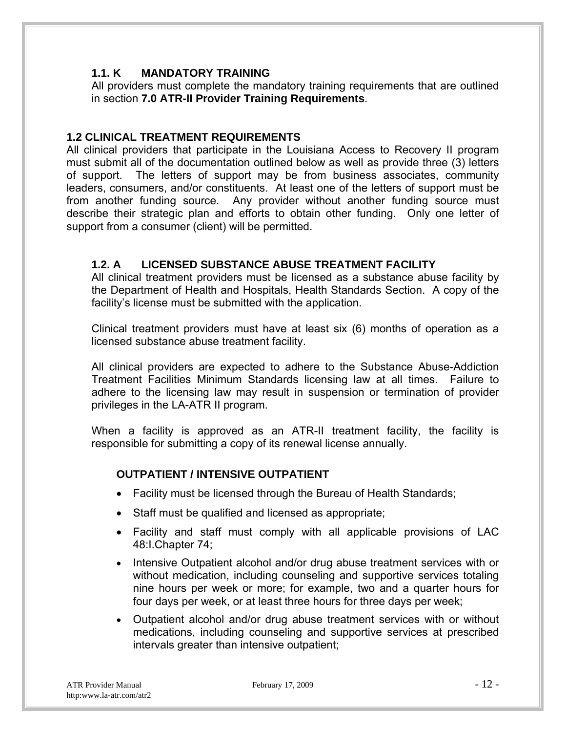### 1.1. K MANDATORY TRAINING

All providers must complete the mandatory training requirements that are outlined in section **7.0 ATR-II Provider Training Requirements**.

## 1.2 CLINICAL TREATMENT REQUIREMENTS

All clinical providers that participate in the Louisiana Access to Recovery II program must submit all of the documentation outlined below as well as provide three (3) letters of support. The letters of support may be from business associates, community leaders, consumers, and/or constituents. At least one of the letters of support must be from another funding source. Any provider without another funding source must describe their strategic plan and efforts to obtain other funding. Only one letter of support from a consumer (client) will be permitted.

### 1.2. A LICENSED SUBSTANCE ABUSE TREATMENT FACILITY

All clinical treatment providers must be licensed as a substance abuse facility by the Department of Health and Hospitals, Health Standards Section. A copy of the facility's license must be submitted with the application.

Clinical treatment providers must have at least six (6) months of operation as a licensed substance abuse treatment facility.

All clinical providers are expected to adhere to the Substance Abuse-Addiction Treatment Facilities Minimum Standards licensing law at all times. Failure to adhere to the licensing law may result in suspension or termination of provider privileges in the LA-ATR II program.

When a facility is approved as an ATR-II treatment facility, the facility is responsible for submitting a copy of its renewal license annually.

#### OUTPATIENT / INTENSIVE OUTPATIENT

- Facility must be licensed through the Bureau of Health Standards;
- Staff must be qualified and licensed as appropriate;
- Facility and staff must comply with all applicable provisions of LAC 48:I.Chapter 74;
- Intensive Outpatient alcohol and/or drug abuse treatment services with or without medication, including counseling and supportive services totaling nine hours per week or more; for example, two and a quarter hours for four days per week, or at least three hours for three days per week;
- Outpatient alcohol and/or drug abuse treatment services with or without medications, including counseling and supportive services at prescribed intervals greater than intensive outpatient;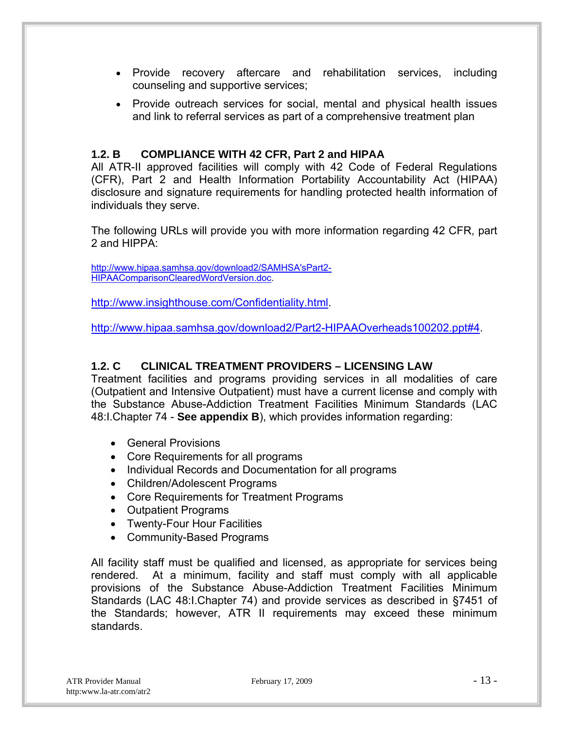- Provide recovery aftercare and rehabilitation services, including counseling and supportive services;
- Provide outreach services for social, mental and physical health issues and link to referral services as part of a comprehensive treatment plan

### 1.2. B COMPLIANCE WITH 42 CFR, Part 2 and HIPAA

All ATR-II approved facilities will comply with 42 Code of Federal Regulations (CFR), Part 2 and Health Information Portability Accountability Act (HIPAA) disclosure and signature requirements for handling protected health information of individuals they serve.

The following URLs will provide you with more information regarding 42 CFR, part 2 and HIPPA:

http://www.hipaa.samhsa.gov/download2/SAMHSA'sPart2-HIPAAComparisonClearedWordVersion.doc.

http://www.insighthouse.com/Confidentiality.html.

http://www.hipaa.samhsa.gov/download2/Part2-HIPAAOverheads100202.ppt#4.

### 1.2. C CLINICAL TREATMENT PROVIDERS – LICENSING LAW

Treatment facilities and programs providing services in all modalities of care (Outpatient and Intensive Outpatient) must have a current license and comply with the Substance Abuse-Addiction Treatment Facilities Minimum Standards (LAC 48:I.Chapter 74 - **See appendix B**), which provides information regarding:

- General Provisions
- Core Requirements for all programs
- Individual Records and Documentation for all programs
- Children/Adolescent Programs
- Core Requirements for Treatment Programs
- Outpatient Programs
- Twenty-Four Hour Facilities
- Community-Based Programs

All facility staff must be qualified and licensed, as appropriate for services being rendered. At a minimum, facility and staff must comply with all applicable provisions of the Substance Abuse-Addiction Treatment Facilities Minimum Standards (LAC 48:I.Chapter 74) and provide services as described in §7451 of the Standards; however, ATR II requirements may exceed these minimum standards.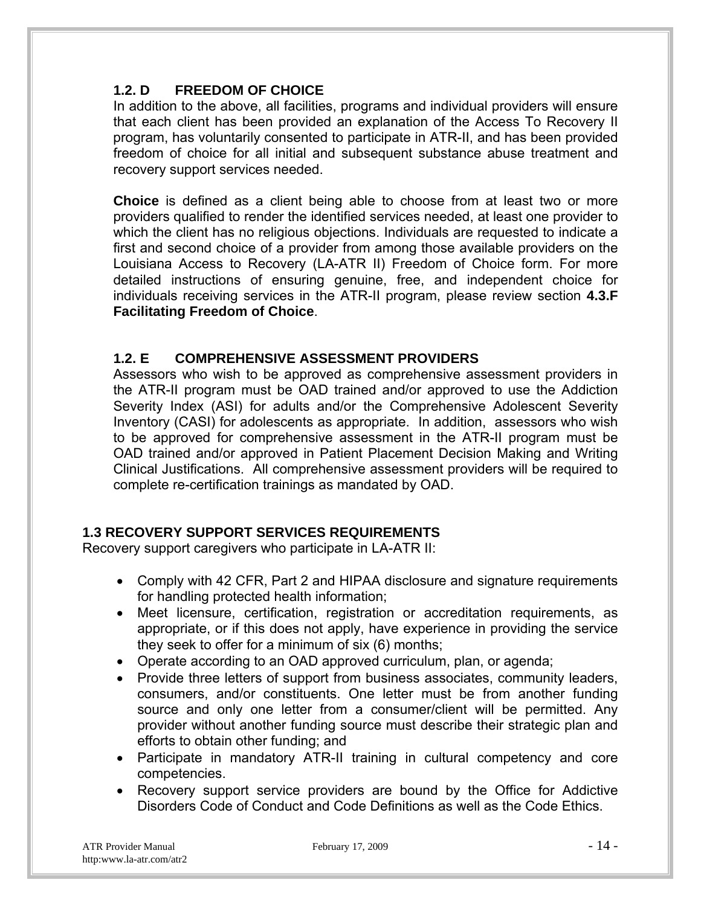### 1.2. D FREEDOM OF CHOICE

In addition to the above, all facilities, programs and individual providers will ensure that each client has been provided an explanation of the Access To Recovery II program, has voluntarily consented to participate in ATR-II, and has been provided freedom of choice for all initial and subsequent substance abuse treatment and recovery support services needed.

**Choice** is defined as a client being able to choose from at least two or more providers qualified to render the identified services needed, at least one provider to which the client has no religious objections. Individuals are requested to indicate a first and second choice of a provider from among those available providers on the Louisiana Access to Recovery (LA-ATR II) Freedom of Choice form. For more detailed instructions of ensuring genuine, free, and independent choice for individuals receiving services in the ATR-II program, please review section **4.3.F Facilitating Freedom of Choice**.

### 1.2. E COMPREHENSIVE ASSESSMENT PROVIDERS

Assessors who wish to be approved as comprehensive assessment providers in the ATR-II program must be OAD trained and/or approved to use the Addiction Severity Index (ASI) for adults and/or the Comprehensive Adolescent Severity Inventory (CASI) for adolescents as appropriate. In addition, assessors who wish to be approved for comprehensive assessment in the ATR-II program must be OAD trained and/or approved in Patient Placement Decision Making and Writing Clinical Justifications. All comprehensive assessment providers will be required to complete re-certification trainings as mandated by OAD.

## 1.3 RECOVERY SUPPORT SERVICES REQUIREMENTS

Recovery support caregivers who participate in LA-ATR II:

- Comply with 42 CFR, Part 2 and HIPAA disclosure and signature requirements for handling protected health information;
- Meet licensure, certification, registration or accreditation requirements, as appropriate, or if this does not apply, have experience in providing the service they seek to offer for a minimum of six (6) months;
- Operate according to an OAD approved curriculum, plan, or agenda;
- Provide three letters of support from business associates, community leaders, consumers, and/or constituents. One letter must be from another funding source and only one letter from a consumer/client will be permitted. Any provider without another funding source must describe their strategic plan and efforts to obtain other funding; and
- Participate in mandatory ATR-II training in cultural competency and core competencies.
- Recovery support service providers are bound by the Office for Addictive Disorders Code of Conduct and Code Definitions as well as the Code Ethics.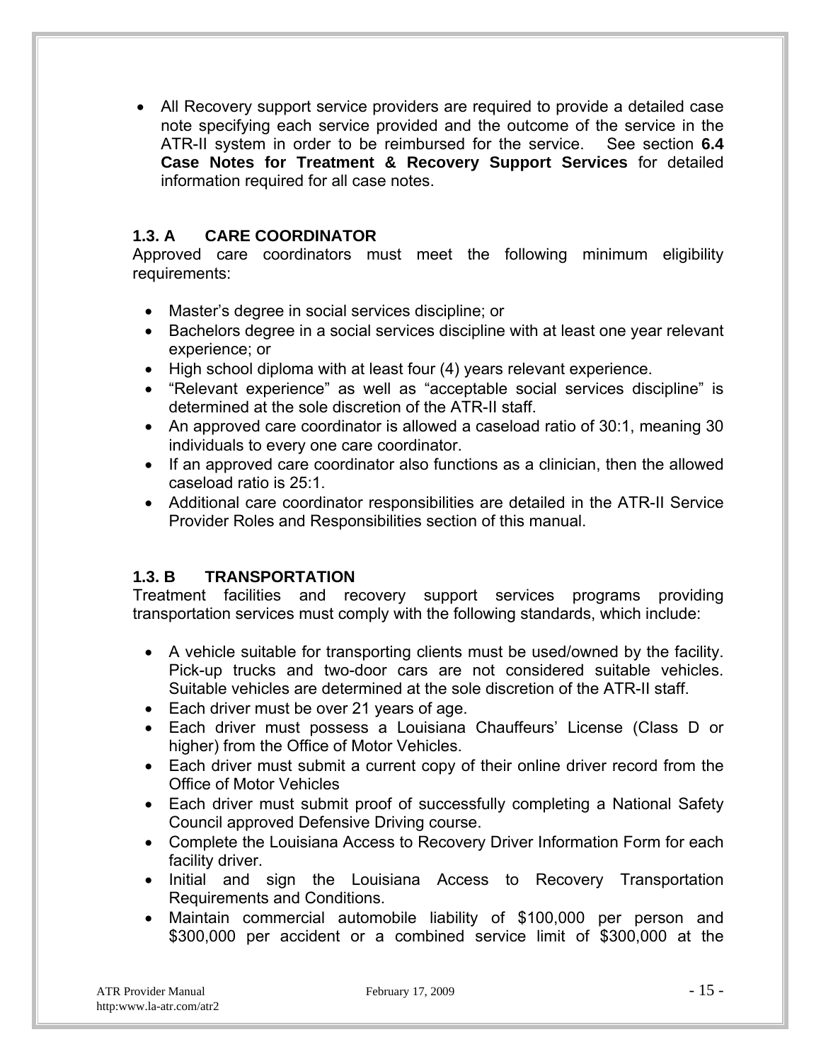- All Recovery support service providers are required to provide a detailed case note specifying each service provided and the outcome of the service in the ATR-II system in order to be reimbursed for the service. See section **6.4 Case Notes for Treatment & Recovery Support Services** for detailed information required for all case notes.

### 1.3. A CARE COORDINATOR

Approved care coordinators must meet the following minimum eligibility requirements:

- Master's degree in social services discipline; or
- Bachelors degree in a social services discipline with at least one year relevant experience; or
- High school diploma with at least four (4) years relevant experience.
- "Relevant experience" as well as "acceptable social services discipline" is determined at the sole discretion of the ATR-II staff.
- An approved care coordinator is allowed a caseload ratio of 30:1, meaning 30 individuals to every one care coordinator.
- If an approved care coordinator also functions as a clinician, then the allowed caseload ratio is 25:1.
- Additional care coordinator responsibilities are detailed in the ATR-II Service Provider Roles and Responsibilities section of this manual.

### 1.3. B TRANSPORTATION

Treatment facilities and recovery support services programs providing transportation services must comply with the following standards, which include:

- A vehicle suitable for transporting clients must be used/owned by the facility. Pick-up trucks and two-door cars are not considered suitable vehicles. Suitable vehicles are determined at the sole discretion of the ATR-II staff.
- Each driver must be over 21 years of age.
- Each driver must possess a Louisiana Chauffeurs' License (Class D or higher) from the Office of Motor Vehicles.
- Each driver must submit a current copy of their online driver record from the Office of Motor Vehicles
- Each driver must submit proof of successfully completing a National Safety Council approved Defensive Driving course.
- Complete the Louisiana Access to Recovery Driver Information Form for each facility driver.
- Initial and sign the Louisiana Access to Recovery Transportation Requirements and Conditions.
- Maintain commercial automobile liability of $100,000 per person and $300,000 per accident or a combined service limit of $300,000 at the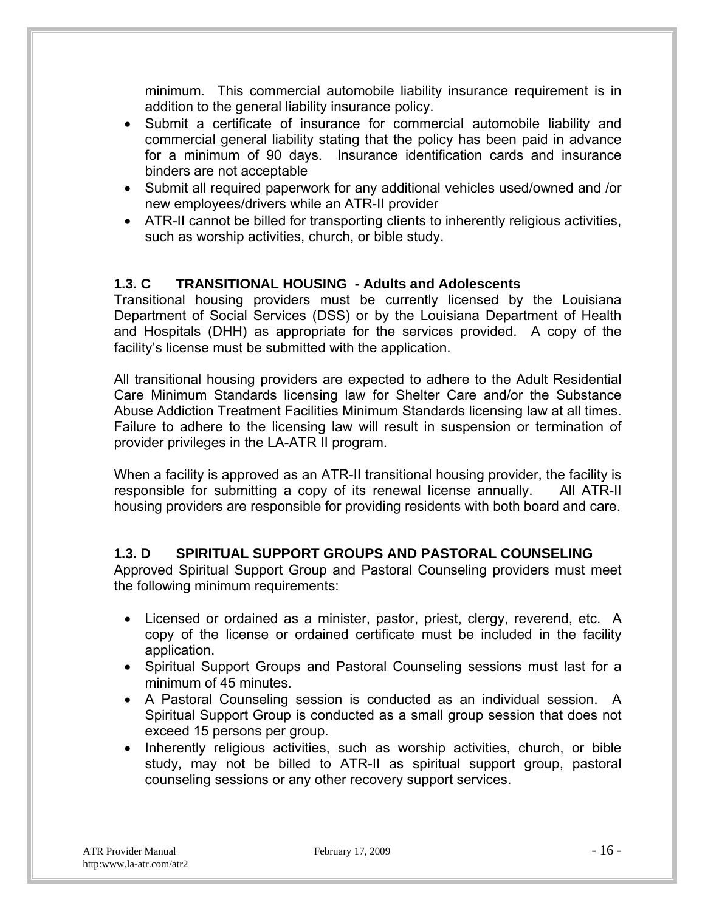minimum. This commercial automobile liability insurance requirement is in addition to the general liability insurance policy.

- Submit a certificate of insurance for commercial automobile liability and commercial general liability stating that the policy has been paid in advance for a minimum of 90 days. Insurance identification cards and insurance binders are not acceptable
- Submit all required paperwork for any additional vehicles used/owned and /or new employees/drivers while an ATR-II provider
- ATR-II cannot be billed for transporting clients to inherently religious activities, such as worship activities, church, or bible study.

### 1.3. C TRANSITIONAL HOUSING - Adults and Adolescents

Transitional housing providers must be currently licensed by the Louisiana Department of Social Services (DSS) or by the Louisiana Department of Health and Hospitals (DHH) as appropriate for the services provided. A copy of the facility's license must be submitted with the application.

All transitional housing providers are expected to adhere to the Adult Residential Care Minimum Standards licensing law for Shelter Care and/or the Substance Abuse Addiction Treatment Facilities Minimum Standards licensing law at all times. Failure to adhere to the licensing law will result in suspension or termination of provider privileges in the LA-ATR II program.

When a facility is approved as an ATR-II transitional housing provider, the facility is responsible for submitting a copy of its renewal license annually. All ATR-II housing providers are responsible for providing residents with both board and care.

### 1.3. D SPIRITUAL SUPPORT GROUPS AND PASTORAL COUNSELING

Approved Spiritual Support Group and Pastoral Counseling providers must meet the following minimum requirements:

- Licensed or ordained as a minister, pastor, priest, clergy, reverend, etc. A copy of the license or ordained certificate must be included in the facility application.
- Spiritual Support Groups and Pastoral Counseling sessions must last for a minimum of 45 minutes.
- A Pastoral Counseling session is conducted as an individual session. A Spiritual Support Group is conducted as a small group session that does not exceed 15 persons per group.
- Inherently religious activities, such as worship activities, church, or bible study, may not be billed to ATR-II as spiritual support group, pastoral counseling sessions or any other recovery support services.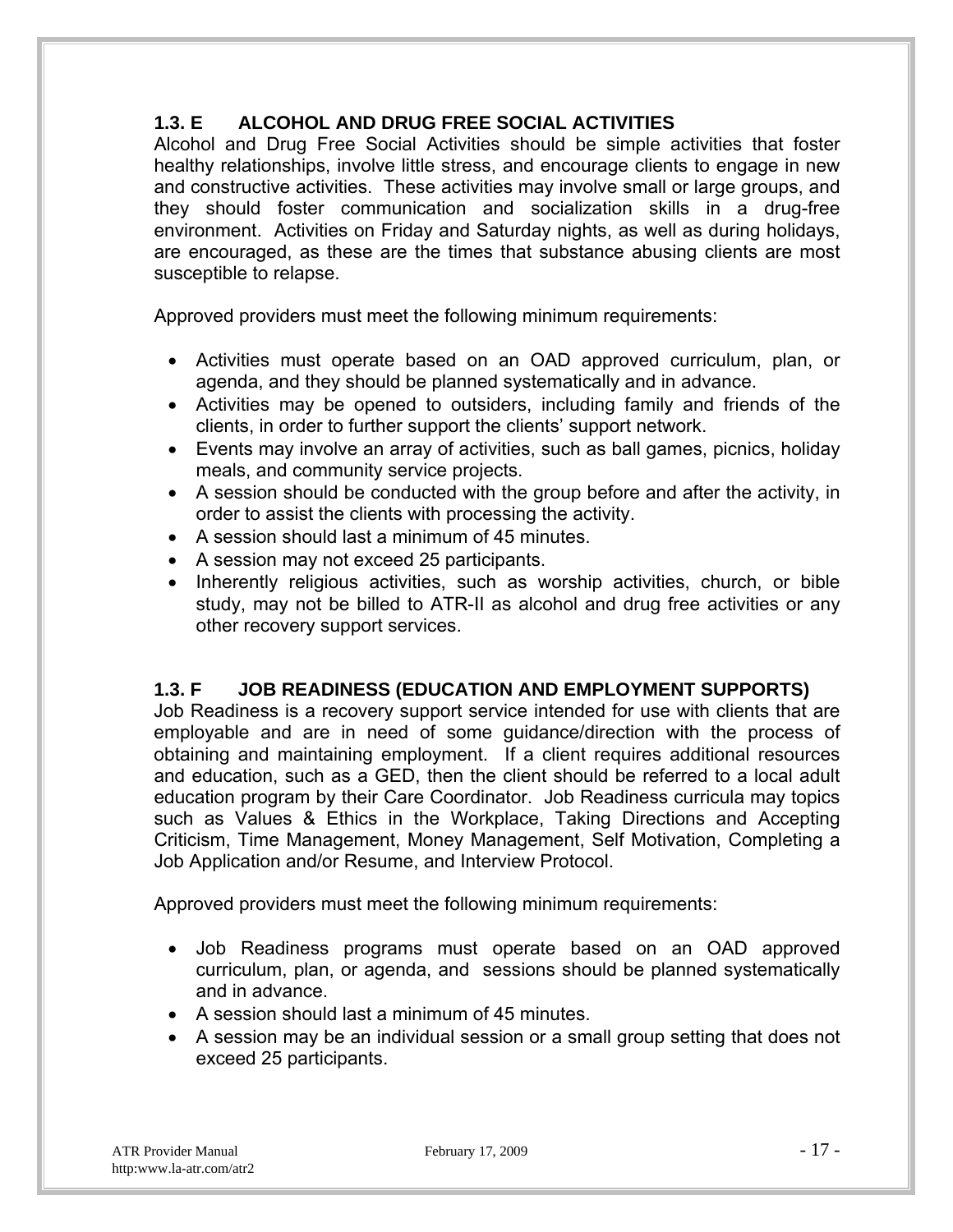### 1.3. E ALCOHOL AND DRUG FREE SOCIAL ACTIVITIES

Alcohol and Drug Free Social Activities should be simple activities that foster healthy relationships, involve little stress, and encourage clients to engage in new and constructive activities. These activities may involve small or large groups, and they should foster communication and socialization skills in a drug-free environment. Activities on Friday and Saturday nights, as well as during holidays, are encouraged, as these are the times that substance abusing clients are most susceptible to relapse.

Approved providers must meet the following minimum requirements:

- Activities must operate based on an OAD approved curriculum, plan, or agenda, and they should be planned systematically and in advance.
- Activities may be opened to outsiders, including family and friends of the clients, in order to further support the clients' support network.
- Events may involve an array of activities, such as ball games, picnics, holiday meals, and community service projects.
- A session should be conducted with the group before and after the activity, in order to assist the clients with processing the activity.
- A session should last a minimum of 45 minutes.
- A session may not exceed 25 participants.
- Inherently religious activities, such as worship activities, church, or bible study, may not be billed to ATR-II as alcohol and drug free activities or any other recovery support services.

### 1.3. F JOB READINESS (EDUCATION AND EMPLOYMENT SUPPORTS)

Job Readiness is a recovery support service intended for use with clients that are employable and are in need of some guidance/direction with the process of obtaining and maintaining employment. If a client requires additional resources and education, such as a GED, then the client should be referred to a local adult education program by their Care Coordinator. Job Readiness curricula may topics such as Values & Ethics in the Workplace, Taking Directions and Accepting Criticism, Time Management, Money Management, Self Motivation, Completing a Job Application and/or Resume, and Interview Protocol.

Approved providers must meet the following minimum requirements:

- Job Readiness programs must operate based on an OAD approved curriculum, plan, or agenda, and sessions should be planned systematically and in advance.
- A session should last a minimum of 45 minutes.
- A session may be an individual session or a small group setting that does not exceed 25 participants.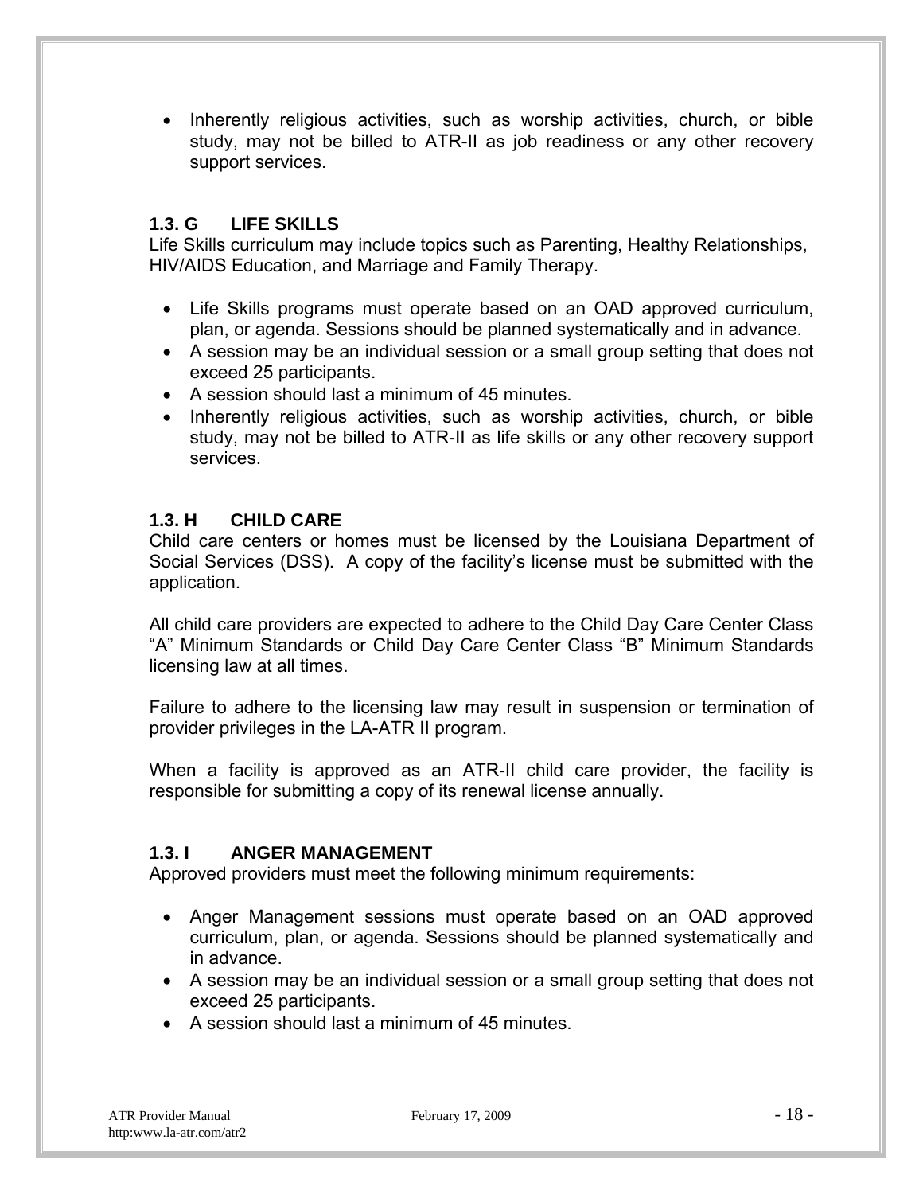- Inherently religious activities, such as worship activities, church, or bible study, may not be billed to ATR-II as job readiness or any other recovery support services.

### 1.3. G LIFE SKILLS

Life Skills curriculum may include topics such as Parenting, Healthy Relationships, HIV/AIDS Education, and Marriage and Family Therapy.

- Life Skills programs must operate based on an OAD approved curriculum, plan, or agenda. Sessions should be planned systematically and in advance.
- A session may be an individual session or a small group setting that does not exceed 25 participants.
- A session should last a minimum of 45 minutes.
- Inherently religious activities, such as worship activities, church, or bible study, may not be billed to ATR-II as life skills or any other recovery support services.

### 1.3. H CHILD CARE

Child care centers or homes must be licensed by the Louisiana Department of Social Services (DSS). A copy of the facility's license must be submitted with the application.

All child care providers are expected to adhere to the Child Day Care Center Class "A" Minimum Standards or Child Day Care Center Class "B" Minimum Standards licensing law at all times.

Failure to adhere to the licensing law may result in suspension or termination of provider privileges in the LA-ATR II program.

When a facility is approved as an ATR-II child care provider, the facility is responsible for submitting a copy of its renewal license annually.

### 1.3. I ANGER MANAGEMENT

Approved providers must meet the following minimum requirements:

- Anger Management sessions must operate based on an OAD approved curriculum, plan, or agenda. Sessions should be planned systematically and in advance.
- A session may be an individual session or a small group setting that does not exceed 25 participants.
- A session should last a minimum of 45 minutes.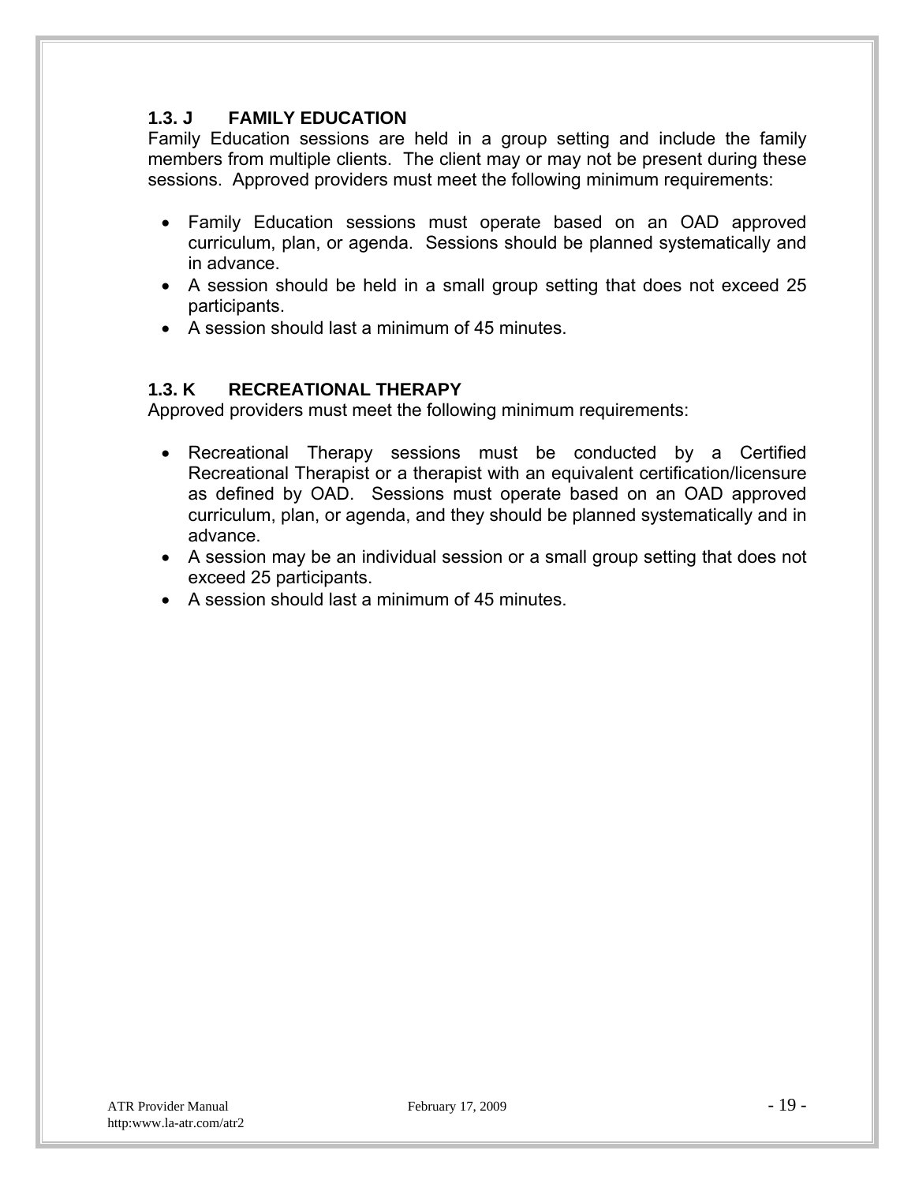### 1.3. J FAMILY EDUCATION

Family Education sessions are held in a group setting and include the family members from multiple clients. The client may or may not be present during these sessions. Approved providers must meet the following minimum requirements:

- Family Education sessions must operate based on an OAD approved curriculum, plan, or agenda. Sessions should be planned systematically and in advance.
- A session should be held in a small group setting that does not exceed 25 participants.
- A session should last a minimum of 45 minutes.

### 1.3. K RECREATIONAL THERAPY

Approved providers must meet the following minimum requirements:

- Recreational Therapy sessions must be conducted by a Certified Recreational Therapist or a therapist with an equivalent certification/licensure as defined by OAD. Sessions must operate based on an OAD approved curriculum, plan, or agenda, and they should be planned systematically and in advance.
- A session may be an individual session or a small group setting that does not exceed 25 participants.
- A session should last a minimum of 45 minutes.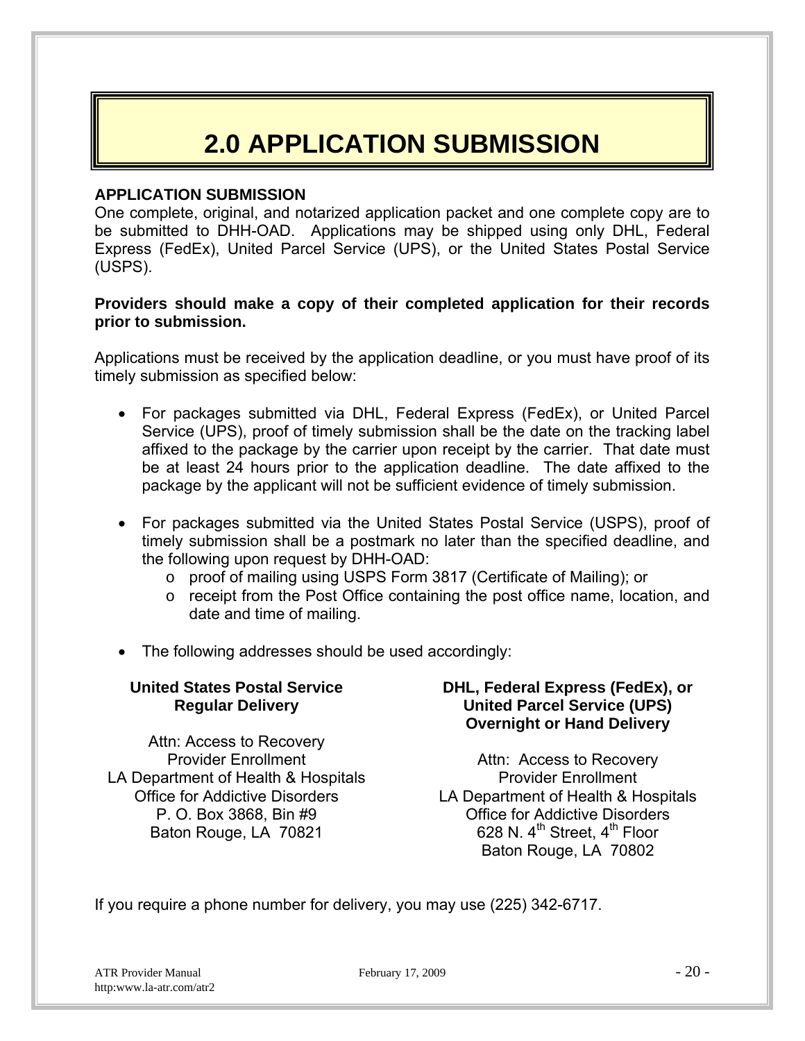# 2.0 APPLICATION SUBMISSION

**APPLICATION SUBMISSION**

One complete, original, and notarized application packet and one complete copy are to be submitted to DHH-OAD. Applications may be shipped using only DHL, Federal Express (FedEx), United Parcel Service (UPS), or the United States Postal Service (USPS).

**Providers should make a copy of their completed application for their records prior to submission.**

Applications must be received by the application deadline, or you must have proof of its timely submission as specified below:

- For packages submitted via DHL, Federal Express (FedEx), or United Parcel Service (UPS), proof of timely submission shall be the date on the tracking label affixed to the package by the carrier upon receipt by the carrier. That date must be at least 24 hours prior to the application deadline. The date affixed to the package by the applicant will not be sufficient evidence of timely submission.

- For packages submitted via the United States Postal Service (USPS), proof of timely submission shall be a postmark no later than the specified deadline, and the following upon request by DHH-OAD:
  - proof of mailing using USPS Form 3817 (Certificate of Mailing); or
  - receipt from the Post Office containing the post office name, location, and date and time of mailing.

- The following addresses should be used accordingly:

**United States Postal Service**
**Regular Delivery**

Attn: Access to Recovery
Provider Enrollment
LA Department of Health & Hospitals
Office for Addictive Disorders
P. O. Box 3868, Bin #9
Baton Rouge, LA 70821

**DHL, Federal Express (FedEx), or**
**United Parcel Service (UPS)**
**Overnight or Hand Delivery**

Attn: Access to Recovery
Provider Enrollment
LA Department of Health & Hospitals
Office for Addictive Disorders
628 N. 4th Street, 4th Floor
Baton Rouge, LA 70802

If you require a phone number for delivery, you may use (225) 342-6717.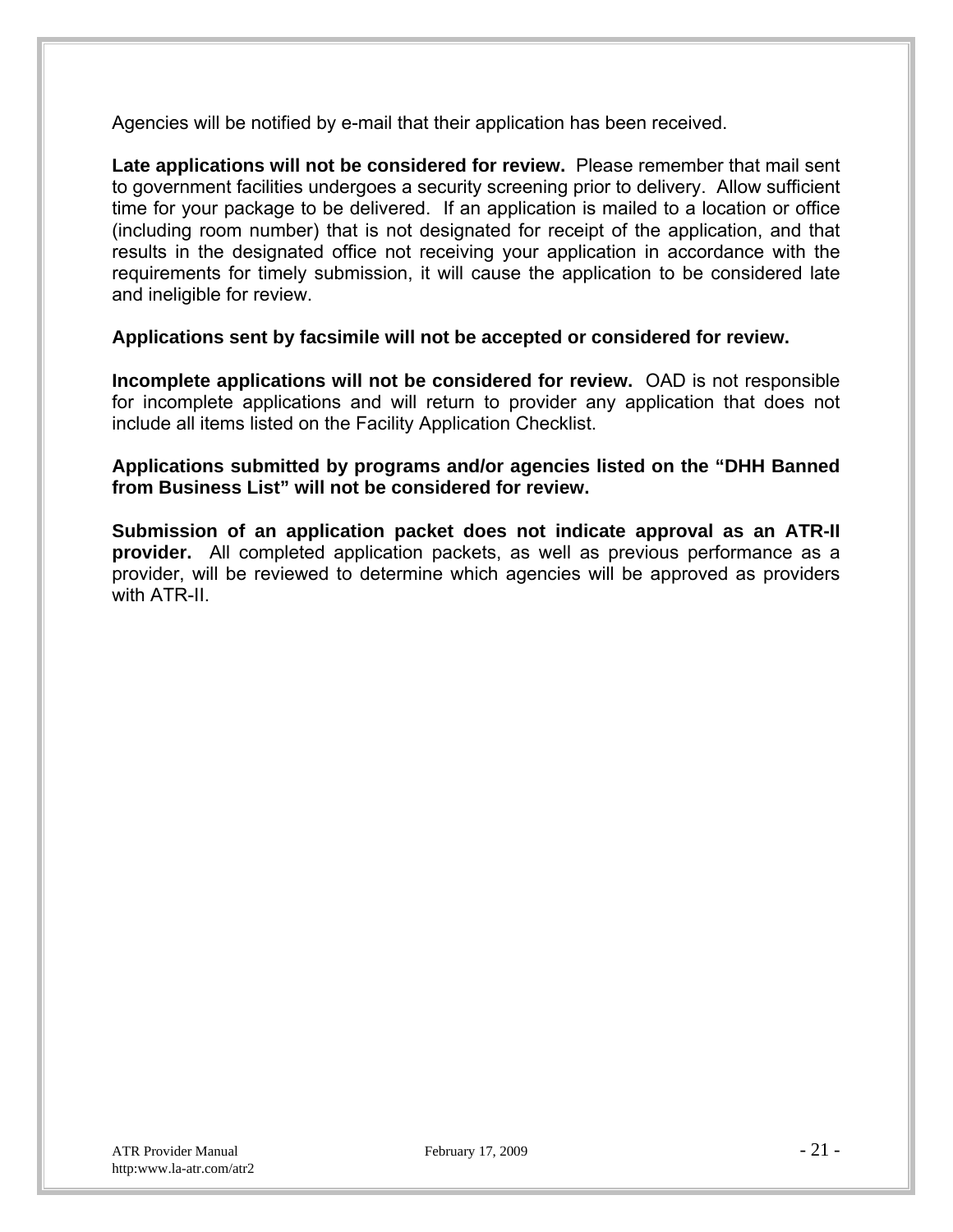Agencies will be notified by e-mail that their application has been received.

**Late applications will not be considered for review.** Please remember that mail sent to government facilities undergoes a security screening prior to delivery. Allow sufficient time for your package to be delivered. If an application is mailed to a location or office (including room number) that is not designated for receipt of the application, and that results in the designated office not receiving your application in accordance with the requirements for timely submission, it will cause the application to be considered late and ineligible for review.

**Applications sent by facsimile will not be accepted or considered for review.**

**Incomplete applications will not be considered for review.** OAD is not responsible for incomplete applications and will return to provider any application that does not include all items listed on the Facility Application Checklist.

**Applications submitted by programs and/or agencies listed on the "DHH Banned from Business List" will not be considered for review.**

**Submission of an application packet does not indicate approval as an ATR-II provider.** All completed application packets, as well as previous performance as a provider, will be reviewed to determine which agencies will be approved as providers with ATR-II.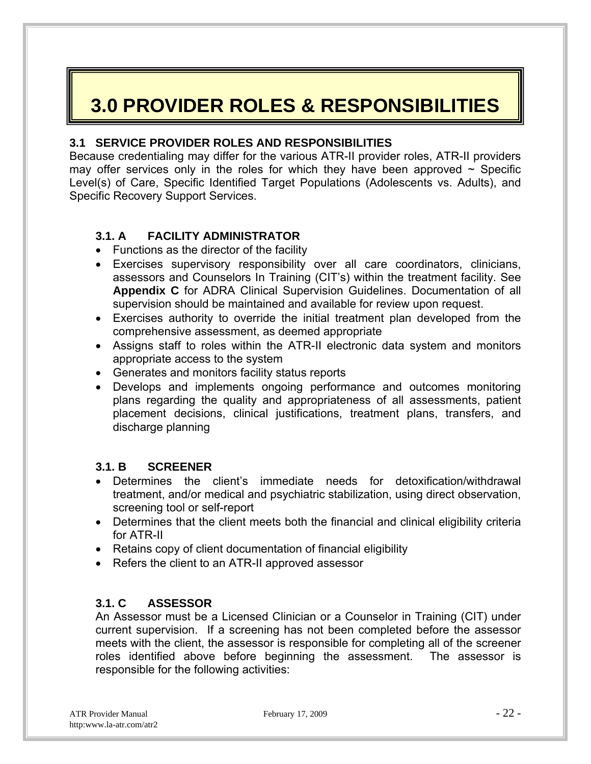# 3.0 PROVIDER ROLES & RESPONSIBILITIES

## 3.1 SERVICE PROVIDER ROLES AND RESPONSIBILITIES

Because credentialing may differ for the various ATR-II provider roles, ATR-II providers may offer services only in the roles for which they have been approved ~ Specific Level(s) of Care, Specific Identified Target Populations (Adolescents vs. Adults), and Specific Recovery Support Services.

### 3.1. A FACILITY ADMINISTRATOR

- Functions as the director of the facility
- Exercises supervisory responsibility over all care coordinators, clinicians, assessors and Counselors In Training (CIT's) within the treatment facility. See **Appendix C** for ADRA Clinical Supervision Guidelines. Documentation of all supervision should be maintained and available for review upon request.
- Exercises authority to override the initial treatment plan developed from the comprehensive assessment, as deemed appropriate
- Assigns staff to roles within the ATR-II electronic data system and monitors appropriate access to the system
- Generates and monitors facility status reports
- Develops and implements ongoing performance and outcomes monitoring plans regarding the quality and appropriateness of all assessments, patient placement decisions, clinical justifications, treatment plans, transfers, and discharge planning

### 3.1. B SCREENER

- Determines the client's immediate needs for detoxification/withdrawal treatment, and/or medical and psychiatric stabilization, using direct observation, screening tool or self-report
- Determines that the client meets both the financial and clinical eligibility criteria for ATR-II
- Retains copy of client documentation of financial eligibility
- Refers the client to an ATR-II approved assessor

### 3.1. C ASSESSOR

An Assessor must be a Licensed Clinician or a Counselor in Training (CIT) under current supervision. If a screening has not been completed before the assessor meets with the client, the assessor is responsible for completing all of the screener roles identified above before beginning the assessment. The assessor is responsible for the following activities: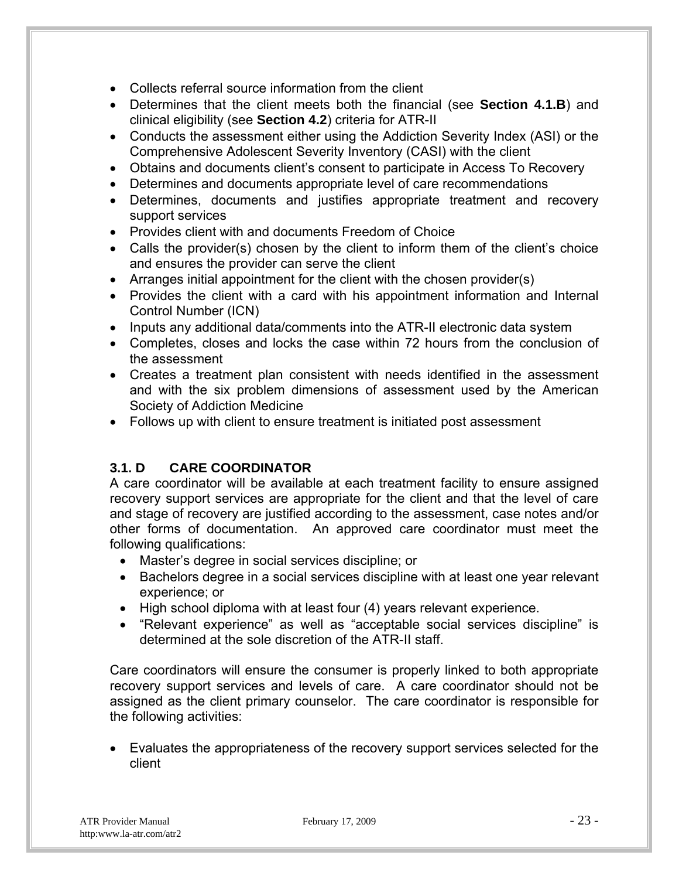- Collects referral source information from the client
- Determines that the client meets both the financial (see **Section 4.1.B**) and clinical eligibility (see **Section 4.2**) criteria for ATR-II
- Conducts the assessment either using the Addiction Severity Index (ASI) or the Comprehensive Adolescent Severity Inventory (CASI) with the client
- Obtains and documents client's consent to participate in Access To Recovery
- Determines and documents appropriate level of care recommendations
- Determines, documents and justifies appropriate treatment and recovery support services
- Provides client with and documents Freedom of Choice
- Calls the provider(s) chosen by the client to inform them of the client's choice and ensures the provider can serve the client
- Arranges initial appointment for the client with the chosen provider(s)
- Provides the client with a card with his appointment information and Internal Control Number (ICN)
- Inputs any additional data/comments into the ATR-II electronic data system
- Completes, closes and locks the case within 72 hours from the conclusion of the assessment
- Creates a treatment plan consistent with needs identified in the assessment and with the six problem dimensions of assessment used by the American Society of Addiction Medicine
- Follows up with client to ensure treatment is initiated post assessment

### 3.1. D CARE COORDINATOR

A care coordinator will be available at each treatment facility to ensure assigned recovery support services are appropriate for the client and that the level of care and stage of recovery are justified according to the assessment, case notes and/or other forms of documentation. An approved care coordinator must meet the following qualifications:

- Master's degree in social services discipline; or
- Bachelors degree in a social services discipline with at least one year relevant experience; or
- High school diploma with at least four (4) years relevant experience.
- "Relevant experience" as well as "acceptable social services discipline" is determined at the sole discretion of the ATR-II staff.

Care coordinators will ensure the consumer is properly linked to both appropriate recovery support services and levels of care. A care coordinator should not be assigned as the client primary counselor. The care coordinator is responsible for the following activities:

- Evaluates the appropriateness of the recovery support services selected for the client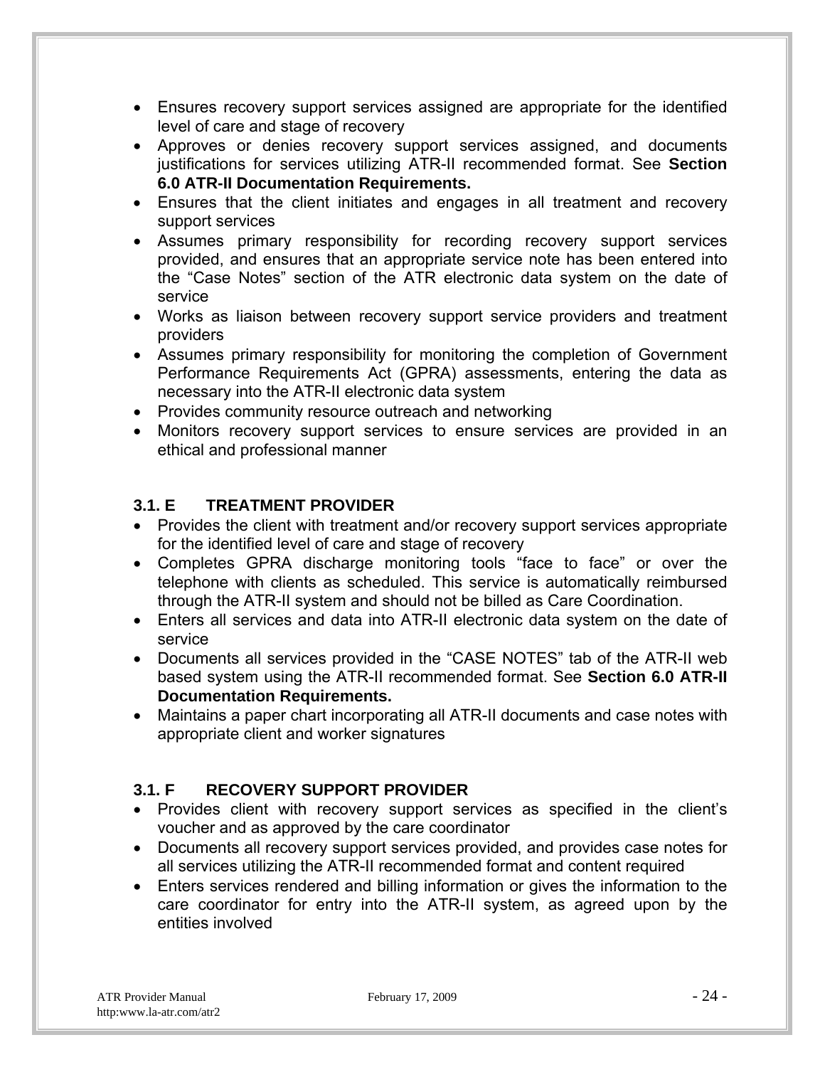- Ensures recovery support services assigned are appropriate for the identified level of care and stage of recovery
- Approves or denies recovery support services assigned, and documents justifications for services utilizing ATR-II recommended format. See **Section 6.0 ATR-II Documentation Requirements.**
- Ensures that the client initiates and engages in all treatment and recovery support services
- Assumes primary responsibility for recording recovery support services provided, and ensures that an appropriate service note has been entered into the "Case Notes" section of the ATR electronic data system on the date of service
- Works as liaison between recovery support service providers and treatment providers
- Assumes primary responsibility for monitoring the completion of Government Performance Requirements Act (GPRA) assessments, entering the data as necessary into the ATR-II electronic data system
- Provides community resource outreach and networking
- Monitors recovery support services to ensure services are provided in an ethical and professional manner

### 3.1. E TREATMENT PROVIDER

- Provides the client with treatment and/or recovery support services appropriate for the identified level of care and stage of recovery
- Completes GPRA discharge monitoring tools "face to face" or over the telephone with clients as scheduled. This service is automatically reimbursed through the ATR-II system and should not be billed as Care Coordination.
- Enters all services and data into ATR-II electronic data system on the date of service
- Documents all services provided in the "CASE NOTES" tab of the ATR-II web based system using the ATR-II recommended format. See **Section 6.0 ATR-II Documentation Requirements.**
- Maintains a paper chart incorporating all ATR-II documents and case notes with appropriate client and worker signatures

### 3.1. F RECOVERY SUPPORT PROVIDER

- Provides client with recovery support services as specified in the client's voucher and as approved by the care coordinator
- Documents all recovery support services provided, and provides case notes for all services utilizing the ATR-II recommended format and content required
- Enters services rendered and billing information or gives the information to the care coordinator for entry into the ATR-II system, as agreed upon by the entities involved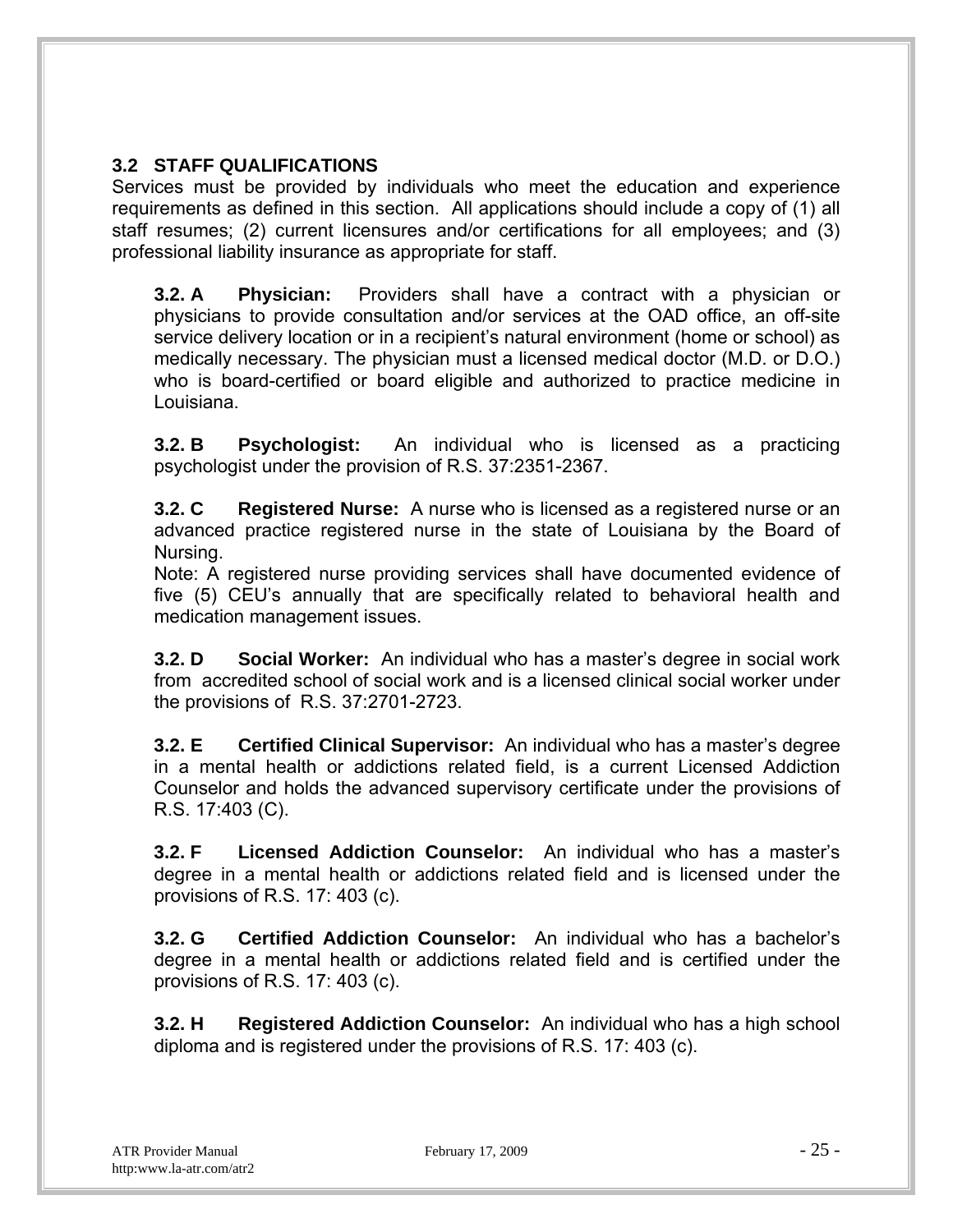## 3.2 STAFF QUALIFICATIONS

Services must be provided by individuals who meet the education and experience requirements as defined in this section. All applications should include a copy of (1) all staff resumes; (2) current licensures and/or certifications for all employees; and (3) professional liability insurance as appropriate for staff.

**3.2. A Physician:** Providers shall have a contract with a physician or physicians to provide consultation and/or services at the OAD office, an off-site service delivery location or in a recipient's natural environment (home or school) as medically necessary. The physician must a licensed medical doctor (M.D. or D.O.) who is board-certified or board eligible and authorized to practice medicine in Louisiana.

**3.2. B Psychologist:** An individual who is licensed as a practicing psychologist under the provision of R.S. 37:2351-2367.

**3.2. C Registered Nurse:** A nurse who is licensed as a registered nurse or an advanced practice registered nurse in the state of Louisiana by the Board of Nursing.
Note: A registered nurse providing services shall have documented evidence of five (5) CEU's annually that are specifically related to behavioral health and medication management issues.

**3.2. D Social Worker:** An individual who has a master's degree in social work from accredited school of social work and is a licensed clinical social worker under the provisions of R.S. 37:2701-2723.

**3.2. E Certified Clinical Supervisor:** An individual who has a master's degree in a mental health or addictions related field, is a current Licensed Addiction Counselor and holds the advanced supervisory certificate under the provisions of R.S. 17:403 (C).

**3.2. F Licensed Addiction Counselor:** An individual who has a master's degree in a mental health or addictions related field and is licensed under the provisions of R.S. 17: 403 (c).

**3.2. G Certified Addiction Counselor:** An individual who has a bachelor's degree in a mental health or addictions related field and is certified under the provisions of R.S. 17: 403 (c).

**3.2. H Registered Addiction Counselor:** An individual who has a high school diploma and is registered under the provisions of R.S. 17: 403 (c).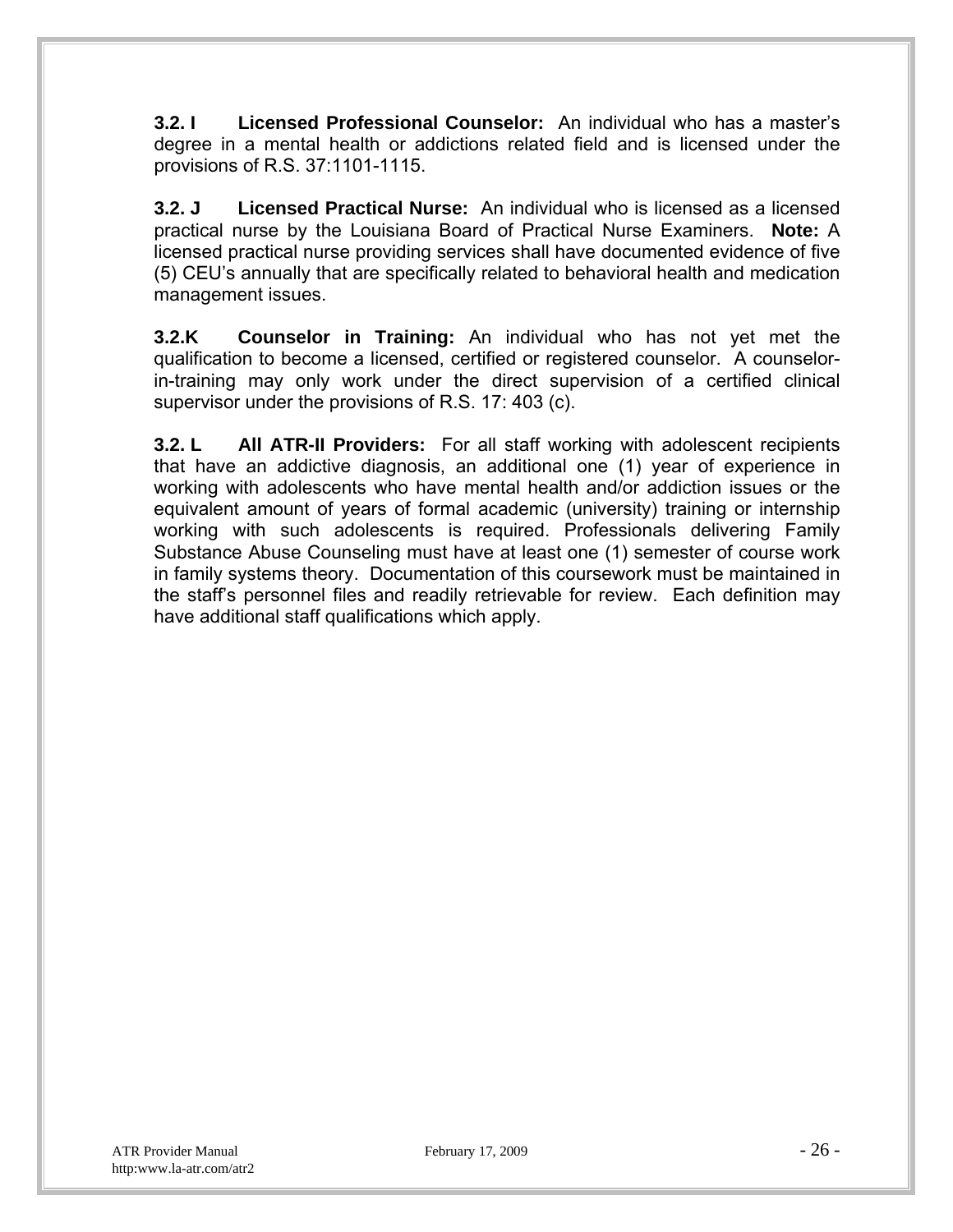**3.2. I Licensed Professional Counselor:** An individual who has a master's degree in a mental health or addictions related field and is licensed under the provisions of R.S. 37:1101-1115.

**3.2. J Licensed Practical Nurse:** An individual who is licensed as a licensed practical nurse by the Louisiana Board of Practical Nurse Examiners. **Note:** A licensed practical nurse providing services shall have documented evidence of five (5) CEU's annually that are specifically related to behavioral health and medication management issues.

**3.2.K Counselor in Training:** An individual who has not yet met the qualification to become a licensed, certified or registered counselor. A counselor-in-training may only work under the direct supervision of a certified clinical supervisor under the provisions of R.S. 17: 403 (c).

**3.2. L All ATR-II Providers:** For all staff working with adolescent recipients that have an addictive diagnosis, an additional one (1) year of experience in working with adolescents who have mental health and/or addiction issues or the equivalent amount of years of formal academic (university) training or internship working with such adolescents is required. Professionals delivering Family Substance Abuse Counseling must have at least one (1) semester of course work in family systems theory. Documentation of this coursework must be maintained in the staff's personnel files and readily retrievable for review. Each definition may have additional staff qualifications which apply.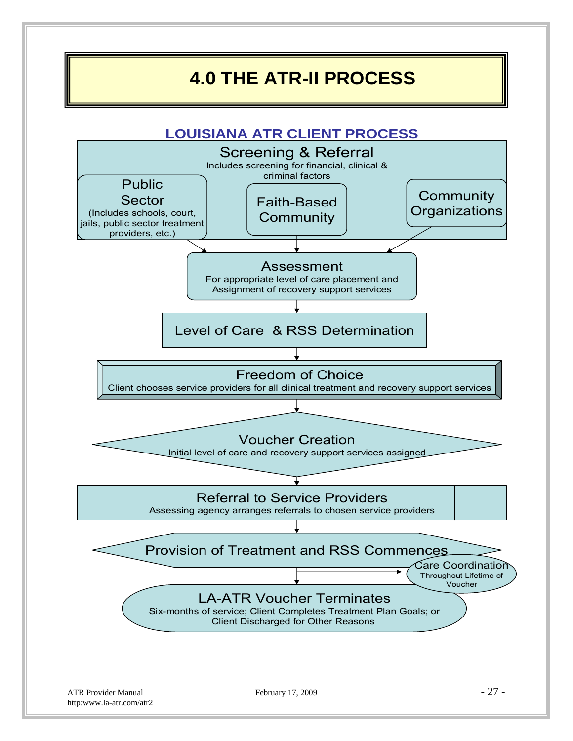# 4.0 THE ATR-II PROCESS

## LOUISIANA ATR CLIENT PROCESS

**Screening & Referral**
Includes screening for financial, clinical & criminal factors

- **Public Sector** (Includes schools, court, jails, public sector treatment providers, etc.)
- **Faith-Based Community**
- **Community Organizations**

**Assessment**
For appropriate level of care placement and Assignment of recovery support services

**Level of Care & RSS Determination**

**Freedom of Choice**
Client chooses service providers for all clinical treatment and recovery support services

**Voucher Creation**
Initial level of care and recovery support services assigned

**Referral to Service Providers**
Assessing agency arranges referrals to chosen service providers

**Provision of Treatment and RSS Commences**

**Care Coordination**
Throughout Lifetime of Voucher

**LA-ATR Voucher Terminates**
Six-months of service; Client Completes Treatment Plan Goals; or Client Discharged for Other Reasons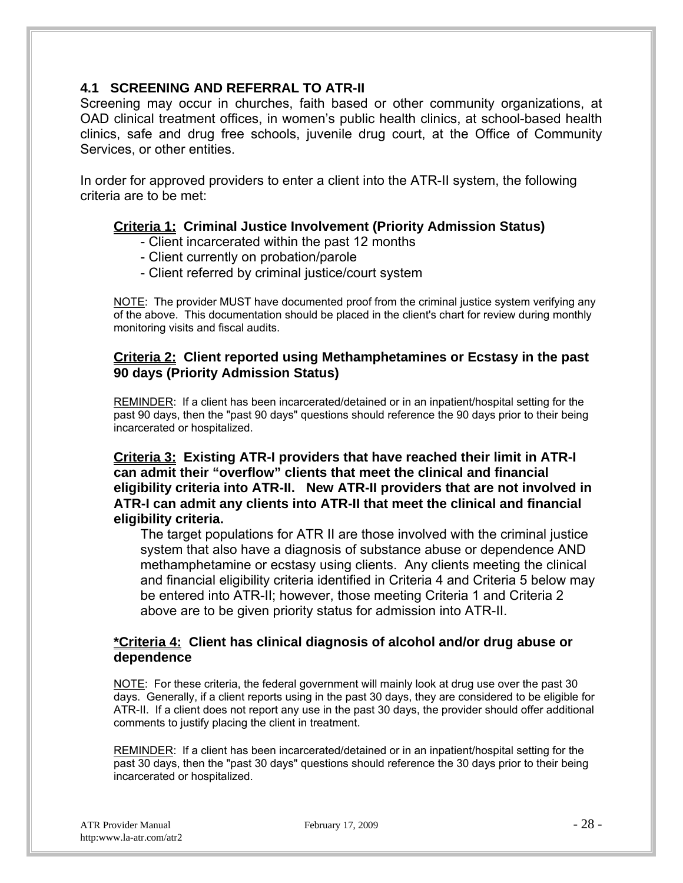## 4.1 SCREENING AND REFERRAL TO ATR-II

Screening may occur in churches, faith based or other community organizations, at OAD clinical treatment offices, in women's public health clinics, at school-based health clinics, safe and drug free schools, juvenile drug court, at the Office of Community Services, or other entities.

In order for approved providers to enter a client into the ATR-II system, the following criteria are to be met:

**Criteria 1: Criminal Justice Involvement (Priority Admission Status)**

- Client incarcerated within the past 12 months
- Client currently on probation/parole
- Client referred by criminal justice/court system

NOTE: The provider MUST have documented proof from the criminal justice system verifying any of the above. This documentation should be placed in the client's chart for review during monthly monitoring visits and fiscal audits.

**Criteria 2: Client reported using Methamphetamines or Ecstasy in the past 90 days (Priority Admission Status)**

REMINDER: If a client has been incarcerated/detained or in an inpatient/hospital setting for the past 90 days, then the "past 90 days" questions should reference the 90 days prior to their being incarcerated or hospitalized.

**Criteria 3: Existing ATR-I providers that have reached their limit in ATR-I can admit their "overflow" clients that meet the clinical and financial eligibility criteria into ATR-II. New ATR-II providers that are not involved in ATR-I can admit any clients into ATR-II that meet the clinical and financial eligibility criteria.**

The target populations for ATR II are those involved with the criminal justice system that also have a diagnosis of substance abuse or dependence AND methamphetamine or ecstasy using clients. Any clients meeting the clinical and financial eligibility criteria identified in Criteria 4 and Criteria 5 below may be entered into ATR-II; however, those meeting Criteria 1 and Criteria 2 above are to be given priority status for admission into ATR-II.

**\*Criteria 4: Client has clinical diagnosis of alcohol and/or drug abuse or dependence**

NOTE: For these criteria, the federal government will mainly look at drug use over the past 30 days. Generally, if a client reports using in the past 30 days, they are considered to be eligible for ATR-II. If a client does not report any use in the past 30 days, the provider should offer additional comments to justify placing the client in treatment.

REMINDER: If a client has been incarcerated/detained or in an inpatient/hospital setting for the past 30 days, then the "past 30 days" questions should reference the 30 days prior to their being incarcerated or hospitalized.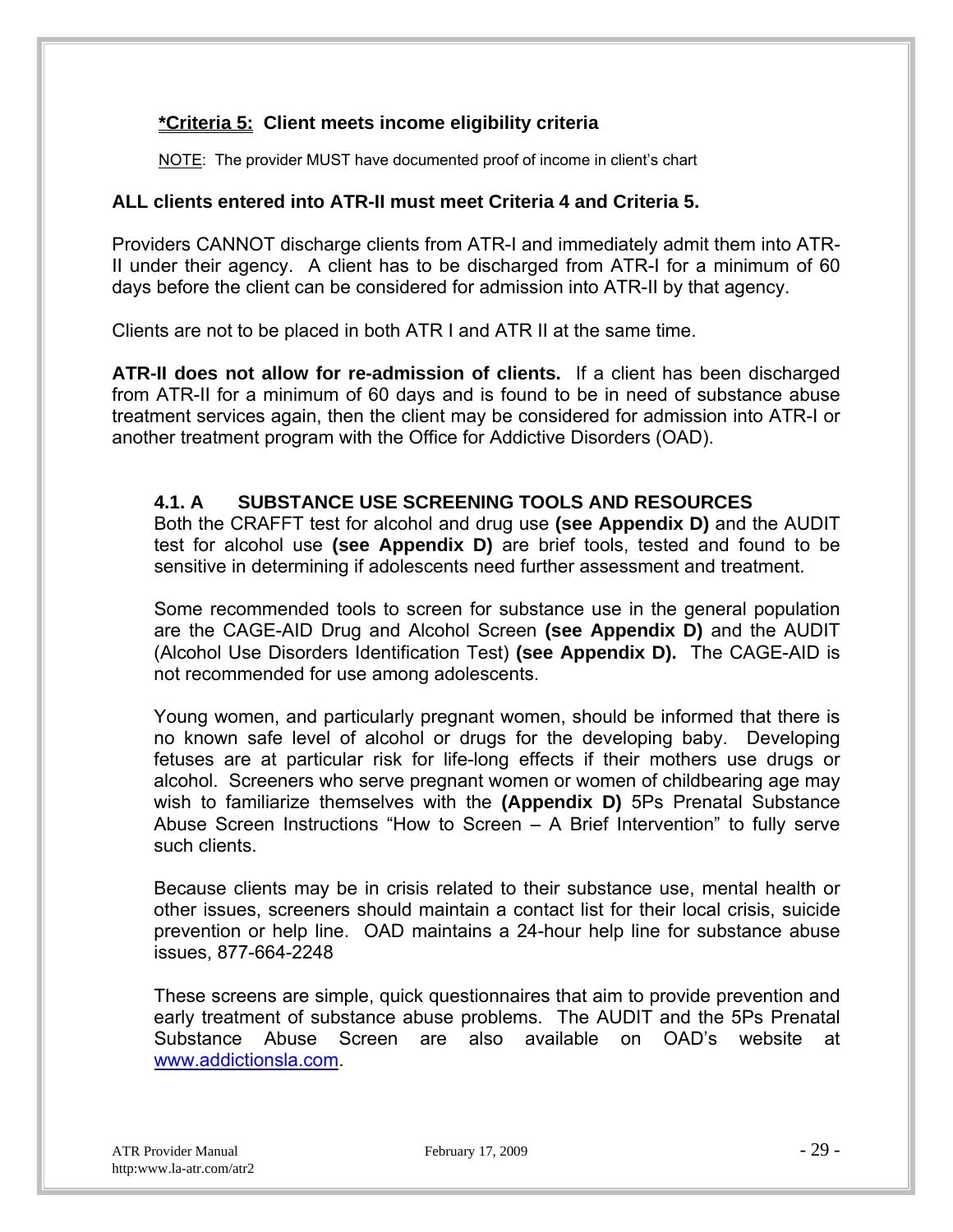**<u>*Criteria 5:</u>** **Client meets income eligibility criteria**

<u>NOTE</u>: The provider MUST have documented proof of income in client's chart

**ALL clients entered into ATR-II must meet Criteria 4 and Criteria 5.**

Providers CANNOT discharge clients from ATR-I and immediately admit them into ATR-II under their agency. A client has to be discharged from ATR-I for a minimum of 60 days before the client can be considered for admission into ATR-II by that agency.

Clients are not to be placed in both ATR I and ATR II at the same time.

**ATR-II does not allow for re-admission of clients.** If a client has been discharged from ATR-II for a minimum of 60 days and is found to be in need of substance abuse treatment services again, then the client may be considered for admission into ATR-I or another treatment program with the Office for Addictive Disorders (OAD).

### 4.1. A SUBSTANCE USE SCREENING TOOLS AND RESOURCES

Both the CRAFFT test for alcohol and drug use **(see Appendix D)** and the AUDIT test for alcohol use **(see Appendix D)** are brief tools, tested and found to be sensitive in determining if adolescents need further assessment and treatment.

Some recommended tools to screen for substance use in the general population are the CAGE-AID Drug and Alcohol Screen **(see Appendix D)** and the AUDIT (Alcohol Use Disorders Identification Test) **(see Appendix D).** The CAGE-AID is not recommended for use among adolescents.

Young women, and particularly pregnant women, should be informed that there is no known safe level of alcohol or drugs for the developing baby. Developing fetuses are at particular risk for life-long effects if their mothers use drugs or alcohol. Screeners who serve pregnant women or women of childbearing age may wish to familiarize themselves with the **(Appendix D)** 5Ps Prenatal Substance Abuse Screen Instructions "How to Screen – A Brief Intervention" to fully serve such clients.

Because clients may be in crisis related to their substance use, mental health or other issues, screeners should maintain a contact list for their local crisis, suicide prevention or help line. OAD maintains a 24-hour help line for substance abuse issues, 877-664-2248

These screens are simple, quick questionnaires that aim to provide prevention and early treatment of substance abuse problems. The AUDIT and the 5Ps Prenatal Substance Abuse Screen are also available on OAD's website at www.addictionsla.com.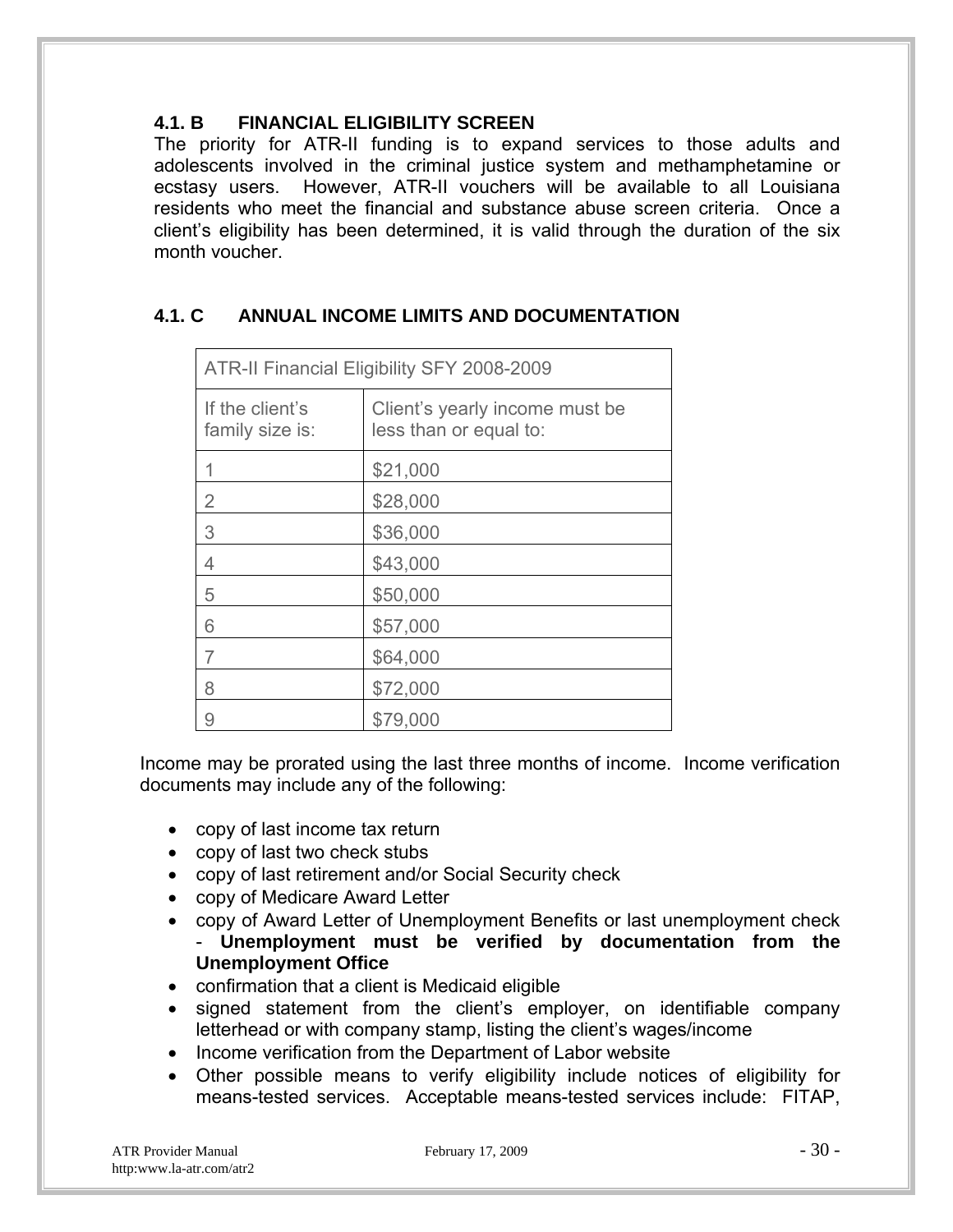### 4.1. B FINANCIAL ELIGIBILITY SCREEN

The priority for ATR-II funding is to expand services to those adults and adolescents involved in the criminal justice system and methamphetamine or ecstasy users. However, ATR-II vouchers will be available to all Louisiana residents who meet the financial and substance abuse screen criteria. Once a client's eligibility has been determined, it is valid through the duration of the six month voucher.

### 4.1. C ANNUAL INCOME LIMITS AND DOCUMENTATION

| ATR-II Financial Eligibility SFY 2008-2009 | |
|---|---|
| If the client's family size is: | Client's yearly income must be less than or equal to: |
| 1 | \$21,000 |
| 2 | \$28,000 |
| 3 | \$36,000 |
| 4 | \$43,000 |
| 5 | \$50,000 |
| 6 | \$57,000 |
| 7 | \$64,000 |
| 8 | \$72,000 |
| 9 | \$79,000 |

Income may be prorated using the last three months of income. Income verification documents may include any of the following:

- copy of last income tax return
- copy of last two check stubs
- copy of last retirement and/or Social Security check
- copy of Medicare Award Letter
- copy of Award Letter of Unemployment Benefits or last unemployment check - **Unemployment must be verified by documentation from the Unemployment Office**
- confirmation that a client is Medicaid eligible
- signed statement from the client's employer, on identifiable company letterhead or with company stamp, listing the client's wages/income
- Income verification from the Department of Labor website
- Other possible means to verify eligibility include notices of eligibility for means-tested services. Acceptable means-tested services include: FITAP,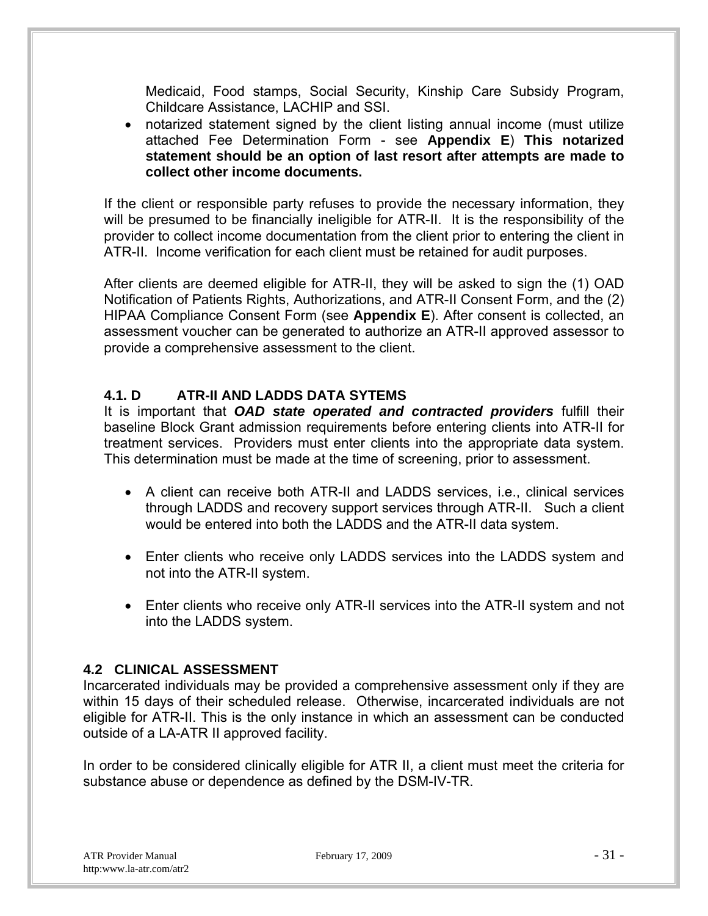Medicaid, Food stamps, Social Security, Kinship Care Subsidy Program, Childcare Assistance, LACHIP and SSI.

- notarized statement signed by the client listing annual income (must utilize attached Fee Determination Form - see **Appendix E**) **This notarized statement should be an option of last resort after attempts are made to collect other income documents.**

If the client or responsible party refuses to provide the necessary information, they will be presumed to be financially ineligible for ATR-II. It is the responsibility of the provider to collect income documentation from the client prior to entering the client in ATR-II. Income verification for each client must be retained for audit purposes.

After clients are deemed eligible for ATR-II, they will be asked to sign the (1) OAD Notification of Patients Rights, Authorizations, and ATR-II Consent Form, and the (2) HIPAA Compliance Consent Form (see **Appendix E**). After consent is collected, an assessment voucher can be generated to authorize an ATR-II approved assessor to provide a comprehensive assessment to the client.

### 4.1. D ATR-II AND LADDS DATA SYTEMS

It is important that ***OAD state operated and contracted providers*** fulfill their baseline Block Grant admission requirements before entering clients into ATR-II for treatment services. Providers must enter clients into the appropriate data system. This determination must be made at the time of screening, prior to assessment.

- A client can receive both ATR-II and LADDS services, i.e., clinical services through LADDS and recovery support services through ATR-II. Such a client would be entered into both the LADDS and the ATR-II data system.

- Enter clients who receive only LADDS services into the LADDS system and not into the ATR-II system.

- Enter clients who receive only ATR-II services into the ATR-II system and not into the LADDS system.

## 4.2 CLINICAL ASSESSMENT

Incarcerated individuals may be provided a comprehensive assessment only if they are within 15 days of their scheduled release. Otherwise, incarcerated individuals are not eligible for ATR-II. This is the only instance in which an assessment can be conducted outside of a LA-ATR II approved facility.

In order to be considered clinically eligible for ATR II, a client must meet the criteria for substance abuse or dependence as defined by the DSM-IV-TR.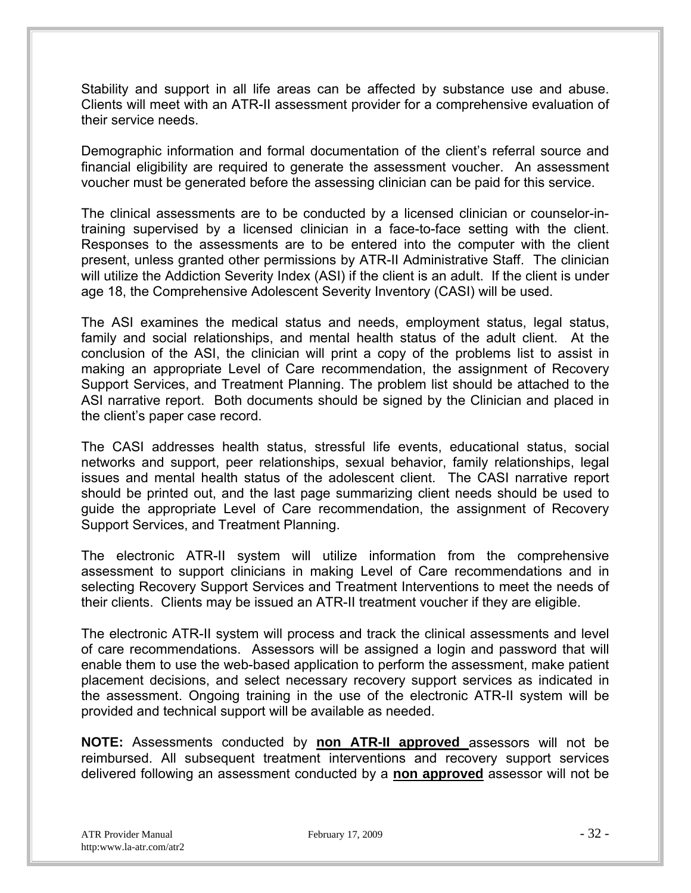Stability and support in all life areas can be affected by substance use and abuse. Clients will meet with an ATR-II assessment provider for a comprehensive evaluation of their service needs.

Demographic information and formal documentation of the client's referral source and financial eligibility are required to generate the assessment voucher. An assessment voucher must be generated before the assessing clinician can be paid for this service.

The clinical assessments are to be conducted by a licensed clinician or counselor-in-training supervised by a licensed clinician in a face-to-face setting with the client. Responses to the assessments are to be entered into the computer with the client present, unless granted other permissions by ATR-II Administrative Staff. The clinician will utilize the Addiction Severity Index (ASI) if the client is an adult. If the client is under age 18, the Comprehensive Adolescent Severity Inventory (CASI) will be used.

The ASI examines the medical status and needs, employment status, legal status, family and social relationships, and mental health status of the adult client. At the conclusion of the ASI, the clinician will print a copy of the problems list to assist in making an appropriate Level of Care recommendation, the assignment of Recovery Support Services, and Treatment Planning. The problem list should be attached to the ASI narrative report. Both documents should be signed by the Clinician and placed in the client's paper case record.

The CASI addresses health status, stressful life events, educational status, social networks and support, peer relationships, sexual behavior, family relationships, legal issues and mental health status of the adolescent client. The CASI narrative report should be printed out, and the last page summarizing client needs should be used to guide the appropriate Level of Care recommendation, the assignment of Recovery Support Services, and Treatment Planning.

The electronic ATR-II system will utilize information from the comprehensive assessment to support clinicians in making Level of Care recommendations and in selecting Recovery Support Services and Treatment Interventions to meet the needs of their clients. Clients may be issued an ATR-II treatment voucher if they are eligible.

The electronic ATR-II system will process and track the clinical assessments and level of care recommendations. Assessors will be assigned a login and password that will enable them to use the web-based application to perform the assessment, make patient placement decisions, and select necessary recovery support services as indicated in the assessment. Ongoing training in the use of the electronic ATR-II system will be provided and technical support will be available as needed.

**NOTE:** Assessments conducted by **non ATR-II approved** assessors will not be reimbursed. All subsequent treatment interventions and recovery support services delivered following an assessment conducted by a **non approved** assessor will not be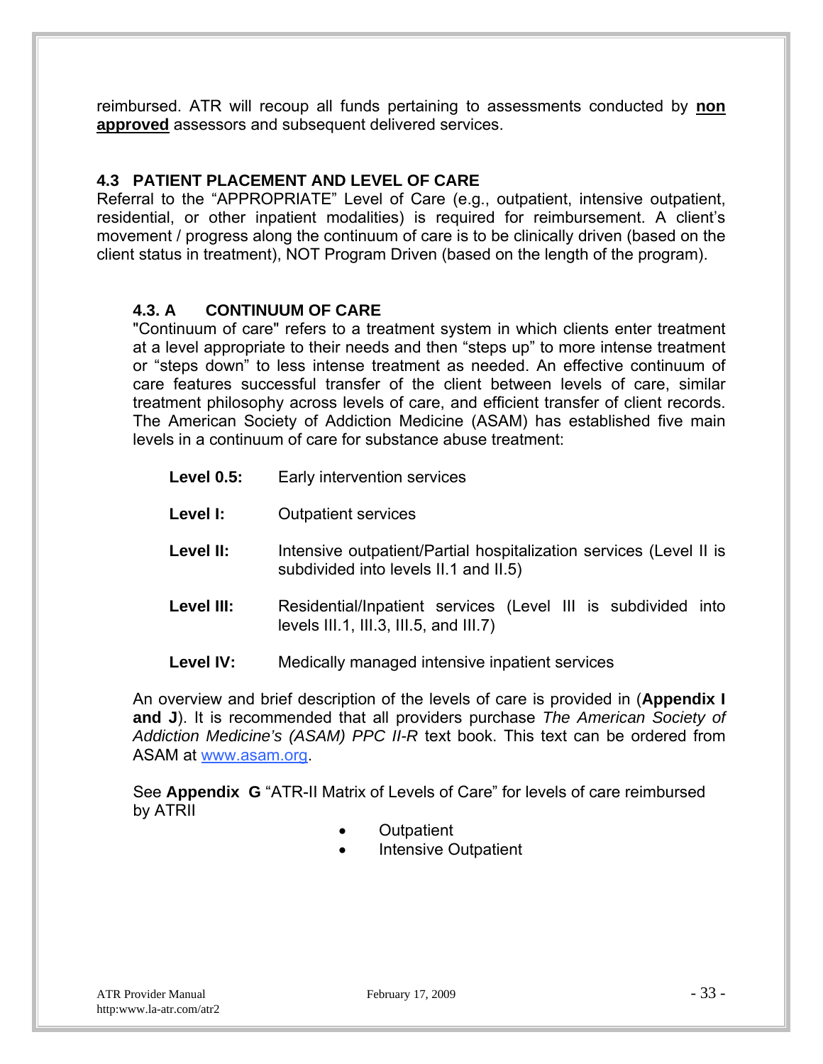reimbursed. ATR will recoup all funds pertaining to assessments conducted by **non approved** assessors and subsequent delivered services.

### 4.3 PATIENT PLACEMENT AND LEVEL OF CARE

Referral to the "APPROPRIATE" Level of Care (e.g., outpatient, intensive outpatient, residential, or other inpatient modalities) is required for reimbursement. A client's movement / progress along the continuum of care is to be clinically driven (based on the client status in treatment), NOT Program Driven (based on the length of the program).

#### 4.3. A CONTINUUM OF CARE

"Continuum of care" refers to a treatment system in which clients enter treatment at a level appropriate to their needs and then "steps up" to more intense treatment or "steps down" to less intense treatment as needed. An effective continuum of care features successful transfer of the client between levels of care, similar treatment philosophy across levels of care, and efficient transfer of client records. The American Society of Addiction Medicine (ASAM) has established five main levels in a continuum of care for substance abuse treatment:

**Level 0.5:** Early intervention services

**Level I:** Outpatient services

**Level II:** Intensive outpatient/Partial hospitalization services (Level II is subdivided into levels II.1 and II.5)

**Level III:** Residential/Inpatient services (Level III is subdivided into levels III.1, III.3, III.5, and III.7)

**Level IV:** Medically managed intensive inpatient services

An overview and brief description of the levels of care is provided in (**Appendix I and J**). It is recommended that all providers purchase *The American Society of Addiction Medicine's (ASAM) PPC II-R* text book. This text can be ordered from ASAM at www.asam.org.

See **Appendix G** "ATR-II Matrix of Levels of Care" for levels of care reimbursed by ATRII

- Outpatient
- Intensive Outpatient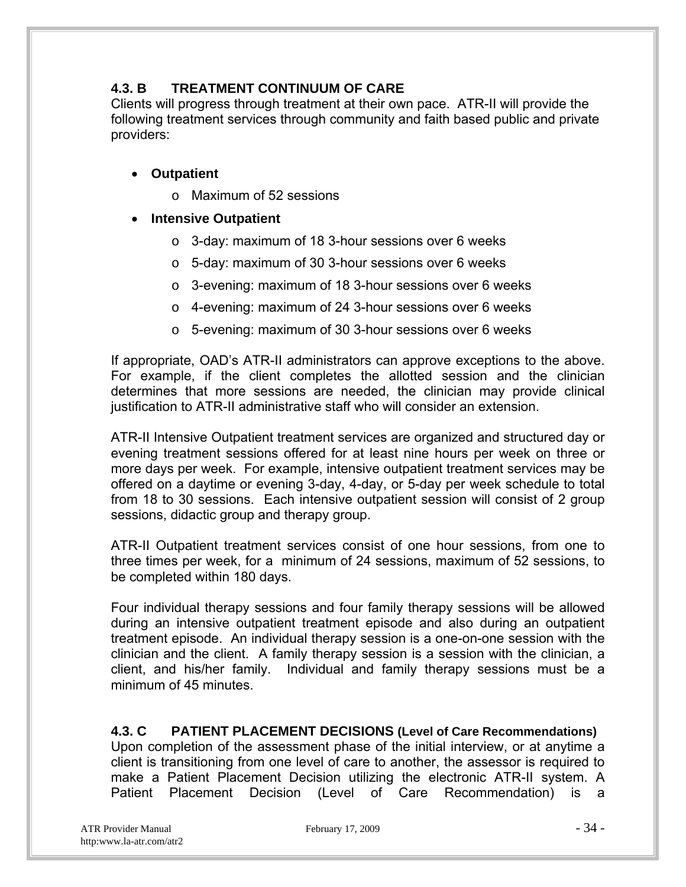### 4.3. B TREATMENT CONTINUUM OF CARE

Clients will progress through treatment at their own pace. ATR-II will provide the following treatment services through community and faith based public and private providers:

- **Outpatient**
  - Maximum of 52 sessions
- **Intensive Outpatient**
  - 3-day: maximum of 18 3-hour sessions over 6 weeks
  - 5-day: maximum of 30 3-hour sessions over 6 weeks
  - 3-evening: maximum of 18 3-hour sessions over 6 weeks
  - 4-evening: maximum of 24 3-hour sessions over 6 weeks
  - 5-evening: maximum of 30 3-hour sessions over 6 weeks

If appropriate, OAD's ATR-II administrators can approve exceptions to the above. For example, if the client completes the allotted session and the clinician determines that more sessions are needed, the clinician may provide clinical justification to ATR-II administrative staff who will consider an extension.

ATR-II Intensive Outpatient treatment services are organized and structured day or evening treatment sessions offered for at least nine hours per week on three or more days per week. For example, intensive outpatient treatment services may be offered on a daytime or evening 3-day, 4-day, or 5-day per week schedule to total from 18 to 30 sessions. Each intensive outpatient session will consist of 2 group sessions, didactic group and therapy group.

ATR-II Outpatient treatment services consist of one hour sessions, from one to three times per week, for a minimum of 24 sessions, maximum of 52 sessions, to be completed within 180 days.

Four individual therapy sessions and four family therapy sessions will be allowed during an intensive outpatient treatment episode and also during an outpatient treatment episode. An individual therapy session is a one-on-one session with the clinician and the client. A family therapy session is a session with the clinician, a client, and his/her family. Individual and family therapy sessions must be a minimum of 45 minutes.

### 4.3. C PATIENT PLACEMENT DECISIONS (Level of Care Recommendations)

Upon completion of the assessment phase of the initial interview, or at anytime a client is transitioning from one level of care to another, the assessor is required to make a Patient Placement Decision utilizing the electronic ATR-II system. A Patient Placement Decision (Level of Care Recommendation) is a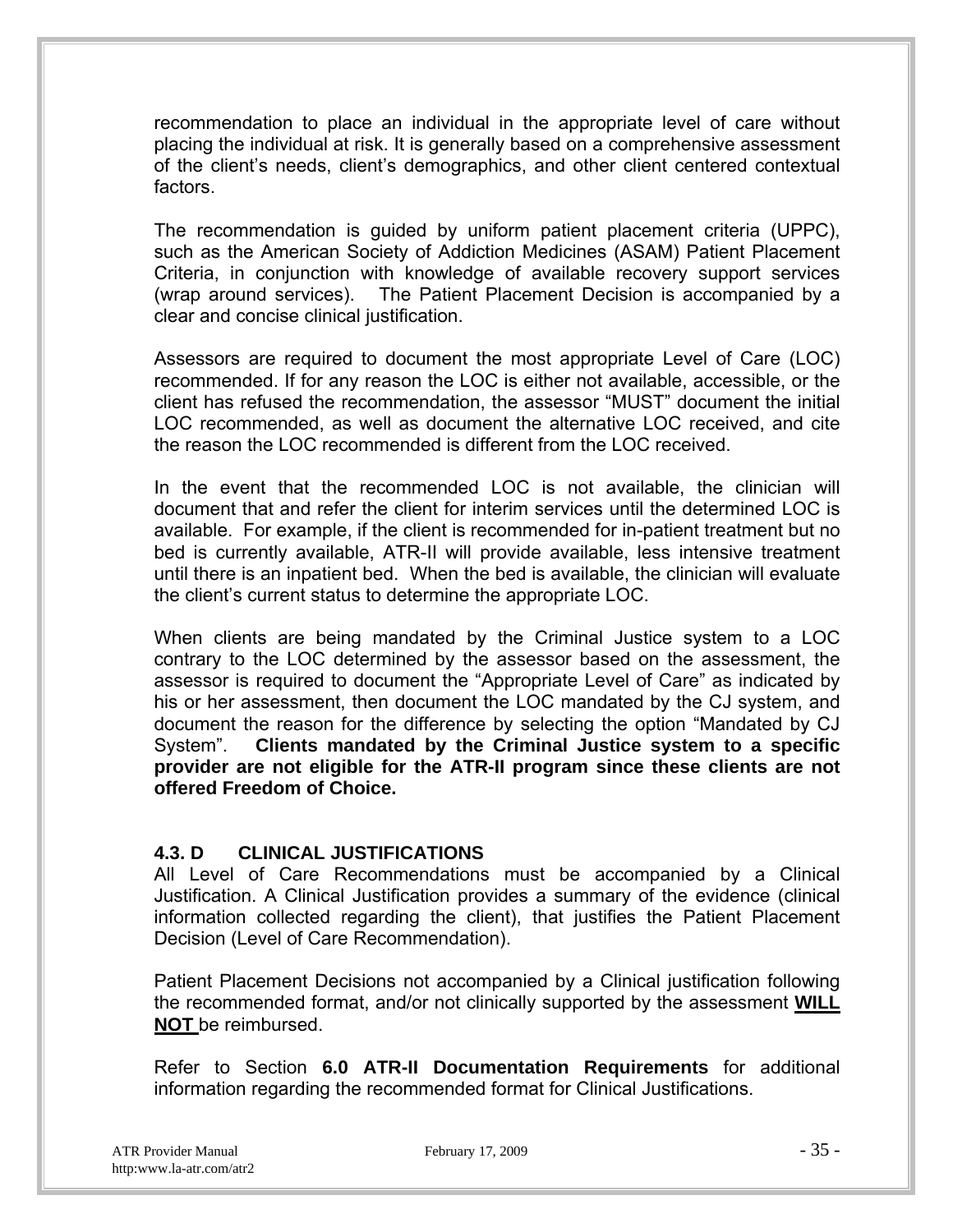recommendation to place an individual in the appropriate level of care without placing the individual at risk. It is generally based on a comprehensive assessment of the client's needs, client's demographics, and other client centered contextual factors.

The recommendation is guided by uniform patient placement criteria (UPPC), such as the American Society of Addiction Medicines (ASAM) Patient Placement Criteria, in conjunction with knowledge of available recovery support services (wrap around services). The Patient Placement Decision is accompanied by a clear and concise clinical justification.

Assessors are required to document the most appropriate Level of Care (LOC) recommended. If for any reason the LOC is either not available, accessible, or the client has refused the recommendation, the assessor "MUST" document the initial LOC recommended, as well as document the alternative LOC received, and cite the reason the LOC recommended is different from the LOC received.

In the event that the recommended LOC is not available, the clinician will document that and refer the client for interim services until the determined LOC is available. For example, if the client is recommended for in-patient treatment but no bed is currently available, ATR-II will provide available, less intensive treatment until there is an inpatient bed. When the bed is available, the clinician will evaluate the client's current status to determine the appropriate LOC.

When clients are being mandated by the Criminal Justice system to a LOC contrary to the LOC determined by the assessor based on the assessment, the assessor is required to document the "Appropriate Level of Care" as indicated by his or her assessment, then document the LOC mandated by the CJ system, and document the reason for the difference by selecting the option "Mandated by CJ System". **Clients mandated by the Criminal Justice system to a specific provider are not eligible for the ATR-II program since these clients are not offered Freedom of Choice.**

### 4.3. D CLINICAL JUSTIFICATIONS

All Level of Care Recommendations must be accompanied by a Clinical Justification. A Clinical Justification provides a summary of the evidence (clinical information collected regarding the client), that justifies the Patient Placement Decision (Level of Care Recommendation).

Patient Placement Decisions not accompanied by a Clinical justification following the recommended format, and/or not clinically supported by the assessment **WILL NOT** be reimbursed.

Refer to Section **6.0 ATR-II Documentation Requirements** for additional information regarding the recommended format for Clinical Justifications.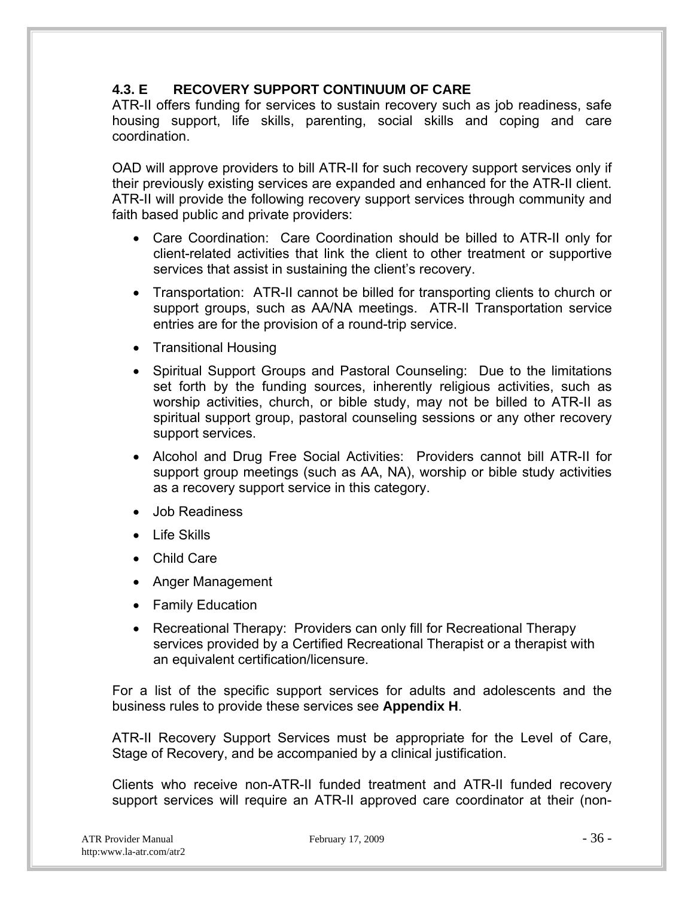## 4.3. E RECOVERY SUPPORT CONTINUUM OF CARE

ATR-II offers funding for services to sustain recovery such as job readiness, safe housing support, life skills, parenting, social skills and coping and care coordination.

OAD will approve providers to bill ATR-II for such recovery support services only if their previously existing services are expanded and enhanced for the ATR-II client. ATR-II will provide the following recovery support services through community and faith based public and private providers:

- Care Coordination: Care Coordination should be billed to ATR-II only for client-related activities that link the client to other treatment or supportive services that assist in sustaining the client's recovery.
- Transportation: ATR-II cannot be billed for transporting clients to church or support groups, such as AA/NA meetings. ATR-II Transportation service entries are for the provision of a round-trip service.
- Transitional Housing
- Spiritual Support Groups and Pastoral Counseling: Due to the limitations set forth by the funding sources, inherently religious activities, such as worship activities, church, or bible study, may not be billed to ATR-II as spiritual support group, pastoral counseling sessions or any other recovery support services.
- Alcohol and Drug Free Social Activities: Providers cannot bill ATR-II for support group meetings (such as AA, NA), worship or bible study activities as a recovery support service in this category.
- Job Readiness
- Life Skills
- Child Care
- Anger Management
- Family Education
- Recreational Therapy: Providers can only fill for Recreational Therapy services provided by a Certified Recreational Therapist or a therapist with an equivalent certification/licensure.

For a list of the specific support services for adults and adolescents and the business rules to provide these services see **Appendix H**.

ATR-II Recovery Support Services must be appropriate for the Level of Care, Stage of Recovery, and be accompanied by a clinical justification.

Clients who receive non-ATR-II funded treatment and ATR-II funded recovery support services will require an ATR-II approved care coordinator at their (non-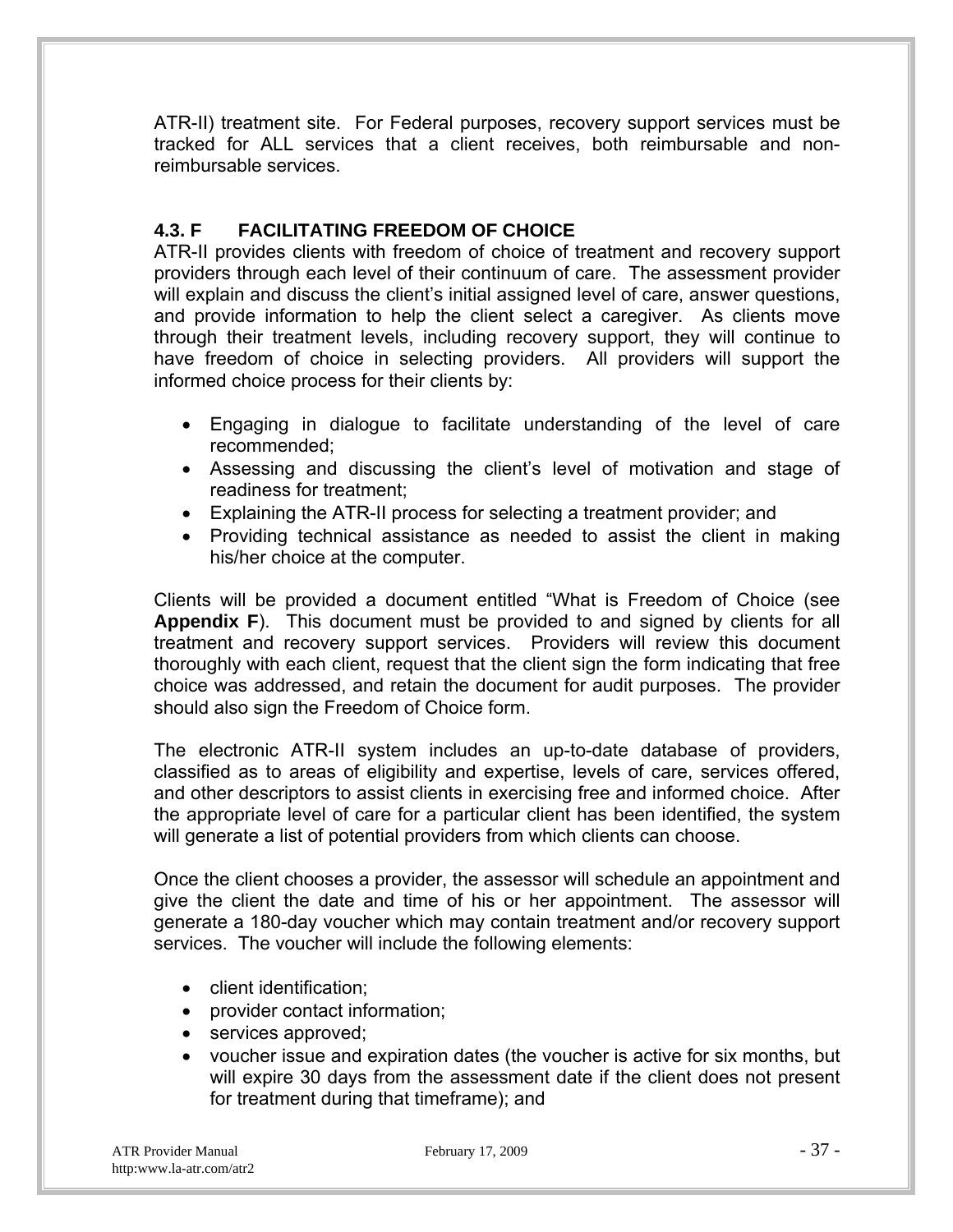ATR-II) treatment site. For Federal purposes, recovery support services must be tracked for ALL services that a client receives, both reimbursable and non-reimbursable services.

### 4.3. F FACILITATING FREEDOM OF CHOICE

ATR-II provides clients with freedom of choice of treatment and recovery support providers through each level of their continuum of care. The assessment provider will explain and discuss the client's initial assigned level of care, answer questions, and provide information to help the client select a caregiver. As clients move through their treatment levels, including recovery support, they will continue to have freedom of choice in selecting providers. All providers will support the informed choice process for their clients by:

- Engaging in dialogue to facilitate understanding of the level of care recommended;
- Assessing and discussing the client's level of motivation and stage of readiness for treatment;
- Explaining the ATR-II process for selecting a treatment provider; and
- Providing technical assistance as needed to assist the client in making his/her choice at the computer.

Clients will be provided a document entitled "What is Freedom of Choice (see **Appendix F**). This document must be provided to and signed by clients for all treatment and recovery support services. Providers will review this document thoroughly with each client, request that the client sign the form indicating that free choice was addressed, and retain the document for audit purposes. The provider should also sign the Freedom of Choice form.

The electronic ATR-II system includes an up-to-date database of providers, classified as to areas of eligibility and expertise, levels of care, services offered, and other descriptors to assist clients in exercising free and informed choice. After the appropriate level of care for a particular client has been identified, the system will generate a list of potential providers from which clients can choose.

Once the client chooses a provider, the assessor will schedule an appointment and give the client the date and time of his or her appointment. The assessor will generate a 180-day voucher which may contain treatment and/or recovery support services. The voucher will include the following elements:

- client identification;
- provider contact information;
- services approved;
- voucher issue and expiration dates (the voucher is active for six months, but will expire 30 days from the assessment date if the client does not present for treatment during that timeframe); and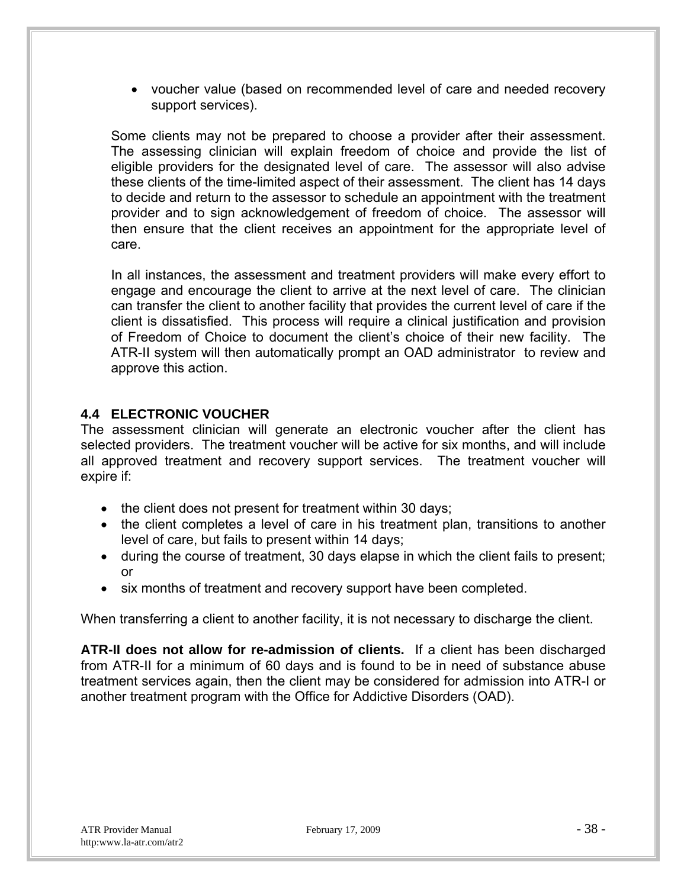- voucher value (based on recommended level of care and needed recovery support services).

Some clients may not be prepared to choose a provider after their assessment. The assessing clinician will explain freedom of choice and provide the list of eligible providers for the designated level of care. The assessor will also advise these clients of the time-limited aspect of their assessment. The client has 14 days to decide and return to the assessor to schedule an appointment with the treatment provider and to sign acknowledgement of freedom of choice. The assessor will then ensure that the client receives an appointment for the appropriate level of care.

In all instances, the assessment and treatment providers will make every effort to engage and encourage the client to arrive at the next level of care. The clinician can transfer the client to another facility that provides the current level of care if the client is dissatisfied. This process will require a clinical justification and provision of Freedom of Choice to document the client's choice of their new facility. The ATR-II system will then automatically prompt an OAD administrator to review and approve this action.

### 4.4 ELECTRONIC VOUCHER

The assessment clinician will generate an electronic voucher after the client has selected providers. The treatment voucher will be active for six months, and will include all approved treatment and recovery support services. The treatment voucher will expire if:

- the client does not present for treatment within 30 days;
- the client completes a level of care in his treatment plan, transitions to another level of care, but fails to present within 14 days;
- during the course of treatment, 30 days elapse in which the client fails to present; or
- six months of treatment and recovery support have been completed.

When transferring a client to another facility, it is not necessary to discharge the client.

**ATR-II does not allow for re-admission of clients.** If a client has been discharged from ATR-II for a minimum of 60 days and is found to be in need of substance abuse treatment services again, then the client may be considered for admission into ATR-I or another treatment program with the Office for Addictive Disorders (OAD).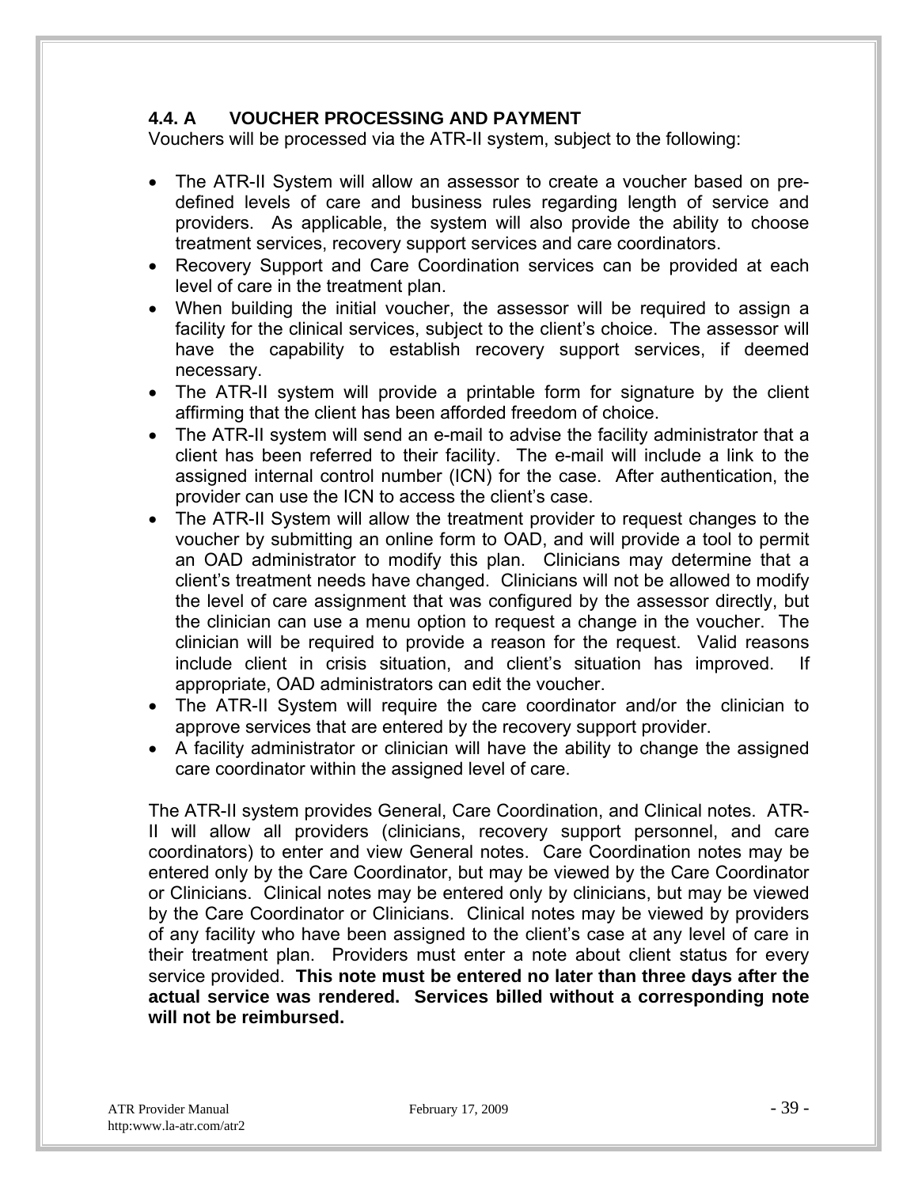### 4.4. A VOUCHER PROCESSING AND PAYMENT

Vouchers will be processed via the ATR-II system, subject to the following:

- The ATR-II System will allow an assessor to create a voucher based on pre-defined levels of care and business rules regarding length of service and providers. As applicable, the system will also provide the ability to choose treatment services, recovery support services and care coordinators.
- Recovery Support and Care Coordination services can be provided at each level of care in the treatment plan.
- When building the initial voucher, the assessor will be required to assign a facility for the clinical services, subject to the client's choice. The assessor will have the capability to establish recovery support services, if deemed necessary.
- The ATR-II system will provide a printable form for signature by the client affirming that the client has been afforded freedom of choice.
- The ATR-II system will send an e-mail to advise the facility administrator that a client has been referred to their facility. The e-mail will include a link to the assigned internal control number (ICN) for the case. After authentication, the provider can use the ICN to access the client's case.
- The ATR-II System will allow the treatment provider to request changes to the voucher by submitting an online form to OAD, and will provide a tool to permit an OAD administrator to modify this plan. Clinicians may determine that a client's treatment needs have changed. Clinicians will not be allowed to modify the level of care assignment that was configured by the assessor directly, but the clinician can use a menu option to request a change in the voucher. The clinician will be required to provide a reason for the request. Valid reasons include client in crisis situation, and client's situation has improved. If appropriate, OAD administrators can edit the voucher.
- The ATR-II System will require the care coordinator and/or the clinician to approve services that are entered by the recovery support provider.
- A facility administrator or clinician will have the ability to change the assigned care coordinator within the assigned level of care.

The ATR-II system provides General, Care Coordination, and Clinical notes. ATR-II will allow all providers (clinicians, recovery support personnel, and care coordinators) to enter and view General notes. Care Coordination notes may be entered only by the Care Coordinator, but may be viewed by the Care Coordinator or Clinicians. Clinical notes may be entered only by clinicians, but may be viewed by the Care Coordinator or Clinicians. Clinical notes may be viewed by providers of any facility who have been assigned to the client's case at any level of care in their treatment plan. Providers must enter a note about client status for every service provided. **This note must be entered no later than three days after the actual service was rendered. Services billed without a corresponding note will not be reimbursed.**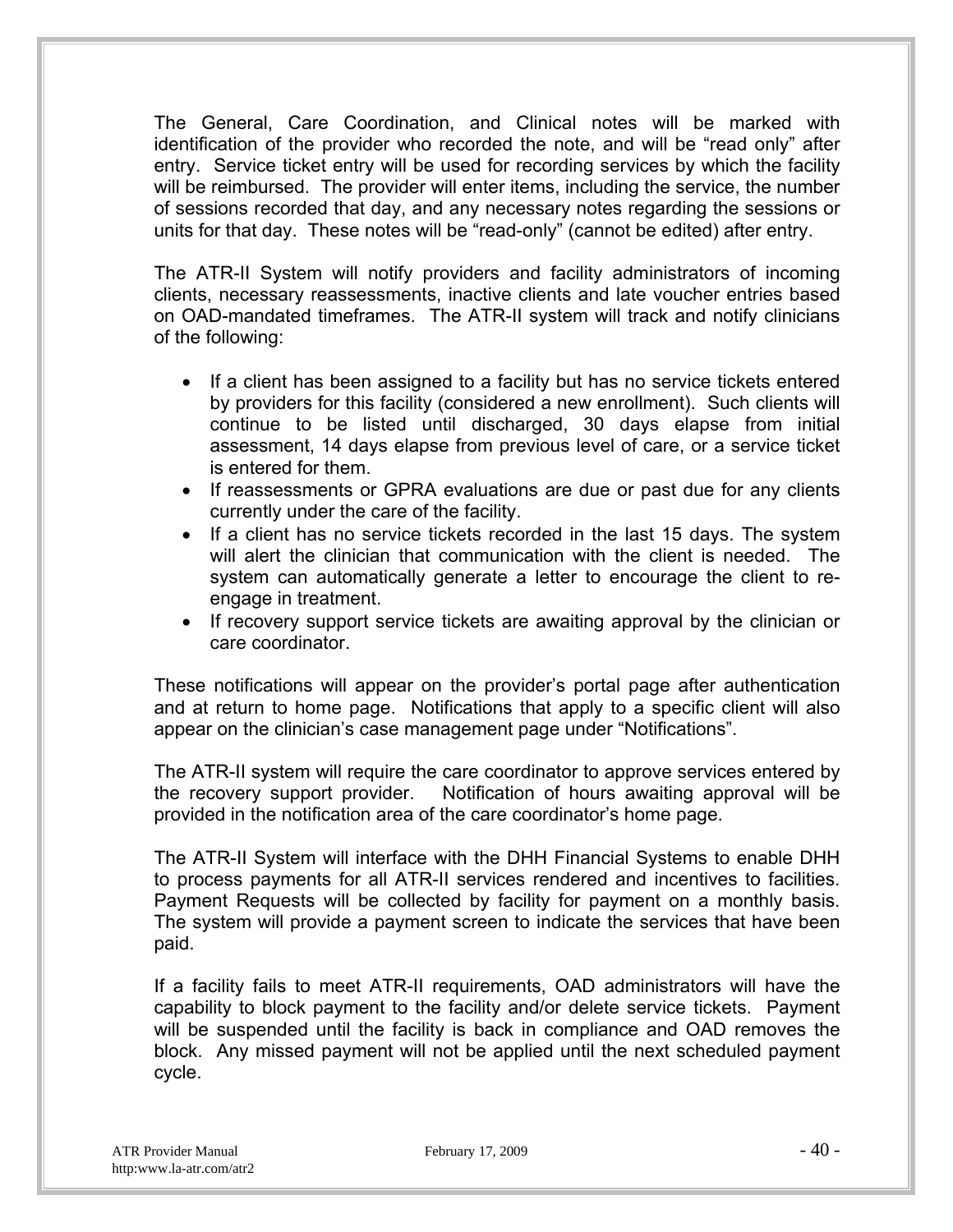The General, Care Coordination, and Clinical notes will be marked with identification of the provider who recorded the note, and will be "read only" after entry. Service ticket entry will be used for recording services by which the facility will be reimbursed. The provider will enter items, including the service, the number of sessions recorded that day, and any necessary notes regarding the sessions or units for that day. These notes will be "read-only" (cannot be edited) after entry.

The ATR-II System will notify providers and facility administrators of incoming clients, necessary reassessments, inactive clients and late voucher entries based on OAD-mandated timeframes. The ATR-II system will track and notify clinicians of the following:

- If a client has been assigned to a facility but has no service tickets entered by providers for this facility (considered a new enrollment). Such clients will continue to be listed until discharged, 30 days elapse from initial assessment, 14 days elapse from previous level of care, or a service ticket is entered for them.
- If reassessments or GPRA evaluations are due or past due for any clients currently under the care of the facility.
- If a client has no service tickets recorded in the last 15 days. The system will alert the clinician that communication with the client is needed. The system can automatically generate a letter to encourage the client to re-engage in treatment.
- If recovery support service tickets are awaiting approval by the clinician or care coordinator.

These notifications will appear on the provider's portal page after authentication and at return to home page. Notifications that apply to a specific client will also appear on the clinician's case management page under "Notifications".

The ATR-II system will require the care coordinator to approve services entered by the recovery support provider. Notification of hours awaiting approval will be provided in the notification area of the care coordinator's home page.

The ATR-II System will interface with the DHH Financial Systems to enable DHH to process payments for all ATR-II services rendered and incentives to facilities. Payment Requests will be collected by facility for payment on a monthly basis. The system will provide a payment screen to indicate the services that have been paid.

If a facility fails to meet ATR-II requirements, OAD administrators will have the capability to block payment to the facility and/or delete service tickets. Payment will be suspended until the facility is back in compliance and OAD removes the block. Any missed payment will not be applied until the next scheduled payment cycle.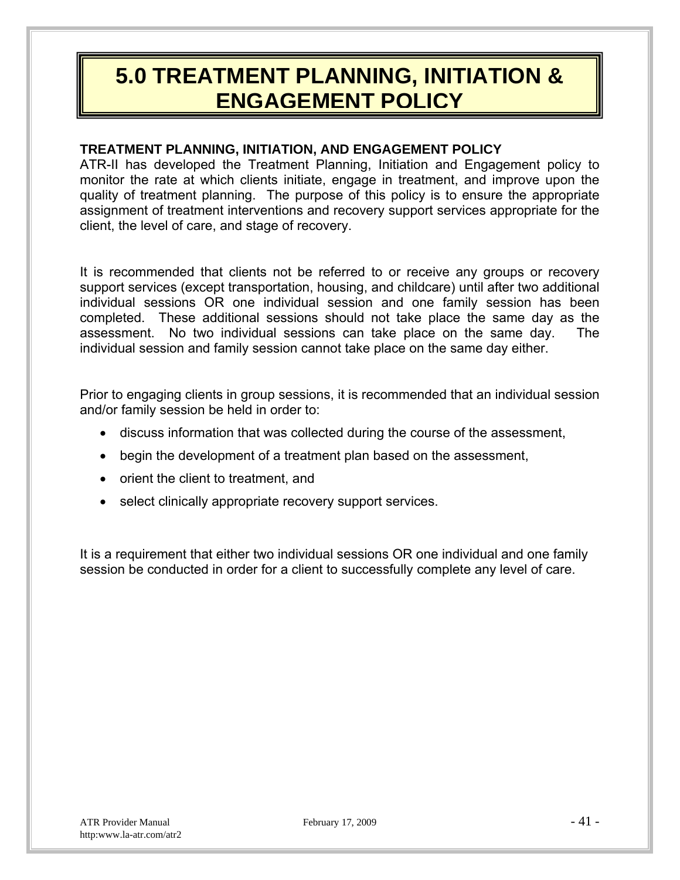# 5.0 TREATMENT PLANNING, INITIATION & ENGAGEMENT POLICY

**TREATMENT PLANNING, INITIATION, AND ENGAGEMENT POLICY**

ATR-II has developed the Treatment Planning, Initiation and Engagement policy to monitor the rate at which clients initiate, engage in treatment, and improve upon the quality of treatment planning. The purpose of this policy is to ensure the appropriate assignment of treatment interventions and recovery support services appropriate for the client, the level of care, and stage of recovery.

It is recommended that clients not be referred to or receive any groups or recovery support services (except transportation, housing, and childcare) until after two additional individual sessions OR one individual session and one family session has been completed. These additional sessions should not take place the same day as the assessment. No two individual sessions can take place on the same day. The individual session and family session cannot take place on the same day either.

Prior to engaging clients in group sessions, it is recommended that an individual session and/or family session be held in order to:

- discuss information that was collected during the course of the assessment,
- begin the development of a treatment plan based on the assessment,
- orient the client to treatment, and
- select clinically appropriate recovery support services.

It is a requirement that either two individual sessions OR one individual and one family session be conducted in order for a client to successfully complete any level of care.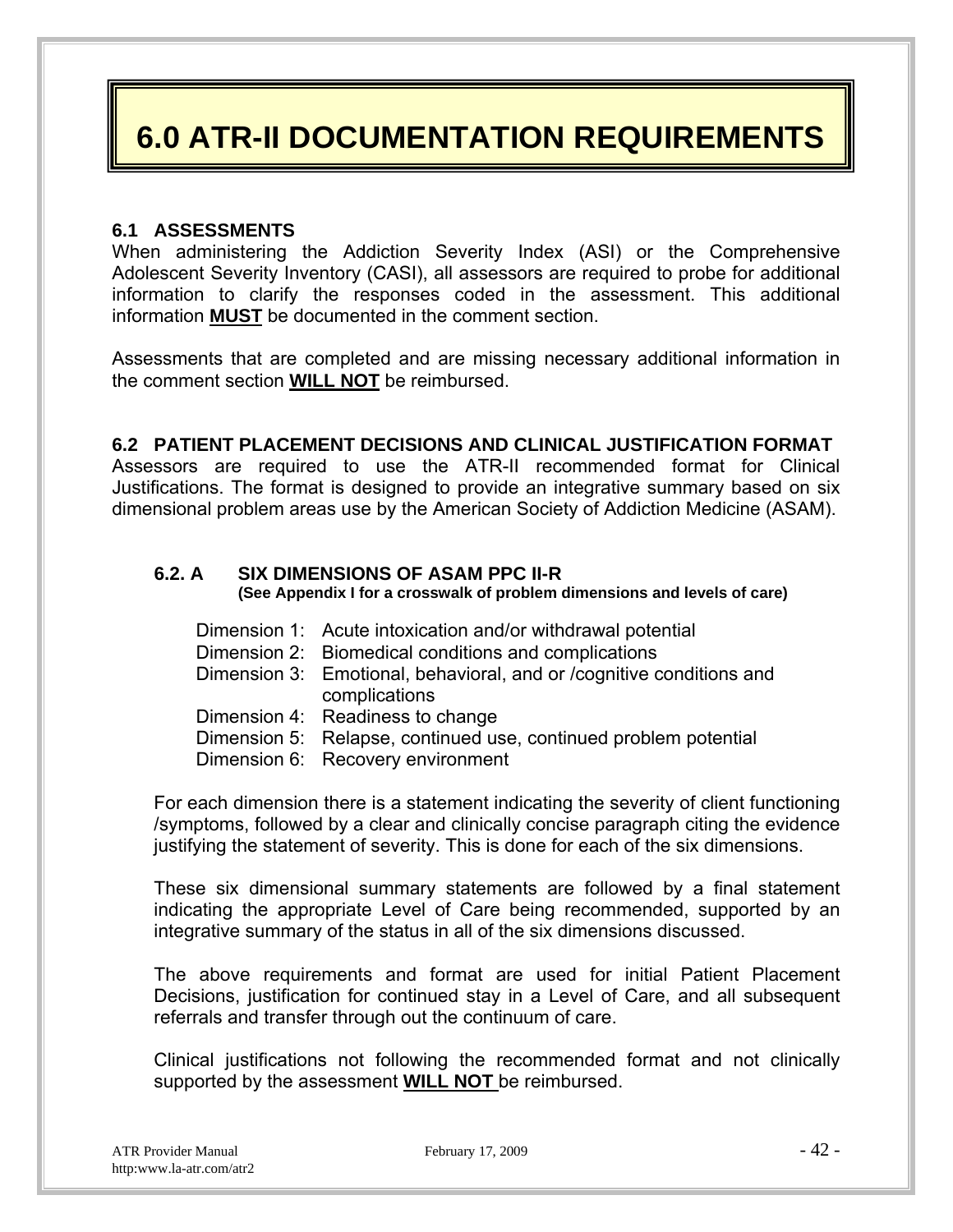# 6.0 ATR-II DOCUMENTATION REQUIREMENTS

### 6.1 ASSESSMENTS

When administering the Addiction Severity Index (ASI) or the Comprehensive Adolescent Severity Inventory (CASI), all assessors are required to probe for additional information to clarify the responses coded in the assessment. This additional information **MUST** be documented in the comment section.

Assessments that are completed and are missing necessary additional information in the comment section **WILL NOT** be reimbursed.

### 6.2 PATIENT PLACEMENT DECISIONS AND CLINICAL JUSTIFICATION FORMAT

Assessors are required to use the ATR-II recommended format for Clinical Justifications. The format is designed to provide an integrative summary based on six dimensional problem areas use by the American Society of Addiction Medicine (ASAM).

#### 6.2. A SIX DIMENSIONS OF ASAM PPC II-R

**(See Appendix I for a crosswalk of problem dimensions and levels of care)**

- Dimension 1: Acute intoxication and/or withdrawal potential
- Dimension 2: Biomedical conditions and complications
- Dimension 3: Emotional, behavioral, and or /cognitive conditions and complications
- Dimension 4: Readiness to change
- Dimension 5: Relapse, continued use, continued problem potential
- Dimension 6: Recovery environment

For each dimension there is a statement indicating the severity of client functioning /symptoms, followed by a clear and clinically concise paragraph citing the evidence justifying the statement of severity. This is done for each of the six dimensions.

These six dimensional summary statements are followed by a final statement indicating the appropriate Level of Care being recommended, supported by an integrative summary of the status in all of the six dimensions discussed.

The above requirements and format are used for initial Patient Placement Decisions, justification for continued stay in a Level of Care, and all subsequent referrals and transfer through out the continuum of care.

Clinical justifications not following the recommended format and not clinically supported by the assessment **WILL NOT** be reimbursed.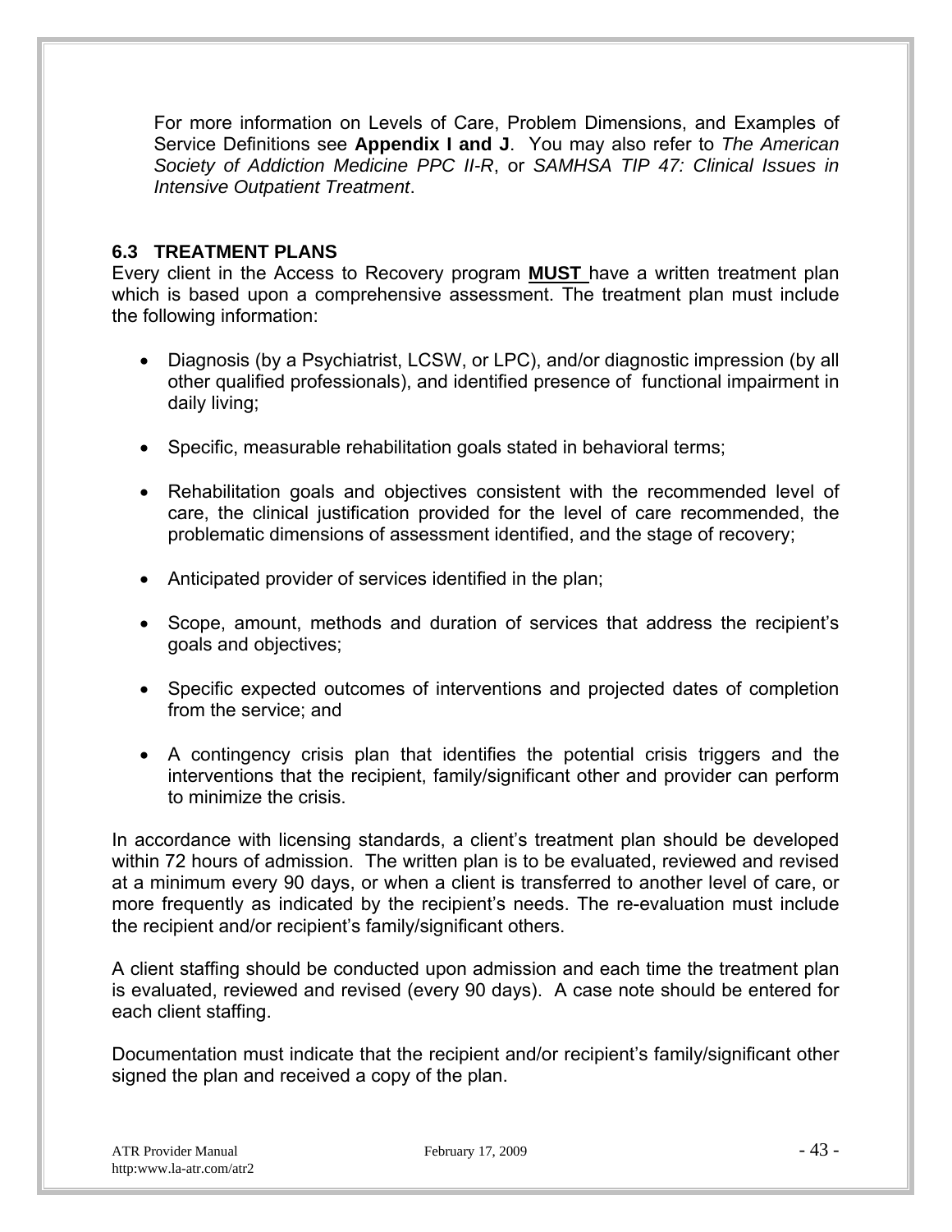For more information on Levels of Care, Problem Dimensions, and Examples of Service Definitions see **Appendix I and J**. You may also refer to *The American Society of Addiction Medicine PPC II-R*, or *SAMHSA TIP 47: Clinical Issues in Intensive Outpatient Treatment*.

### 6.3 TREATMENT PLANS

Every client in the Access to Recovery program **MUST** have a written treatment plan which is based upon a comprehensive assessment. The treatment plan must include the following information:

- Diagnosis (by a Psychiatrist, LCSW, or LPC), and/or diagnostic impression (by all other qualified professionals), and identified presence of functional impairment in daily living;
- Specific, measurable rehabilitation goals stated in behavioral terms;
- Rehabilitation goals and objectives consistent with the recommended level of care, the clinical justification provided for the level of care recommended, the problematic dimensions of assessment identified, and the stage of recovery;
- Anticipated provider of services identified in the plan;
- Scope, amount, methods and duration of services that address the recipient's goals and objectives;
- Specific expected outcomes of interventions and projected dates of completion from the service; and
- A contingency crisis plan that identifies the potential crisis triggers and the interventions that the recipient, family/significant other and provider can perform to minimize the crisis.

In accordance with licensing standards, a client's treatment plan should be developed within 72 hours of admission. The written plan is to be evaluated, reviewed and revised at a minimum every 90 days, or when a client is transferred to another level of care, or more frequently as indicated by the recipient's needs. The re-evaluation must include the recipient and/or recipient's family/significant others.

A client staffing should be conducted upon admission and each time the treatment plan is evaluated, reviewed and revised (every 90 days). A case note should be entered for each client staffing.

Documentation must indicate that the recipient and/or recipient's family/significant other signed the plan and received a copy of the plan.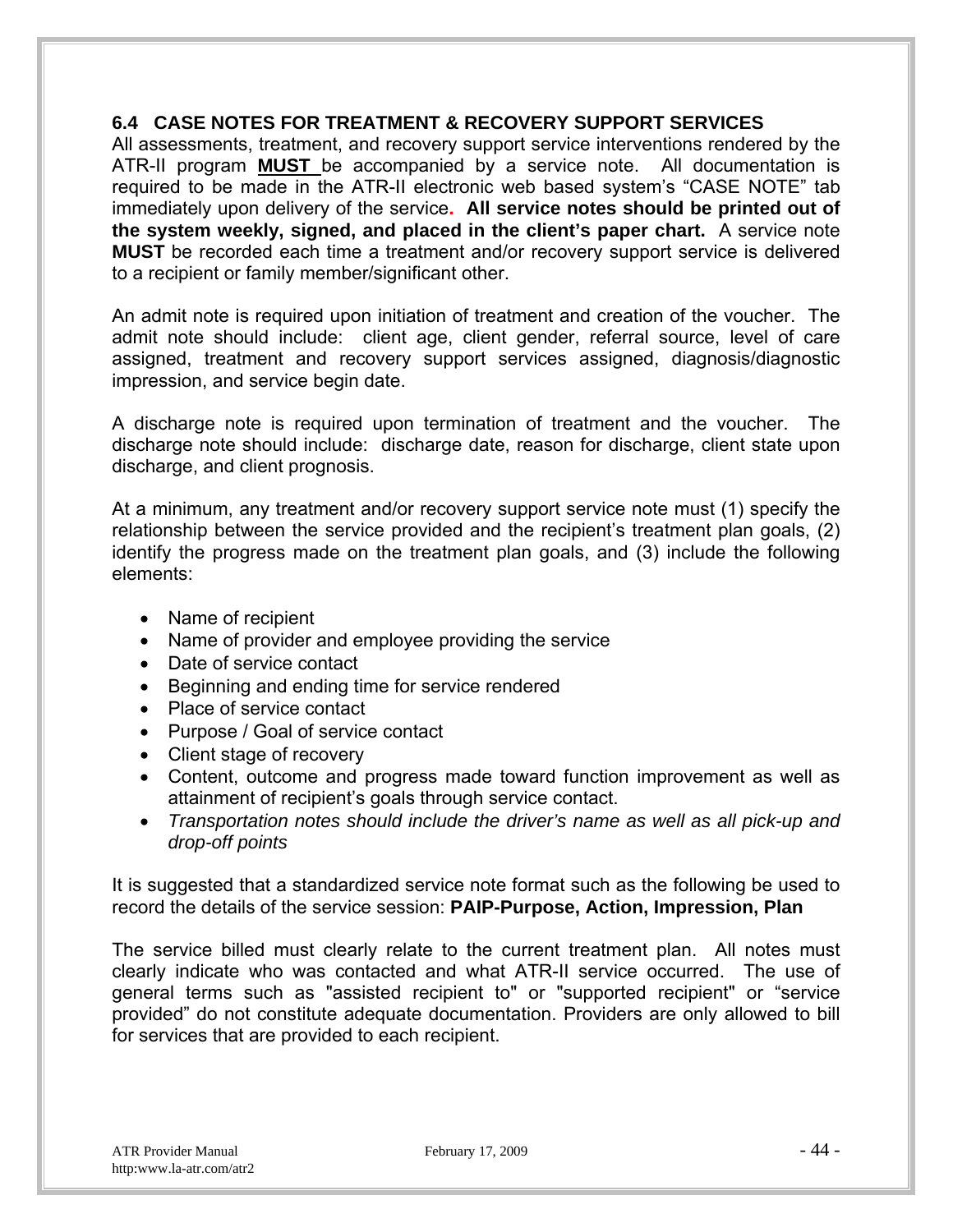### 6.4 CASE NOTES FOR TREATMENT & RECOVERY SUPPORT SERVICES

All assessments, treatment, and recovery support service interventions rendered by the ATR-II program **MUST** be accompanied by a service note. All documentation is required to be made in the ATR-II electronic web based system's "CASE NOTE" tab immediately upon delivery of the service. **All service notes should be printed out of the system weekly, signed, and placed in the client's paper chart.** A service note **MUST** be recorded each time a treatment and/or recovery support service is delivered to a recipient or family member/significant other.

An admit note is required upon initiation of treatment and creation of the voucher. The admit note should include: client age, client gender, referral source, level of care assigned, treatment and recovery support services assigned, diagnosis/diagnostic impression, and service begin date.

A discharge note is required upon termination of treatment and the voucher. The discharge note should include: discharge date, reason for discharge, client state upon discharge, and client prognosis.

At a minimum, any treatment and/or recovery support service note must (1) specify the relationship between the service provided and the recipient's treatment plan goals, (2) identify the progress made on the treatment plan goals, and (3) include the following elements:

- Name of recipient
- Name of provider and employee providing the service
- Date of service contact
- Beginning and ending time for service rendered
- Place of service contact
- Purpose / Goal of service contact
- Client stage of recovery
- Content, outcome and progress made toward function improvement as well as attainment of recipient's goals through service contact.
- *Transportation notes should include the driver's name as well as all pick-up and drop-off points*

It is suggested that a standardized service note format such as the following be used to record the details of the service session: **PAIP-Purpose, Action, Impression, Plan**

The service billed must clearly relate to the current treatment plan. All notes must clearly indicate who was contacted and what ATR-II service occurred. The use of general terms such as "assisted recipient to" or "supported recipient" or "service provided" do not constitute adequate documentation. Providers are only allowed to bill for services that are provided to each recipient.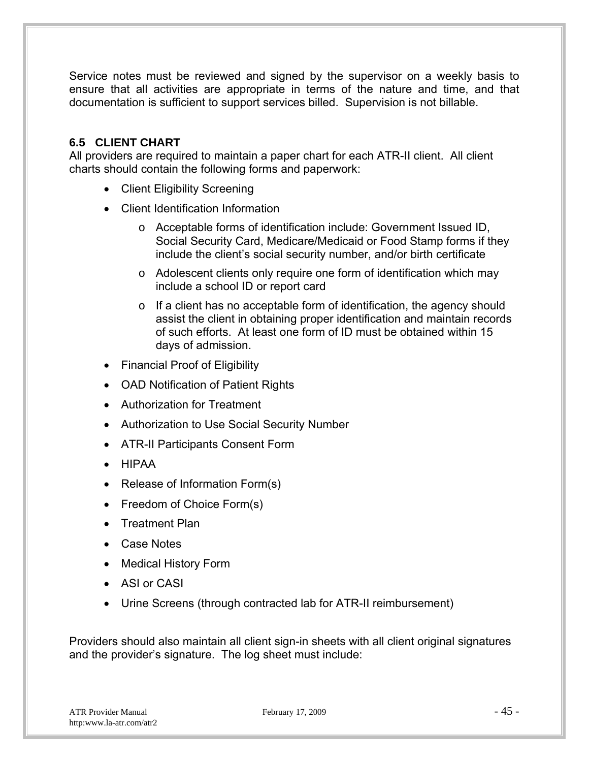Service notes must be reviewed and signed by the supervisor on a weekly basis to ensure that all activities are appropriate in terms of the nature and time, and that documentation is sufficient to support services billed. Supervision is not billable.

### 6.5 CLIENT CHART

All providers are required to maintain a paper chart for each ATR-II client. All client charts should contain the following forms and paperwork:

- Client Eligibility Screening
- Client Identification Information
  - Acceptable forms of identification include: Government Issued ID, Social Security Card, Medicare/Medicaid or Food Stamp forms if they include the client's social security number, and/or birth certificate
  - Adolescent clients only require one form of identification which may include a school ID or report card
  - If a client has no acceptable form of identification, the agency should assist the client in obtaining proper identification and maintain records of such efforts. At least one form of ID must be obtained within 15 days of admission.
- Financial Proof of Eligibility
- OAD Notification of Patient Rights
- Authorization for Treatment
- Authorization to Use Social Security Number
- ATR-II Participants Consent Form
- HIPAA
- Release of Information Form(s)
- Freedom of Choice Form(s)
- Treatment Plan
- Case Notes
- Medical History Form
- ASI or CASI
- Urine Screens (through contracted lab for ATR-II reimbursement)

Providers should also maintain all client sign-in sheets with all client original signatures and the provider's signature. The log sheet must include: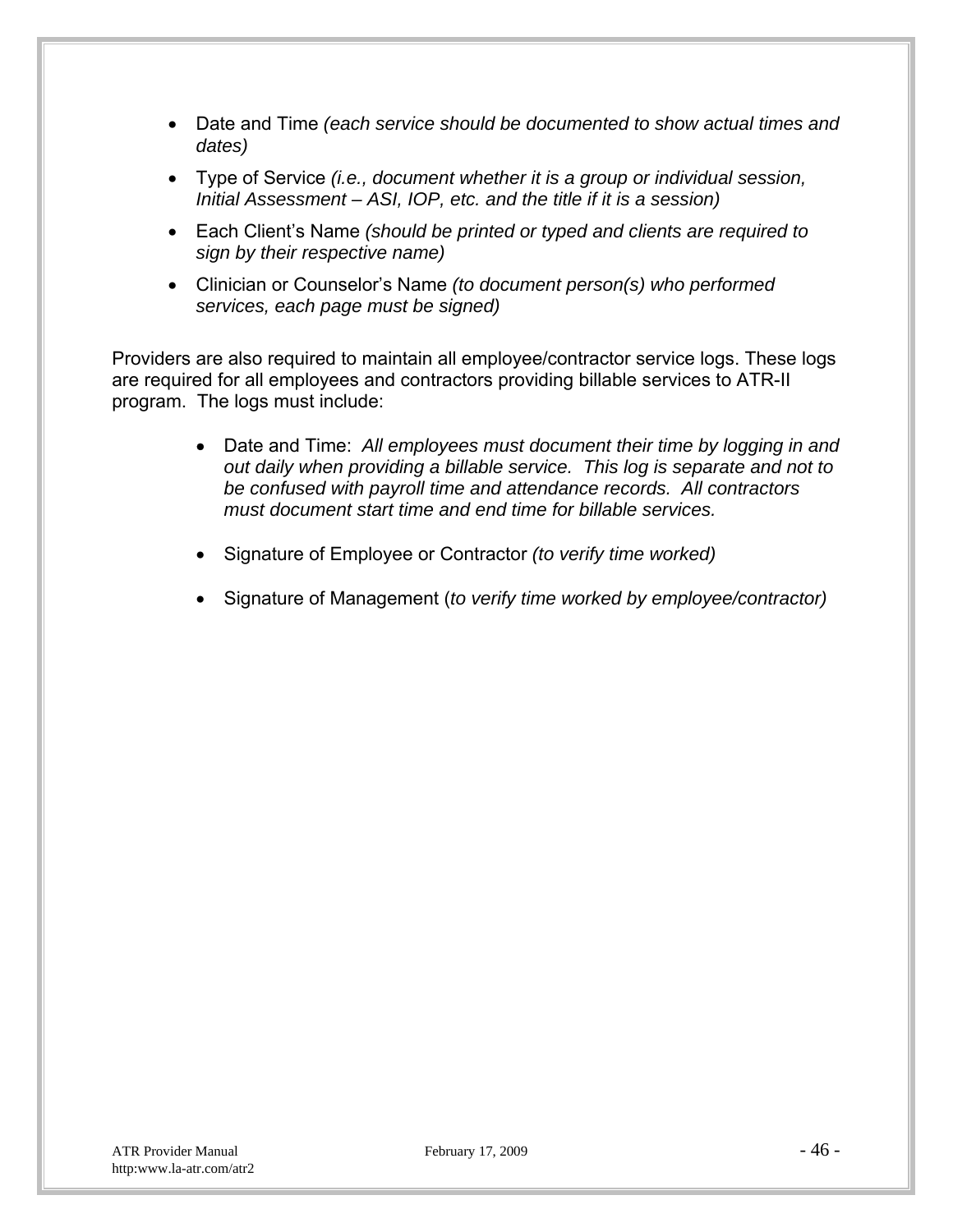- Date and Time *(each service should be documented to show actual times and dates)*
- Type of Service *(i.e., document whether it is a group or individual session, Initial Assessment – ASI, IOP, etc. and the title if it is a session)*
- Each Client's Name *(should be printed or typed and clients are required to sign by their respective name)*
- Clinician or Counselor's Name *(to document person(s) who performed services, each page must be signed)*

Providers are also required to maintain all employee/contractor service logs. These logs are required for all employees and contractors providing billable services to ATR-II program. The logs must include:

- Date and Time: *All employees must document their time by logging in and out daily when providing a billable service. This log is separate and not to be confused with payroll time and attendance records. All contractors must document start time and end time for billable services.*
- Signature of Employee or Contractor *(to verify time worked)*
- Signature of Management (*to verify time worked by employee/contractor)*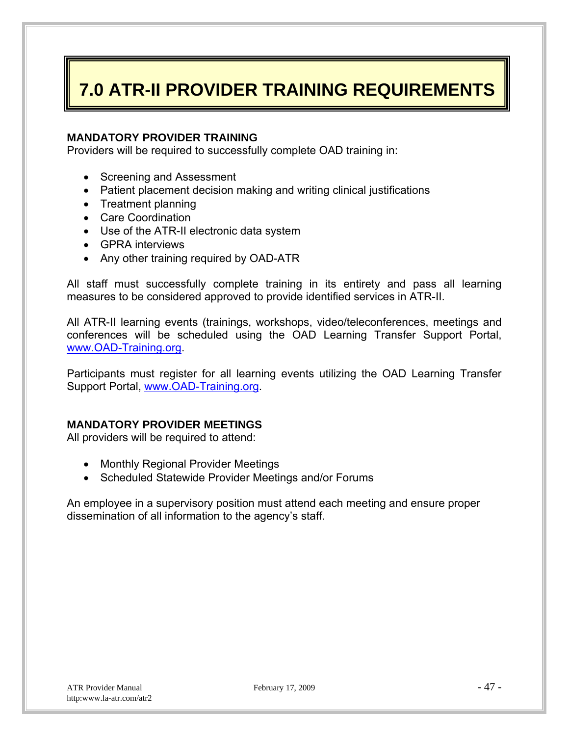# 7.0 ATR-II PROVIDER TRAINING REQUIREMENTS

**MANDATORY PROVIDER TRAINING**

Providers will be required to successfully complete OAD training in:

- Screening and Assessment
- Patient placement decision making and writing clinical justifications
- Treatment planning
- Care Coordination
- Use of the ATR-II electronic data system
- GPRA interviews
- Any other training required by OAD-ATR

All staff must successfully complete training in its entirety and pass all learning measures to be considered approved to provide identified services in ATR-II.

All ATR-II learning events (trainings, workshops, video/teleconferences, meetings and conferences will be scheduled using the OAD Learning Transfer Support Portal, www.OAD-Training.org.

Participants must register for all learning events utilizing the OAD Learning Transfer Support Portal, www.OAD-Training.org.

**MANDATORY PROVIDER MEETINGS**

All providers will be required to attend:

- Monthly Regional Provider Meetings
- Scheduled Statewide Provider Meetings and/or Forums

An employee in a supervisory position must attend each meeting and ensure proper dissemination of all information to the agency's staff.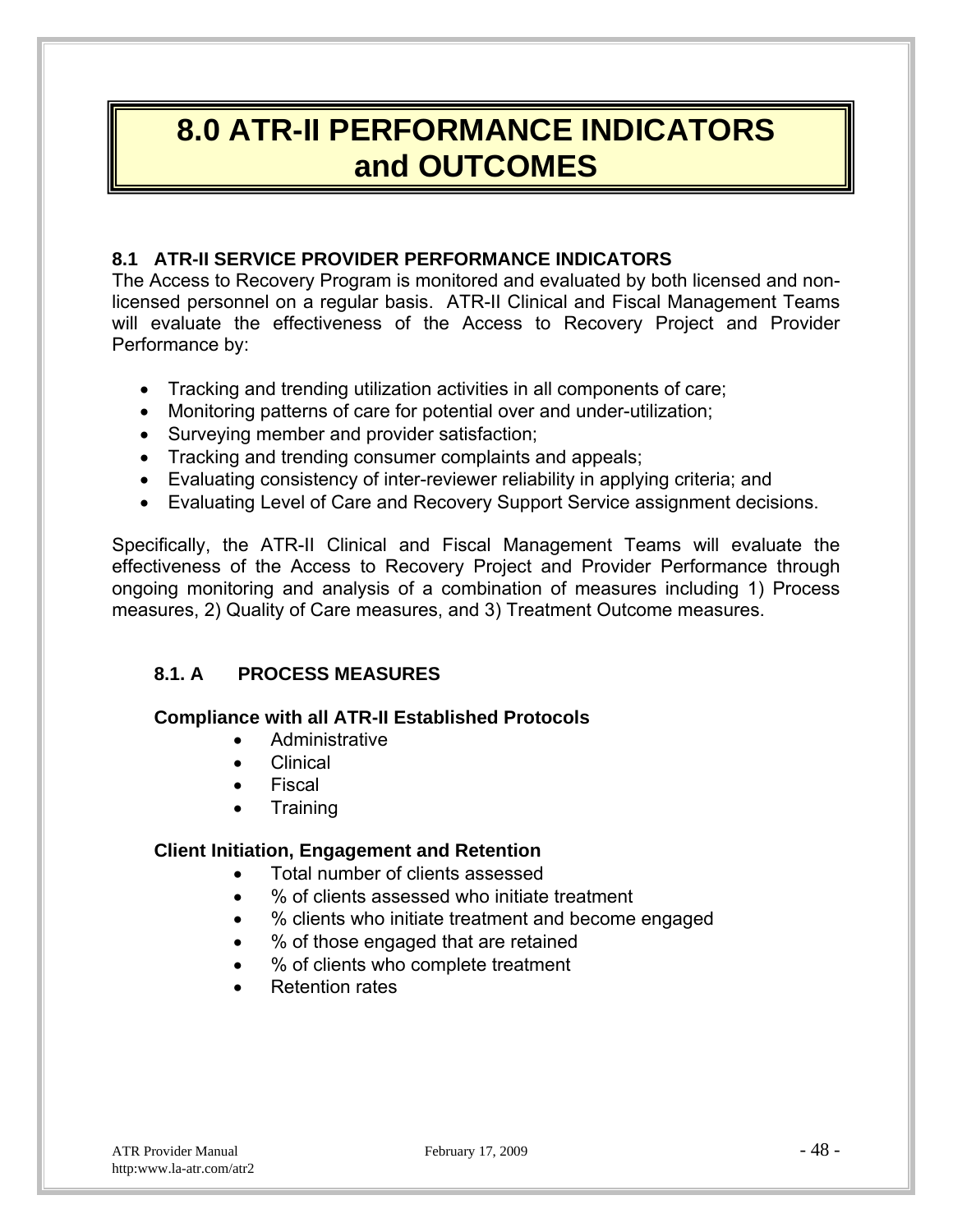# 8.0 ATR-II PERFORMANCE INDICATORS and OUTCOMES

## 8.1 ATR-II SERVICE PROVIDER PERFORMANCE INDICATORS

The Access to Recovery Program is monitored and evaluated by both licensed and non-licensed personnel on a regular basis. ATR-II Clinical and Fiscal Management Teams will evaluate the effectiveness of the Access to Recovery Project and Provider Performance by:

- Tracking and trending utilization activities in all components of care;
- Monitoring patterns of care for potential over and under-utilization;
- Surveying member and provider satisfaction;
- Tracking and trending consumer complaints and appeals;
- Evaluating consistency of inter-reviewer reliability in applying criteria; and
- Evaluating Level of Care and Recovery Support Service assignment decisions.

Specifically, the ATR-II Clinical and Fiscal Management Teams will evaluate the effectiveness of the Access to Recovery Project and Provider Performance through ongoing monitoring and analysis of a combination of measures including 1) Process measures, 2) Quality of Care measures, and 3) Treatment Outcome measures.

### 8.1. A PROCESS MEASURES

**Compliance with all ATR-II Established Protocols**

- Administrative
- Clinical
- Fiscal
- Training

**Client Initiation, Engagement and Retention**

- Total number of clients assessed
- % of clients assessed who initiate treatment
- % clients who initiate treatment and become engaged
- % of those engaged that are retained
- % of clients who complete treatment
- Retention rates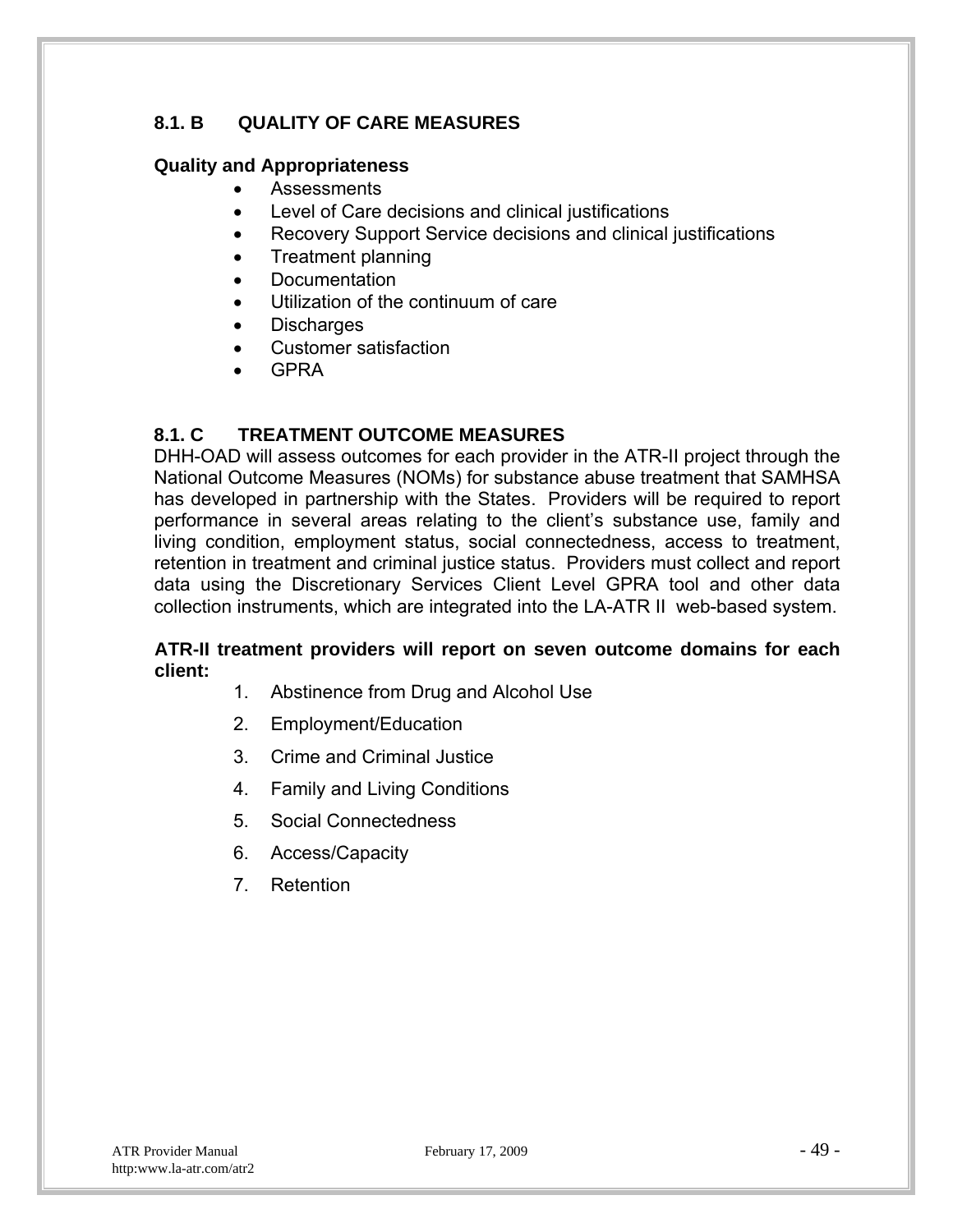## 8.1. B QUALITY OF CARE MEASURES

**Quality and Appropriateness**

- Assessments
- Level of Care decisions and clinical justifications
- Recovery Support Service decisions and clinical justifications
- Treatment planning
- Documentation
- Utilization of the continuum of care
- Discharges
- Customer satisfaction
- GPRA

## 8.1. C TREATMENT OUTCOME MEASURES

DHH-OAD will assess outcomes for each provider in the ATR-II project through the National Outcome Measures (NOMs) for substance abuse treatment that SAMHSA has developed in partnership with the States. Providers will be required to report performance in several areas relating to the client's substance use, family and living condition, employment status, social connectedness, access to treatment, retention in treatment and criminal justice status. Providers must collect and report data using the Discretionary Services Client Level GPRA tool and other data collection instruments, which are integrated into the LA-ATR II web-based system.

**ATR-II treatment providers will report on seven outcome domains for each client:**

1. Abstinence from Drug and Alcohol Use
2. Employment/Education
3. Crime and Criminal Justice
4. Family and Living Conditions
5. Social Connectedness
6. Access/Capacity
7. Retention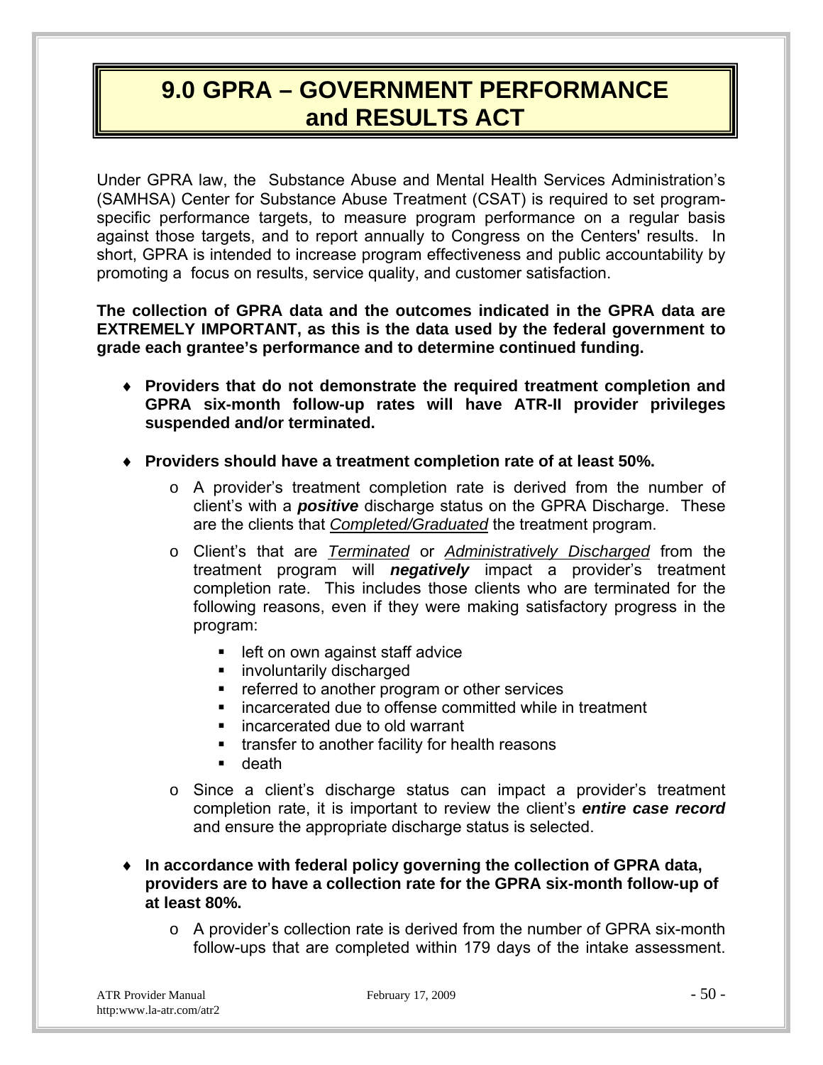# 9.0 GPRA – GOVERNMENT PERFORMANCE and RESULTS ACT

Under GPRA law, the Substance Abuse and Mental Health Services Administration's (SAMHSA) Center for Substance Abuse Treatment (CSAT) is required to set program-specific performance targets, to measure program performance on a regular basis against those targets, and to report annually to Congress on the Centers' results. In short, GPRA is intended to increase program effectiveness and public accountability by promoting a focus on results, service quality, and customer satisfaction.

**The collection of GPRA data and the outcomes indicated in the GPRA data are EXTREMELY IMPORTANT, as this is the data used by the federal government to grade each grantee's performance and to determine continued funding.**

- **Providers that do not demonstrate the required treatment completion and GPRA six-month follow-up rates will have ATR-II provider privileges suspended and/or terminated.**
- **Providers should have a treatment completion rate of at least 50%.**
  - A provider's treatment completion rate is derived from the number of client's with a ***positive*** discharge status on the GPRA Discharge. These are the clients that <u>*Completed/Graduated*</u> the treatment program.
  - Client's that are <u>*Terminated*</u> or <u>*Administratively Discharged*</u> from the treatment program will ***negatively*** impact a provider's treatment completion rate. This includes those clients who are terminated for the following reasons, even if they were making satisfactory progress in the program:
    - left on own against staff advice
    - involuntarily discharged
    - referred to another program or other services
    - incarcerated due to offense committed while in treatment
    - incarcerated due to old warrant
    - transfer to another facility for health reasons
    - death
  - Since a client's discharge status can impact a provider's treatment completion rate, it is important to review the client's ***entire case record*** and ensure the appropriate discharge status is selected.
- **In accordance with federal policy governing the collection of GPRA data, providers are to have a collection rate for the GPRA six-month follow-up of at least 80%.**
  - A provider's collection rate is derived from the number of GPRA six-month follow-ups that are completed within 179 days of the intake assessment.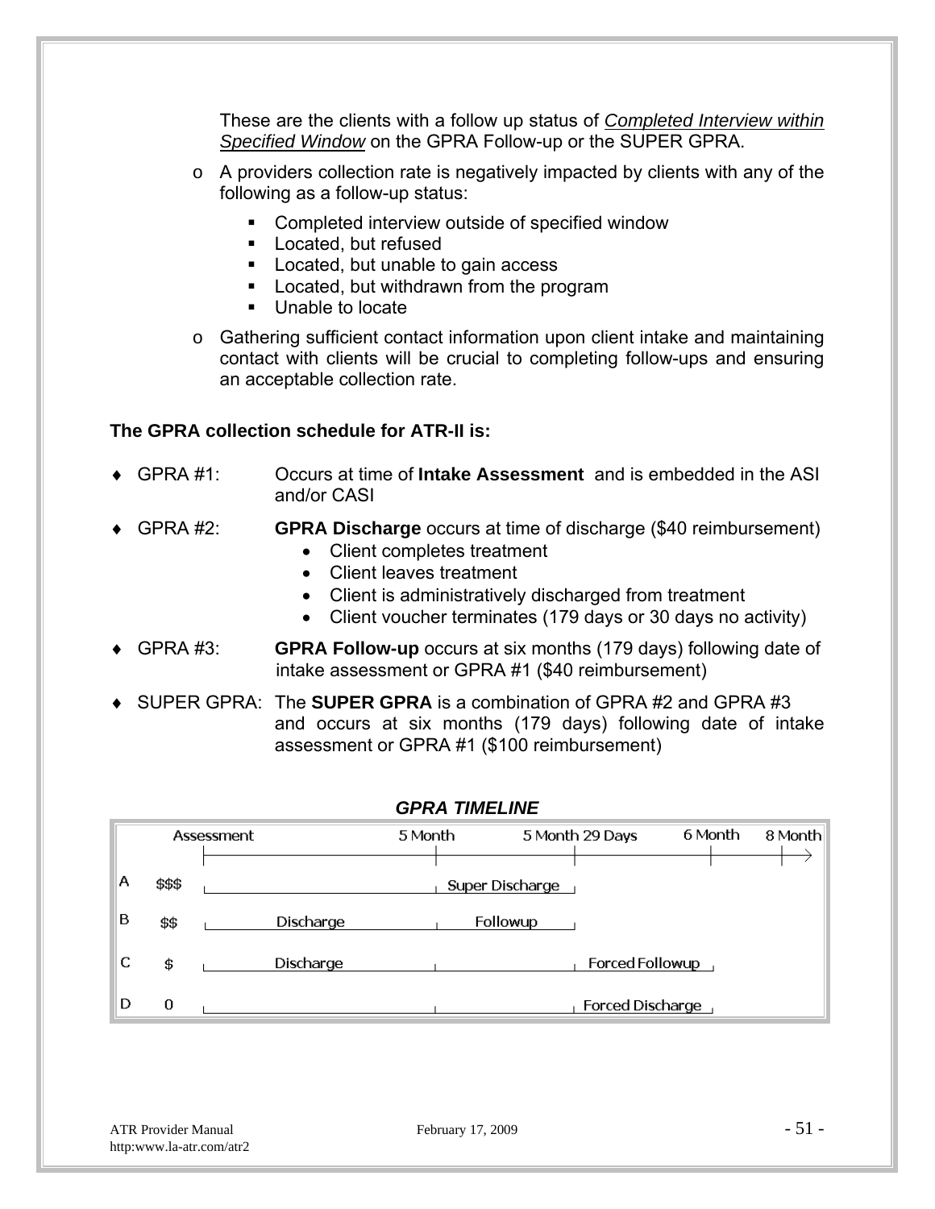These are the clients with a follow up status of *Completed Interview within Specified Window* on the GPRA Follow-up or the SUPER GPRA.

- A providers collection rate is negatively impacted by clients with any of the following as a follow-up status:
  - Completed interview outside of specified window
  - Located, but refused
  - Located, but unable to gain access
  - Located, but withdrawn from the program
  - Unable to locate
- Gathering sufficient contact information upon client intake and maintaining contact with clients will be crucial to completing follow-ups and ensuring an acceptable collection rate.

**The GPRA collection schedule for ATR-II is:**

- GPRA #1: Occurs at time of **Intake Assessment** and is embedded in the ASI and/or CASI
- GPRA #2: **GPRA Discharge** occurs at time of discharge ($40 reimbursement)
  - Client completes treatment
  - Client leaves treatment
  - Client is administratively discharged from treatment
  - Client voucher terminates (179 days or 30 days no activity)
- GPRA #3: **GPRA Follow-up** occurs at six months (179 days) following date of intake assessment or GPRA #1 ($40 reimbursement)
- SUPER GPRA: The **SUPER GPRA** is a combination of GPRA #2 and GPRA #3 and occurs at six months (179 days) following date of intake assessment or GPRA #1 ($100 reimbursement)

***GPRA TIMELINE***

| | | Assessment | 5 Month | 5 Month 29 Days | 6 Month | 8 Month |
|---|---|---|---|---|---|---|
| A | $$$ | | Super Discharge | | | |
| B | $$ | Discharge | Followup | | | |
| C | $ | Discharge | | Forced Followup | | |
| D | 0 | | | Forced Discharge | | |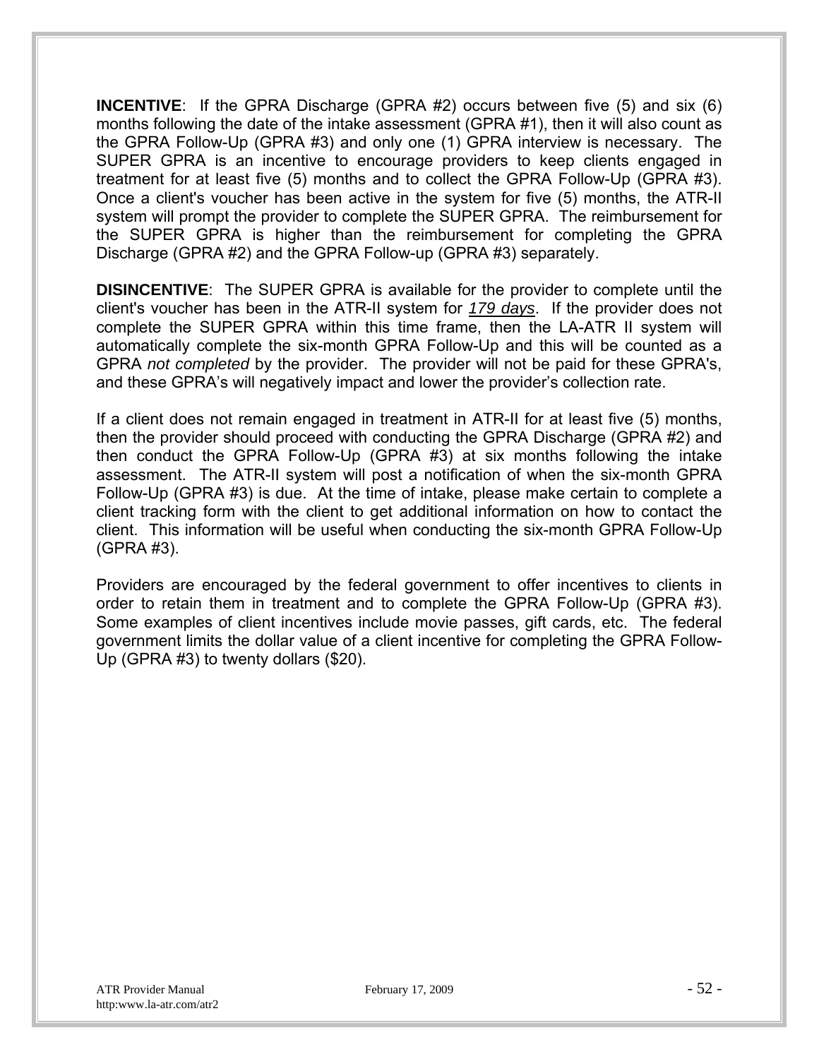**INCENTIVE**: If the GPRA Discharge (GPRA #2) occurs between five (5) and six (6) months following the date of the intake assessment (GPRA #1), then it will also count as the GPRA Follow-Up (GPRA #3) and only one (1) GPRA interview is necessary. The SUPER GPRA is an incentive to encourage providers to keep clients engaged in treatment for at least five (5) months and to collect the GPRA Follow-Up (GPRA #3). Once a client's voucher has been active in the system for five (5) months, the ATR-II system will prompt the provider to complete the SUPER GPRA. The reimbursement for the SUPER GPRA is higher than the reimbursement for completing the GPRA Discharge (GPRA #2) and the GPRA Follow-up (GPRA #3) separately.

**DISINCENTIVE**: The SUPER GPRA is available for the provider to complete until the client's voucher has been in the ATR-II system for *179 days*. If the provider does not complete the SUPER GPRA within this time frame, then the LA-ATR II system will automatically complete the six-month GPRA Follow-Up and this will be counted as a GPRA *not completed* by the provider. The provider will not be paid for these GPRA's, and these GPRA's will negatively impact and lower the provider's collection rate.

If a client does not remain engaged in treatment in ATR-II for at least five (5) months, then the provider should proceed with conducting the GPRA Discharge (GPRA #2) and then conduct the GPRA Follow-Up (GPRA #3) at six months following the intake assessment. The ATR-II system will post a notification of when the six-month GPRA Follow-Up (GPRA #3) is due. At the time of intake, please make certain to complete a client tracking form with the client to get additional information on how to contact the client. This information will be useful when conducting the six-month GPRA Follow-Up (GPRA #3).

Providers are encouraged by the federal government to offer incentives to clients in order to retain them in treatment and to complete the GPRA Follow-Up (GPRA #3). Some examples of client incentives include movie passes, gift cards, etc. The federal government limits the dollar value of a client incentive for completing the GPRA Follow-Up (GPRA #3) to twenty dollars ($20).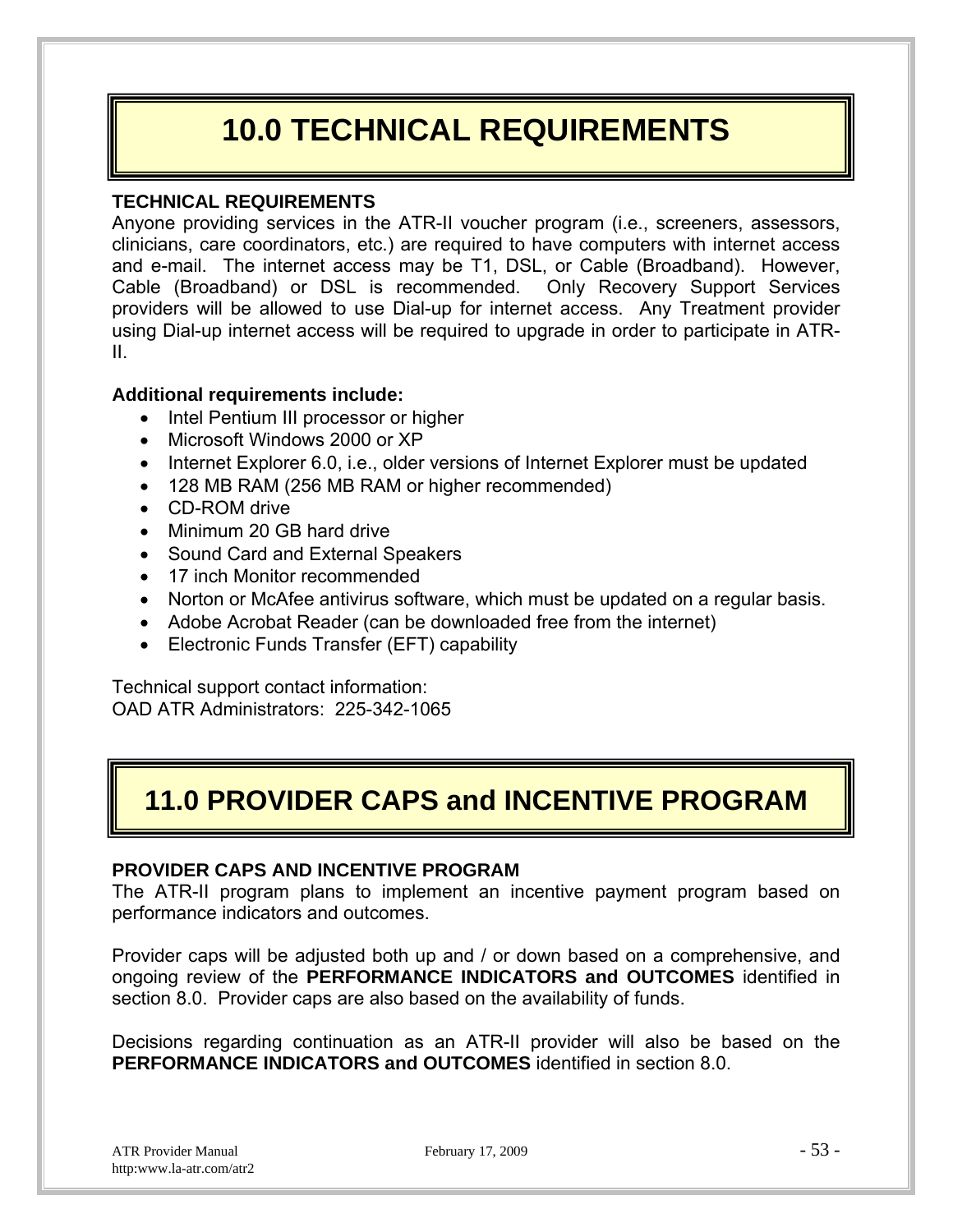# 10.0 TECHNICAL REQUIREMENTS

**TECHNICAL REQUIREMENTS**

Anyone providing services in the ATR-II voucher program (i.e., screeners, assessors, clinicians, care coordinators, etc.) are required to have computers with internet access and e-mail. The internet access may be T1, DSL, or Cable (Broadband). However, Cable (Broadband) or DSL is recommended. Only Recovery Support Services providers will be allowed to use Dial-up for internet access. Any Treatment provider using Dial-up internet access will be required to upgrade in order to participate in ATR-II.

**Additional requirements include:**

- Intel Pentium III processor or higher
- Microsoft Windows 2000 or XP
- Internet Explorer 6.0, i.e., older versions of Internet Explorer must be updated
- 128 MB RAM (256 MB RAM or higher recommended)
- CD-ROM drive
- Minimum 20 GB hard drive
- Sound Card and External Speakers
- 17 inch Monitor recommended
- Norton or McAfee antivirus software, which must be updated on a regular basis.
- Adobe Acrobat Reader (can be downloaded free from the internet)
- Electronic Funds Transfer (EFT) capability

Technical support contact information:
OAD ATR Administrators: 225-342-1065

# 11.0 PROVIDER CAPS and INCENTIVE PROGRAM

**PROVIDER CAPS AND INCENTIVE PROGRAM**

The ATR-II program plans to implement an incentive payment program based on performance indicators and outcomes.

Provider caps will be adjusted both up and / or down based on a comprehensive, and ongoing review of the **PERFORMANCE INDICATORS and OUTCOMES** identified in section 8.0. Provider caps are also based on the availability of funds.

Decisions regarding continuation as an ATR-II provider will also be based on the **PERFORMANCE INDICATORS and OUTCOMES** identified in section 8.0.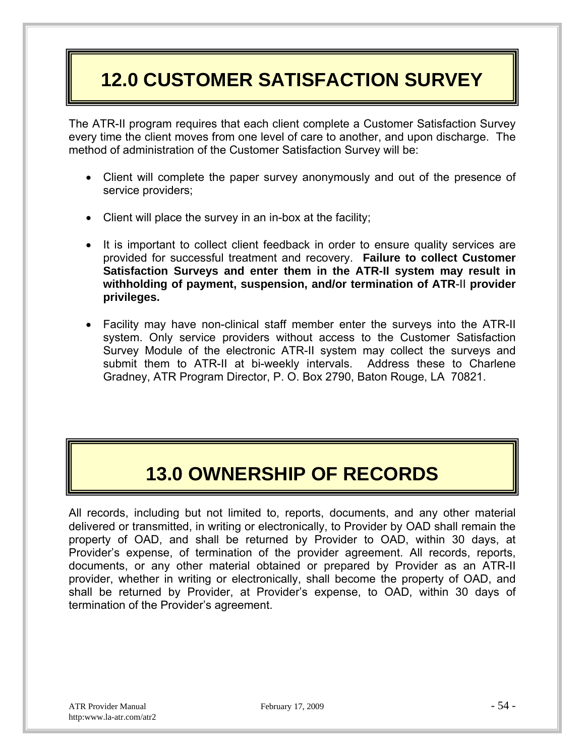# 12.0 CUSTOMER SATISFACTION SURVEY

The ATR-II program requires that each client complete a Customer Satisfaction Survey every time the client moves from one level of care to another, and upon discharge. The method of administration of the Customer Satisfaction Survey will be:

- Client will complete the paper survey anonymously and out of the presence of service providers;
- Client will place the survey in an in-box at the facility;
- It is important to collect client feedback in order to ensure quality services are provided for successful treatment and recovery. **Failure to collect Customer Satisfaction Surveys and enter them in the ATR-II system may result in withholding of payment, suspension, and/or termination of ATR-II provider privileges.**
- Facility may have non-clinical staff member enter the surveys into the ATR-II system. Only service providers without access to the Customer Satisfaction Survey Module of the electronic ATR-II system may collect the surveys and submit them to ATR-II at bi-weekly intervals. Address these to Charlene Gradney, ATR Program Director, P. O. Box 2790, Baton Rouge, LA 70821.

# 13.0 OWNERSHIP OF RECORDS

All records, including but not limited to, reports, documents, and any other material delivered or transmitted, in writing or electronically, to Provider by OAD shall remain the property of OAD, and shall be returned by Provider to OAD, within 30 days, at Provider's expense, of termination of the provider agreement. All records, reports, documents, or any other material obtained or prepared by Provider as an ATR-II provider, whether in writing or electronically, shall become the property of OAD, and shall be returned by Provider, at Provider's expense, to OAD, within 30 days of termination of the Provider's agreement.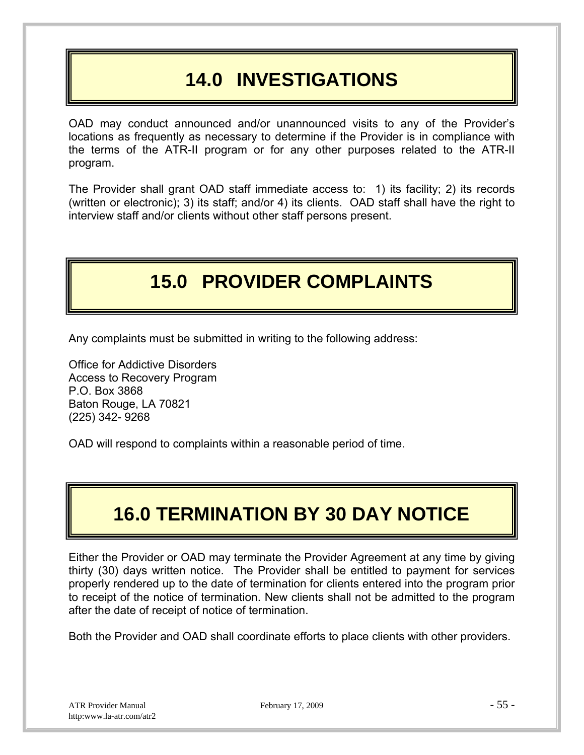# 14.0 INVESTIGATIONS

OAD may conduct announced and/or unannounced visits to any of the Provider's locations as frequently as necessary to determine if the Provider is in compliance with the terms of the ATR-II program or for any other purposes related to the ATR-II program.

The Provider shall grant OAD staff immediate access to: 1) its facility; 2) its records (written or electronic); 3) its staff; and/or 4) its clients. OAD staff shall have the right to interview staff and/or clients without other staff persons present.

# 15.0 PROVIDER COMPLAINTS

Any complaints must be submitted in writing to the following address:

Office for Addictive Disorders
Access to Recovery Program
P.O. Box 3868
Baton Rouge, LA 70821
(225) 342- 9268

OAD will respond to complaints within a reasonable period of time.

# 16.0 TERMINATION BY 30 DAY NOTICE

Either the Provider or OAD may terminate the Provider Agreement at any time by giving thirty (30) days written notice. The Provider shall be entitled to payment for services properly rendered up to the date of termination for clients entered into the program prior to receipt of the notice of termination. New clients shall not be admitted to the program after the date of receipt of notice of termination.

Both the Provider and OAD shall coordinate efforts to place clients with other providers.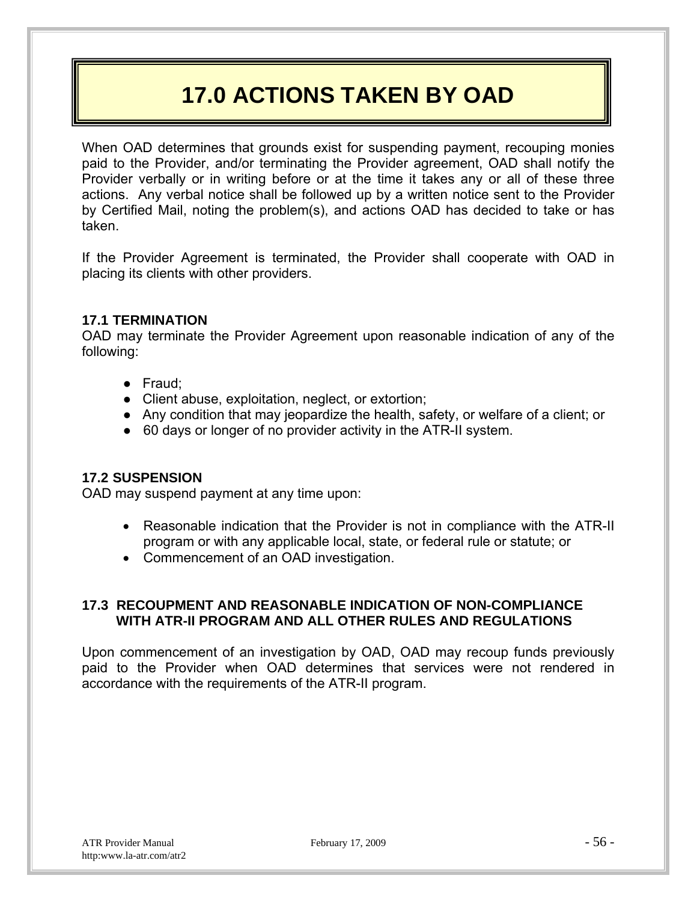# 17.0 ACTIONS TAKEN BY OAD

When OAD determines that grounds exist for suspending payment, recouping monies paid to the Provider, and/or terminating the Provider agreement, OAD shall notify the Provider verbally or in writing before or at the time it takes any or all of these three actions. Any verbal notice shall be followed up by a written notice sent to the Provider by Certified Mail, noting the problem(s), and actions OAD has decided to take or has taken.

If the Provider Agreement is terminated, the Provider shall cooperate with OAD in placing its clients with other providers.

### 17.1 TERMINATION

OAD may terminate the Provider Agreement upon reasonable indication of any of the following:

- Fraud;
- Client abuse, exploitation, neglect, or extortion;
- Any condition that may jeopardize the health, safety, or welfare of a client; or
- 60 days or longer of no provider activity in the ATR-II system.

### 17.2 SUSPENSION

OAD may suspend payment at any time upon:

- Reasonable indication that the Provider is not in compliance with the ATR-II program or with any applicable local, state, or federal rule or statute; or
- Commencement of an OAD investigation.

### 17.3 RECOUPMENT AND REASONABLE INDICATION OF NON-COMPLIANCE WITH ATR-II PROGRAM AND ALL OTHER RULES AND REGULATIONS

Upon commencement of an investigation by OAD, OAD may recoup funds previously paid to the Provider when OAD determines that services were not rendered in accordance with the requirements of the ATR-II program.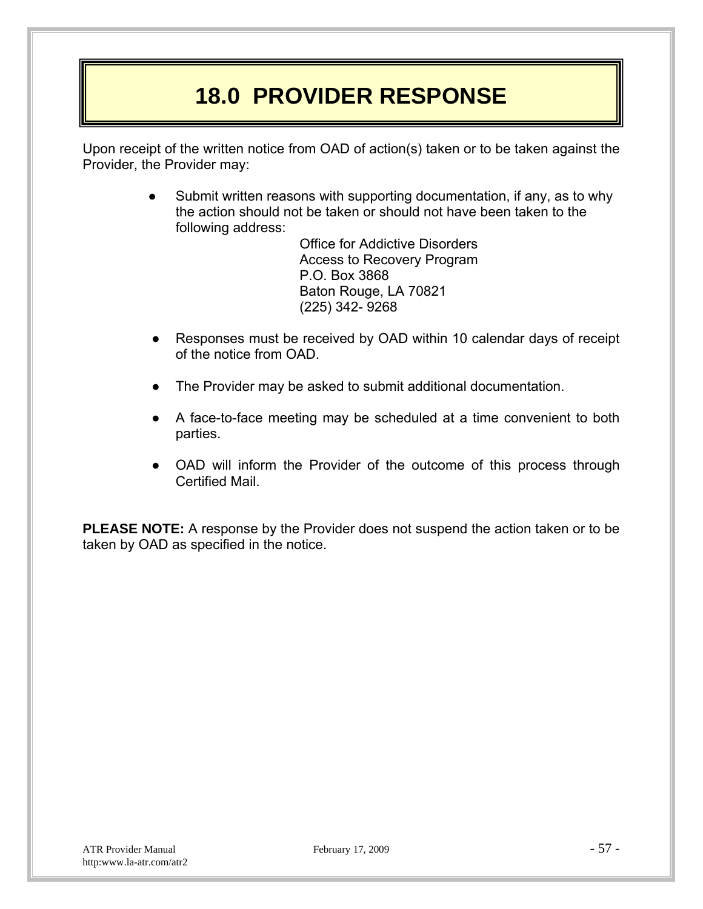# 18.0 PROVIDER RESPONSE

Upon receipt of the written notice from OAD of action(s) taken or to be taken against the Provider, the Provider may:

- Submit written reasons with supporting documentation, if any, as to why the action should not be taken or should not have been taken to the following address:

  Office for Addictive Disorders
  Access to Recovery Program
  P.O. Box 3868
  Baton Rouge, LA 70821
  (225) 342- 9268

- Responses must be received by OAD within 10 calendar days of receipt of the notice from OAD.

- The Provider may be asked to submit additional documentation.

- A face-to-face meeting may be scheduled at a time convenient to both parties.

- OAD will inform the Provider of the outcome of this process through Certified Mail.

**PLEASE NOTE:** A response by the Provider does not suspend the action taken or to be taken by OAD as specified in the notice.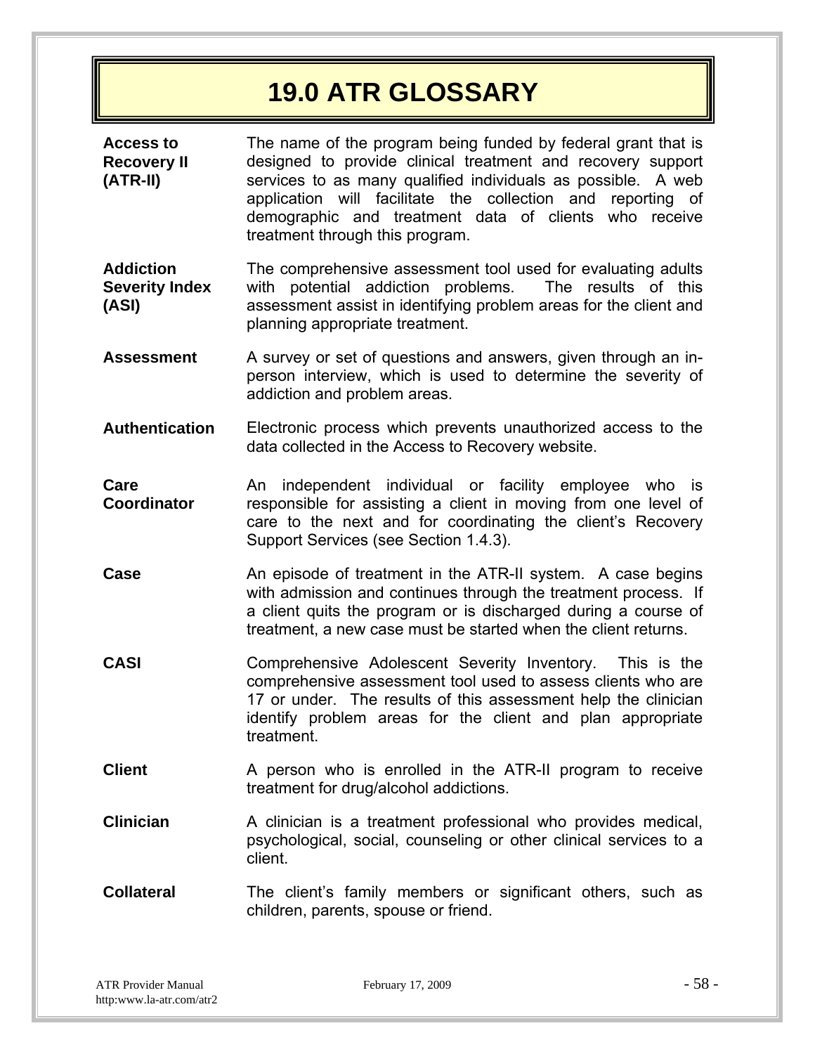# 19.0 ATR GLOSSARY

**Access to Recovery II (ATR-II)** — The name of the program being funded by federal grant that is designed to provide clinical treatment and recovery support services to as many qualified individuals as possible. A web application will facilitate the collection and reporting of demographic and treatment data of clients who receive treatment through this program.

**Addiction Severity Index (ASI)** — The comprehensive assessment tool used for evaluating adults with potential addiction problems. The results of this assessment assist in identifying problem areas for the client and planning appropriate treatment.

**Assessment** — A survey or set of questions and answers, given through an in-person interview, which is used to determine the severity of addiction and problem areas.

**Authentication** — Electronic process which prevents unauthorized access to the data collected in the Access to Recovery website.

**Care Coordinator** — An independent individual or facility employee who is responsible for assisting a client in moving from one level of care to the next and for coordinating the client's Recovery Support Services (see Section 1.4.3).

**Case** — An episode of treatment in the ATR-II system. A case begins with admission and continues through the treatment process. If a client quits the program or is discharged during a course of treatment, a new case must be started when the client returns.

**CASI** — Comprehensive Adolescent Severity Inventory. This is the comprehensive assessment tool used to assess clients who are 17 or under. The results of this assessment help the clinician identify problem areas for the client and plan appropriate treatment.

**Client** — A person who is enrolled in the ATR-II program to receive treatment for drug/alcohol addictions.

**Clinician** — A clinician is a treatment professional who provides medical, psychological, social, counseling or other clinical services to a client.

**Collateral** — The client's family members or significant others, such as children, parents, spouse or friend.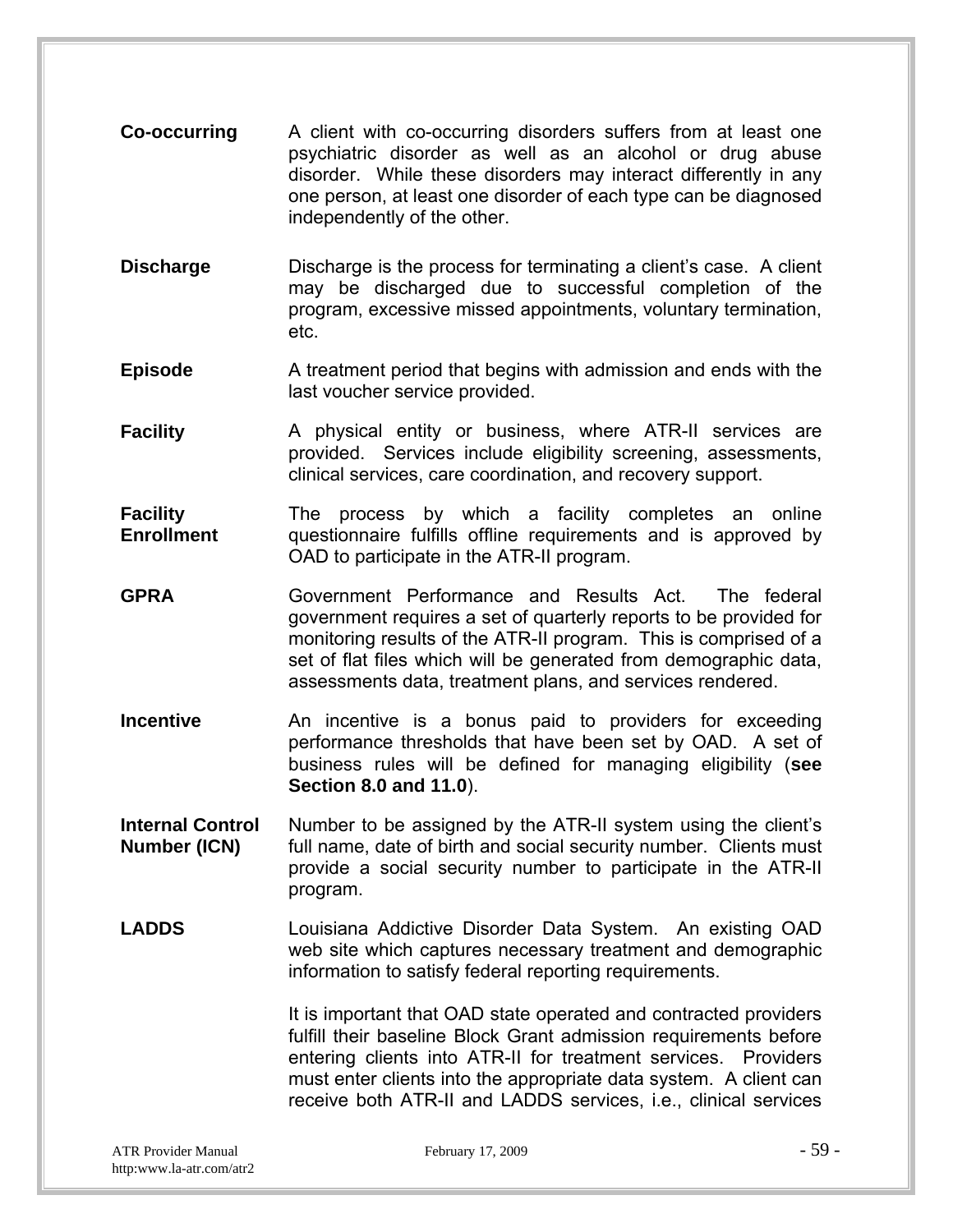**Co-occurring** A client with co-occurring disorders suffers from at least one psychiatric disorder as well as an alcohol or drug abuse disorder. While these disorders may interact differently in any one person, at least one disorder of each type can be diagnosed independently of the other.

**Discharge** Discharge is the process for terminating a client's case. A client may be discharged due to successful completion of the program, excessive missed appointments, voluntary termination, etc.

**Episode** A treatment period that begins with admission and ends with the last voucher service provided.

**Facility** A physical entity or business, where ATR-II services are provided. Services include eligibility screening, assessments, clinical services, care coordination, and recovery support.

**Facility Enrollment** The process by which a facility completes an online questionnaire fulfills offline requirements and is approved by OAD to participate in the ATR-II program.

**GPRA** Government Performance and Results Act. The federal government requires a set of quarterly reports to be provided for monitoring results of the ATR-II program. This is comprised of a set of flat files which will be generated from demographic data, assessments data, treatment plans, and services rendered.

**Incentive** An incentive is a bonus paid to providers for exceeding performance thresholds that have been set by OAD. A set of business rules will be defined for managing eligibility (**see Section 8.0 and 11.0**).

**Internal Control Number (ICN)** Number to be assigned by the ATR-II system using the client's full name, date of birth and social security number. Clients must provide a social security number to participate in the ATR-II program.

**LADDS** Louisiana Addictive Disorder Data System. An existing OAD web site which captures necessary treatment and demographic information to satisfy federal reporting requirements.

It is important that OAD state operated and contracted providers fulfill their baseline Block Grant admission requirements before entering clients into ATR-II for treatment services. Providers must enter clients into the appropriate data system. A client can receive both ATR-II and LADDS services, i.e., clinical services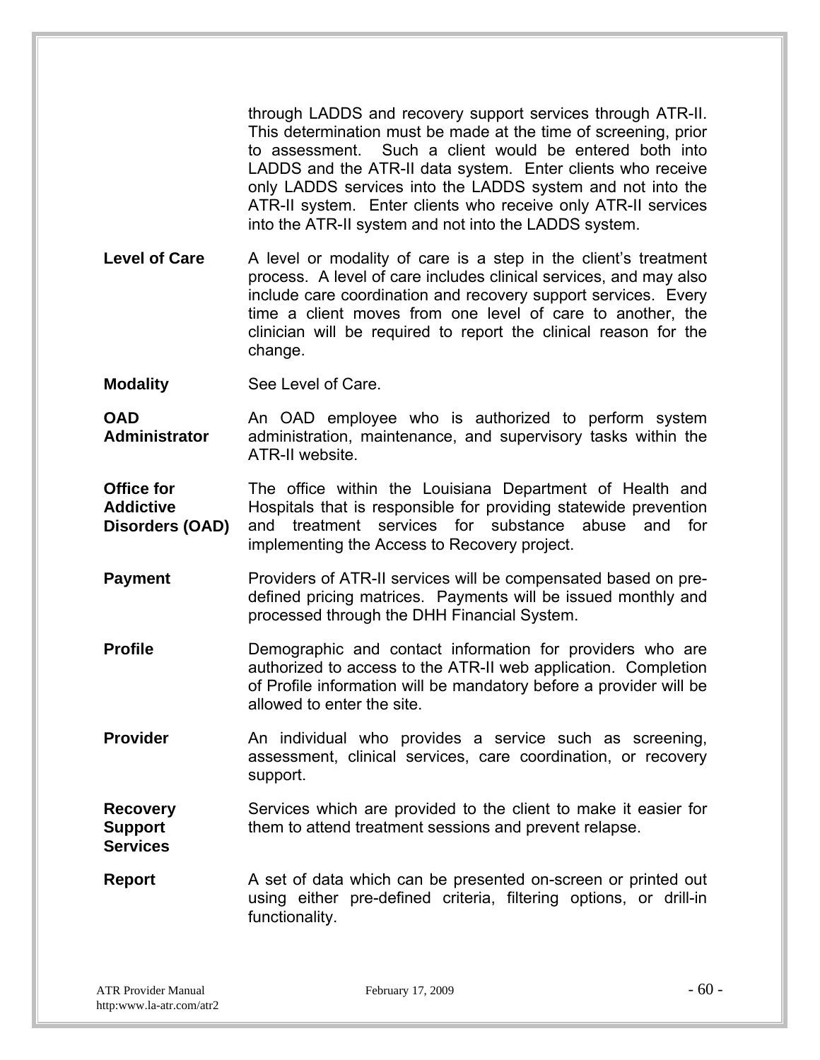through LADDS and recovery support services through ATR-II. This determination must be made at the time of screening, prior to assessment. Such a client would be entered both into LADDS and the ATR-II data system. Enter clients who receive only LADDS services into the LADDS system and not into the ATR-II system. Enter clients who receive only ATR-II services into the ATR-II system and not into the LADDS system.

**Level of Care** A level or modality of care is a step in the client's treatment process. A level of care includes clinical services, and may also include care coordination and recovery support services. Every time a client moves from one level of care to another, the clinician will be required to report the clinical reason for the change.

**Modality** See Level of Care.

**OAD Administrator** An OAD employee who is authorized to perform system administration, maintenance, and supervisory tasks within the ATR-II website.

**Office for Addictive Disorders (OAD)** The office within the Louisiana Department of Health and Hospitals that is responsible for providing statewide prevention and treatment services for substance abuse and for implementing the Access to Recovery project.

**Payment** Providers of ATR-II services will be compensated based on pre-defined pricing matrices. Payments will be issued monthly and processed through the DHH Financial System.

**Profile** Demographic and contact information for providers who are authorized to access to the ATR-II web application. Completion of Profile information will be mandatory before a provider will be allowed to enter the site.

**Provider** An individual who provides a service such as screening, assessment, clinical services, care coordination, or recovery support.

**Recovery Support Services** Services which are provided to the client to make it easier for them to attend treatment sessions and prevent relapse.

**Report** A set of data which can be presented on-screen or printed out using either pre-defined criteria, filtering options, or drill-in functionality.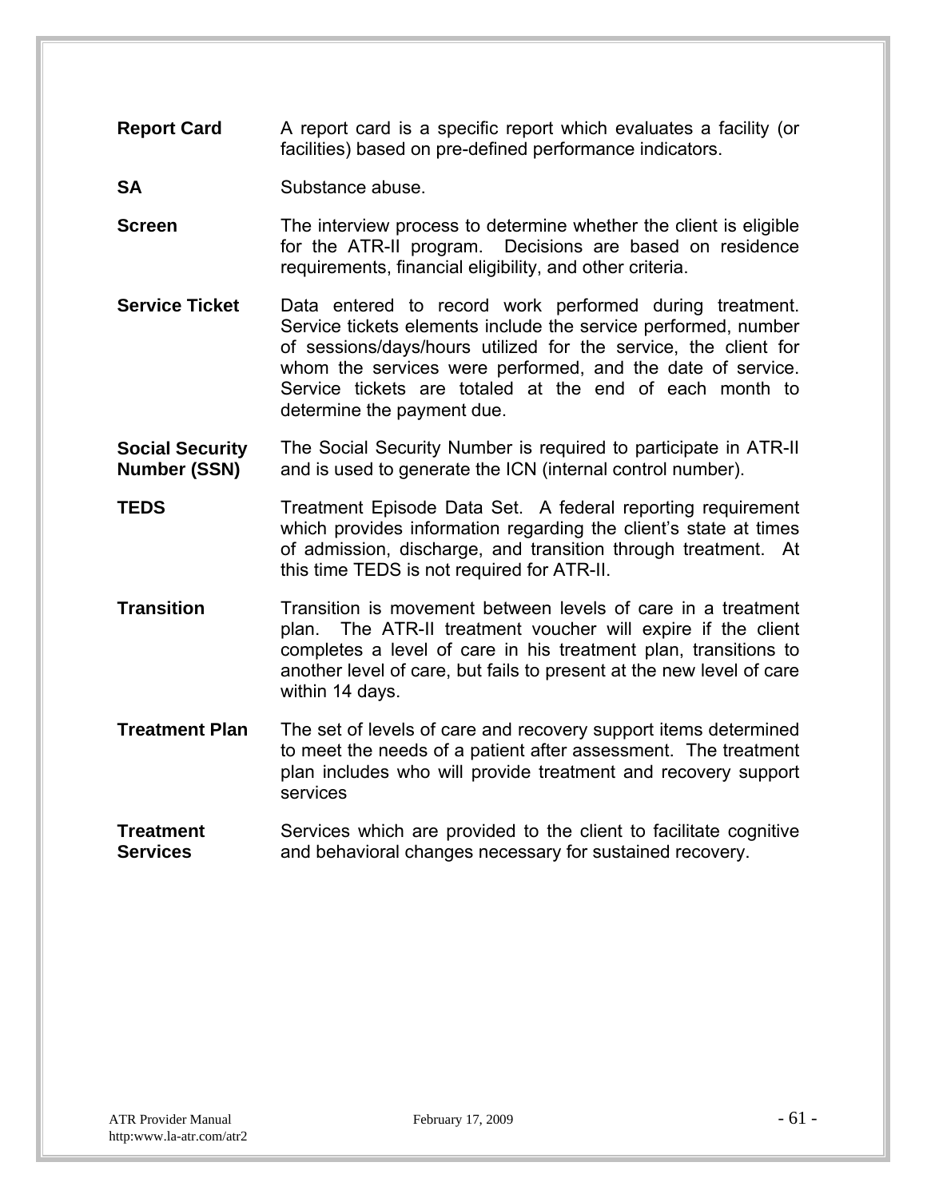**Report Card** A report card is a specific report which evaluates a facility (or facilities) based on pre-defined performance indicators.

**SA** Substance abuse.

**Screen** The interview process to determine whether the client is eligible for the ATR-II program. Decisions are based on residence requirements, financial eligibility, and other criteria.

**Service Ticket** Data entered to record work performed during treatment. Service tickets elements include the service performed, number of sessions/days/hours utilized for the service, the client for whom the services were performed, and the date of service. Service tickets are totaled at the end of each month to determine the payment due.

**Social Security Number (SSN)** The Social Security Number is required to participate in ATR-II and is used to generate the ICN (internal control number).

**TEDS** Treatment Episode Data Set. A federal reporting requirement which provides information regarding the client's state at times of admission, discharge, and transition through treatment. At this time TEDS is not required for ATR-II.

**Transition** Transition is movement between levels of care in a treatment plan. The ATR-II treatment voucher will expire if the client completes a level of care in his treatment plan, transitions to another level of care, but fails to present at the new level of care within 14 days.

**Treatment Plan** The set of levels of care and recovery support items determined to meet the needs of a patient after assessment. The treatment plan includes who will provide treatment and recovery support services

**Treatment Services** Services which are provided to the client to facilitate cognitive and behavioral changes necessary for sustained recovery.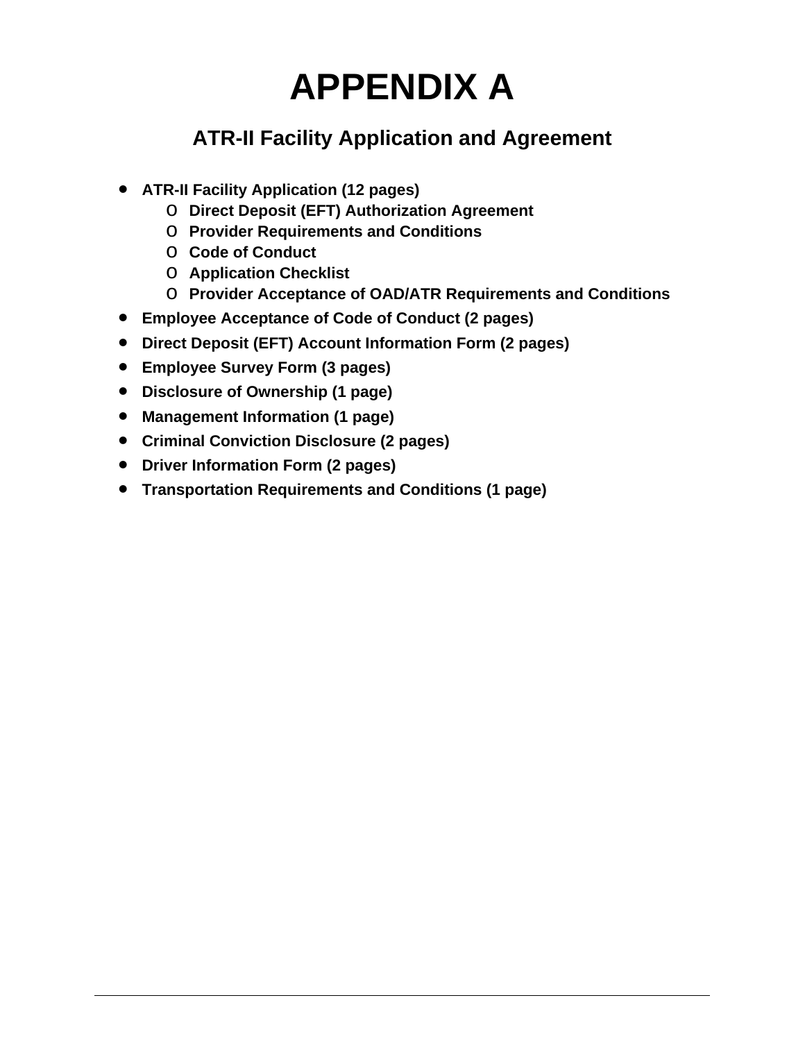# APPENDIX A

## ATR-II Facility Application and Agreement

- **ATR-II Facility Application (12 pages)**
  - **Direct Deposit (EFT) Authorization Agreement**
  - **Provider Requirements and Conditions**
  - **Code of Conduct**
  - **Application Checklist**
  - **Provider Acceptance of OAD/ATR Requirements and Conditions**
- **Employee Acceptance of Code of Conduct (2 pages)**
- **Direct Deposit (EFT) Account Information Form (2 pages)**
- **Employee Survey Form (3 pages)**
- **Disclosure of Ownership (1 page)**
- **Management Information (1 page)**
- **Criminal Conviction Disclosure (2 pages)**
- **Driver Information Form (2 pages)**
- **Transportation Requirements and Conditions (1 page)**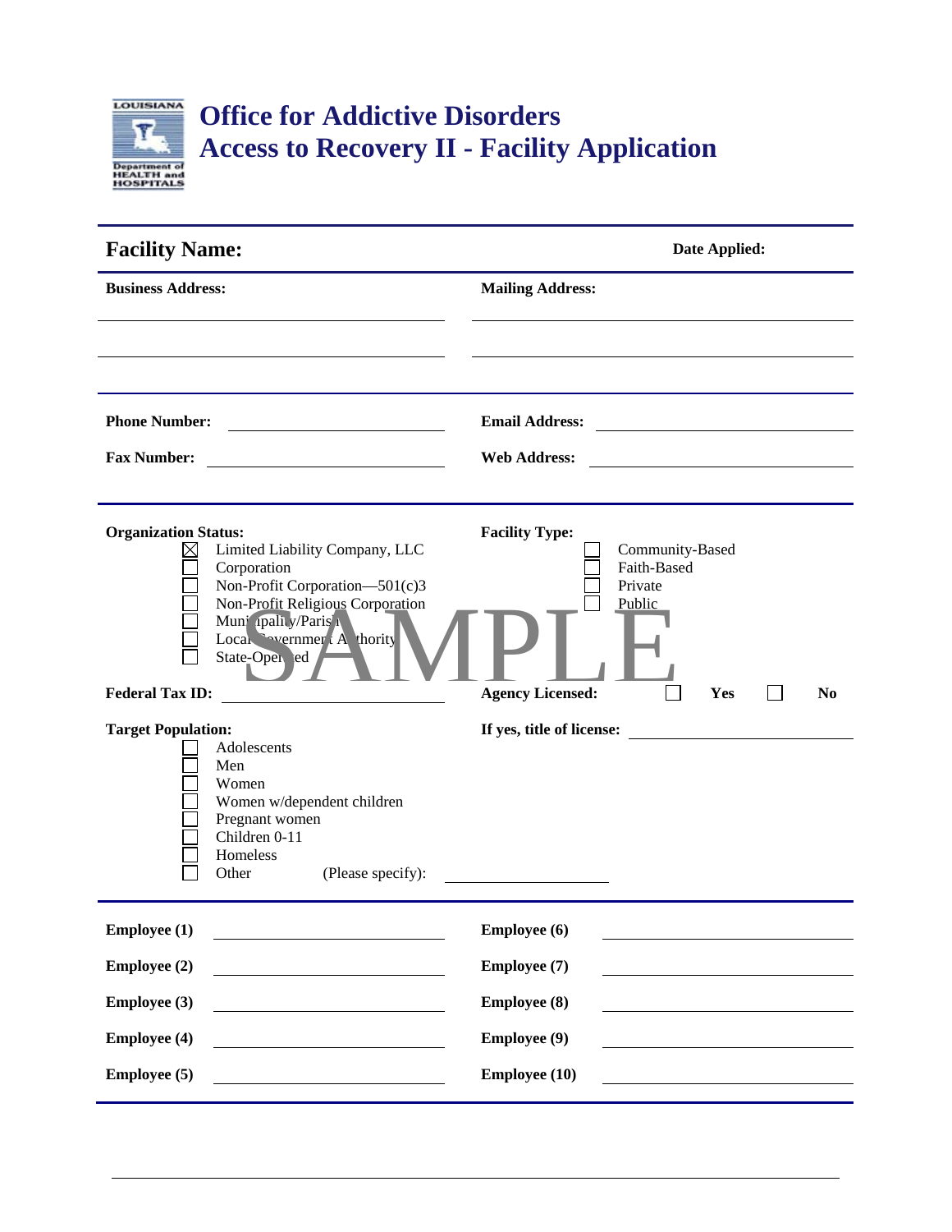# Office for Addictive Disorders
# Access to Recovery II - Facility Application

**Facility Name:** **Date Applied:**

**Business Address:** ____________________

**Mailing Address:** ____________________

**Phone Number:** ____________________

**Email Address:** ____________________

**Fax Number:** ____________________

**Web Address:** ____________________

**Organization Status:**

- ☒ Limited Liability Company, LLC
- ☐ Corporation
- ☐ Non-Profit Corporation—501(c)3
- ☐ Non-Profit Religious Corporation
- ☐ Municipality/Parish
- ☐ Local Government Authority
- ☐ State-Operated

**Facility Type:**

- ☐ Community-Based
- ☐ Faith-Based
- ☐ Private
- ☐ Public

SAMPLE

**Federal Tax ID:** ____________________

**Agency Licensed:** ☐ **Yes** ☐ **No**

**If yes, title of license:** ____________________

**Target Population:**

- ☐ Adolescents
- ☐ Men
- ☐ Women
- ☐ Women w/dependent children
- ☐ Pregnant women
- ☐ Children 0-11
- ☐ Homeless
- ☐ Other (Please specify): ____________________

**Employee (1)** ____________________

**Employee (2)** ____________________

**Employee (3)** ____________________

**Employee (4)** ____________________

**Employee (5)** ____________________

**Employee (6)** ____________________

**Employee (7)** ____________________

**Employee (8)** ____________________

**Employee (9)** ____________________

**Employee (10)** ____________________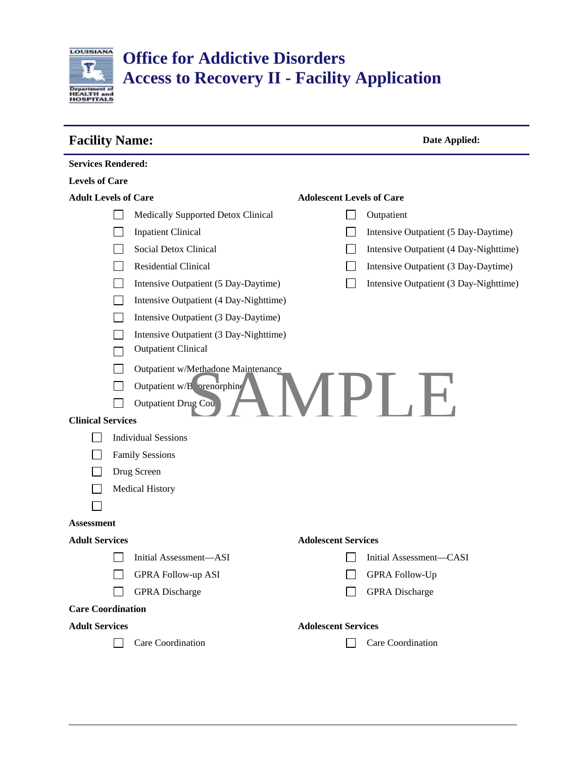# Office for Addictive Disorders
# Access to Recovery II - Facility Application

## Facility Name:

**Date Applied:**

**Services Rendered:**

**Levels of Care**

**Adult Levels of Care**

- ☐ Medically Supported Detox Clinical
- ☐ Inpatient Clinical
- ☐ Social Detox Clinical
- ☐ Residential Clinical
- ☐ Intensive Outpatient (5 Day-Daytime)
- ☐ Intensive Outpatient (4 Day-Nighttime)
- ☐ Intensive Outpatient (3 Day-Daytime)
- ☐ Intensive Outpatient (3 Day-Nighttime)
- ☐ Outpatient Clinical
- ☐ Outpatient w/Methadone Maintenance
- ☐ Outpatient w/B prenorphine
- ☐ Outpatient Drug Cou

**Adolescent Levels of Care**

- ☐ Outpatient
- ☐ Intensive Outpatient (5 Day-Daytime)
- ☐ Intensive Outpatient (4 Day-Nighttime)
- ☐ Intensive Outpatient (3 Day-Daytime)
- ☐ Intensive Outpatient (3 Day-Nighttime)

SAMPLE

**Clinical Services**

- ☐ Individual Sessions
- ☐ Family Sessions
- ☐ Drug Screen
- ☐ Medical History
- ☐

**Assessment**

**Adult Services**

- ☐ Initial Assessment—ASI
- ☐ GPRA Follow-up ASI
- ☐ GPRA Discharge

**Adolescent Services**

- ☐ Initial Assessment—CASI
- ☐ GPRA Follow-Up
- ☐ GPRA Discharge

**Care Coordination**

**Adult Services**

- ☐ Care Coordination

**Adolescent Services**

- ☐ Care Coordination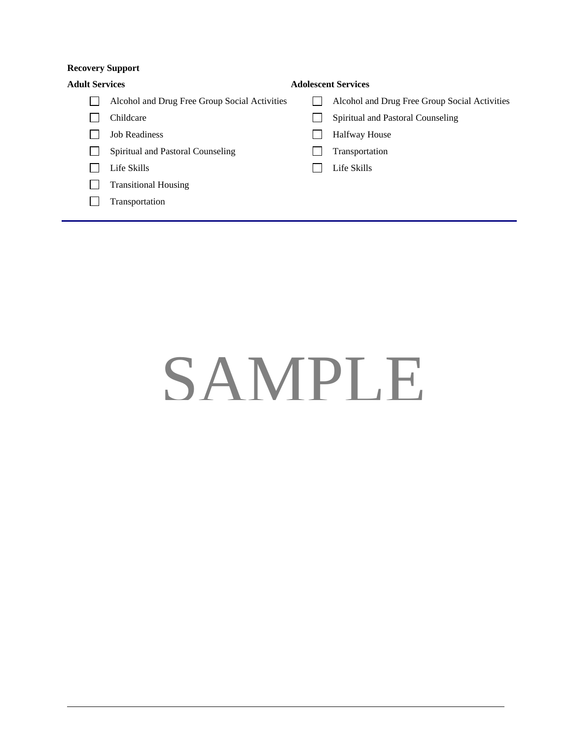**Recovery Support**

**Adult Services**

- [ ] Alcohol and Drug Free Group Social Activities
- [ ] Childcare
- [ ] Job Readiness
- [ ] Spiritual and Pastoral Counseling
- [ ] Life Skills
- [ ] Transitional Housing
- [ ] Transportation

**Adolescent Services**

- [ ] Alcohol and Drug Free Group Social Activities
- [ ] Spiritual and Pastoral Counseling
- [ ] Halfway House
- [ ] Transportation
- [ ] Life Skills

SAMPLE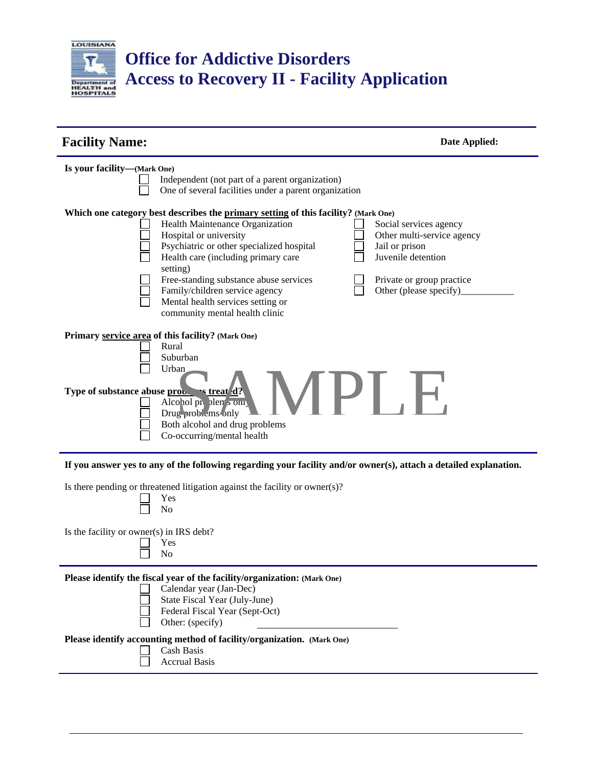LOUISIANA Department of HEALTH and HOSPITALS

# Office for Addictive Disorders
# Access to Recovery II - Facility Application

---

## Facility Name:

**Date Applied:**

---

**Is your facility—(Mark One)**

- ☐ Independent (not part of a parent organization)
- ☐ One of several facilities under a parent organization

**Which one category best describes the primary setting of this facility? (Mark One)**

- ☐ Health Maintenance Organization
- ☐ Hospital or university
- ☐ Psychiatric or other specialized hospital
- ☐ Health care (including primary care setting)
- ☐ Free-standing substance abuse services
- ☐ Family/children service agency
- ☐ Mental health services setting or community mental health clinic
- ☐ Social services agency
- ☐ Other multi-service agency
- ☐ Jail or prison
- ☐ Juvenile detention
- ☐ Private or group practice
- ☐ Other (please specify)___________

**Primary service area of this facility? (Mark One)**

- ☐ Rural
- ☐ Suburban
- ☐ Urban

**Type of substance abuse problems treated?**

- ☐ Alcohol problems only
- ☐ Drug problems only
- ☐ Both alcohol and drug problems
- ☐ Co-occurring/mental health

SAMPLE

---

**If you answer yes to any of the following regarding your facility and/or owner(s), attach a detailed explanation.**

Is there pending or threatened litigation against the facility or owner(s)?

- ☐ Yes
- ☐ No

Is the facility or owner(s) in IRS debt?

- ☐ Yes
- ☐ No

---

**Please identify the fiscal year of the facility/organization: (Mark One)**

- ☐ Calendar year (Jan-Dec)
- ☐ State Fiscal Year (July-June)
- ☐ Federal Fiscal Year (Sept-Oct)
- ☐ Other: (specify) ____________________

**Please identify accounting method of facility/organization. (Mark One)**

- ☐ Cash Basis
- ☐ Accrual Basis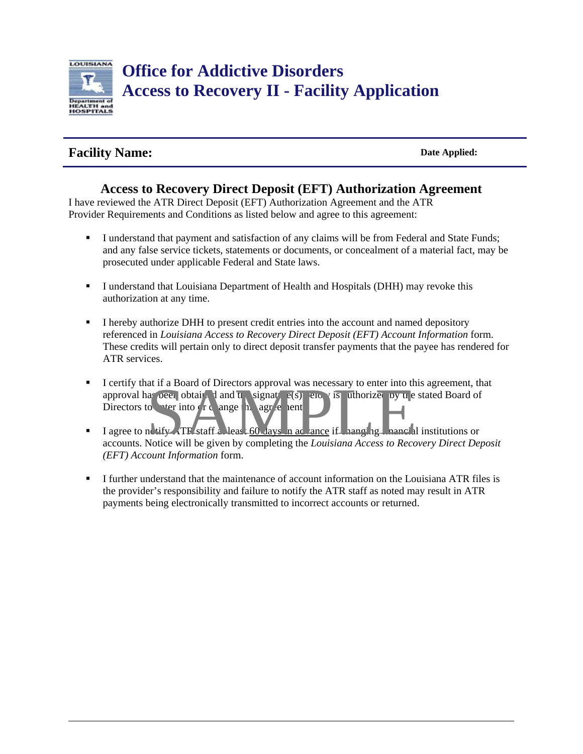# Office for Addictive Disorders
# Access to Recovery II - Facility Application

**Facility Name:** **Date Applied:**

## Access to Recovery Direct Deposit (EFT) Authorization Agreement

I have reviewed the ATR Direct Deposit (EFT) Authorization Agreement and the ATR Provider Requirements and Conditions as listed below and agree to this agreement:

- I understand that payment and satisfaction of any claims will be from Federal and State Funds; and any false service tickets, statements or documents, or concealment of a material fact, may be prosecuted under applicable Federal and State laws.
- I understand that Louisiana Department of Health and Hospitals (DHH) may revoke this authorization at any time.
- I hereby authorize DHH to present credit entries into the account and named depository referenced in *Louisiana Access to Recovery Direct Deposit (EFT) Account Information* form. These credits will pertain only to direct deposit transfer payments that the payee has rendered for ATR services.
- I certify that if a Board of Directors approval was necessary to enter into this agreement, that approval has been obtained and the signature(s) below is authorized by the stated Board of Directors to enter into or change this agreement.
- I agree to notify ATR staff at least 60 days in advance if changing financial institutions or accounts. Notice will be given by completing the *Louisiana Access to Recovery Direct Deposit (EFT) Account Information* form.
- I further understand that the maintenance of account information on the Louisiana ATR files is the provider's responsibility and failure to notify the ATR staff as noted may result in ATR payments being electronically transmitted to incorrect accounts or returned.

SAMPLE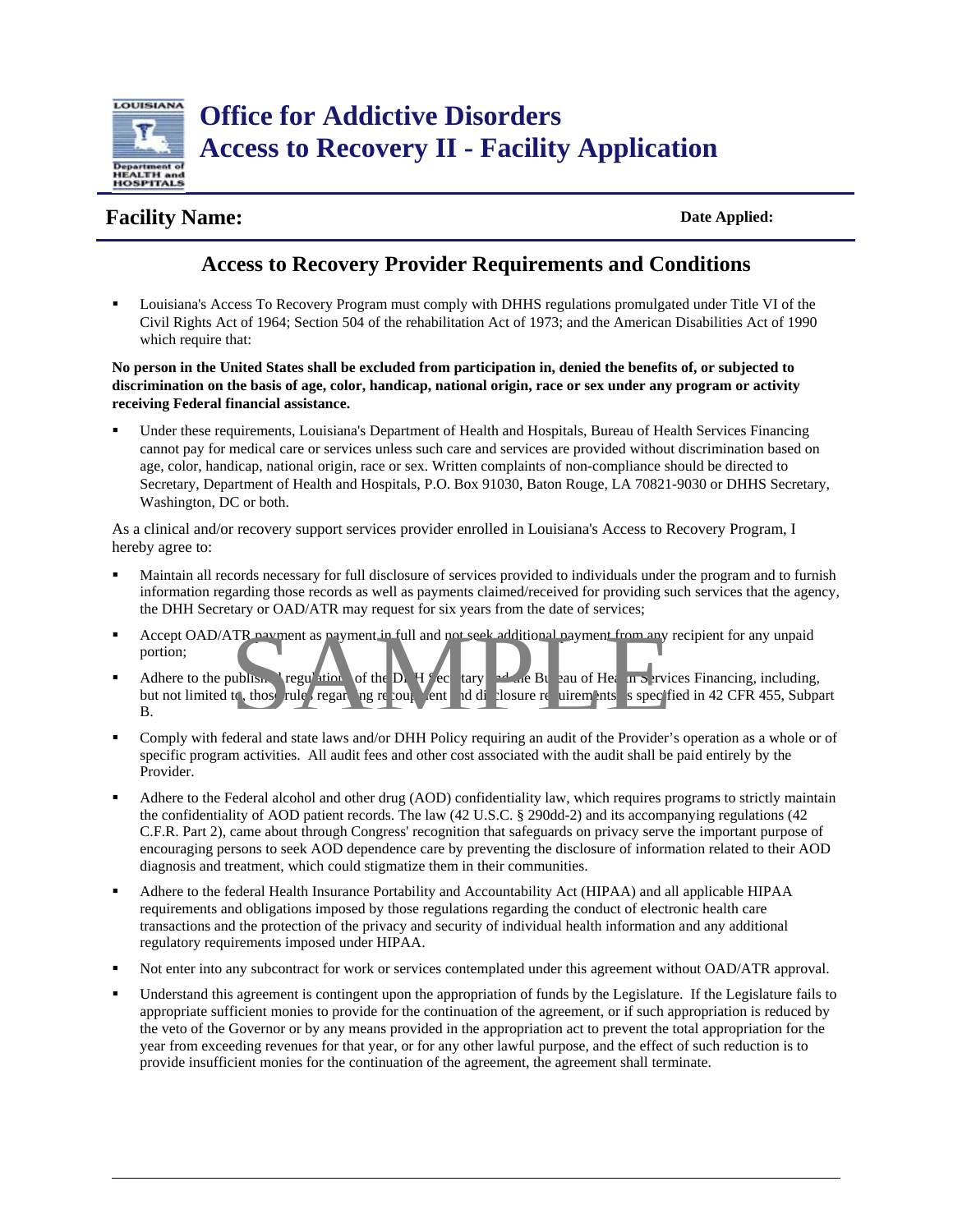# Office for Addictive Disorders
# Access to Recovery II - Facility Application

**Facility Name:** **Date Applied:**

## Access to Recovery Provider Requirements and Conditions

- Louisiana's Access To Recovery Program must comply with DHHS regulations promulgated under Title VI of the Civil Rights Act of 1964; Section 504 of the rehabilitation Act of 1973; and the American Disabilities Act of 1990 which require that:

**No person in the United States shall be excluded from participation in, denied the benefits of, or subjected to discrimination on the basis of age, color, handicap, national origin, race or sex under any program or activity receiving Federal financial assistance.**

- Under these requirements, Louisiana's Department of Health and Hospitals, Bureau of Health Services Financing cannot pay for medical care or services unless such care and services are provided without discrimination based on age, color, handicap, national origin, race or sex. Written complaints of non-compliance should be directed to Secretary, Department of Health and Hospitals, P.O. Box 91030, Baton Rouge, LA 70821-9030 or DHHS Secretary, Washington, DC or both.

As a clinical and/or recovery support services provider enrolled in Louisiana's Access to Recovery Program, I hereby agree to:

- Maintain all records necessary for full disclosure of services provided to individuals under the program and to furnish information regarding those records as well as payments claimed/received for providing such services that the agency, the DHH Secretary or OAD/ATR may request for six years from the date of services;
- Accept OAD/ATR payment as payment in full and not seek additional payment from any recipient for any unpaid portion;
- Adhere to the published regulations of the DHH Secretary and the Bureau of Health Services Financing, including, but not limited to, those rules regarding recoupment and disclosure requirements as specified in 42 CFR 455, Subpart B.
- Comply with federal and state laws and/or DHH Policy requiring an audit of the Provider's operation as a whole or of specific program activities. All audit fees and other cost associated with the audit shall be paid entirely by the Provider.
- Adhere to the Federal alcohol and other drug (AOD) confidentiality law, which requires programs to strictly maintain the confidentiality of AOD patient records. The law (42 U.S.C. § 290dd-2) and its accompanying regulations (42 C.F.R. Part 2), came about through Congress' recognition that safeguards on privacy serve the important purpose of encouraging persons to seek AOD dependence care by preventing the disclosure of information related to their AOD diagnosis and treatment, which could stigmatize them in their communities.
- Adhere to the federal Health Insurance Portability and Accountability Act (HIPAA) and all applicable HIPAA requirements and obligations imposed by those regulations regarding the conduct of electronic health care transactions and the protection of the privacy and security of individual health information and any additional regulatory requirements imposed under HIPAA.
- Not enter into any subcontract for work or services contemplated under this agreement without OAD/ATR approval.
- Understand this agreement is contingent upon the appropriation of funds by the Legislature. If the Legislature fails to appropriate sufficient monies to provide for the continuation of the agreement, or if such appropriation is reduced by the veto of the Governor or by any means provided in the appropriation act to prevent the total appropriation for the year from exceeding revenues for that year, or for any other lawful purpose, and the effect of such reduction is to provide insufficient monies for the continuation of the agreement, the agreement shall terminate.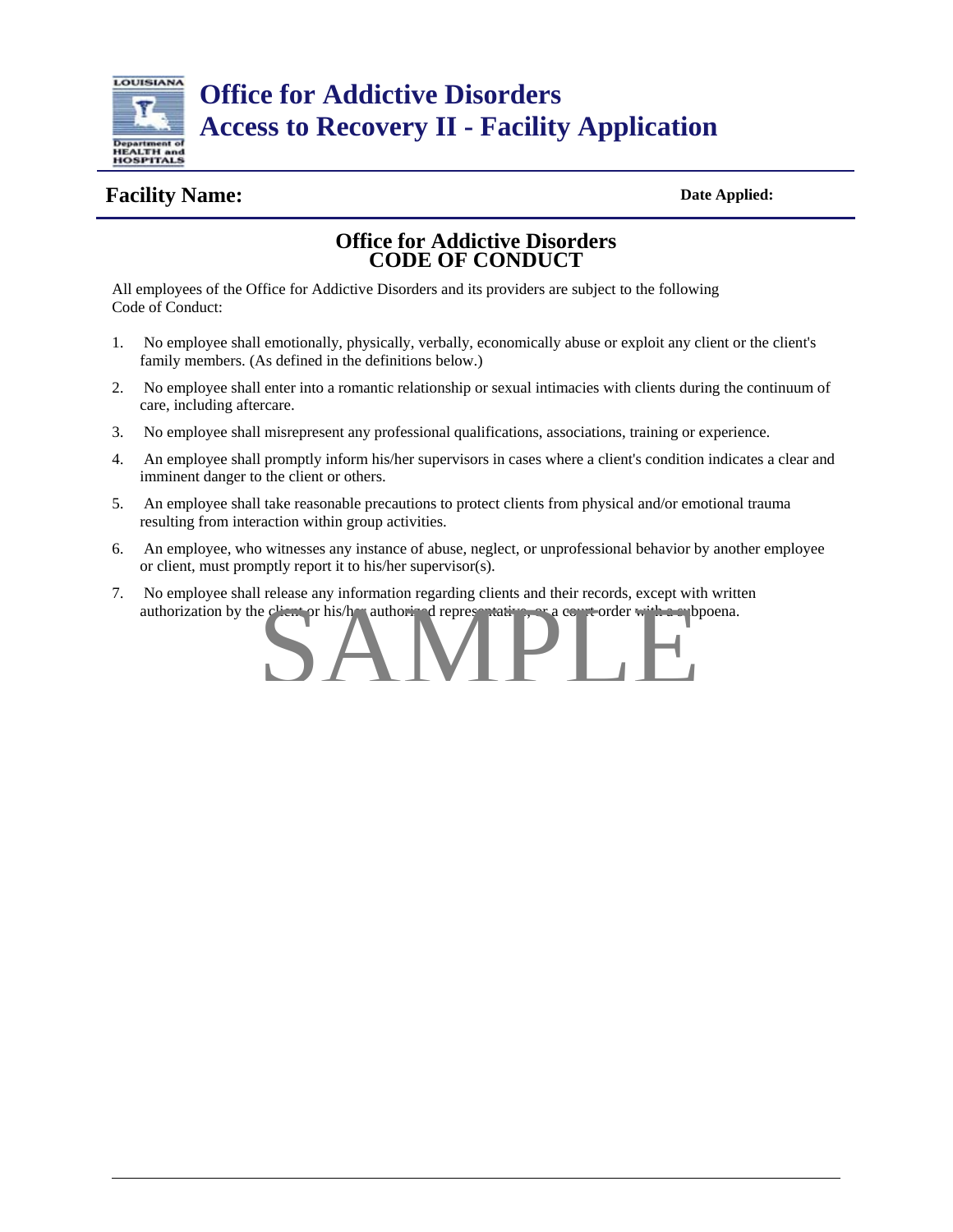# Office for Addictive Disorders
# Access to Recovery II - Facility Application

**Facility Name:** **Date Applied:**

## Office for Addictive Disorders
## CODE OF CONDUCT

All employees of the Office for Addictive Disorders and its providers are subject to the following Code of Conduct:

1. No employee shall emotionally, physically, verbally, economically abuse or exploit any client or the client's family members. (As defined in the definitions below.)
2. No employee shall enter into a romantic relationship or sexual intimacies with clients during the continuum of care, including aftercare.
3. No employee shall misrepresent any professional qualifications, associations, training or experience.
4. An employee shall promptly inform his/her supervisors in cases where a client's condition indicates a clear and imminent danger to the client or others.
5. An employee shall take reasonable precautions to protect clients from physical and/or emotional trauma resulting from interaction within group activities.
6. An employee, who witnesses any instance of abuse, neglect, or unprofessional behavior by another employee or client, must promptly report it to his/her supervisor(s).
7. No employee shall release any information regarding clients and their records, except with written authorization by the client or his/her authorized representative, or a court order with a subpoena.

SAMPLE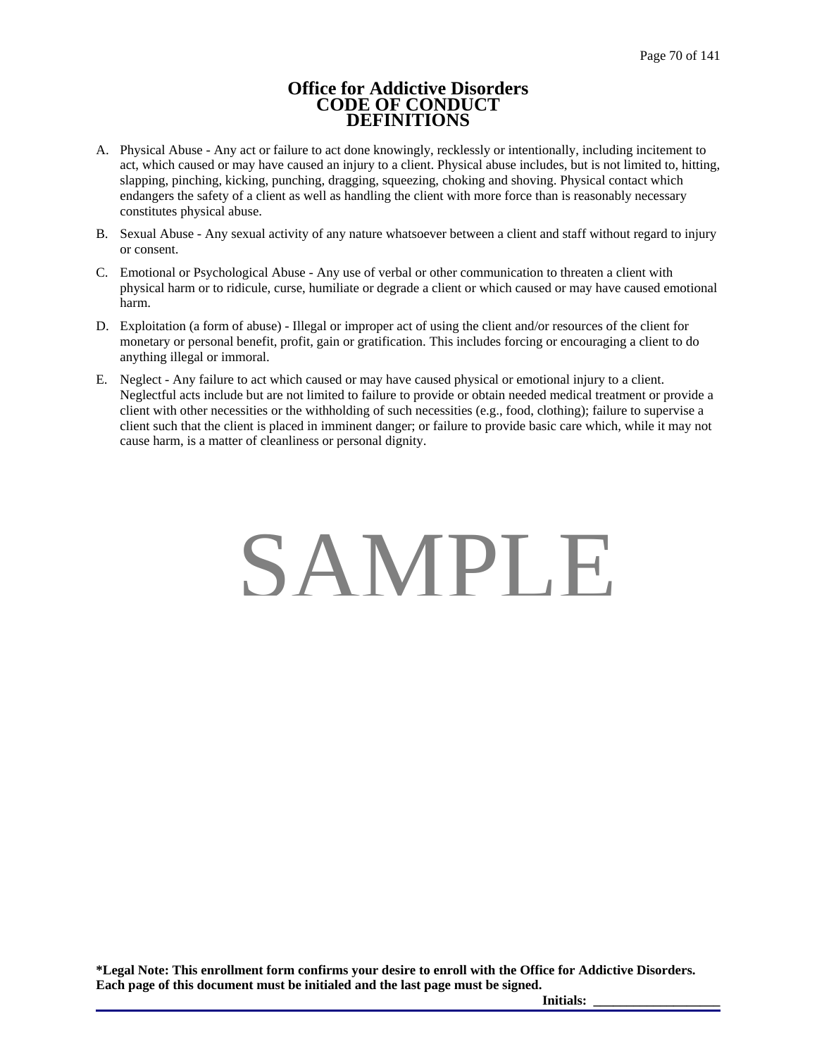# Office for Addictive Disorders
## CODE OF CONDUCT
## DEFINITIONS

A. Physical Abuse - Any act or failure to act done knowingly, recklessly or intentionally, including incitement to act, which caused or may have caused an injury to a client. Physical abuse includes, but is not limited to, hitting, slapping, pinching, kicking, punching, dragging, squeezing, choking and shoving. Physical contact which endangers the safety of a client as well as handling the client with more force than is reasonably necessary constitutes physical abuse.

B. Sexual Abuse - Any sexual activity of any nature whatsoever between a client and staff without regard to injury or consent.

C. Emotional or Psychological Abuse - Any use of verbal or other communication to threaten a client with physical harm or to ridicule, curse, humiliate or degrade a client or which caused or may have caused emotional harm.

D. Exploitation (a form of abuse) - Illegal or improper act of using the client and/or resources of the client for monetary or personal benefit, profit, gain or gratification. This includes forcing or encouraging a client to do anything illegal or immoral.

E. Neglect - Any failure to act which caused or may have caused physical or emotional injury to a client. Neglectful acts include but are not limited to failure to provide or obtain needed medical treatment or provide a client with other necessities or the withholding of such necessities (e.g., food, clothing); failure to supervise a client such that the client is placed in imminent danger; or failure to provide basic care which, while it may not cause harm, is a matter of cleanliness or personal dignity.

**\*Legal Note: This enrollment form confirms your desire to enroll with the Office for Addictive Disorders. Each page of this document must be initialed and the last page must be signed.**

**Initials:** ___________________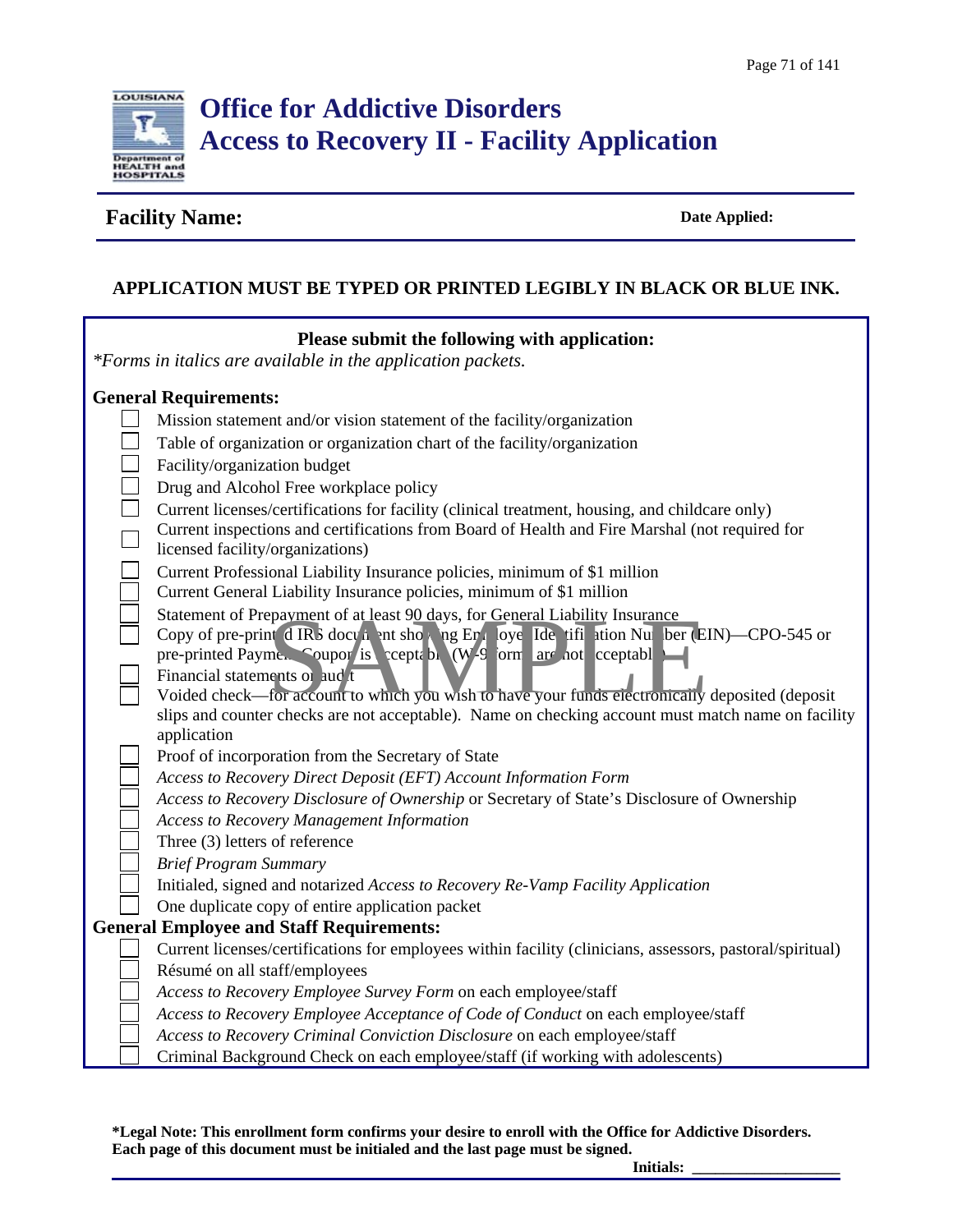# Office for Addictive Disorders
# Access to Recovery II - Facility Application

**Facility Name:** **Date Applied:**

**APPLICATION MUST BE TYPED OR PRINTED LEGIBLY IN BLACK OR BLUE INK.**

**Please submit the following with application:**

*\*Forms in italics are available in the application packets.*

**General Requirements:**

- ☐ Mission statement and/or vision statement of the facility/organization
- ☐ Table of organization or organization chart of the facility/organization
- ☐ Facility/organization budget
- ☐ Drug and Alcohol Free workplace policy
- ☐ Current licenses/certifications for facility (clinical treatment, housing, and childcare only)
- ☐ Current inspections and certifications from Board of Health and Fire Marshal (not required for licensed facility/organizations)
- ☐ Current Professional Liability Insurance policies, minimum of $1 million
- ☐ Current General Liability Insurance policies, minimum of $1 million
- ☐ Statement of Prepayment of at least 90 days, for General Liability Insurance
- ☐ Copy of pre-printed IRS document showing Employer Identification Number (EIN)—CPO-545 or pre-printed Payment Coupon is acceptable (W-9 forms are not acceptable)
- ☐ Financial statements or audit
- ☐ Voided check—for account to which you wish to have your funds electronically deposited (deposit slips and counter checks are not acceptable). Name on checking account must match name on facility application
- ☐ Proof of incorporation from the Secretary of State
- ☐ *Access to Recovery Direct Deposit (EFT) Account Information Form*
- ☐ *Access to Recovery Disclosure of Ownership* or Secretary of State's Disclosure of Ownership
- ☐ *Access to Recovery Management Information*
- ☐ Three (3) letters of reference
- ☐ *Brief Program Summary*
- ☐ Initialed, signed and notarized *Access to Recovery Re-Vamp Facility Application*
- ☐ One duplicate copy of entire application packet

**General Employee and Staff Requirements:**

- ☐ Current licenses/certifications for employees within facility (clinicians, assessors, pastoral/spiritual)
- ☐ Résumé on all staff/employees
- ☐ *Access to Recovery Employee Survey Form* on each employee/staff
- ☐ *Access to Recovery Employee Acceptance of Code of Conduct* on each employee/staff
- ☐ *Access to Recovery Criminal Conviction Disclosure* on each employee/staff
- ☐ Criminal Background Check on each employee/staff (if working with adolescents)

**\*Legal Note: This enrollment form confirms your desire to enroll with the Office for Addictive Disorders. Each page of this document must be initialed and the last page must be signed.**

**Initials:** ___________________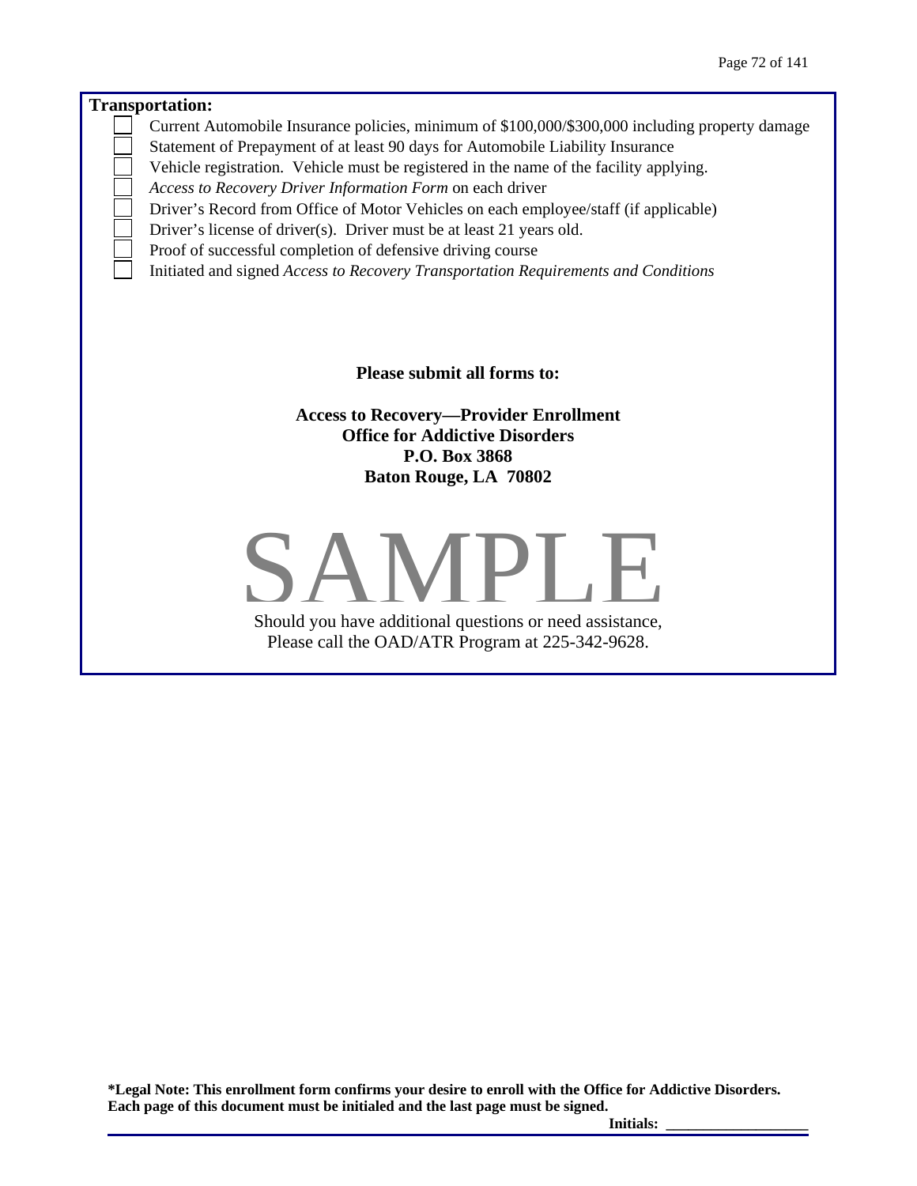**Transportation:**

- [ ] Current Automobile Insurance policies, minimum of $100,000/$300,000 including property damage
- [ ] Statement of Prepayment of at least 90 days for Automobile Liability Insurance
- [ ] Vehicle registration. Vehicle must be registered in the name of the facility applying.
- [ ] *Access to Recovery Driver Information Form* on each driver
- [ ] Driver's Record from Office of Motor Vehicles on each employee/staff (if applicable)
- [ ] Driver's license of driver(s). Driver must be at least 21 years old.
- [ ] Proof of successful completion of defensive driving course
- [ ] Initiated and signed *Access to Recovery Transportation Requirements and Conditions*

**Please submit all forms to:**

**Access to Recovery—Provider Enrollment**
**Office for Addictive Disorders**
**P.O. Box 3868**
**Baton Rouge, LA 70802**

SAMPLE

Should you have additional questions or need assistance,
Please call the OAD/ATR Program at 225-342-9628.

***Legal Note: This enrollment form confirms your desire to enroll with the Office for Addictive Disorders. Each page of this document must be initialed and the last page must be signed.**

**Initials:** ___________________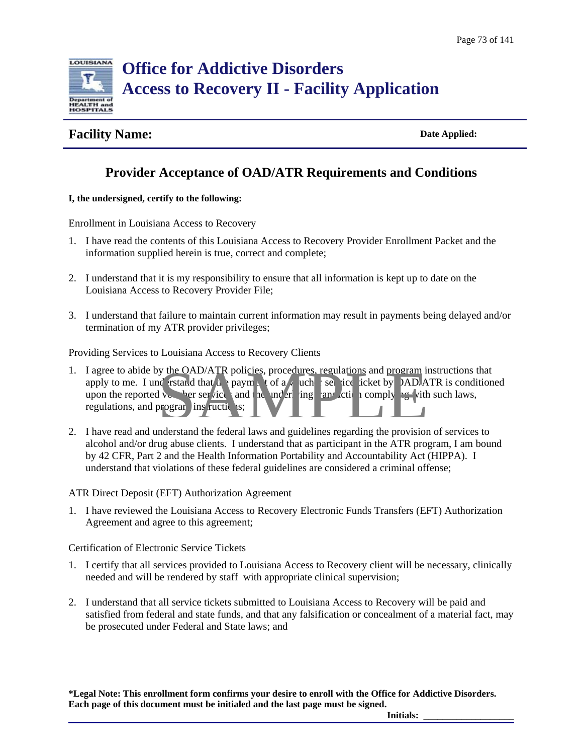# Office for Addictive Disorders
# Access to Recovery II - Facility Application

**Facility Name:** **Date Applied:**

## Provider Acceptance of OAD/ATR Requirements and Conditions

**I, the undersigned, certify to the following:**

Enrollment in Louisiana Access to Recovery

1. I have read the contents of this Louisiana Access to Recovery Provider Enrollment Packet and the information supplied herein is true, correct and complete;
2. I understand that it is my responsibility to ensure that all information is kept up to date on the Louisiana Access to Recovery Provider File;
3. I understand that failure to maintain current information may result in payments being delayed and/or termination of my ATR provider privileges;

Providing Services to Louisiana Access to Recovery Clients

1. I agree to abide by the OAD/ATR policies, procedures, regulations and program instructions that apply to me. I understand that the payment of a voucher service ticket by OAD/ATR is conditioned upon the reported voucher service and the underlying transaction complying with such laws, regulations, and program instructions;
2. I have read and understand the federal laws and guidelines regarding the provision of services to alcohol and/or drug abuse clients. I understand that as participant in the ATR program, I am bound by 42 CFR, Part 2 and the Health Information Portability and Accountability Act (HIPPA). I understand that violations of these federal guidelines are considered a criminal offense;

ATR Direct Deposit (EFT) Authorization Agreement

1. I have reviewed the Louisiana Access to Recovery Electronic Funds Transfers (EFT) Authorization Agreement and agree to this agreement;

Certification of Electronic Service Tickets

1. I certify that all services provided to Louisiana Access to Recovery client will be necessary, clinically needed and will be rendered by staff with appropriate clinical supervision;
2. I understand that all service tickets submitted to Louisiana Access to Recovery will be paid and satisfied from federal and state funds, and that any falsification or concealment of a material fact, may be prosecuted under Federal and State laws; and

**\*Legal Note: This enrollment form confirms your desire to enroll with the Office for Addictive Disorders. Each page of this document must be initialed and the last page must be signed.**

**Initials:** ___________________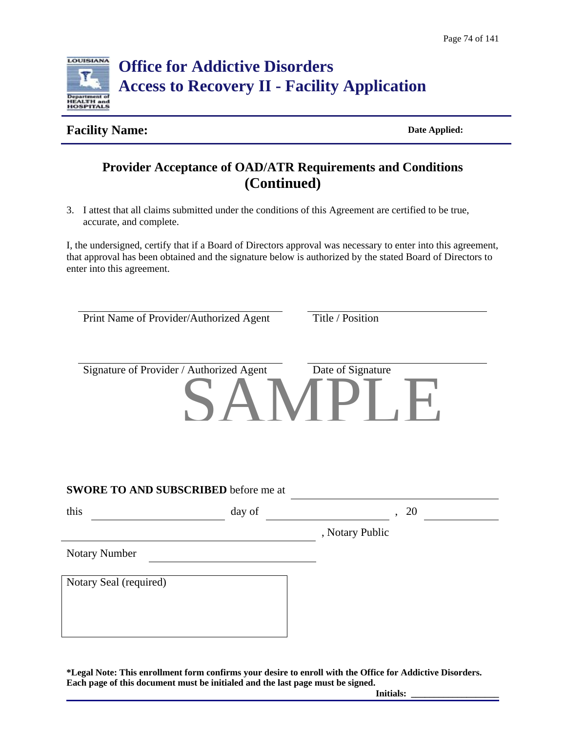# Office for Addictive Disorders
# Access to Recovery II - Facility Application

**Facility Name:** **Date Applied:**

## Provider Acceptance of OAD/ATR Requirements and Conditions (Continued)

3. I attest that all claims submitted under the conditions of this Agreement are certified to be true, accurate, and complete.

I, the undersigned, certify that if a Board of Directors approval was necessary to enter into this agreement, that approval has been obtained and the signature below is authorized by the stated Board of Directors to enter into this agreement.

\_\_\_\_\_\_\_\_\_\_\_\_\_\_\_\_\_\_\_\_\_\_\_\_\_\_\_\_\_\_\_\_ \_\_\_\_\_\_\_\_\_\_\_\_\_\_\_\_\_\_\_\_\_\_\_\_\_\_\_\_
Print Name of Provider/Authorized Agent Title / Position

\_\_\_\_\_\_\_\_\_\_\_\_\_\_\_\_\_\_\_\_\_\_\_\_\_\_\_\_\_\_\_\_ \_\_\_\_\_\_\_\_\_\_\_\_\_\_\_\_\_\_\_\_\_\_\_\_\_\_\_\_
Signature of Provider / Authorized Agent Date of Signature

SAMPLE

**SWORE TO AND SUBSCRIBED** before me at \_\_\_\_\_\_\_\_\_\_\_\_\_\_\_\_\_\_\_\_\_\_\_\_\_\_\_\_

this \_\_\_\_\_\_\_\_\_\_\_\_\_\_\_\_ day of \_\_\_\_\_\_\_\_\_\_\_\_\_\_\_\_, 20 \_\_\_\_\_\_\_\_

\_\_\_\_\_\_\_\_\_\_\_\_\_\_\_\_\_\_\_\_\_\_\_\_\_\_\_\_\_\_\_\_, Notary Public

Notary Number \_\_\_\_\_\_\_\_\_\_\_\_\_\_\_\_\_\_\_\_\_\_\_\_

Notary Seal (required)

**\*Legal Note: This enrollment form confirms your desire to enroll with the Office for Addictive Disorders. Each page of this document must be initialed and the last page must be signed.**

**Initials:** \_\_\_\_\_\_\_\_\_\_\_\_\_\_\_\_\_\_\_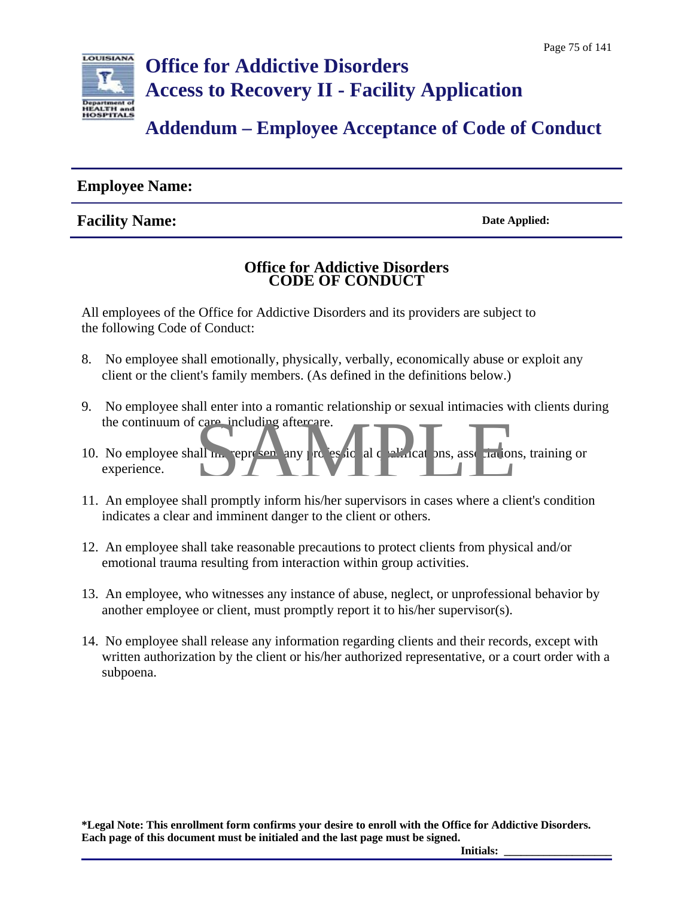# Office for Addictive Disorders
# Access to Recovery II - Facility Application

## Addendum – Employee Acceptance of Code of Conduct

**Employee Name:**

**Facility Name:** **Date Applied:**

### Office for Addictive Disorders
### CODE OF CONDUCT

All employees of the Office for Addictive Disorders and its providers are subject to the following Code of Conduct:

8. No employee shall emotionally, physically, verbally, economically abuse or exploit any client or the client's family members. (As defined in the definitions below.)

9. No employee shall enter into a romantic relationship or sexual intimacies with clients during the continuum of care, including aftercare.

10. No employee shall misrepresent any professional qualifications, associations, training or experience.

11. An employee shall promptly inform his/her supervisors in cases where a client's condition indicates a clear and imminent danger to the client or others.

12. An employee shall take reasonable precautions to protect clients from physical and/or emotional trauma resulting from interaction within group activities.

13. An employee, who witnesses any instance of abuse, neglect, or unprofessional behavior by another employee or client, must promptly report it to his/her supervisor(s).

14. No employee shall release any information regarding clients and their records, except with written authorization by the client or his/her authorized representative, or a court order with a subpoena.

**\*Legal Note: This enrollment form confirms your desire to enroll with the Office for Addictive Disorders. Each page of this document must be initialed and the last page must be signed.**

**Initials:** ___________________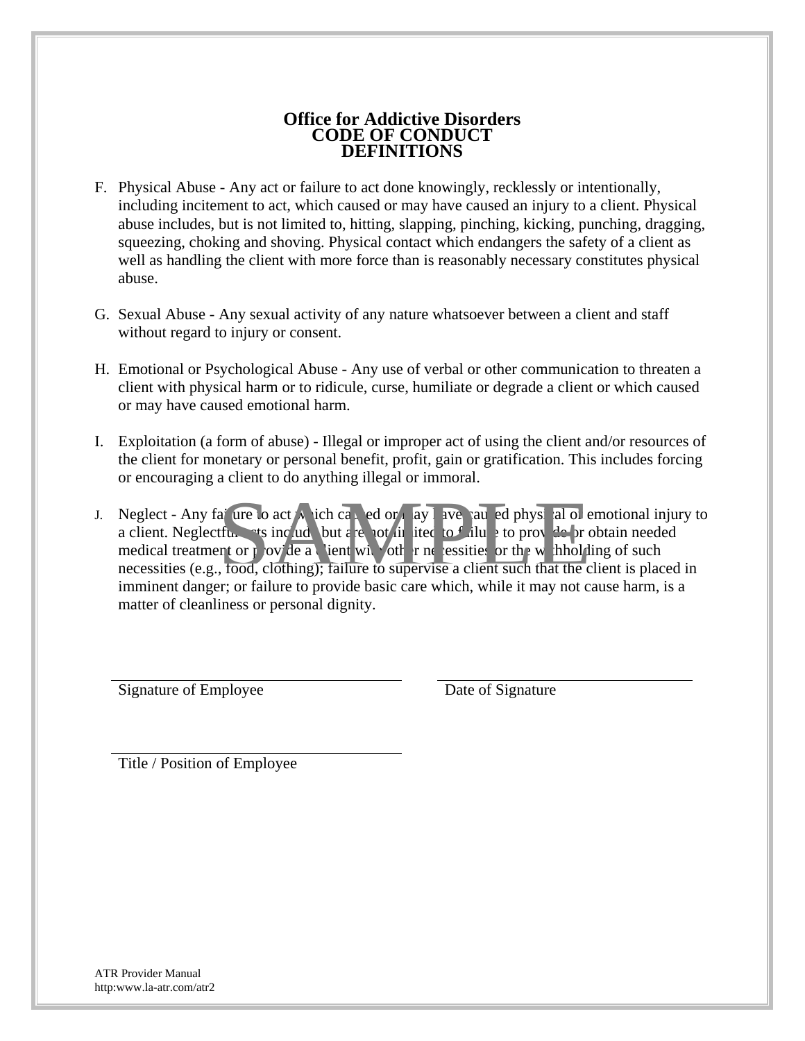# Office for Addictive Disorders
## CODE OF CONDUCT
## DEFINITIONS

F. Physical Abuse - Any act or failure to act done knowingly, recklessly or intentionally, including incitement to act, which caused or may have caused an injury to a client. Physical abuse includes, but is not limited to, hitting, slapping, pinching, kicking, punching, dragging, squeezing, choking and shoving. Physical contact which endangers the safety of a client as well as handling the client with more force than is reasonably necessary constitutes physical abuse.

G. Sexual Abuse - Any sexual activity of any nature whatsoever between a client and staff without regard to injury or consent.

H. Emotional or Psychological Abuse - Any use of verbal or other communication to threaten a client with physical harm or to ridicule, curse, humiliate or degrade a client or which caused or may have caused emotional harm.

I. Exploitation (a form of abuse) - Illegal or improper act of using the client and/or resources of the client for monetary or personal benefit, profit, gain or gratification. This includes forcing or encouraging a client to do anything illegal or immoral.

J. Neglect - Any failure to act which caused or may have caused physical or emotional injury to a client. Neglectful acts include but are not limited to failure to provide or obtain needed medical treatment or provide a client with other necessities or the withholding of such necessities (e.g., food, clothing); failure to supervise a client such that the client is placed in imminent danger; or failure to provide basic care which, while it may not cause harm, is a matter of cleanliness or personal dignity.

SAMPLE

_______________________________ Signature of Employee

_______________________________ Date of Signature

_______________________________ Title / Position of Employee

ATR Provider Manual
http:www.la-atr.com/atr2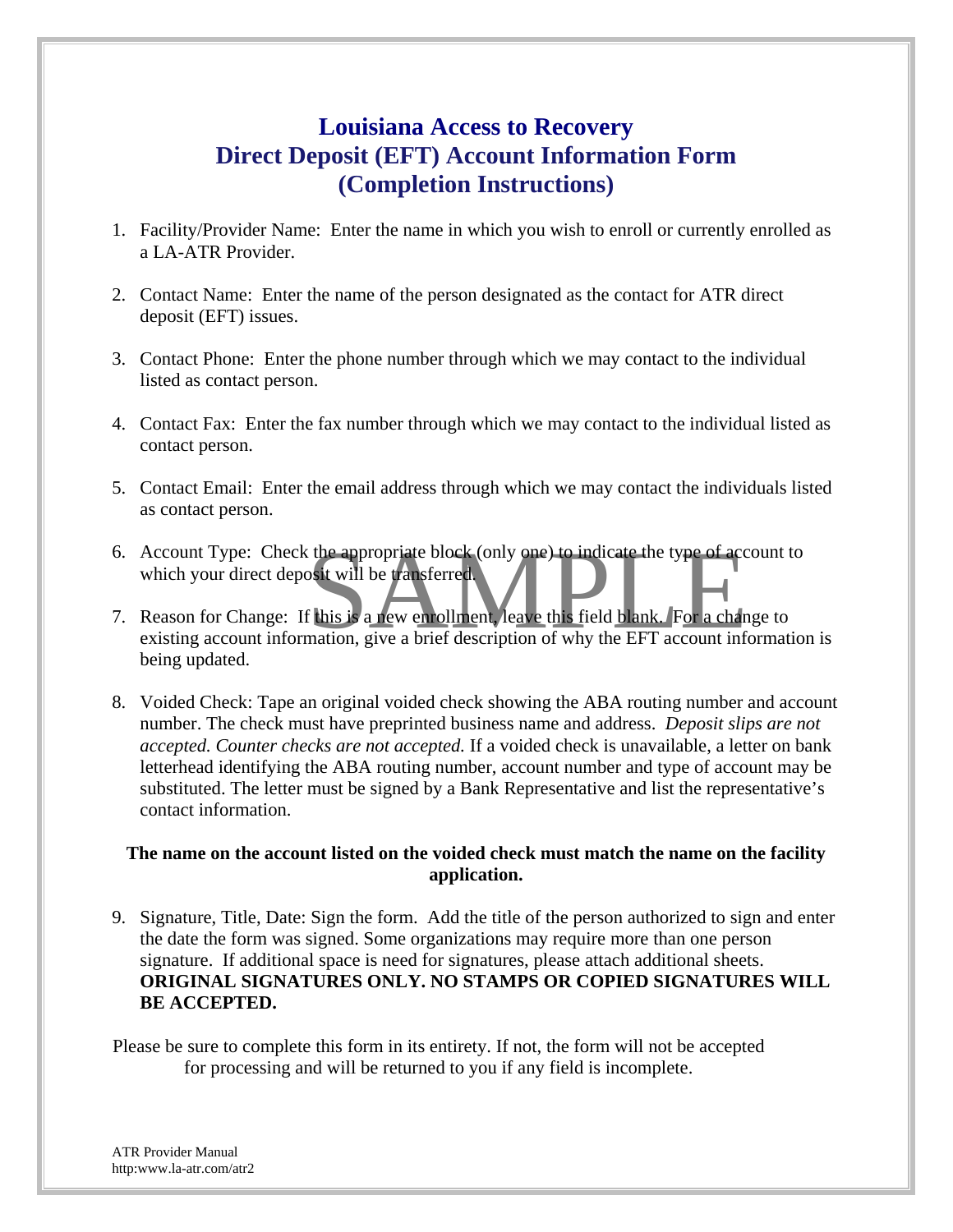# Louisiana Access to Recovery
# Direct Deposit (EFT) Account Information Form
# (Completion Instructions)

1. Facility/Provider Name: Enter the name in which you wish to enroll or currently enrolled as a LA-ATR Provider.

2. Contact Name: Enter the name of the person designated as the contact for ATR direct deposit (EFT) issues.

3. Contact Phone: Enter the phone number through which we may contact to the individual listed as contact person.

4. Contact Fax: Enter the fax number through which we may contact to the individual listed as contact person.

5. Contact Email: Enter the email address through which we may contact the individuals listed as contact person.

6. Account Type: Check the appropriate block (only one) to indicate the type of account to which your direct deposit will be transferred.

7. Reason for Change: If this is a new enrollment, leave this field blank. For a change to existing account information, give a brief description of why the EFT account information is being updated.

8. Voided Check: Tape an original voided check showing the ABA routing number and account number. The check must have preprinted business name and address. *Deposit slips are not accepted. Counter checks are not accepted.* If a voided check is unavailable, a letter on bank letterhead identifying the ABA routing number, account number and type of account may be substituted. The letter must be signed by a Bank Representative and list the representative's contact information.

**The name on the account listed on the voided check must match the name on the facility application.**

9. Signature, Title, Date: Sign the form. Add the title of the person authorized to sign and enter the date the form was signed. Some organizations may require more than one person signature. If additional space is need for signatures, please attach additional sheets. **ORIGINAL SIGNATURES ONLY. NO STAMPS OR COPIED SIGNATURES WILL BE ACCEPTED.**

Please be sure to complete this form in its entirety. If not, the form will not be accepted for processing and will be returned to you if any field is incomplete.

SAMPLE

ATR Provider Manual
http:www.la-atr.com/atr2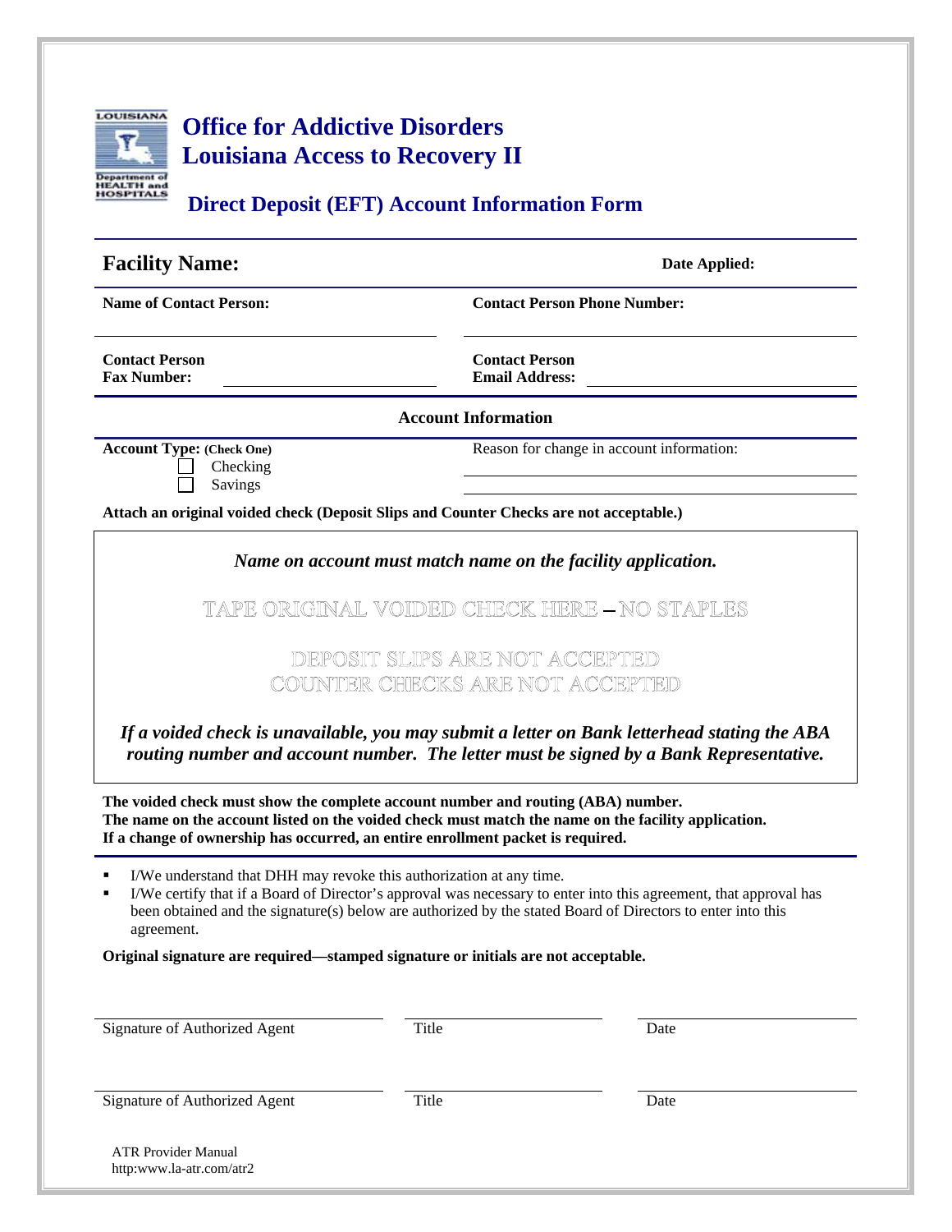# Office for Addictive Disorders
# Louisiana Access to Recovery II

## Direct Deposit (EFT) Account Information Form

**Facility Name:** **Date Applied:**

**Name of Contact Person:** **Contact Person Phone Number:**

**Contact Person Fax Number:** **Contact Person Email Address:**

### Account Information

**Account Type:** **(Check One)**
- ☐ Checking
- ☐ Savings

Reason for change in account information:

**Attach an original voided check (Deposit Slips and Counter Checks are not acceptable.)**

***Name on account must match name on the facility application.***

TAPE ORIGINAL VOIDED CHECK HERE – NO STAPLES

DEPOSIT SLIPS ARE NOT ACCEPTED
COUNTER CHECKS ARE NOT ACCEPTED

***If a voided check is unavailable, you may submit a letter on Bank letterhead stating the ABA routing number and account number. The letter must be signed by a Bank Representative.***

**The voided check must show the complete account number and routing (ABA) number.**
**The name on the account listed on the voided check must match the name on the facility application.**
**If a change of ownership has occurred, an entire enrollment packet is required.**

- I/We understand that DHH may revoke this authorization at any time.
- I/We certify that if a Board of Director's approval was necessary to enter into this agreement, that approval has been obtained and the signature(s) below are authorized by the stated Board of Directors to enter into this agreement.

**Original signature are required—stamped signature or initials are not acceptable.**

| Signature of Authorized Agent | Title | Date |
|---|---|---|
| Signature of Authorized Agent | Title | Date |

ATR Provider Manual
http:www.la-atr.com/atr2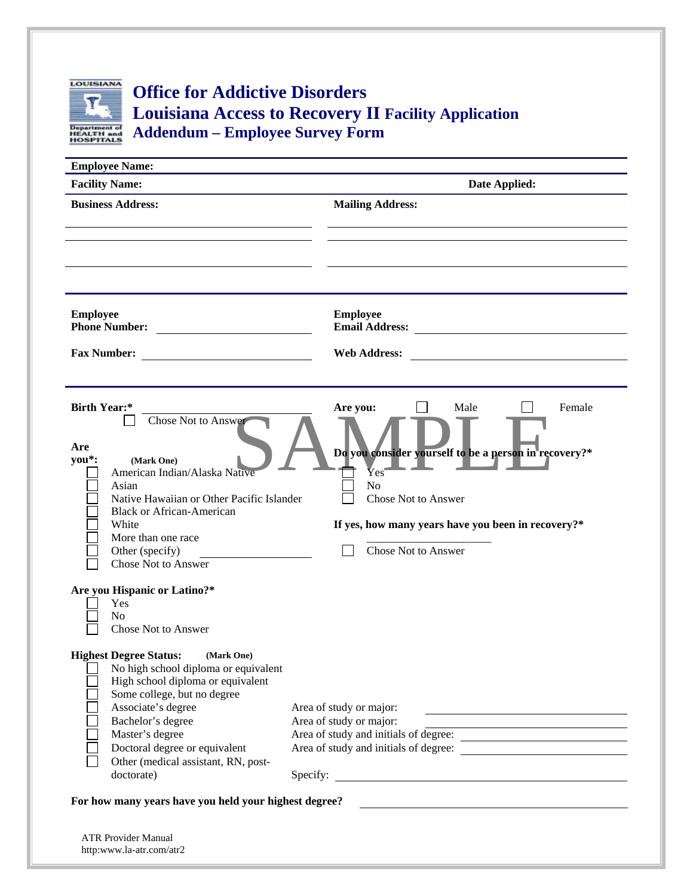# Office for Addictive Disorders
## Louisiana Access to Recovery II Facility Application
## Addendum – Employee Survey Form

**Employee Name:**

**Facility Name:** **Date Applied:**

**Business Address:**

**Mailing Address:**

**Employee Phone Number:**

**Employee Email Address:**

**Fax Number:**

**Web Address:**

**Birth Year:***
- ☐ Chose Not to Answer

**Are you:** ☐ Male ☐ Female

**Are you*:** (Mark One)
- ☐ American Indian/Alaska Native
- ☐ Asian
- ☐ Native Hawaiian or Other Pacific Islander
- ☐ Black or African-American
- ☐ White
- ☐ More than one race
- ☐ Other (specify) ______________
- ☐ Chose Not to Answer

**Do you consider yourself to be a person in recovery?***
- ☐ Yes
- ☐ No
- ☐ Chose Not to Answer

**If yes, how many years have you been in recovery?***

______________________
- ☐ Chose Not to Answer

**Are you Hispanic or Latino?***
- ☐ Yes
- ☐ No
- ☐ Chose Not to Answer

**Highest Degree Status:** (Mark One)
- ☐ No high school diploma or equivalent
- ☐ High school diploma or equivalent
- ☐ Some college, but no degree
- ☐ Associate's degree — Area of study or major: ______________
- ☐ Bachelor's degree — Area of study or major: ______________
- ☐ Master's degree — Area of study and initials of degree: ______________
- ☐ Doctoral degree or equivalent — Area of study and initials of degree: ______________
- ☐ Other (medical assistant, RN, post-doctorate) — Specify: ______________

**For how many years have you held your highest degree?** ______________

SAMPLE

ATR Provider Manual
http:www.la-atr.com/atr2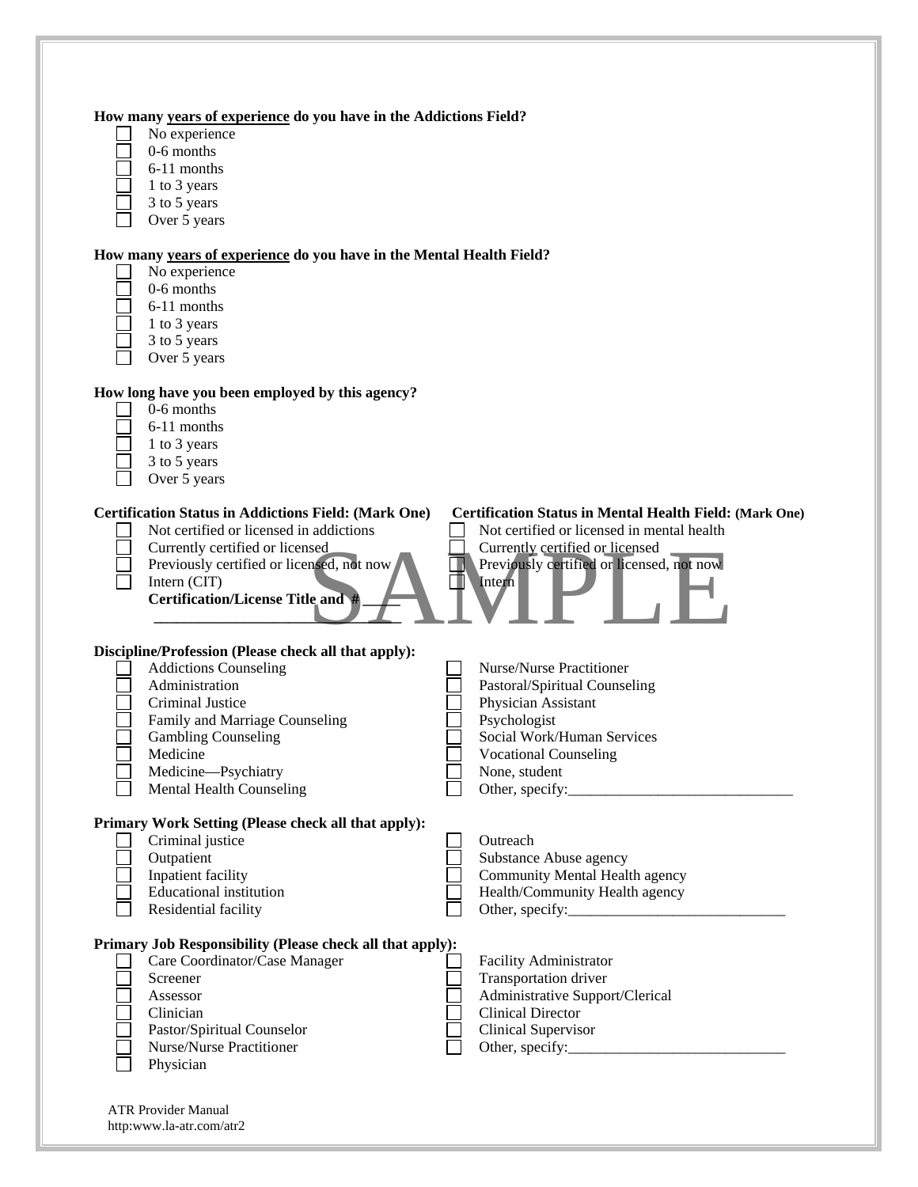**How many years of experience do you have in the Addictions Field?**

- ☐ No experience
- ☐ 0-6 months
- ☐ 6-11 months
- ☐ 1 to 3 years
- ☐ 3 to 5 years
- ☐ Over 5 years

**How many years of experience do you have in the Mental Health Field?**

- ☐ No experience
- ☐ 0-6 months
- ☐ 6-11 months
- ☐ 1 to 3 years
- ☐ 3 to 5 years
- ☐ Over 5 years

**How long have you been employed by this agency?**

- ☐ 0-6 months
- ☐ 6-11 months
- ☐ 1 to 3 years
- ☐ 3 to 5 years
- ☐ Over 5 years

**Certification Status in Addictions Field: (Mark One)**

- ☐ Not certified or licensed in addictions
- ☐ Currently certified or licensed
- ☐ Previously certified or licensed, not now
- ☐ Intern (CIT)

**Certification/License Title and # ____**

______________________________

**Certification Status in Mental Health Field: (Mark One)**

- ☐ Not certified or licensed in mental health
- ☐ Currently certified or licensed
- ☐ Previously certified or licensed, not now
- ☐ Intern

SAMPLE

**Discipline/Profession (Please check all that apply):**

- ☐ Addictions Counseling
- ☐ Administration
- ☐ Criminal Justice
- ☐ Family and Marriage Counseling
- ☐ Gambling Counseling
- ☐ Medicine
- ☐ Medicine—Psychiatry
- ☐ Mental Health Counseling
- ☐ Nurse/Nurse Practitioner
- ☐ Pastoral/Spiritual Counseling
- ☐ Physician Assistant
- ☐ Psychologist
- ☐ Social Work/Human Services
- ☐ Vocational Counseling
- ☐ None, student
- ☐ Other, specify:______________________________

**Primary Work Setting (Please check all that apply):**

- ☐ Criminal justice
- ☐ Outpatient
- ☐ Inpatient facility
- ☐ Educational institution
- ☐ Residential facility
- ☐ Outreach
- ☐ Substance Abuse agency
- ☐ Community Mental Health agency
- ☐ Health/Community Health agency
- ☐ Other, specify:_____________________________

**Primary Job Responsibility (Please check all that apply):**

- ☐ Care Coordinator/Case Manager
- ☐ Screener
- ☐ Assessor
- ☐ Clinician
- ☐ Pastor/Spiritual Counselor
- ☐ Nurse/Nurse Practitioner
- ☐ Physician
- ☐ Facility Administrator
- ☐ Transportation driver
- ☐ Administrative Support/Clerical
- ☐ Clinical Director
- ☐ Clinical Supervisor
- ☐ Other, specify:_____________________________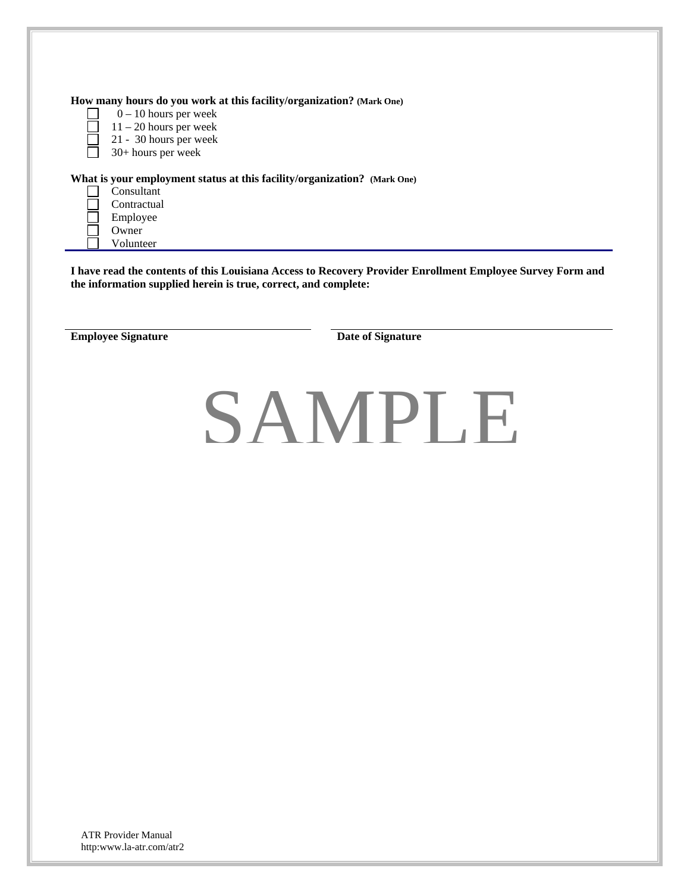**How many hours do you work at this facility/organization? (Mark One)**

- ☐ 0 – 10 hours per week
- ☐ 11 – 20 hours per week
- ☐ 21 - 30 hours per week
- ☐ 30+ hours per week

**What is your employment status at this facility/organization? (Mark One)**

- ☐ Consultant
- ☐ Contractual
- ☐ Employee
- ☐ Owner
- ☐ Volunteer

---

**I have read the contents of this Louisiana Access to Recovery Provider Enrollment Employee Survey Form and the information supplied herein is true, correct, and complete:**

| **Employee Signature** | **Date of Signature** |
|---|---|
| | |

SAMPLE

ATR Provider Manual
http:www.la-atr.com/atr2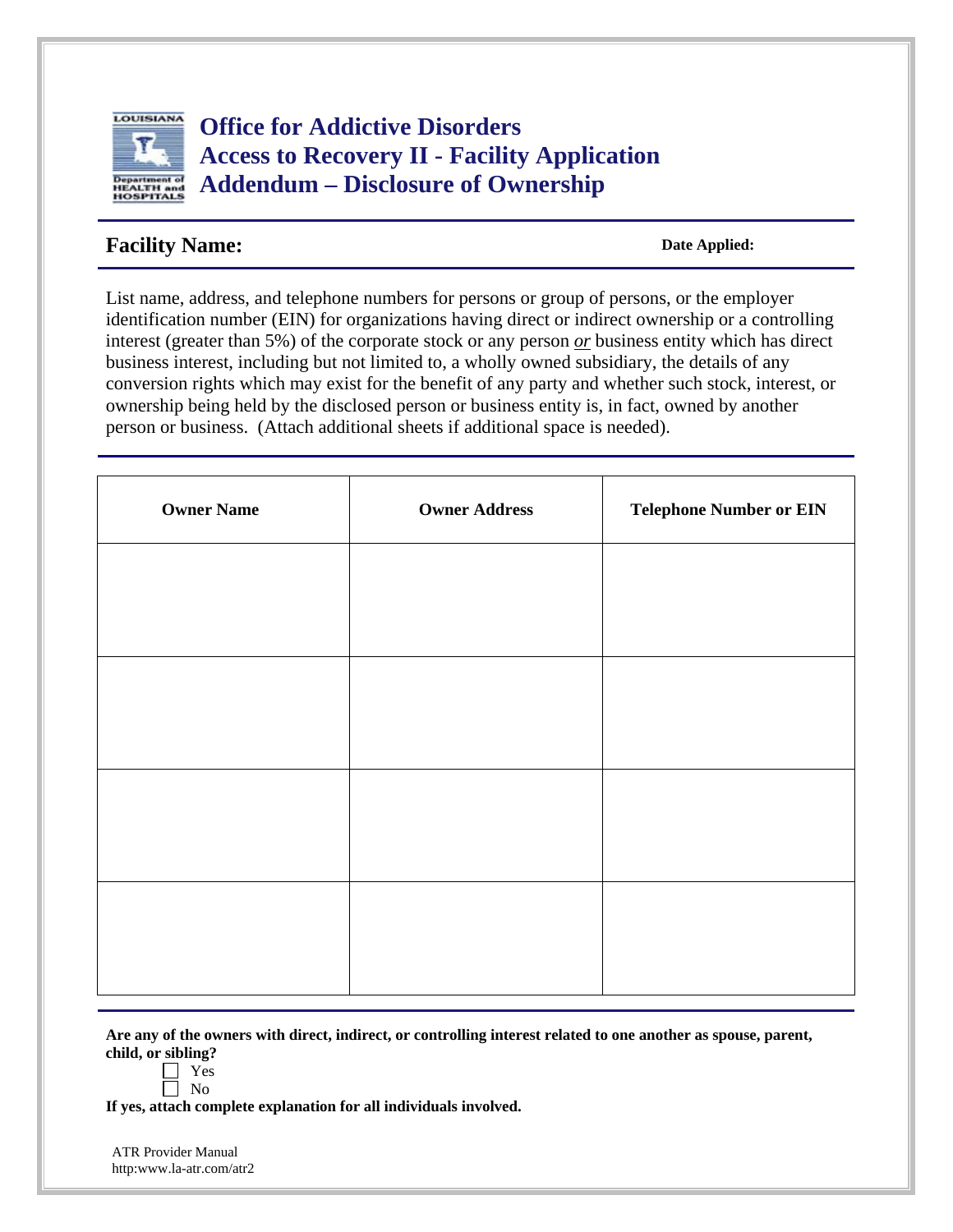# Office for Addictive Disorders
# Access to Recovery II - Facility Application
# Addendum – Disclosure of Ownership

**Facility Name:** **Date Applied:**

List name, address, and telephone numbers for persons or group of persons, or the employer identification number (EIN) for organizations having direct or indirect ownership or a controlling interest (greater than 5%) of the corporate stock or any person *or* business entity which has direct business interest, including but not limited to, a wholly owned subsidiary, the details of any conversion rights which may exist for the benefit of any party and whether such stock, interest, or ownership being held by the disclosed person or business entity is, in fact, owned by another person or business. (Attach additional sheets if additional space is needed).

| Owner Name | Owner Address | Telephone Number or EIN |
|---|---|---|
| | | |
| | | |
| | | |
| | | |

**Are any of the owners with direct, indirect, or controlling interest related to one another as spouse, parent, child, or sibling?**

☐ Yes
☐ No

**If yes, attach complete explanation for all individuals involved.**

ATR Provider Manual
http:www.la-atr.com/atr2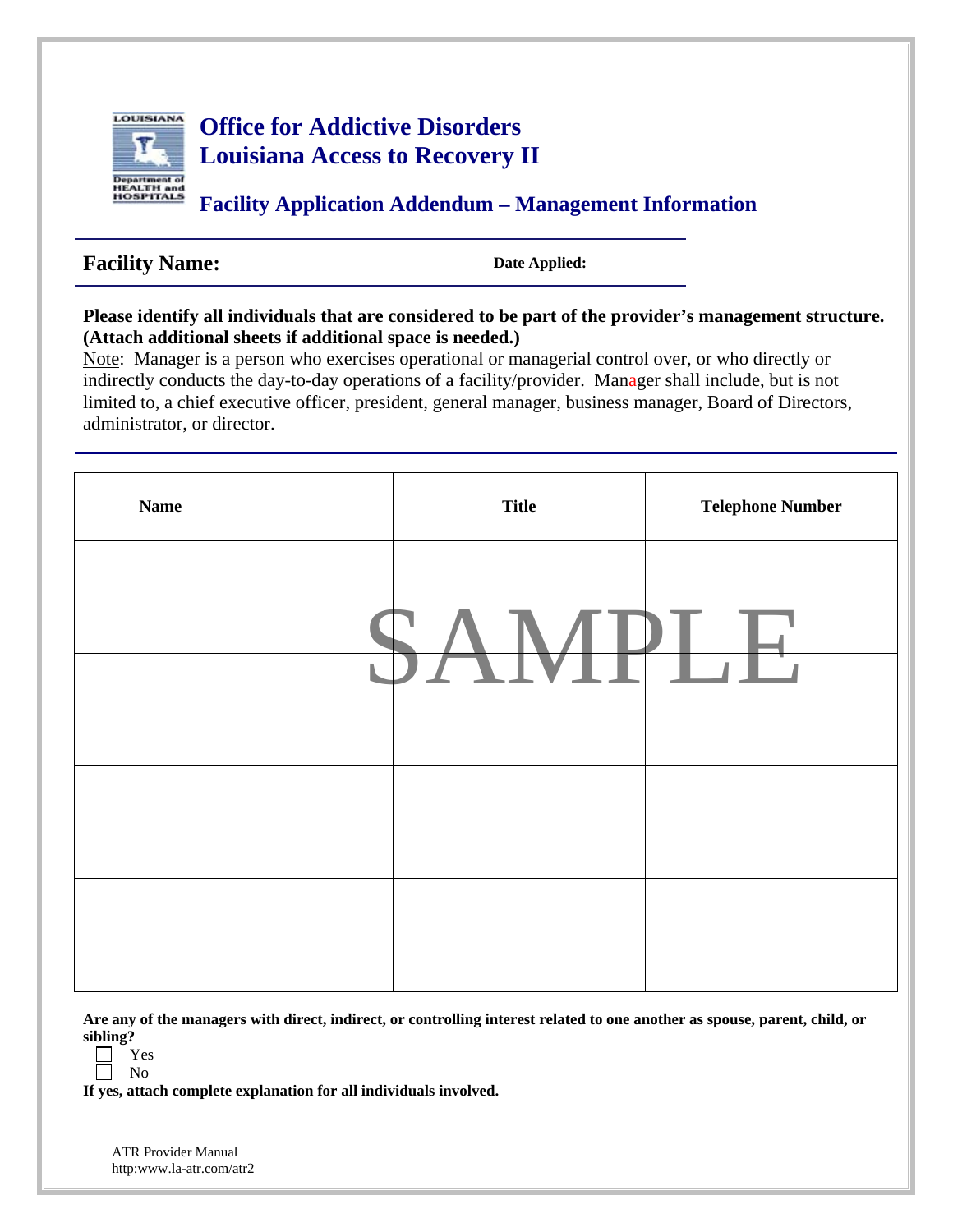# Office for Addictive Disorders
# Louisiana Access to Recovery II

## Facility Application Addendum – Management Information

**Facility Name:** **Date Applied:**

**Please identify all individuals that are considered to be part of the provider's management structure. (Attach additional sheets if additional space is needed.)**

Note: Manager is a person who exercises operational or managerial control over, or who directly or indirectly conducts the day-to-day operations of a facility/provider. Manager shall include, but is not limited to, a chief executive officer, president, general manager, business manager, Board of Directors, administrator, or director.

| Name | Title | Telephone Number |
| --- | --- | --- |
| | | |
| | | |
| | | |
| | | |

SAMPLE

**Are any of the managers with direct, indirect, or controlling interest related to one another as spouse, parent, child, or sibling?**

☐ Yes
☐ No

**If yes, attach complete explanation for all individuals involved.**

ATR Provider Manual
http:www.la-atr.com/atr2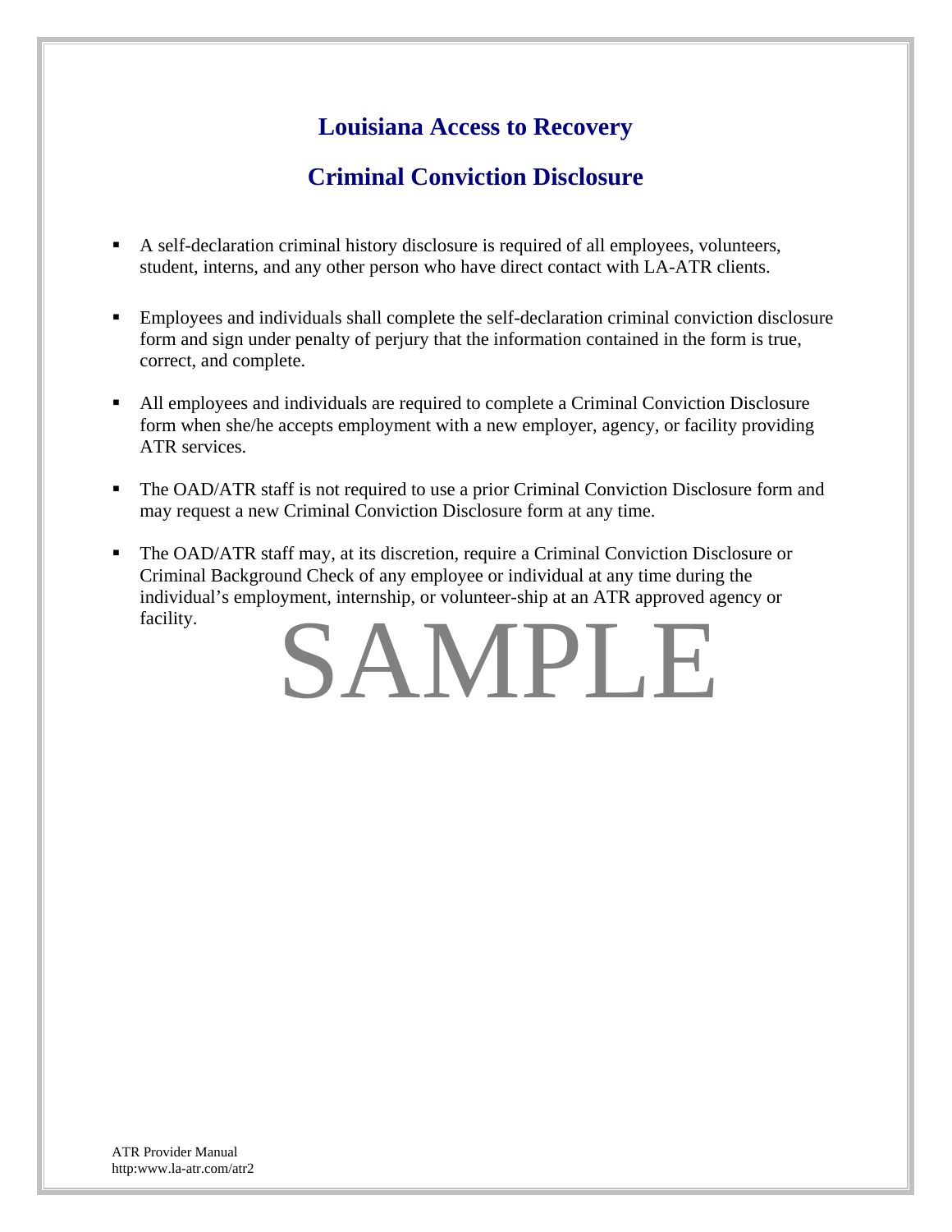# Louisiana Access to Recovery

## Criminal Conviction Disclosure

- A self-declaration criminal history disclosure is required of all employees, volunteers, student, interns, and any other person who have direct contact with LA-ATR clients.

- Employees and individuals shall complete the self-declaration criminal conviction disclosure form and sign under penalty of perjury that the information contained in the form is true, correct, and complete.

- All employees and individuals are required to complete a Criminal Conviction Disclosure form when she/he accepts employment with a new employer, agency, or facility providing ATR services.

- The OAD/ATR staff is not required to use a prior Criminal Conviction Disclosure form and may request a new Criminal Conviction Disclosure form at any time.

- The OAD/ATR staff may, at its discretion, require a Criminal Conviction Disclosure or Criminal Background Check of any employee or individual at any time during the individual's employment, internship, or volunteer-ship at an ATR approved agency or facility.

SAMPLE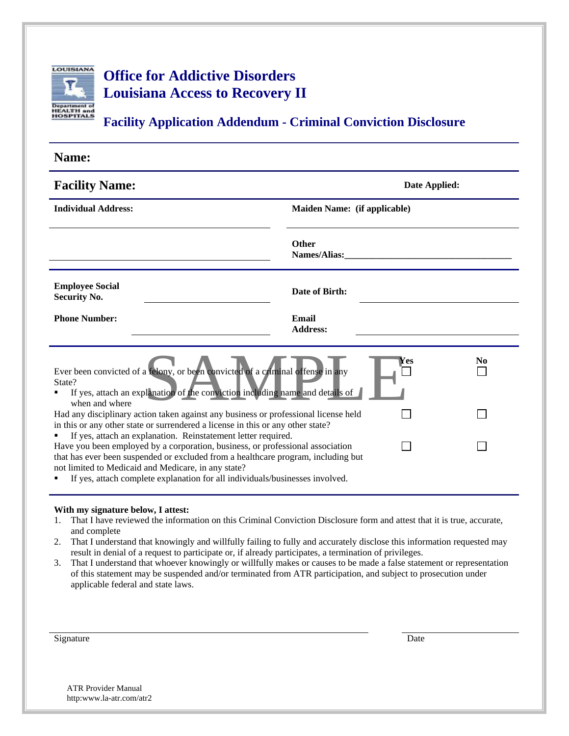LOUISIANA Department of HEALTH and HOSPITALS

# Office for Addictive Disorders
# Louisiana Access to Recovery II

## Facility Application Addendum - Criminal Conviction Disclosure

**Name:**

**Facility Name:** **Date Applied:**

**Individual Address:** **Maiden Name: (if applicable)**

**Other Names/Alias:**\_\_\_\_\_\_\_\_\_\_\_\_\_\_\_\_\_\_\_\_\_\_\_\_\_\_\_\_\_\_\_\_\_\_\_\_

**Employee Social Security No.** **Date of Birth:**

**Phone Number:** **Email Address:**

SAMPLE

| | Yes | No |
|---|---|---|
| Ever been convicted of a felony, or been convicted of a criminal offense in any State?<br>▪ If yes, attach an explanation of the conviction including name and details of when and where | ☐ | ☐ |
| Had any disciplinary action taken against any business or professional license held in this or any other state or surrendered a license in this or any other state?<br>▪ If yes, attach an explanation. Reinstatement letter required. | ☐ | ☐ |
| Have you been employed by a corporation, business, or professional association that has ever been suspended or excluded from a healthcare program, including but not limited to Medicaid and Medicare, in any state?<br>▪ If yes, attach complete explanation for all individuals/businesses involved. | ☐ | ☐ |

**With my signature below, I attest:**

1. That I have reviewed the information on this Criminal Conviction Disclosure form and attest that it is true, accurate, and complete
2. That I understand that knowingly and willfully failing to fully and accurately disclose this information requested may result in denial of a request to participate or, if already participates, a termination of privileges.
3. That I understand that whoever knowingly or willfully makes or causes to be made a false statement or representation of this statement may be suspended and/or terminated from ATR participation, and subject to prosecution under applicable federal and state laws.

\_\_\_\_\_\_\_\_\_\_\_\_\_\_\_\_\_\_\_\_\_\_\_\_\_\_\_\_\_\_\_\_\_\_\_\_\_\_\_\_\_\_\_\_ \_\_\_\_\_\_\_\_\_\_\_\_\_\_\_\_\_\_\_\_
Signature Date

ATR Provider Manual
http:www.la-atr.com/atr2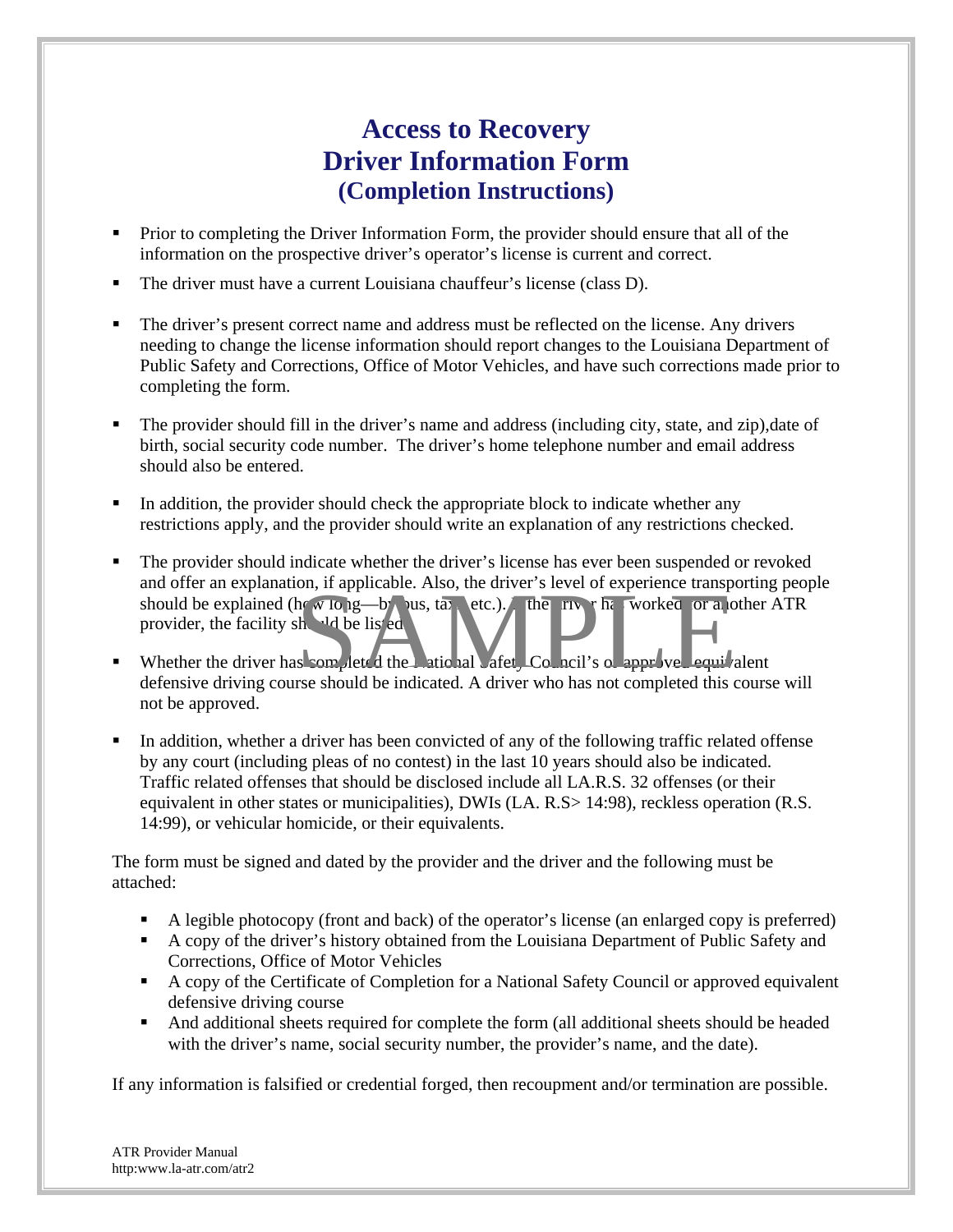# Access to Recovery
# Driver Information Form
## (Completion Instructions)

- Prior to completing the Driver Information Form, the provider should ensure that all of the information on the prospective driver's operator's license is current and correct.
- The driver must have a current Louisiana chauffeur's license (class D).
- The driver's present correct name and address must be reflected on the license. Any drivers needing to change the license information should report changes to the Louisiana Department of Public Safety and Corrections, Office of Motor Vehicles, and have such corrections made prior to completing the form.
- The provider should fill in the driver's name and address (including city, state, and zip),date of birth, social security code number. The driver's home telephone number and email address should also be entered.
- In addition, the provider should check the appropriate block to indicate whether any restrictions apply, and the provider should write an explanation of any restrictions checked.
- The provider should indicate whether the driver's license has ever been suspended or revoked and offer an explanation, if applicable. Also, the driver's level of experience transporting people should be explained (how long—by bus, taxi, etc.). If the driver has worked for another ATR provider, the facility should be listed.
- Whether the driver has completed the National Safety Council's or approved equivalent defensive driving course should be indicated. A driver who has not completed this course will not be approved.
- In addition, whether a driver has been convicted of any of the following traffic related offense by any court (including pleas of no contest) in the last 10 years should also be indicated. Traffic related offenses that should be disclosed include all LA.R.S. 32 offenses (or their equivalent in other states or municipalities), DWIs (LA. R.S> 14:98), reckless operation (R.S. 14:99), or vehicular homicide, or their equivalents.

The form must be signed and dated by the provider and the driver and the following must be attached:

- A legible photocopy (front and back) of the operator's license (an enlarged copy is preferred)
- A copy of the driver's history obtained from the Louisiana Department of Public Safety and Corrections, Office of Motor Vehicles
- A copy of the Certificate of Completion for a National Safety Council or approved equivalent defensive driving course
- And additional sheets required for complete the form (all additional sheets should be headed with the driver's name, social security number, the provider's name, and the date).

If any information is falsified or credential forged, then recoupment and/or termination are possible.

SAMPLE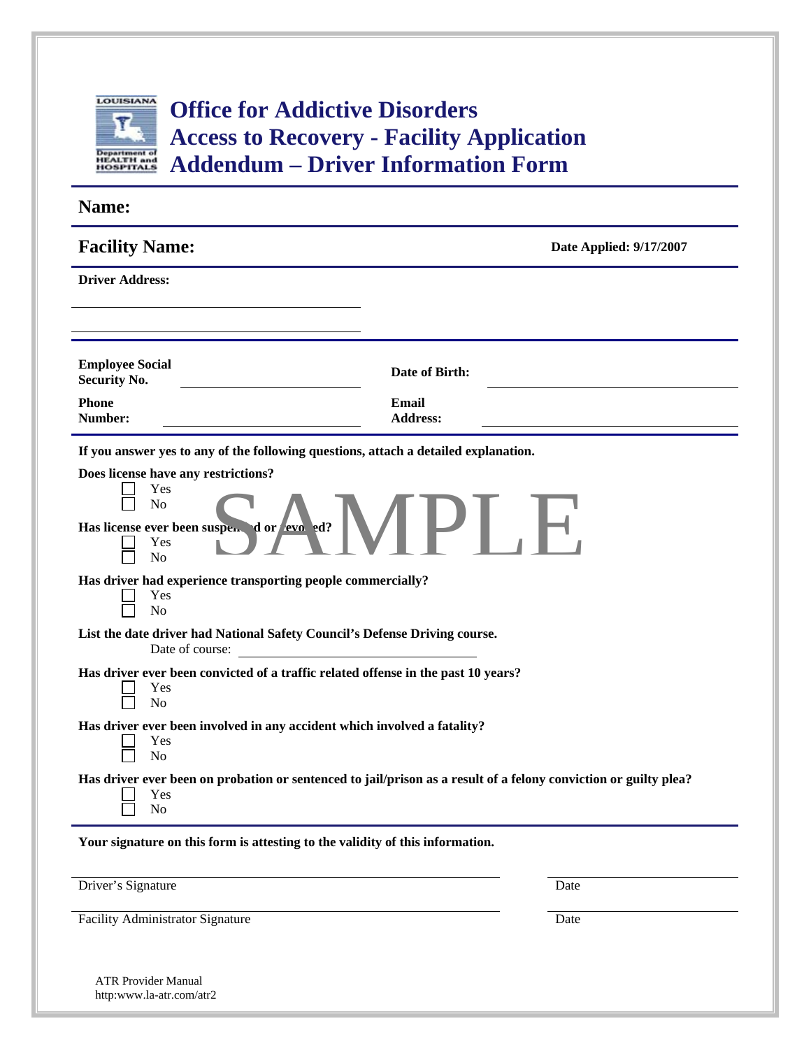# Office for Addictive Disorders
# Access to Recovery - Facility Application
# Addendum – Driver Information Form

**Name:**

**Facility Name:** **Date Applied: 9/17/2007**

**Driver Address:**

______________________________

______________________________

**Employee Social Security No.** ____________________ **Date of Birth:** ____________________

**Phone Number:** ____________________ **Email Address:** ____________________

**If you answer yes to any of the following questions, attach a detailed explanation.**

**Does license have any restrictions?**
- ☐ Yes
- ☐ No

**Has license ever been suspended or revoked?**
- ☐ Yes
- ☐ No

SAMPLE

**Has driver had experience transporting people commercially?**
- ☐ Yes
- ☐ No

**List the date driver had National Safety Council's Defense Driving course.**

Date of course: ____________________

**Has driver ever been convicted of a traffic related offense in the past 10 years?**
- ☐ Yes
- ☐ No

**Has driver ever been involved in any accident which involved a fatality?**
- ☐ Yes
- ☐ No

**Has driver ever been on probation or sentenced to jail/prison as a result of a felony conviction or guilty plea?**
- ☐ Yes
- ☐ No

**Your signature on this form is attesting to the validity of this information.**

______________________________ ____________

Driver's Signature Date

______________________________ ____________

Facility Administrator Signature Date

ATR Provider Manual
http:www.la-atr.com/atr2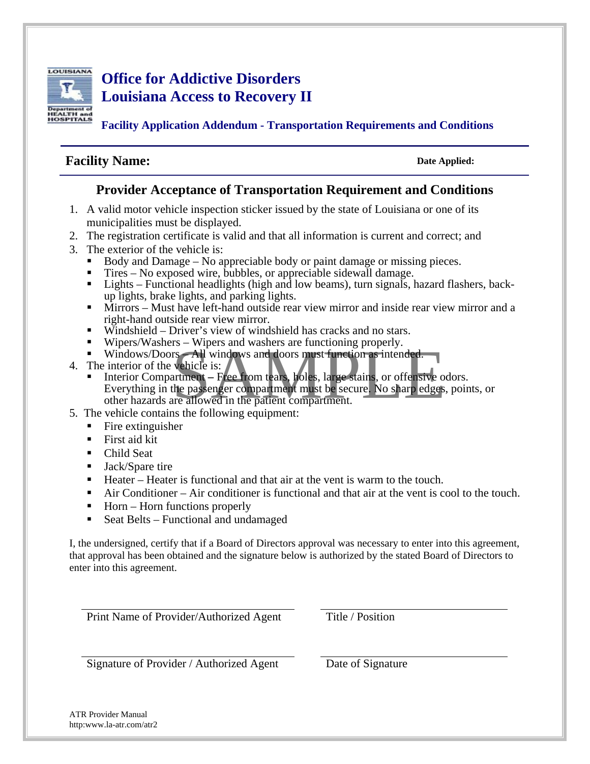# Office for Addictive Disorders
# Louisiana Access to Recovery II

### Facility Application Addendum - Transportation Requirements and Conditions

**Facility Name:** **Date Applied:**

## Provider Acceptance of Transportation Requirement and Conditions

1. A valid motor vehicle inspection sticker issued by the state of Louisiana or one of its municipalities must be displayed.
2. The registration certificate is valid and that all information is current and correct; and
3. The exterior of the vehicle is:
   - Body and Damage – No appreciable body or paint damage or missing pieces.
   - Tires – No exposed wire, bubbles, or appreciable sidewall damage.
   - Lights – Functional headlights (high and low beams), turn signals, hazard flashers, back-up lights, brake lights, and parking lights.
   - Mirrors – Must have left-hand outside rear view mirror and inside rear view mirror and a right-hand outside rear view mirror.
   - Windshield – Driver's view of windshield has cracks and no stars.
   - Wipers/Washers – Wipers and washers are functioning properly.
   - Windows/Doors – All windows and doors must function as intended.
4. The interior of the vehicle is:
   - Interior Compartment – Free from tears, holes, large stains, or offensive odors. Everything in the passenger compartment must be secure. No sharp edges, points, or other hazards are allowed in the patient compartment.
5. The vehicle contains the following equipment:
   - Fire extinguisher
   - First aid kit
   - Child Seat
   - Jack/Spare tire
   - Heater – Heater is functional and that air at the vent is warm to the touch.
   - Air Conditioner – Air conditioner is functional and that air at the vent is cool to the touch.
   - Horn – Horn functions properly
   - Seat Belts – Functional and undamaged

I, the undersigned, certify that if a Board of Directors approval was necessary to enter into this agreement, that approval has been obtained and the signature below is authorized by the stated Board of Directors to enter into this agreement.

______________________________ ______________________________
Print Name of Provider/Authorized Agent Title / Position

______________________________ ______________________________
Signature of Provider / Authorized Agent Date of Signature

SAMPLE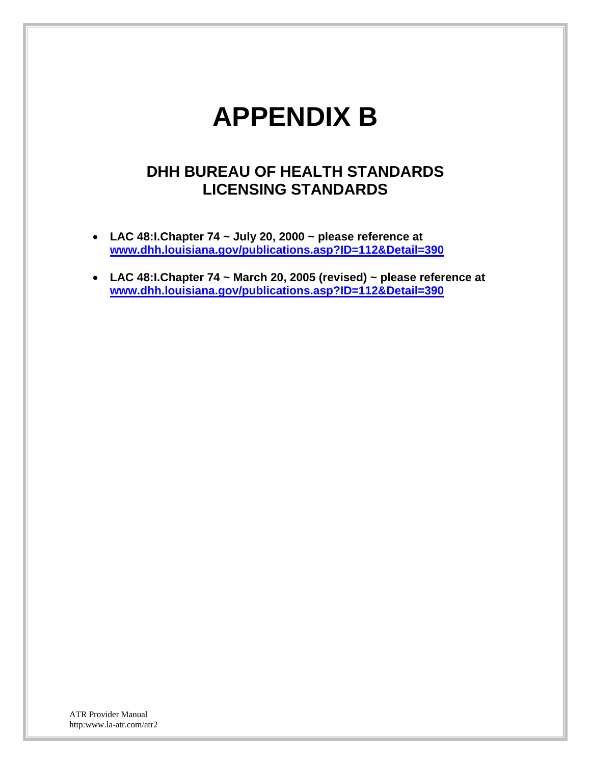# APPENDIX B

## DHH BUREAU OF HEALTH STANDARDS LICENSING STANDARDS

- **LAC 48:I.Chapter 74 ~ July 20, 2000 ~ please reference at [www.dhh.louisiana.gov/publications.asp?ID=112&Detail=390](www.dhh.louisiana.gov/publications.asp?ID=112&Detail=390)**
- **LAC 48:I.Chapter 74 ~ March 20, 2005 (revised) ~ please reference at [www.dhh.louisiana.gov/publications.asp?ID=112&Detail=390](www.dhh.louisiana.gov/publications.asp?ID=112&Detail=390)**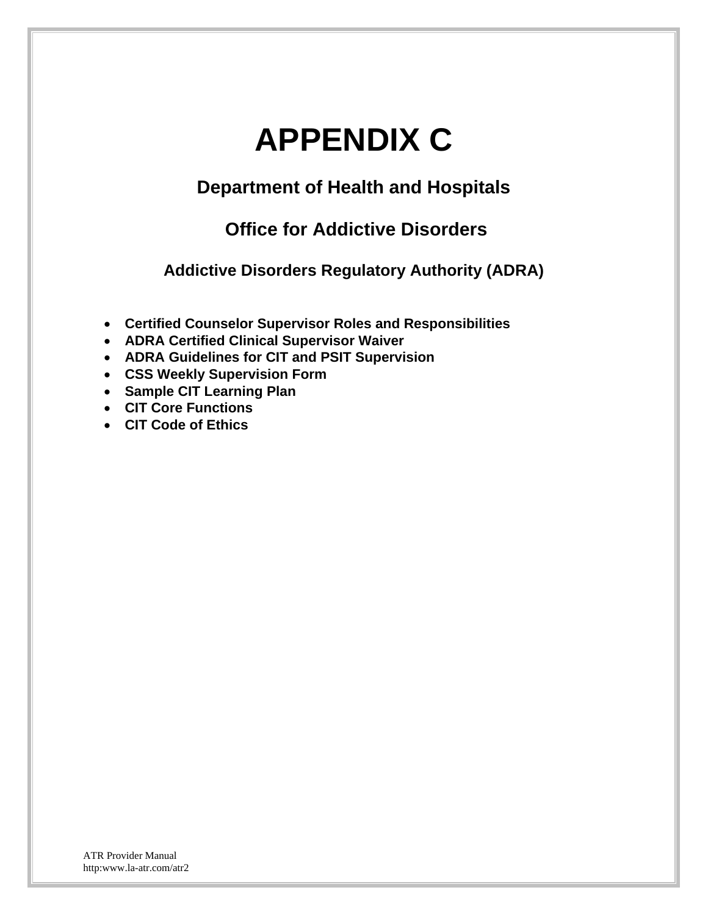# APPENDIX C

## Department of Health and Hospitals

## Office for Addictive Disorders

### Addictive Disorders Regulatory Authority (ADRA)

- **Certified Counselor Supervisor Roles and Responsibilities**
- **ADRA Certified Clinical Supervisor Waiver**
- **ADRA Guidelines for CIT and PSIT Supervision**
- **CSS Weekly Supervision Form**
- **Sample CIT Learning Plan**
- **CIT Core Functions**
- **CIT Code of Ethics**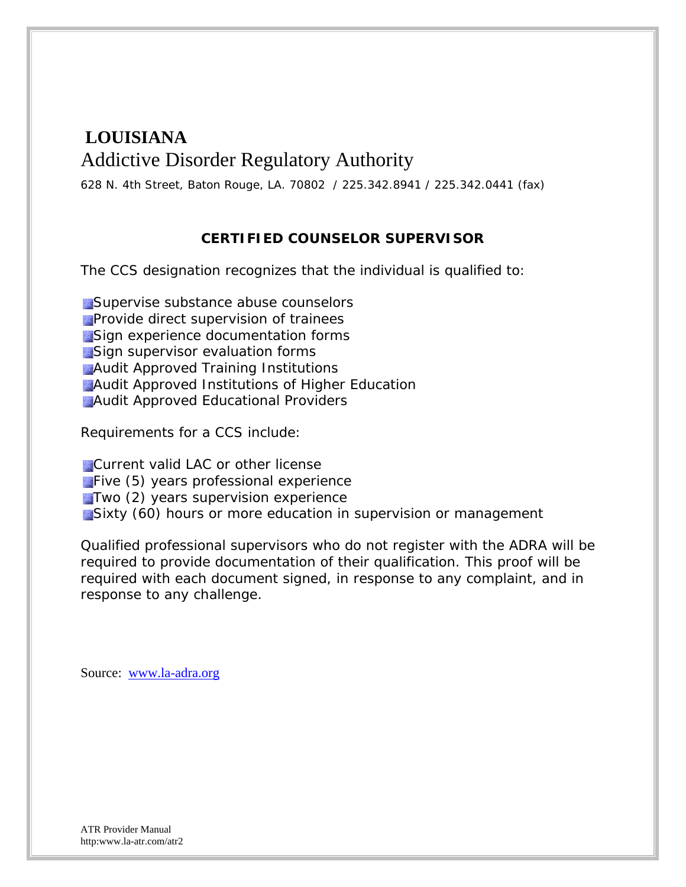**LOUISIANA**

Addictive Disorder Regulatory Authority

628 N. 4th Street, Baton Rouge, LA. 70802 / 225.342.8941 / 225.342.0441 (fax)

## CERTIFIED COUNSELOR SUPERVISOR

The CCS designation recognizes that the individual is qualified to:

- Supervise substance abuse counselors
- Provide direct supervision of trainees
- Sign experience documentation forms
- Sign supervisor evaluation forms
- Audit Approved Training Institutions
- Audit Approved Institutions of Higher Education
- Audit Approved Educational Providers

Requirements for a CCS include:

- Current valid LAC or other license
- Five (5) years professional experience
- Two (2) years supervision experience
- Sixty (60) hours or more education in supervision or management

Qualified professional supervisors who do not register with the ADRA will be required to provide documentation of their qualification. This proof will be required with each document signed, in response to any complaint, and in response to any challenge.

Source: www.la-adra.org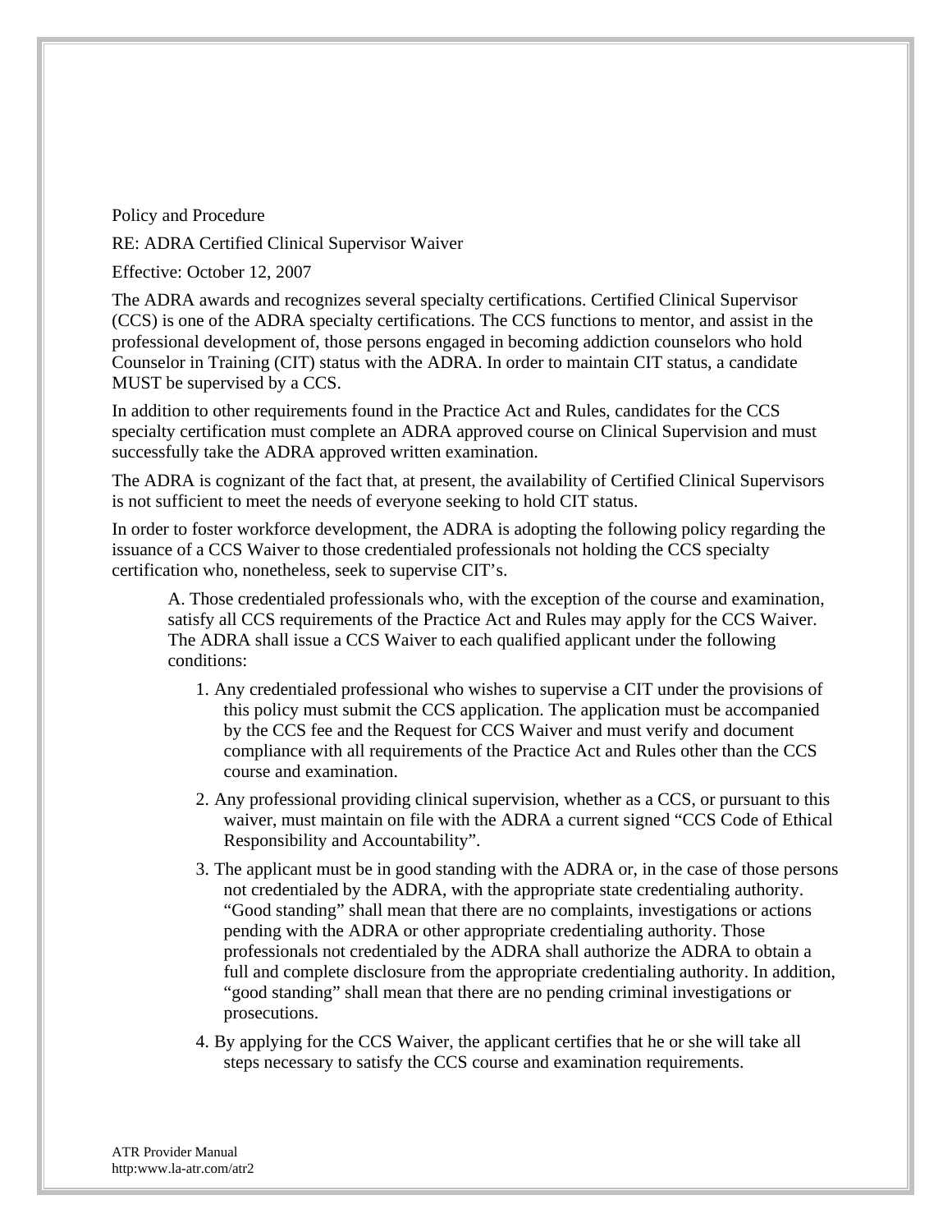Policy and Procedure

RE: ADRA Certified Clinical Supervisor Waiver

Effective: October 12, 2007

The ADRA awards and recognizes several specialty certifications. Certified Clinical Supervisor (CCS) is one of the ADRA specialty certifications. The CCS functions to mentor, and assist in the professional development of, those persons engaged in becoming addiction counselors who hold Counselor in Training (CIT) status with the ADRA. In order to maintain CIT status, a candidate MUST be supervised by a CCS.

In addition to other requirements found in the Practice Act and Rules, candidates for the CCS specialty certification must complete an ADRA approved course on Clinical Supervision and must successfully take the ADRA approved written examination.

The ADRA is cognizant of the fact that, at present, the availability of Certified Clinical Supervisors is not sufficient to meet the needs of everyone seeking to hold CIT status.

In order to foster workforce development, the ADRA is adopting the following policy regarding the issuance of a CCS Waiver to those credentialed professionals not holding the CCS specialty certification who, nonetheless, seek to supervise CIT's.

A. Those credentialed professionals who, with the exception of the course and examination, satisfy all CCS requirements of the Practice Act and Rules may apply for the CCS Waiver. The ADRA shall issue a CCS Waiver to each qualified applicant under the following conditions:

1. Any credentialed professional who wishes to supervise a CIT under the provisions of this policy must submit the CCS application. The application must be accompanied by the CCS fee and the Request for CCS Waiver and must verify and document compliance with all requirements of the Practice Act and Rules other than the CCS course and examination.
2. Any professional providing clinical supervision, whether as a CCS, or pursuant to this waiver, must maintain on file with the ADRA a current signed "CCS Code of Ethical Responsibility and Accountability".
3. The applicant must be in good standing with the ADRA or, in the case of those persons not credentialed by the ADRA, with the appropriate state credentialing authority. "Good standing" shall mean that there are no complaints, investigations or actions pending with the ADRA or other appropriate credentialing authority. Those professionals not credentialed by the ADRA shall authorize the ADRA to obtain a full and complete disclosure from the appropriate credentialing authority. In addition, "good standing" shall mean that there are no pending criminal investigations or prosecutions.
4. By applying for the CCS Waiver, the applicant certifies that he or she will take all steps necessary to satisfy the CCS course and examination requirements.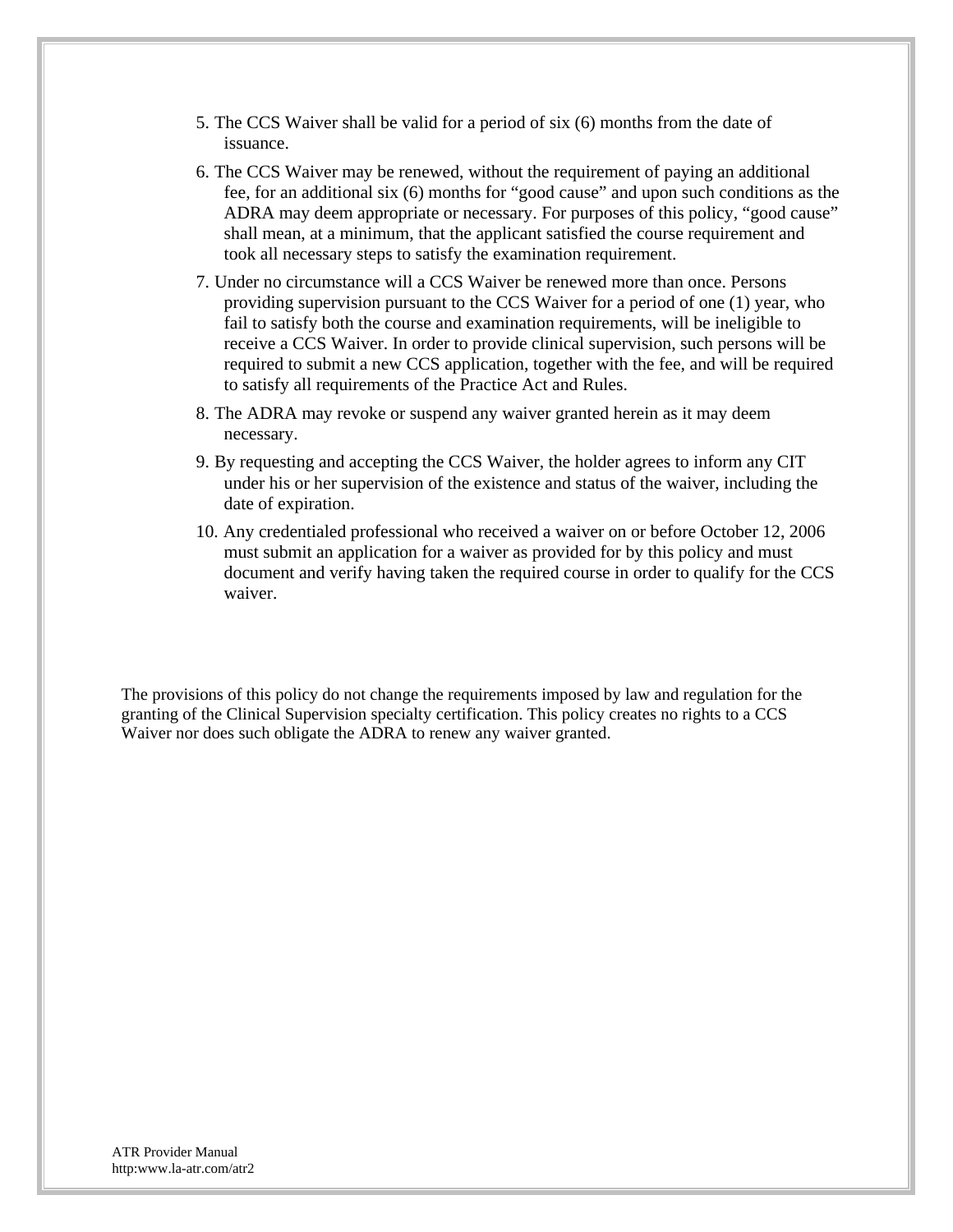5. The CCS Waiver shall be valid for a period of six (6) months from the date of issuance.
6. The CCS Waiver may be renewed, without the requirement of paying an additional fee, for an additional six (6) months for "good cause" and upon such conditions as the ADRA may deem appropriate or necessary. For purposes of this policy, "good cause" shall mean, at a minimum, that the applicant satisfied the course requirement and took all necessary steps to satisfy the examination requirement.
7. Under no circumstance will a CCS Waiver be renewed more than once. Persons providing supervision pursuant to the CCS Waiver for a period of one (1) year, who fail to satisfy both the course and examination requirements, will be ineligible to receive a CCS Waiver. In order to provide clinical supervision, such persons will be required to submit a new CCS application, together with the fee, and will be required to satisfy all requirements of the Practice Act and Rules.
8. The ADRA may revoke or suspend any waiver granted herein as it may deem necessary.
9. By requesting and accepting the CCS Waiver, the holder agrees to inform any CIT under his or her supervision of the existence and status of the waiver, including the date of expiration.
10. Any credentialed professional who received a waiver on or before October 12, 2006 must submit an application for a waiver as provided for by this policy and must document and verify having taken the required course in order to qualify for the CCS waiver.

The provisions of this policy do not change the requirements imposed by law and regulation for the granting of the Clinical Supervision specialty certification. This policy creates no rights to a CCS Waiver nor does such obligate the ADRA to renew any waiver granted.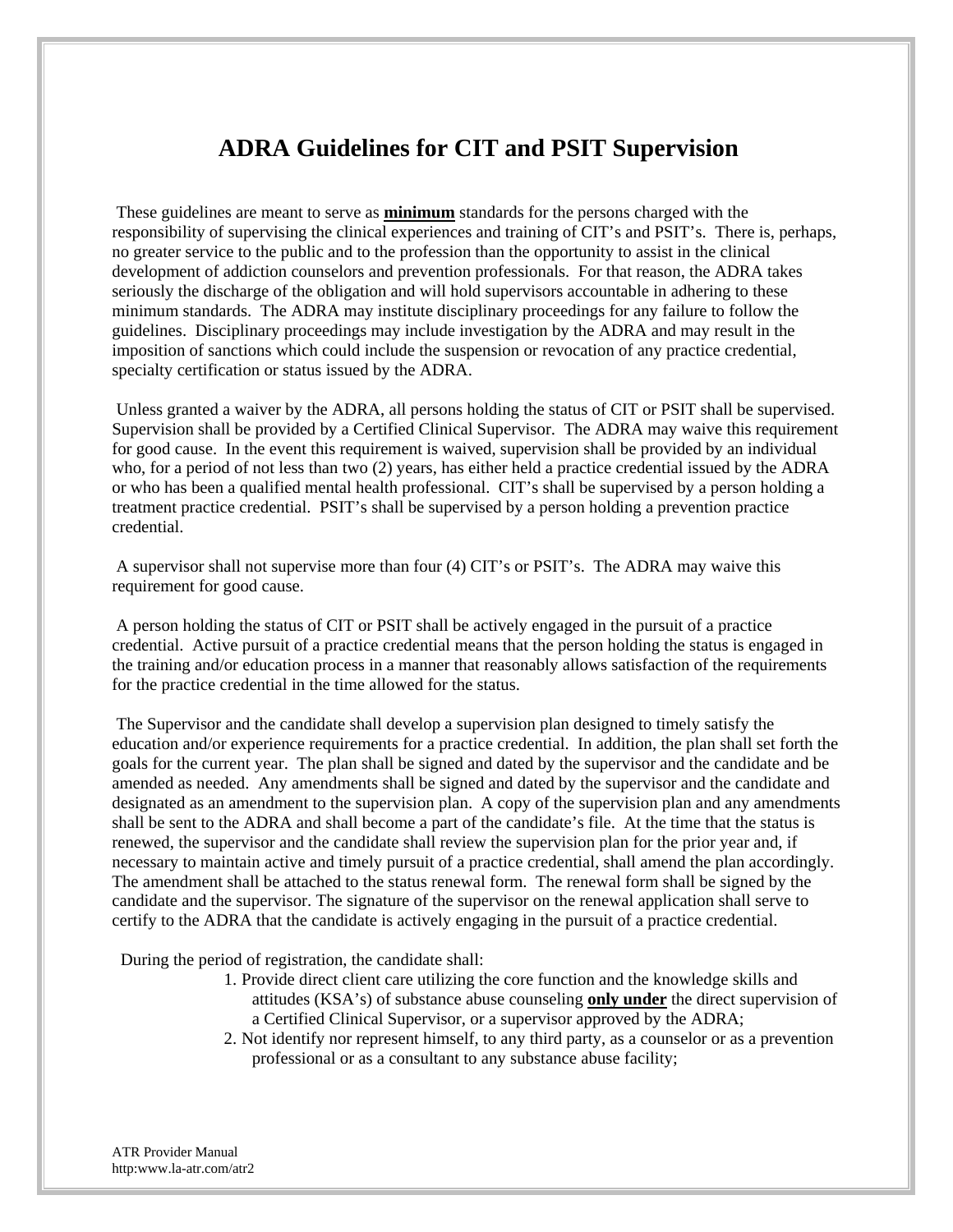# ADRA Guidelines for CIT and PSIT Supervision

These guidelines are meant to serve as **minimum** standards for the persons charged with the responsibility of supervising the clinical experiences and training of CIT's and PSIT's. There is, perhaps, no greater service to the public and to the profession than the opportunity to assist in the clinical development of addiction counselors and prevention professionals. For that reason, the ADRA takes seriously the discharge of the obligation and will hold supervisors accountable in adhering to these minimum standards. The ADRA may institute disciplinary proceedings for any failure to follow the guidelines. Disciplinary proceedings may include investigation by the ADRA and may result in the imposition of sanctions which could include the suspension or revocation of any practice credential, specialty certification or status issued by the ADRA.

Unless granted a waiver by the ADRA, all persons holding the status of CIT or PSIT shall be supervised. Supervision shall be provided by a Certified Clinical Supervisor. The ADRA may waive this requirement for good cause. In the event this requirement is waived, supervision shall be provided by an individual who, for a period of not less than two (2) years, has either held a practice credential issued by the ADRA or who has been a qualified mental health professional. CIT's shall be supervised by a person holding a treatment practice credential. PSIT's shall be supervised by a person holding a prevention practice credential.

A supervisor shall not supervise more than four (4) CIT's or PSIT's. The ADRA may waive this requirement for good cause.

A person holding the status of CIT or PSIT shall be actively engaged in the pursuit of a practice credential. Active pursuit of a practice credential means that the person holding the status is engaged in the training and/or education process in a manner that reasonably allows satisfaction of the requirements for the practice credential in the time allowed for the status.

The Supervisor and the candidate shall develop a supervision plan designed to timely satisfy the education and/or experience requirements for a practice credential. In addition, the plan shall set forth the goals for the current year. The plan shall be signed and dated by the supervisor and the candidate and be amended as needed. Any amendments shall be signed and dated by the supervisor and the candidate and designated as an amendment to the supervision plan. A copy of the supervision plan and any amendments shall be sent to the ADRA and shall become a part of the candidate's file. At the time that the status is renewed, the supervisor and the candidate shall review the supervision plan for the prior year and, if necessary to maintain active and timely pursuit of a practice credential, shall amend the plan accordingly. The amendment shall be attached to the status renewal form. The renewal form shall be signed by the candidate and the supervisor. The signature of the supervisor on the renewal application shall serve to certify to the ADRA that the candidate is actively engaging in the pursuit of a practice credential.

During the period of registration, the candidate shall:

1. Provide direct client care utilizing the core function and the knowledge skills and attitudes (KSA's) of substance abuse counseling **only under** the direct supervision of a Certified Clinical Supervisor, or a supervisor approved by the ADRA;
2. Not identify nor represent himself, to any third party, as a counselor or as a prevention professional or as a consultant to any substance abuse facility;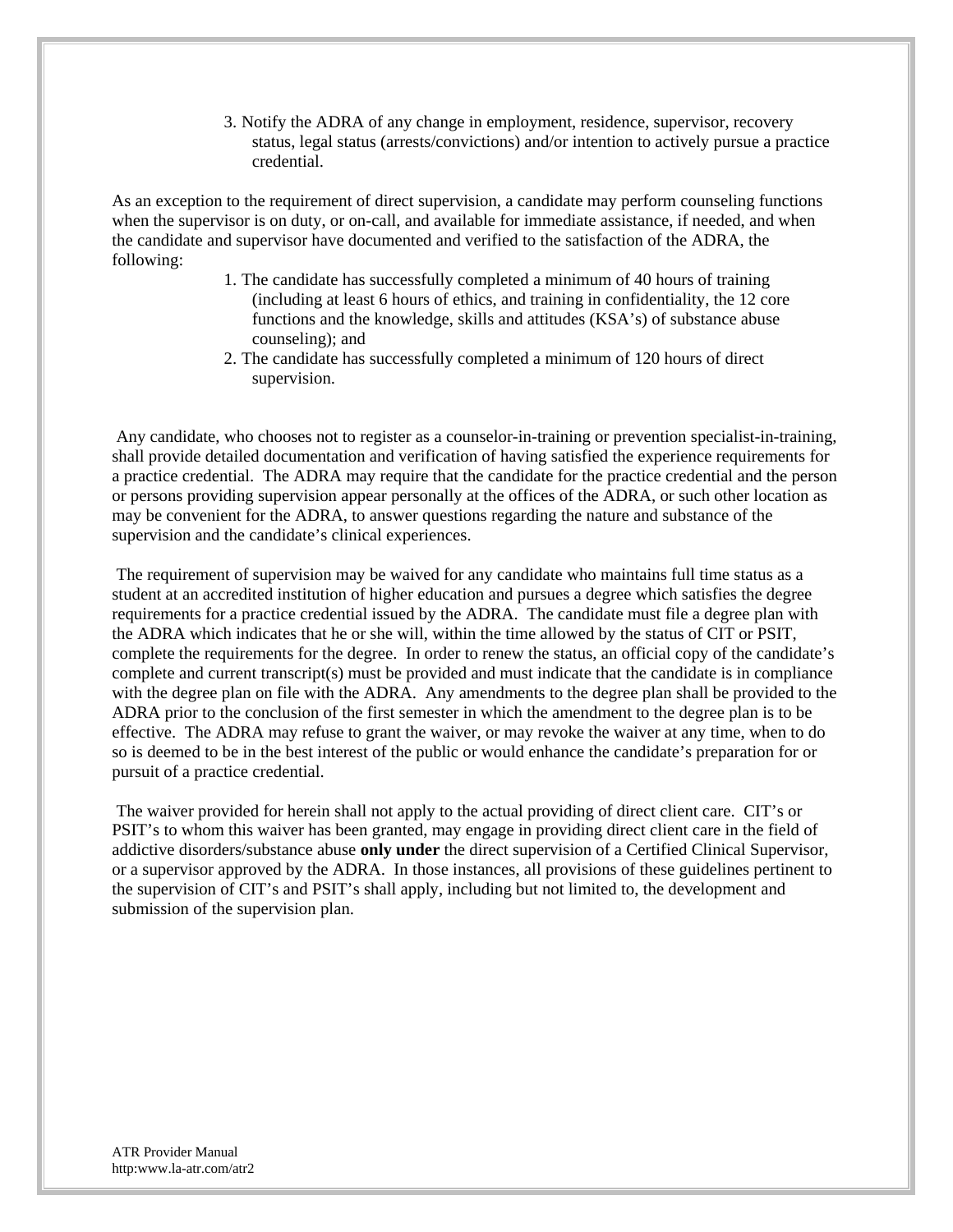3. Notify the ADRA of any change in employment, residence, supervisor, recovery status, legal status (arrests/convictions) and/or intention to actively pursue a practice credential.

As an exception to the requirement of direct supervision, a candidate may perform counseling functions when the supervisor is on duty, or on-call, and available for immediate assistance, if needed, and when the candidate and supervisor have documented and verified to the satisfaction of the ADRA, the following:

1. The candidate has successfully completed a minimum of 40 hours of training (including at least 6 hours of ethics, and training in confidentiality, the 12 core functions and the knowledge, skills and attitudes (KSA's) of substance abuse counseling); and
2. The candidate has successfully completed a minimum of 120 hours of direct supervision.

Any candidate, who chooses not to register as a counselor-in-training or prevention specialist-in-training, shall provide detailed documentation and verification of having satisfied the experience requirements for a practice credential. The ADRA may require that the candidate for the practice credential and the person or persons providing supervision appear personally at the offices of the ADRA, or such other location as may be convenient for the ADRA, to answer questions regarding the nature and substance of the supervision and the candidate's clinical experiences.

The requirement of supervision may be waived for any candidate who maintains full time status as a student at an accredited institution of higher education and pursues a degree which satisfies the degree requirements for a practice credential issued by the ADRA. The candidate must file a degree plan with the ADRA which indicates that he or she will, within the time allowed by the status of CIT or PSIT, complete the requirements for the degree. In order to renew the status, an official copy of the candidate's complete and current transcript(s) must be provided and must indicate that the candidate is in compliance with the degree plan on file with the ADRA. Any amendments to the degree plan shall be provided to the ADRA prior to the conclusion of the first semester in which the amendment to the degree plan is to be effective. The ADRA may refuse to grant the waiver, or may revoke the waiver at any time, when to do so is deemed to be in the best interest of the public or would enhance the candidate's preparation for or pursuit of a practice credential.

The waiver provided for herein shall not apply to the actual providing of direct client care. CIT's or PSIT's to whom this waiver has been granted, may engage in providing direct client care in the field of addictive disorders/substance abuse **only under** the direct supervision of a Certified Clinical Supervisor, or a supervisor approved by the ADRA. In those instances, all provisions of these guidelines pertinent to the supervision of CIT's and PSIT's shall apply, including but not limited to, the development and submission of the supervision plan.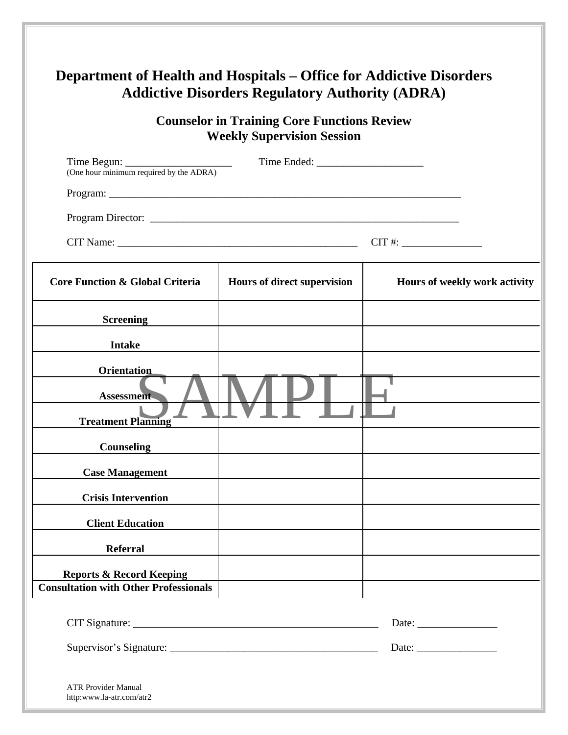# Department of Health and Hospitals – Office for Addictive Disorders
# Addictive Disorders Regulatory Authority (ADRA)

## Counselor in Training Core Functions Review
## Weekly Supervision Session

Time Begun: ____________________ Time Ended: ____________________
(One hour minimum required by the ADRA)

Program: ____________________________________________________________________

Program Director: ____________________________________________________________

CIT Name: _______________________________________________ CIT #: _______________

SAMPLE

| Core Function & Global Criteria | Hours of direct supervision | Hours of weekly work activity |
|---|---|---|
| **Screening** | | |
| **Intake** | | |
| **Orientation** | | |
| **Assessment** | | |
| **Treatment Planning** | | |
| **Counseling** | | |
| **Case Management** | | |
| **Crisis Intervention** | | |
| **Client Education** | | |
| **Referral** | | |
| **Reports & Record Keeping** | | |
| **Consultation with Other Professionals** | | |

CIT Signature: ________________________________________________ Date: _______________

Supervisor's Signature: ________________________________________ Date: _______________

ATR Provider Manual
http:www.la-atr.com/atr2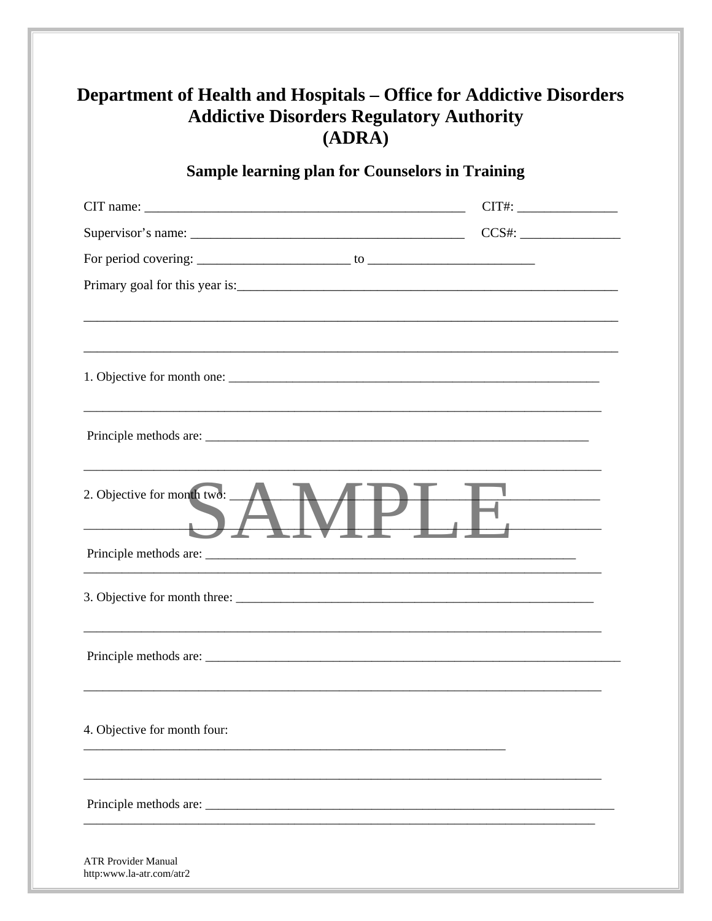# Department of Health and Hospitals – Office for Addictive Disorders
# Addictive Disorders Regulatory Authority
# (ADRA)

## Sample learning plan for Counselors in Training

CIT name: _______________________________________________ CIT#: _______________

Supervisor's name: _________________________________________ CCS#: _______________

For period covering: _______________________ to _________________________

Primary goal for this year is:__________________________________________________________

________________________________________________________________________________

________________________________________________________________________________

1. Objective for month one: _______________________________________________________

_____________________________________________________________________________

Principle methods are: __________________________________________________________

_____________________________________________________________________________

2. Objective for month two: _______________________________________________________

_____________________________________________________________________________

Principle methods are: ________________________________________________________
_____________________________________________________________________________

3. Objective for month three: _____________________________________________________

_____________________________________________________________________________

Principle methods are: ______________________________________________________________

_____________________________________________________________________________

4. Objective for month four:
_______________________________________________________________

_____________________________________________________________________________

Principle methods are: _____________________________________________________________
____________________________________________________________________________

SAMPLE

ATR Provider Manual
http:www.la-atr.com/atr2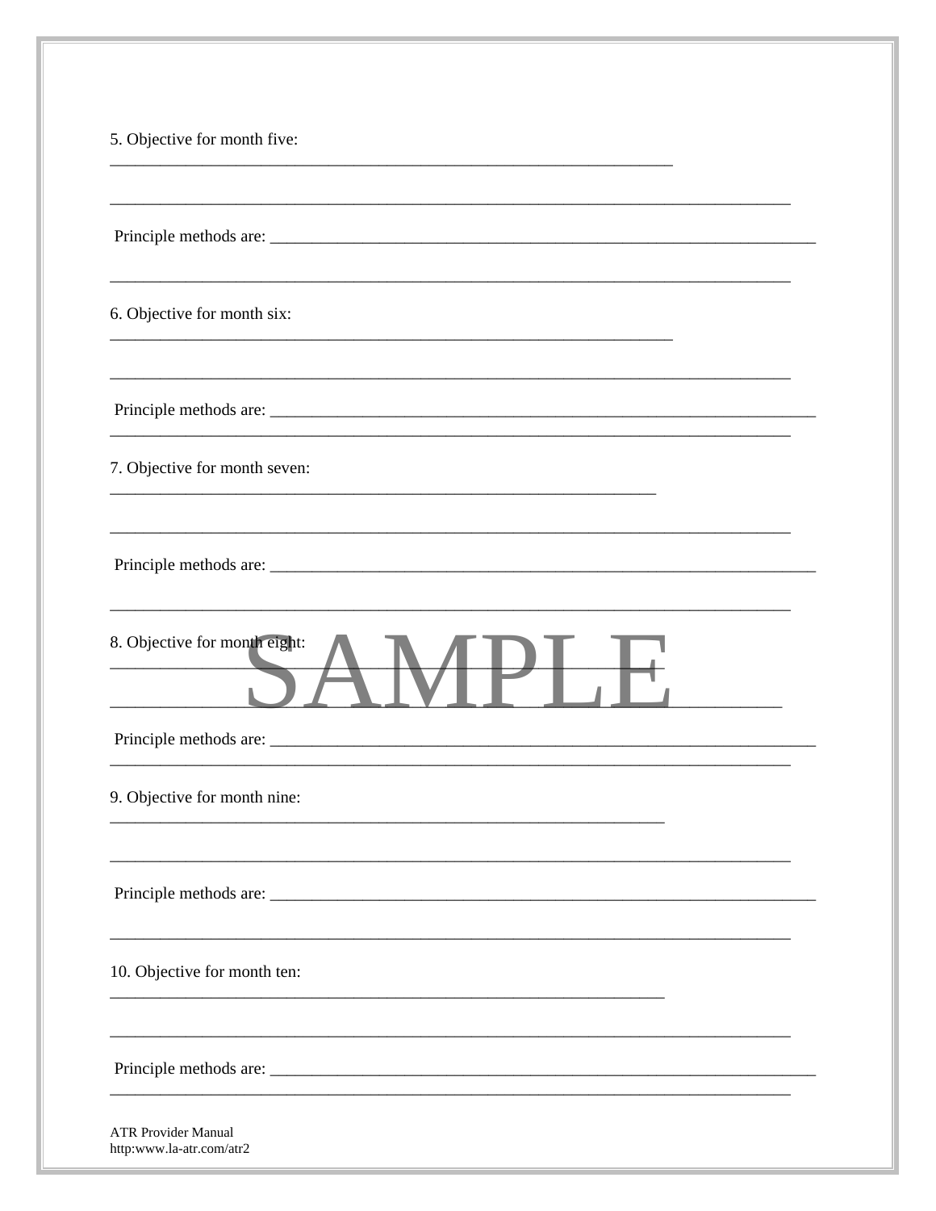5. Objective for month five:
_____________________________________________________________________

_____________________________________________________________________

Principle methods are: _____________________________________________________

_____________________________________________________________________

6. Objective for month six:
_____________________________________________________________________

_____________________________________________________________________

Principle methods are: _____________________________________________________
_____________________________________________________________________

7. Objective for month seven:
_____________________________________________________________________

_____________________________________________________________________

Principle methods are: _____________________________________________________

_____________________________________________________________________

8. Objective for month eight:
_____________________________________________________________________

_____________________________________________________________________

SAMPLE

Principle methods are: _____________________________________________________
_____________________________________________________________________

9. Objective for month nine:
_____________________________________________________________________

_____________________________________________________________________

Principle methods are: _____________________________________________________

_____________________________________________________________________

10. Objective for month ten:
_____________________________________________________________________

_____________________________________________________________________

Principle methods are: _____________________________________________________
_____________________________________________________________________

ATR Provider Manual
http:www.la-atr.com/atr2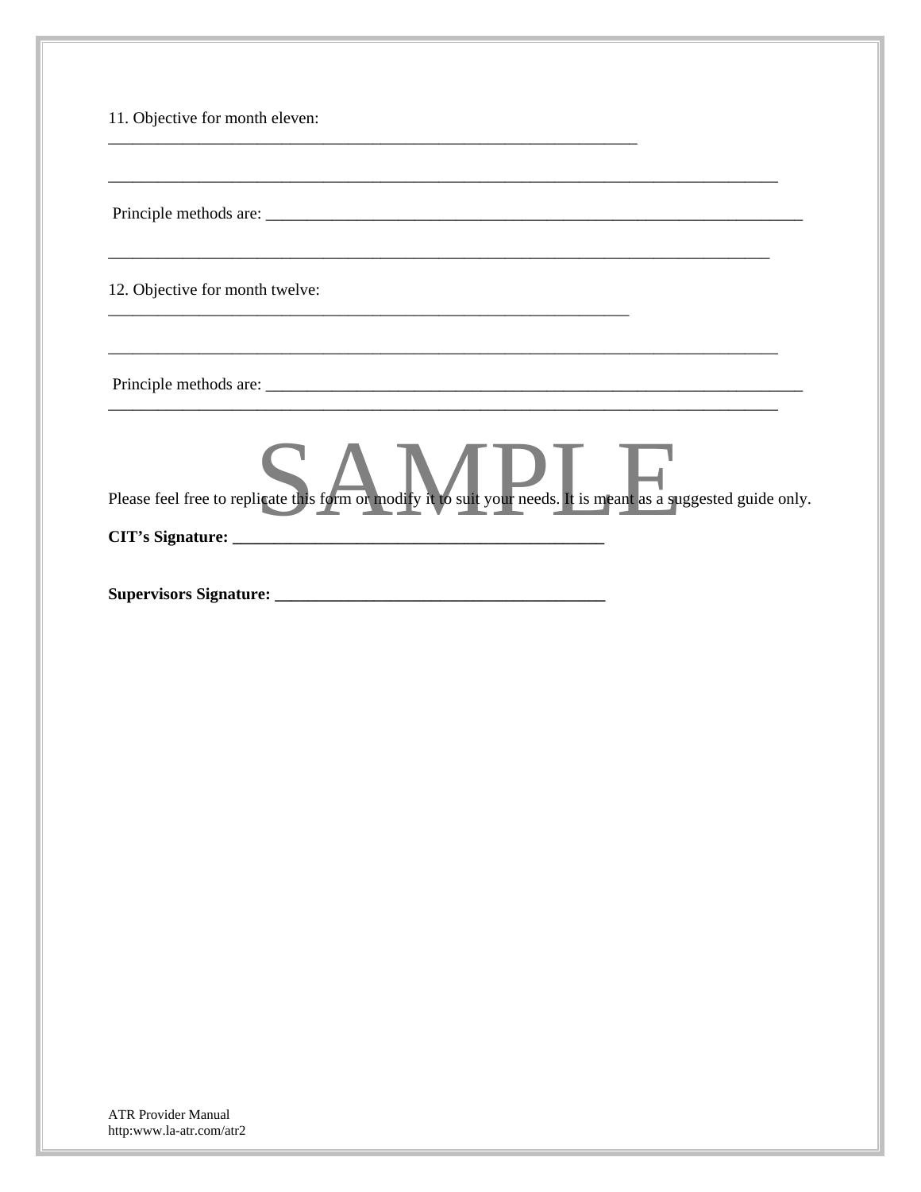11. Objective for month eleven: _______________________________________________________________

_______________________________________________________________________________

Principle methods are: ________________________________________________________________

_______________________________________________________________________________

12. Objective for month twelve: _______________________________________________________________

_______________________________________________________________________________

Principle methods are: ________________________________________________________________
_______________________________________________________________________________

SAMPLE

Please feel free to replicate this form or modify it to suit your needs. It is meant as a suggested guide only.

**CIT's Signature: ____________________________________________**

**Supervisors Signature: _______________________________________**

ATR Provider Manual
http:www.la-atr.com/atr2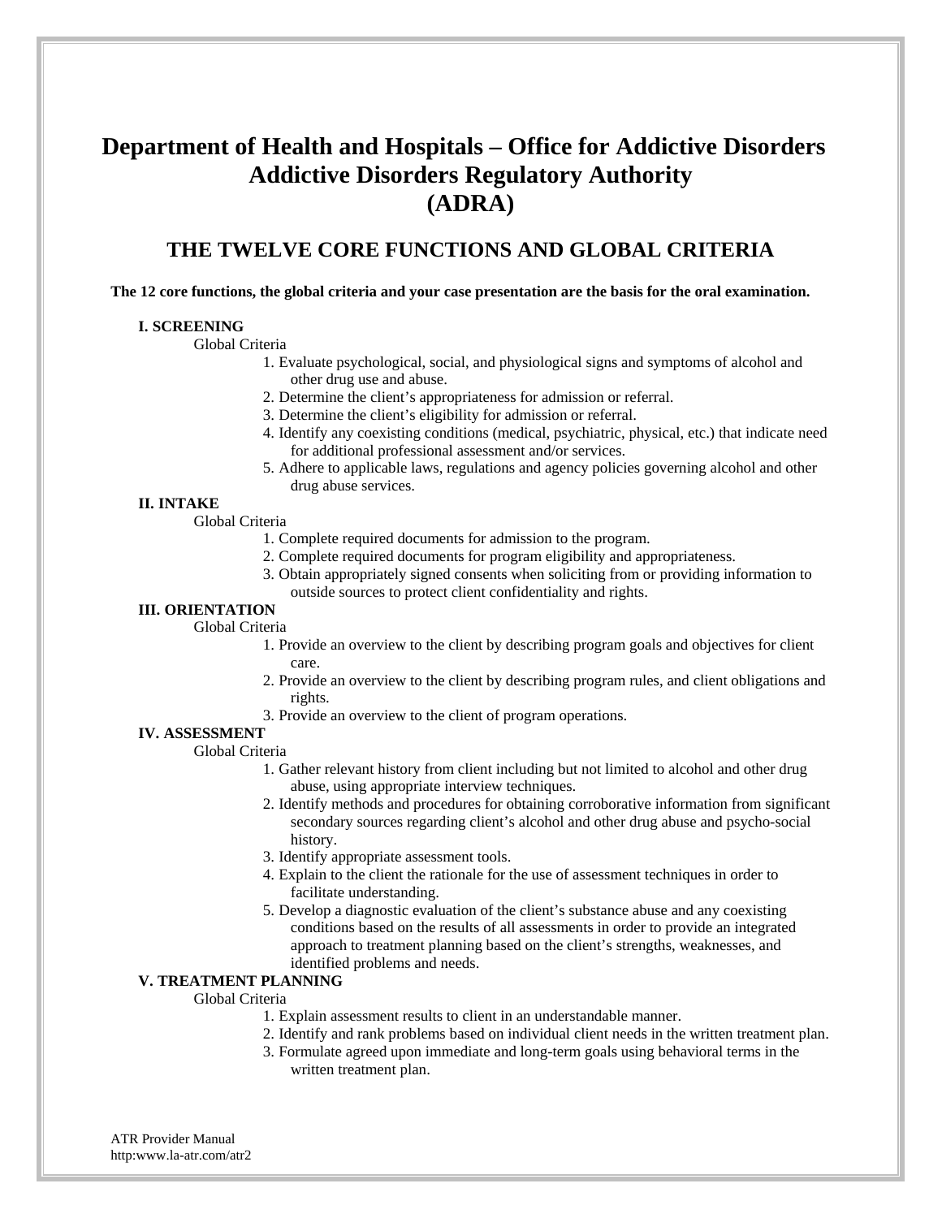# Department of Health and Hospitals – Office for Addictive Disorders Addictive Disorders Regulatory Authority (ADRA)

## THE TWELVE CORE FUNCTIONS AND GLOBAL CRITERIA

**The 12 core functions, the global criteria and your case presentation are the basis for the oral examination.**

**I. SCREENING**

Global Criteria

1. Evaluate psychological, social, and physiological signs and symptoms of alcohol and other drug use and abuse.
2. Determine the client's appropriateness for admission or referral.
3. Determine the client's eligibility for admission or referral.
4. Identify any coexisting conditions (medical, psychiatric, physical, etc.) that indicate need for additional professional assessment and/or services.
5. Adhere to applicable laws, regulations and agency policies governing alcohol and other drug abuse services.

**II. INTAKE**

Global Criteria

1. Complete required documents for admission to the program.
2. Complete required documents for program eligibility and appropriateness.
3. Obtain appropriately signed consents when soliciting from or providing information to outside sources to protect client confidentiality and rights.

**III. ORIENTATION**

Global Criteria

1. Provide an overview to the client by describing program goals and objectives for client care.
2. Provide an overview to the client by describing program rules, and client obligations and rights.
3. Provide an overview to the client of program operations.

**IV. ASSESSMENT**

Global Criteria

1. Gather relevant history from client including but not limited to alcohol and other drug abuse, using appropriate interview techniques.
2. Identify methods and procedures for obtaining corroborative information from significant secondary sources regarding client's alcohol and other drug abuse and psycho-social history.
3. Identify appropriate assessment tools.
4. Explain to the client the rationale for the use of assessment techniques in order to facilitate understanding.
5. Develop a diagnostic evaluation of the client's substance abuse and any coexisting conditions based on the results of all assessments in order to provide an integrated approach to treatment planning based on the client's strengths, weaknesses, and identified problems and needs.

**V. TREATMENT PLANNING**

Global Criteria

1. Explain assessment results to client in an understandable manner.
2. Identify and rank problems based on individual client needs in the written treatment plan.
3. Formulate agreed upon immediate and long-term goals using behavioral terms in the written treatment plan.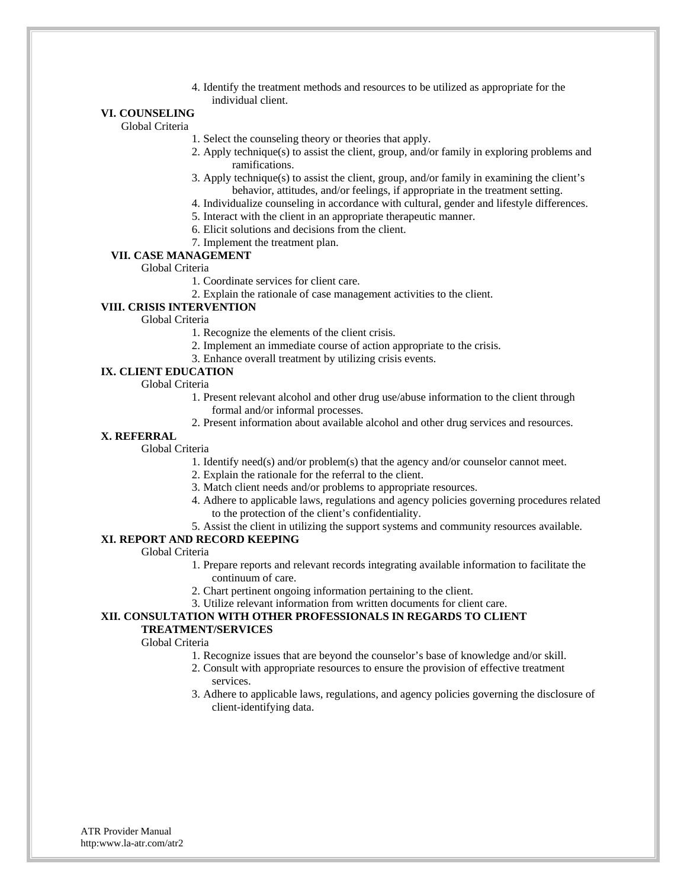4. Identify the treatment methods and resources to be utilized as appropriate for the individual client.

**VI. COUNSELING**

Global Criteria

1. Select the counseling theory or theories that apply.
2. Apply technique(s) to assist the client, group, and/or family in exploring problems and ramifications.
3. Apply technique(s) to assist the client, group, and/or family in examining the client's behavior, attitudes, and/or feelings, if appropriate in the treatment setting.
4. Individualize counseling in accordance with cultural, gender and lifestyle differences.
5. Interact with the client in an appropriate therapeutic manner.
6. Elicit solutions and decisions from the client.
7. Implement the treatment plan.

**VII. CASE MANAGEMENT**

Global Criteria

1. Coordinate services for client care.
2. Explain the rationale of case management activities to the client.

**VIII. CRISIS INTERVENTION**

Global Criteria

1. Recognize the elements of the client crisis.
2. Implement an immediate course of action appropriate to the crisis.
3. Enhance overall treatment by utilizing crisis events.

**IX. CLIENT EDUCATION**

Global Criteria

1. Present relevant alcohol and other drug use/abuse information to the client through formal and/or informal processes.
2. Present information about available alcohol and other drug services and resources.

**X. REFERRAL**

Global Criteria

1. Identify need(s) and/or problem(s) that the agency and/or counselor cannot meet.
2. Explain the rationale for the referral to the client.
3. Match client needs and/or problems to appropriate resources.
4. Adhere to applicable laws, regulations and agency policies governing procedures related to the protection of the client's confidentiality.
5. Assist the client in utilizing the support systems and community resources available.

**XI. REPORT AND RECORD KEEPING**

Global Criteria

1. Prepare reports and relevant records integrating available information to facilitate the continuum of care.
2. Chart pertinent ongoing information pertaining to the client.
3. Utilize relevant information from written documents for client care.

**XII. CONSULTATION WITH OTHER PROFESSIONALS IN REGARDS TO CLIENT TREATMENT/SERVICES**

Global Criteria

1. Recognize issues that are beyond the counselor's base of knowledge and/or skill.
2. Consult with appropriate resources to ensure the provision of effective treatment services.
3. Adhere to applicable laws, regulations, and agency policies governing the disclosure of client-identifying data.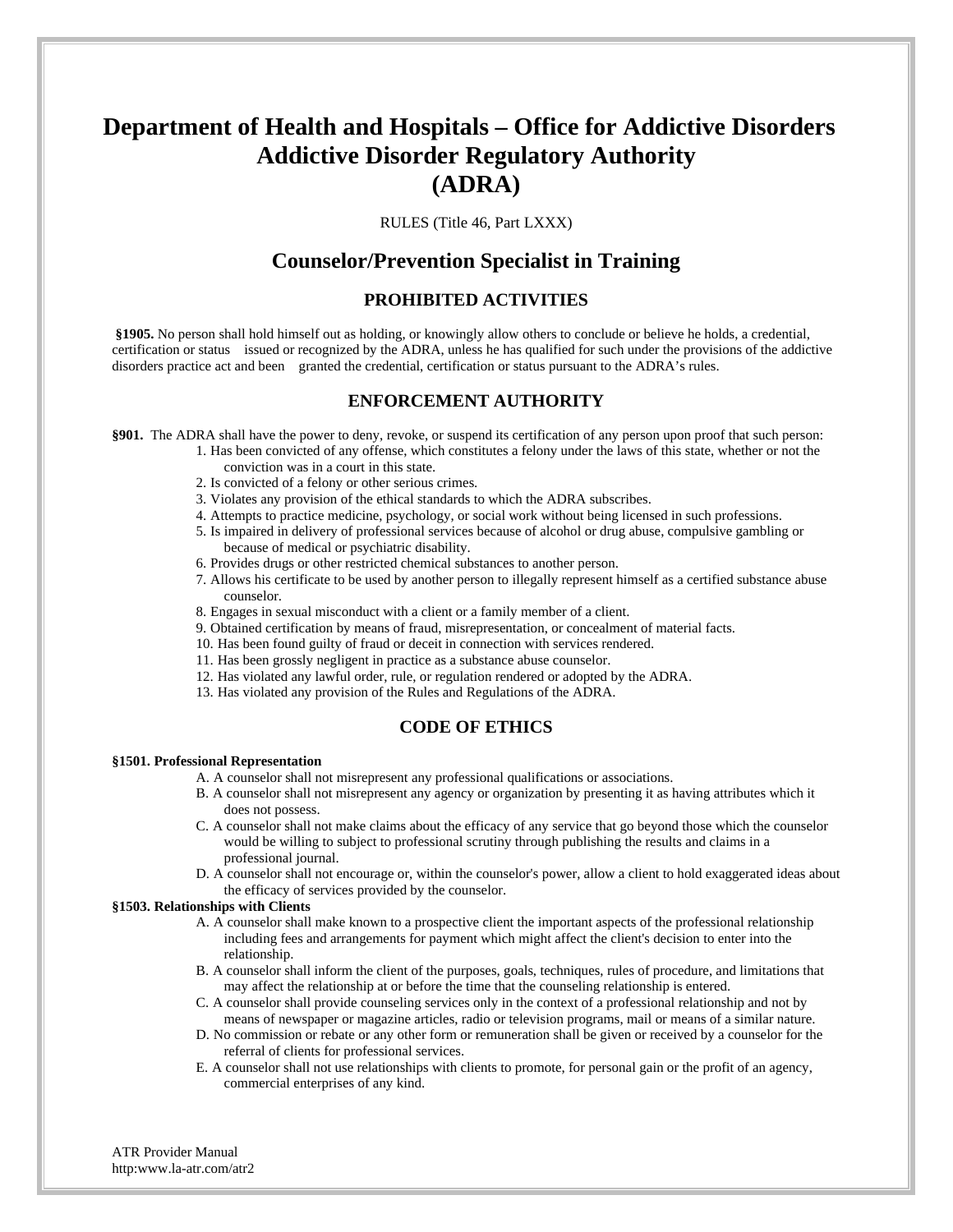# Department of Health and Hospitals – Office for Addictive Disorders Addictive Disorder Regulatory Authority (ADRA)

RULES (Title 46, Part LXXX)

## Counselor/Prevention Specialist in Training

### PROHIBITED ACTIVITIES

**§1905.** No person shall hold himself out as holding, or knowingly allow others to conclude or believe he holds, a credential, certification or status issued or recognized by the ADRA, unless he has qualified for such under the provisions of the addictive disorders practice act and been granted the credential, certification or status pursuant to the ADRA's rules.

### ENFORCEMENT AUTHORITY

**§901.** The ADRA shall have the power to deny, revoke, or suspend its certification of any person upon proof that such person:

1. Has been convicted of any offense, which constitutes a felony under the laws of this state, whether or not the conviction was in a court in this state.
2. Is convicted of a felony or other serious crimes.
3. Violates any provision of the ethical standards to which the ADRA subscribes.
4. Attempts to practice medicine, psychology, or social work without being licensed in such professions.
5. Is impaired in delivery of professional services because of alcohol or drug abuse, compulsive gambling or because of medical or psychiatric disability.
6. Provides drugs or other restricted chemical substances to another person.
7. Allows his certificate to be used by another person to illegally represent himself as a certified substance abuse counselor.
8. Engages in sexual misconduct with a client or a family member of a client.
9. Obtained certification by means of fraud, misrepresentation, or concealment of material facts.
10. Has been found guilty of fraud or deceit in connection with services rendered.
11. Has been grossly negligent in practice as a substance abuse counselor.
12. Has violated any lawful order, rule, or regulation rendered or adopted by the ADRA.
13. Has violated any provision of the Rules and Regulations of the ADRA.

### CODE OF ETHICS

**§1501. Professional Representation**

A. A counselor shall not misrepresent any professional qualifications or associations.

B. A counselor shall not misrepresent any agency or organization by presenting it as having attributes which it does not possess.

C. A counselor shall not make claims about the efficacy of any service that go beyond those which the counselor would be willing to subject to professional scrutiny through publishing the results and claims in a professional journal.

D. A counselor shall not encourage or, within the counselor's power, allow a client to hold exaggerated ideas about the efficacy of services provided by the counselor.

**§1503. Relationships with Clients**

A. A counselor shall make known to a prospective client the important aspects of the professional relationship including fees and arrangements for payment which might affect the client's decision to enter into the relationship.

B. A counselor shall inform the client of the purposes, goals, techniques, rules of procedure, and limitations that may affect the relationship at or before the time that the counseling relationship is entered.

C. A counselor shall provide counseling services only in the context of a professional relationship and not by means of newspaper or magazine articles, radio or television programs, mail or means of a similar nature.

D. No commission or rebate or any other form or remuneration shall be given or received by a counselor for the referral of clients for professional services.

E. A counselor shall not use relationships with clients to promote, for personal gain or the profit of an agency, commercial enterprises of any kind.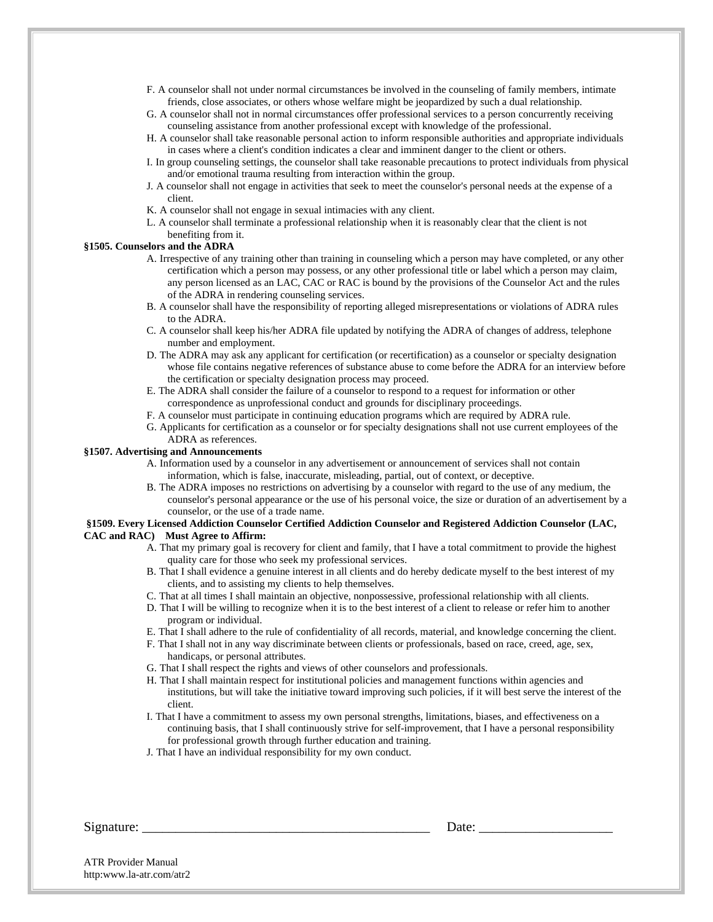F. A counselor shall not under normal circumstances be involved in the counseling of family members, intimate friends, close associates, or others whose welfare might be jeopardized by such a dual relationship.

G. A counselor shall not in normal circumstances offer professional services to a person concurrently receiving counseling assistance from another professional except with knowledge of the professional.

H. A counselor shall take reasonable personal action to inform responsible authorities and appropriate individuals in cases where a client's condition indicates a clear and imminent danger to the client or others.

I. In group counseling settings, the counselor shall take reasonable precautions to protect individuals from physical and/or emotional trauma resulting from interaction within the group.

J. A counselor shall not engage in activities that seek to meet the counselor's personal needs at the expense of a client.

K. A counselor shall not engage in sexual intimacies with any client.

L. A counselor shall terminate a professional relationship when it is reasonably clear that the client is not benefiting from it.

**§1505. Counselors and the ADRA**

A. Irrespective of any training other than training in counseling which a person may have completed, or any other certification which a person may possess, or any other professional title or label which a person may claim, any person licensed as an LAC, CAC or RAC is bound by the provisions of the Counselor Act and the rules of the ADRA in rendering counseling services.

B. A counselor shall have the responsibility of reporting alleged misrepresentations or violations of ADRA rules to the ADRA.

C. A counselor shall keep his/her ADRA file updated by notifying the ADRA of changes of address, telephone number and employment.

D. The ADRA may ask any applicant for certification (or recertification) as a counselor or specialty designation whose file contains negative references of substance abuse to come before the ADRA for an interview before the certification or specialty designation process may proceed.

E. The ADRA shall consider the failure of a counselor to respond to a request for information or other correspondence as unprofessional conduct and grounds for disciplinary proceedings.

F. A counselor must participate in continuing education programs which are required by ADRA rule.

G. Applicants for certification as a counselor or for specialty designations shall not use current employees of the ADRA as references.

**§1507. Advertising and Announcements**

A. Information used by a counselor in any advertisement or announcement of services shall not contain information, which is false, inaccurate, misleading, partial, out of context, or deceptive.

B. The ADRA imposes no restrictions on advertising by a counselor with regard to the use of any medium, the counselor's personal appearance or the use of his personal voice, the size or duration of an advertisement by a counselor, or the use of a trade name.

**§1509. Every Licensed Addiction Counselor Certified Addiction Counselor and Registered Addiction Counselor (LAC, CAC and RAC) Must Agree to Affirm:**

A. That my primary goal is recovery for client and family, that I have a total commitment to provide the highest quality care for those who seek my professional services.

B. That I shall evidence a genuine interest in all clients and do hereby dedicate myself to the best interest of my clients, and to assisting my clients to help themselves.

C. That at all times I shall maintain an objective, nonpossessive, professional relationship with all clients.

D. That I will be willing to recognize when it is to the best interest of a client to release or refer him to another program or individual.

E. That I shall adhere to the rule of confidentiality of all records, material, and knowledge concerning the client.

F. That I shall not in any way discriminate between clients or professionals, based on race, creed, age, sex, handicaps, or personal attributes.

G. That I shall respect the rights and views of other counselors and professionals.

H. That I shall maintain respect for institutional policies and management functions within agencies and institutions, but will take the initiative toward improving such policies, if it will best serve the interest of the client.

I. That I have a commitment to assess my own personal strengths, limitations, biases, and effectiveness on a continuing basis, that I shall continuously strive for self-improvement, that I have a personal responsibility for professional growth through further education and training.

J. That I have an individual responsibility for my own conduct.

Signature: ____________________________________________ Date: ____________________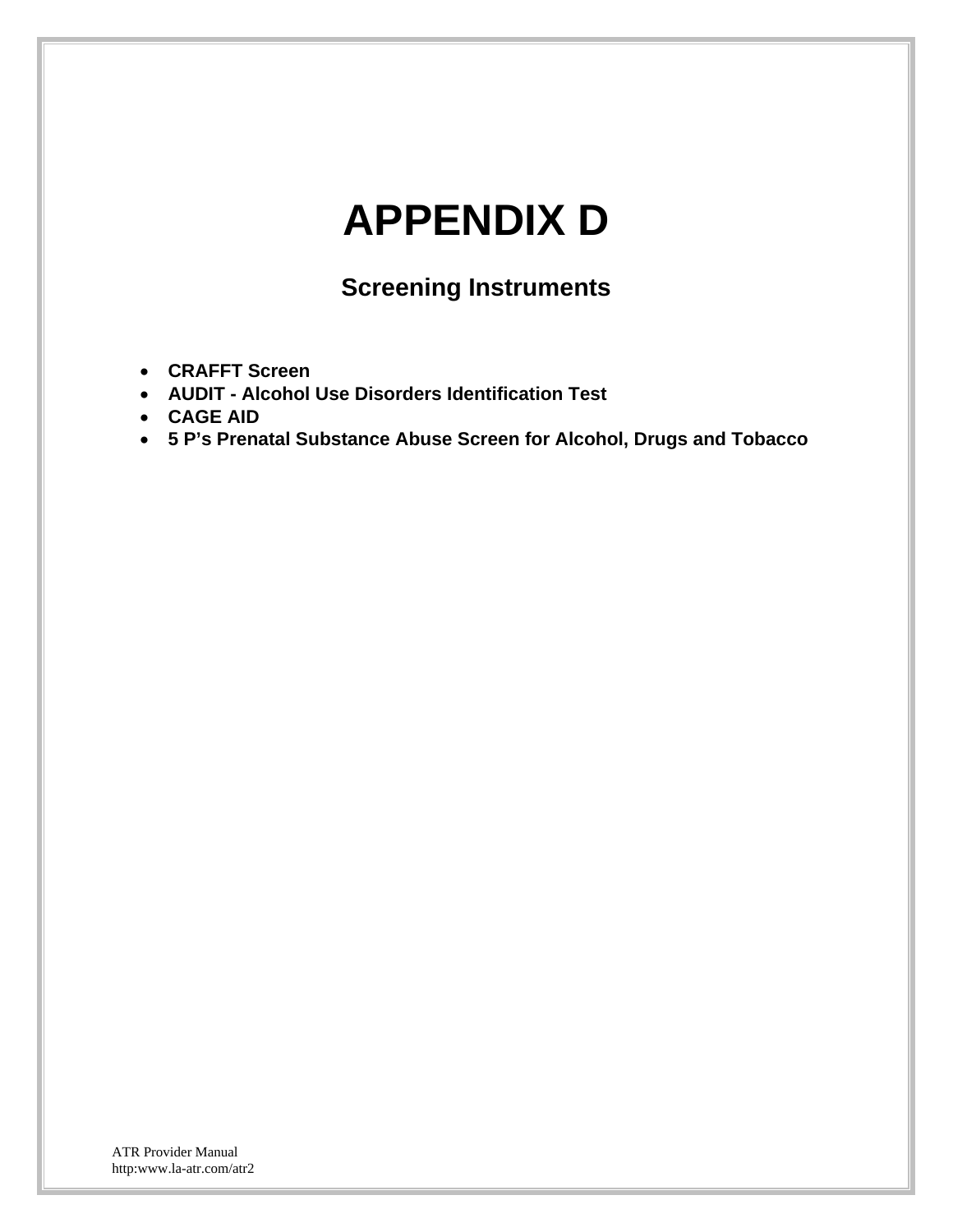# APPENDIX D

## Screening Instruments

- **CRAFFT Screen**
- **AUDIT - Alcohol Use Disorders Identification Test**
- **CAGE AID**
- **5 P's Prenatal Substance Abuse Screen for Alcohol, Drugs and Tobacco**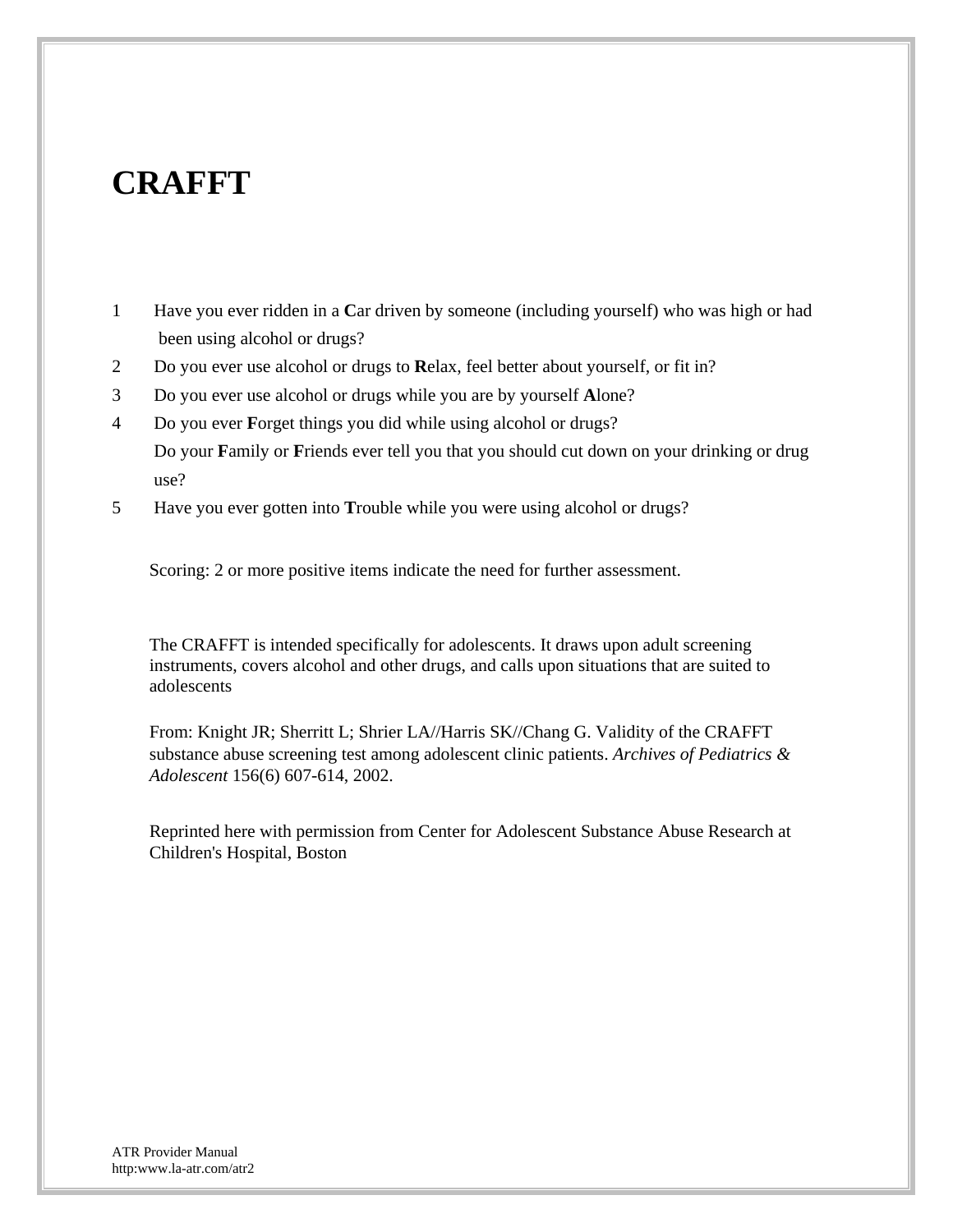# CRAFFT

1. Have you ever ridden in a **C**ar driven by someone (including yourself) who was high or had been using alcohol or drugs?
2. Do you ever use alcohol or drugs to **R**elax, feel better about yourself, or fit in?
3. Do you ever use alcohol or drugs while you are by yourself **A**lone?
4. Do you ever **F**orget things you did while using alcohol or drugs?
   Do your **F**amily or **F**riends ever tell you that you should cut down on your drinking or drug use?
5. Have you ever gotten into **T**rouble while you were using alcohol or drugs?

Scoring: 2 or more positive items indicate the need for further assessment.

The CRAFFT is intended specifically for adolescents. It draws upon adult screening instruments, covers alcohol and other drugs, and calls upon situations that are suited to adolescents

From: Knight JR; Sherritt L; Shrier LA//Harris SK//Chang G. Validity of the CRAFFT substance abuse screening test among adolescent clinic patients. *Archives of Pediatrics & Adolescent* 156(6) 607-614, 2002.

Reprinted here with permission from Center for Adolescent Substance Abuse Research at Children's Hospital, Boston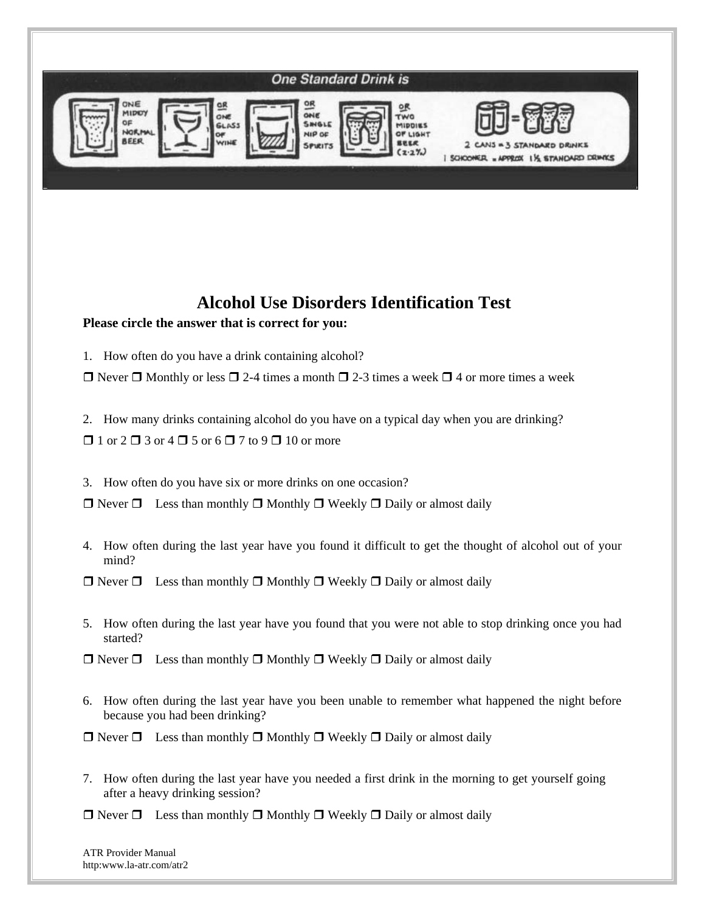One Standard Drink is

ONE MIDDY OF NORMAL BEER OR ONE GLASS OF WINE OR ONE SINGLE NIP OF SPIRITS OR TWO MIDDIES OF LIGHT BEER (2.2%)

2 CANS = 3 STANDARD DRINKS

1 SCHOONER = APPROX 1½ STANDARD DRINKS

# Alcohol Use Disorders Identification Test

**Please circle the answer that is correct for you:**

1. How often do you have a drink containing alcohol?

❒ Never ❒ Monthly or less ❒ 2-4 times a month ❒ 2-3 times a week ❒ 4 or more times a week

2. How many drinks containing alcohol do you have on a typical day when you are drinking?

❒ 1 or 2 ❒ 3 or 4 ❒ 5 or 6 ❒ 7 to 9 ❒ 10 or more

3. How often do you have six or more drinks on one occasion?

❒ Never ❒ Less than monthly ❒ Monthly ❒ Weekly ❒ Daily or almost daily

4. How often during the last year have you found it difficult to get the thought of alcohol out of your mind?

❒ Never ❒ Less than monthly ❒ Monthly ❒ Weekly ❒ Daily or almost daily

5. How often during the last year have you found that you were not able to stop drinking once you had started?

❒ Never ❒ Less than monthly ❒ Monthly ❒ Weekly ❒ Daily or almost daily

6. How often during the last year have you been unable to remember what happened the night before because you had been drinking?

❒ Never ❒ Less than monthly ❒ Monthly ❒ Weekly ❒ Daily or almost daily

7. How often during the last year have you needed a first drink in the morning to get yourself going after a heavy drinking session?

❒ Never ❒ Less than monthly ❒ Monthly ❒ Weekly ❒ Daily or almost daily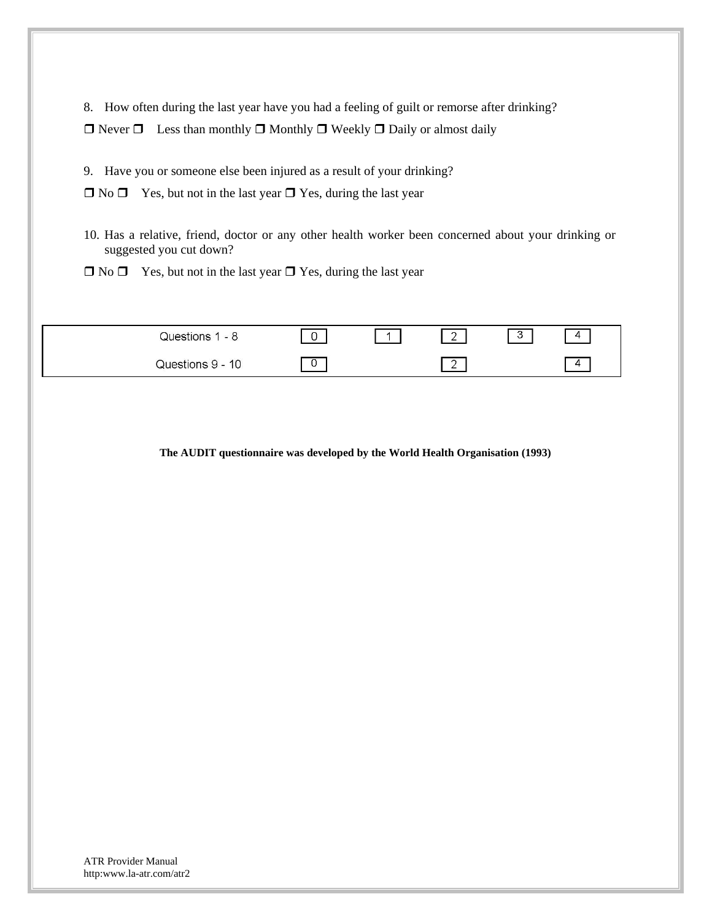8. How often during the last year have you had a feeling of guilt or remorse after drinking?

❐ Never ❐ Less than monthly ❐ Monthly ❐ Weekly ❐ Daily or almost daily

9. Have you or someone else been injured as a result of your drinking?

❐ No ❐ Yes, but not in the last year ❐ Yes, during the last year

10. Has a relative, friend, doctor or any other health worker been concerned about your drinking or suggested you cut down?

❐ No ❐ Yes, but not in the last year ❐ Yes, during the last year

| | | | | | |
|---|---|---|---|---|---|
| Questions 1 - 8 | 0 | 1 | 2 | 3 | 4 |
| Questions 9 - 10 | 0 | | 2 | | 4 |

**The AUDIT questionnaire was developed by the World Health Organisation (1993)**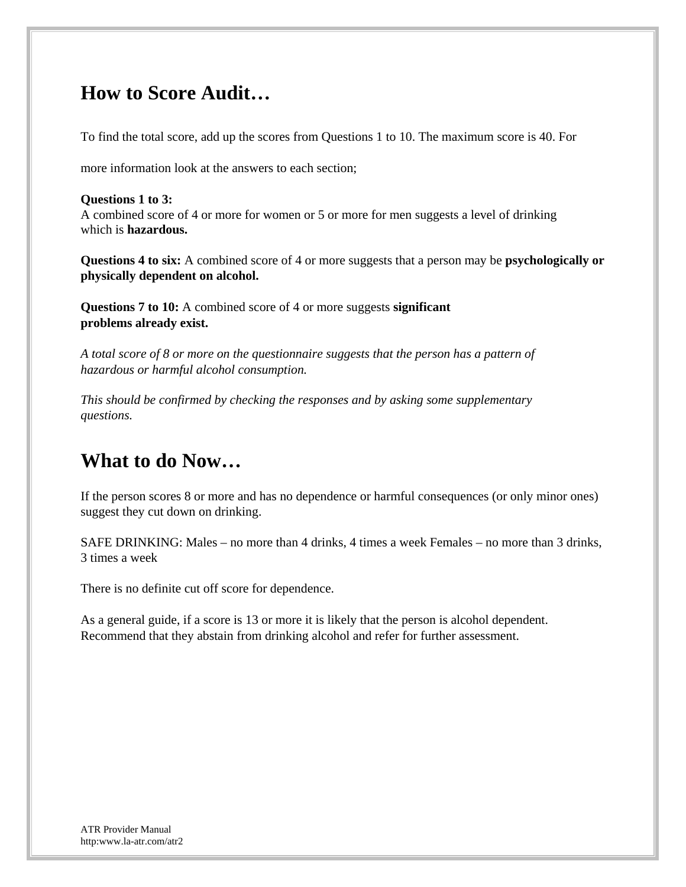## How to Score Audit…

To find the total score, add up the scores from Questions 1 to 10. The maximum score is 40. For more information look at the answers to each section;

**Questions 1 to 3:**
A combined score of 4 or more for women or 5 or more for men suggests a level of drinking which is **hazardous.**

**Questions 4 to six:** A combined score of 4 or more suggests that a person may be **psychologically or physically dependent on alcohol.**

**Questions 7 to 10:** A combined score of 4 or more suggests **significant problems already exist.**

*A total score of 8 or more on the questionnaire suggests that the person has a pattern of hazardous or harmful alcohol consumption.*

*This should be confirmed by checking the responses and by asking some supplementary questions.*

## What to do Now…

If the person scores 8 or more and has no dependence or harmful consequences (or only minor ones) suggest they cut down on drinking.

SAFE DRINKING: Males – no more than 4 drinks, 4 times a week Females – no more than 3 drinks, 3 times a week

There is no definite cut off score for dependence.

As a general guide, if a score is 13 or more it is likely that the person is alcohol dependent. Recommend that they abstain from drinking alcohol and refer for further assessment.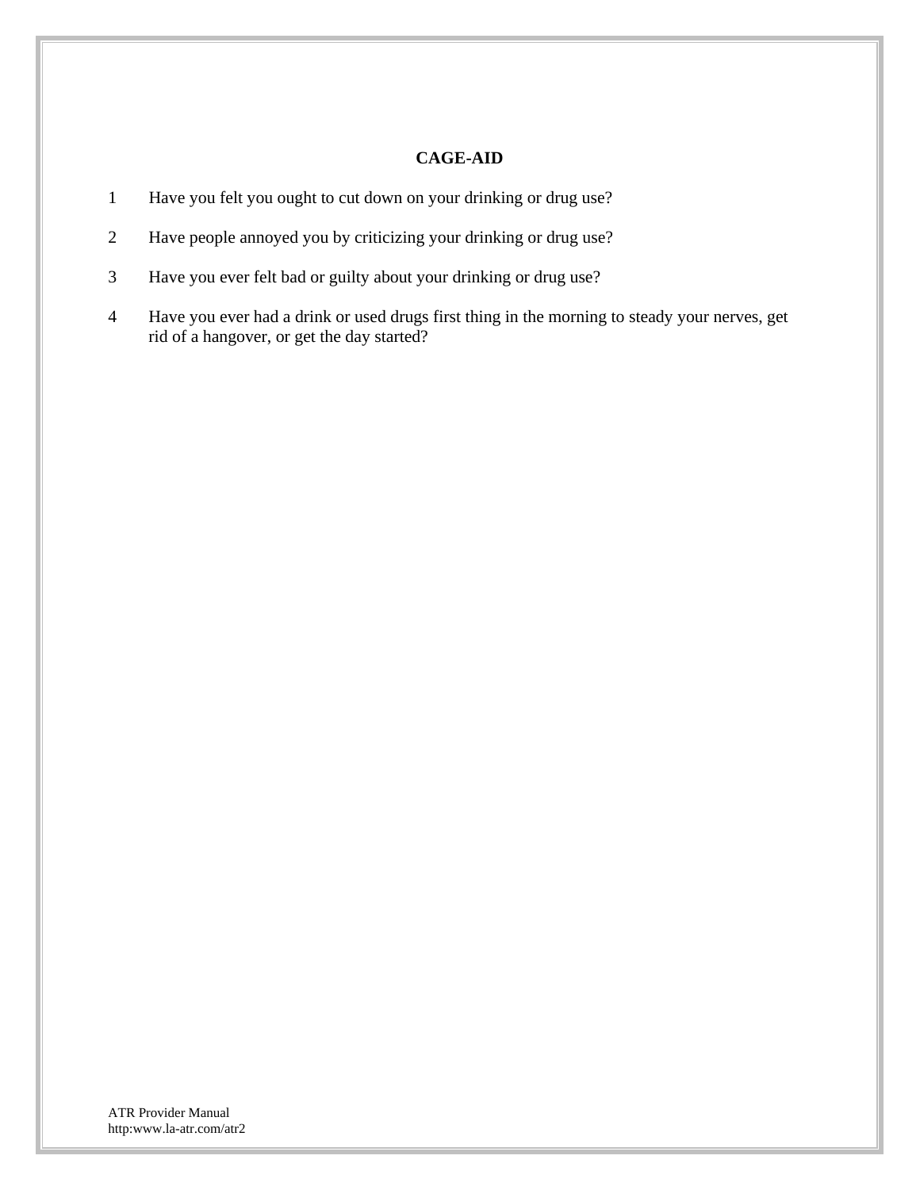# CAGE-AID

1. Have you felt you ought to cut down on your drinking or drug use?
2. Have people annoyed you by criticizing your drinking or drug use?
3. Have you ever felt bad or guilty about your drinking or drug use?
4. Have you ever had a drink or used drugs first thing in the morning to steady your nerves, get rid of a hangover, or get the day started?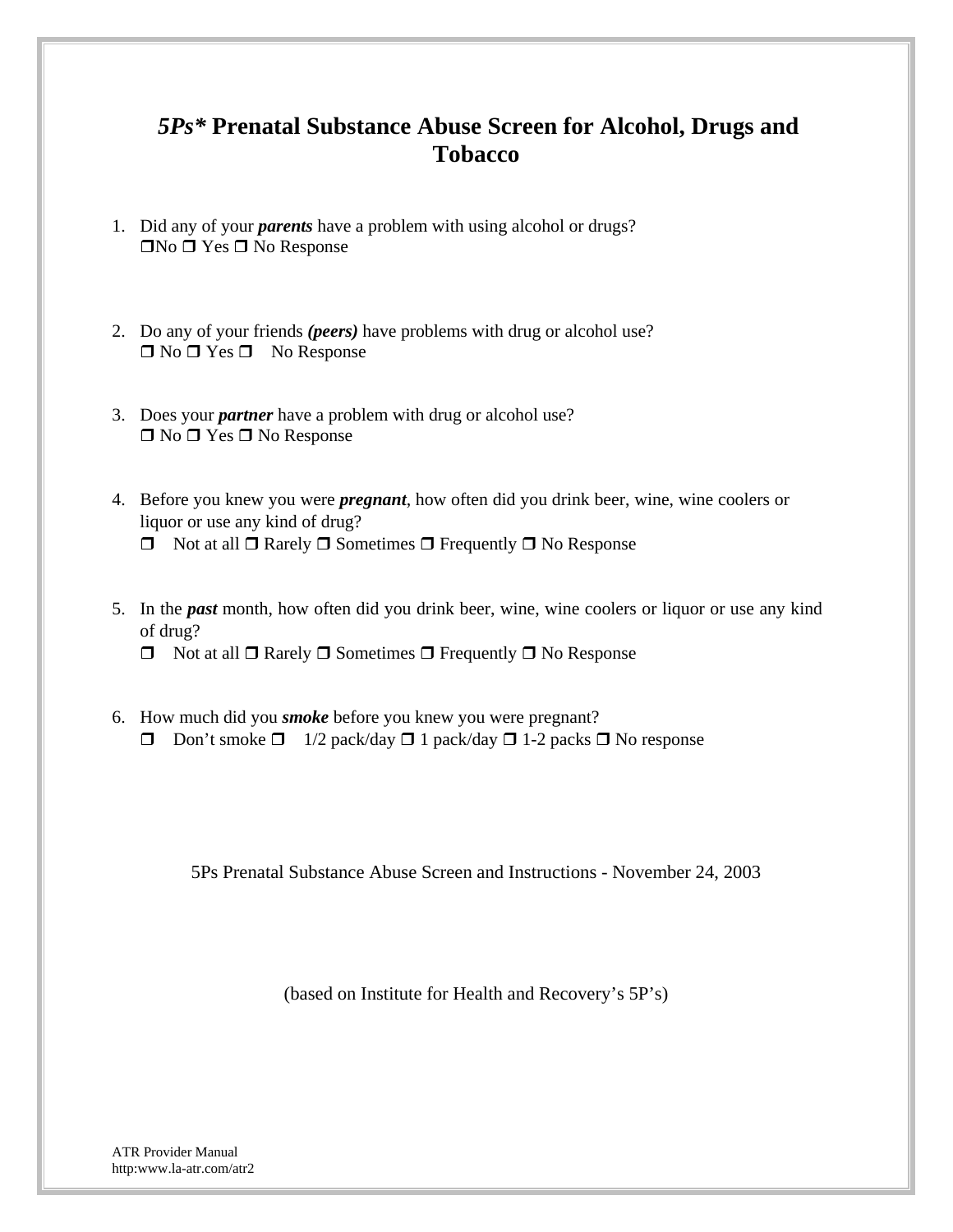# *5Ps\** Prenatal Substance Abuse Screen for Alcohol, Drugs and Tobacco

1. Did any of your ***parents*** have a problem with using alcohol or drugs?
   ❒No ❒ Yes ❒ No Response

2. Do any of your friends ***(peers)*** have problems with drug or alcohol use?
   ❒ No ❒ Yes ❒ No Response

3. Does your ***partner*** have a problem with drug or alcohol use?
   ❒ No ❒ Yes ❒ No Response

4. Before you knew you were ***pregnant***, how often did you drink beer, wine, wine coolers or liquor or use any kind of drug?
   ❒ Not at all ❒ Rarely ❒ Sometimes ❒ Frequently ❒ No Response

5. In the ***past*** month, how often did you drink beer, wine, wine coolers or liquor or use any kind of drug?
   ❒ Not at all ❒ Rarely ❒ Sometimes ❒ Frequently ❒ No Response

6. How much did you ***smoke*** before you knew you were pregnant?
   ❒ Don't smoke ❒ 1/2 pack/day ❒ 1 pack/day ❒ 1-2 packs ❒ No response

5Ps Prenatal Substance Abuse Screen and Instructions - November 24, 2003

(based on Institute for Health and Recovery's 5P's)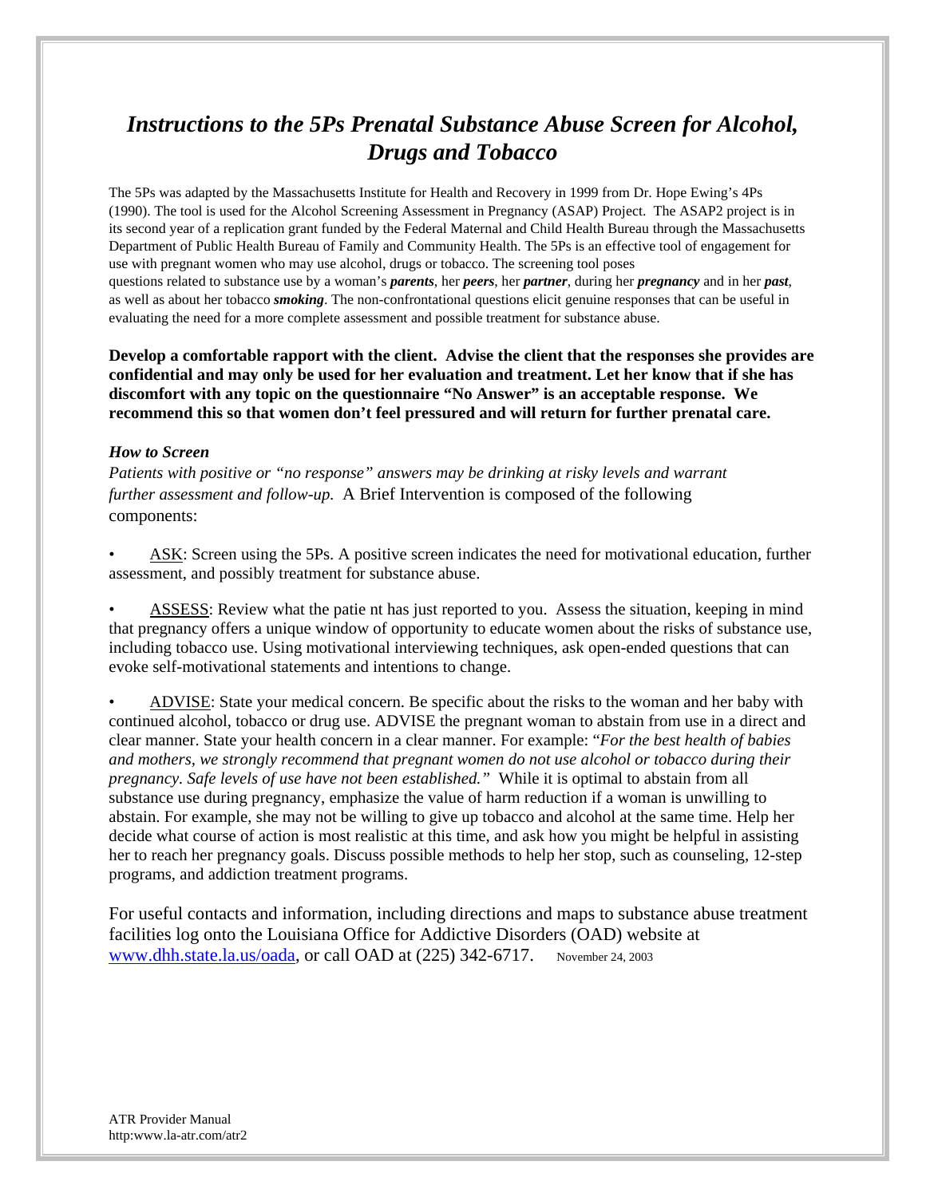# *Instructions to the 5Ps Prenatal Substance Abuse Screen for Alcohol, Drugs and Tobacco*

The 5Ps was adapted by the Massachusetts Institute for Health and Recovery in 1999 from Dr. Hope Ewing's 4Ps (1990). The tool is used for the Alcohol Screening Assessment in Pregnancy (ASAP) Project. The ASAP2 project is in its second year of a replication grant funded by the Federal Maternal and Child Health Bureau through the Massachusetts Department of Public Health Bureau of Family and Community Health. The 5Ps is an effective tool of engagement for use with pregnant women who may use alcohol, drugs or tobacco. The screening tool poses questions related to substance use by a woman's ***parents***, her ***peers***, her ***partner***, during her ***pregnancy*** and in her ***past***, as well as about her tobacco ***smoking***. The non-confrontational questions elicit genuine responses that can be useful in evaluating the need for a more complete assessment and possible treatment for substance abuse.

**Develop a comfortable rapport with the client. Advise the client that the responses she provides are confidential and may only be used for her evaluation and treatment. Let her know that if she has discomfort with any topic on the questionnaire "No Answer" is an acceptable response. We recommend this so that women don't feel pressured and will return for further prenatal care.**

***How to Screen***

*Patients with positive or "no response" answers may be drinking at risky levels and warrant further assessment and follow-up.* A Brief Intervention is composed of the following components:

- ASK: Screen using the 5Ps. A positive screen indicates the need for motivational education, further assessment, and possibly treatment for substance abuse.
- ASSESS: Review what the patie nt has just reported to you. Assess the situation, keeping in mind that pregnancy offers a unique window of opportunity to educate women about the risks of substance use, including tobacco use. Using motivational interviewing techniques, ask open-ended questions that can evoke self-motivational statements and intentions to change.
- ADVISE: State your medical concern. Be specific about the risks to the woman and her baby with continued alcohol, tobacco or drug use. ADVISE the pregnant woman to abstain from use in a direct and clear manner. State your health concern in a clear manner. For example: "*For the best health of babies and mothers, we strongly recommend that pregnant women do not use alcohol or tobacco during their pregnancy. Safe levels of use have not been established."* While it is optimal to abstain from all substance use during pregnancy, emphasize the value of harm reduction if a woman is unwilling to abstain. For example, she may not be willing to give up tobacco and alcohol at the same time. Help her decide what course of action is most realistic at this time, and ask how you might be helpful in assisting her to reach her pregnancy goals. Discuss possible methods to help her stop, such as counseling, 12-step programs, and addiction treatment programs.

For useful contacts and information, including directions and maps to substance abuse treatment facilities log onto the Louisiana Office for Addictive Disorders (OAD) website at [www.dhh.state.la.us/oada](www.dhh.state.la.us/oada), or call OAD at (225) 342-6717. November 24, 2003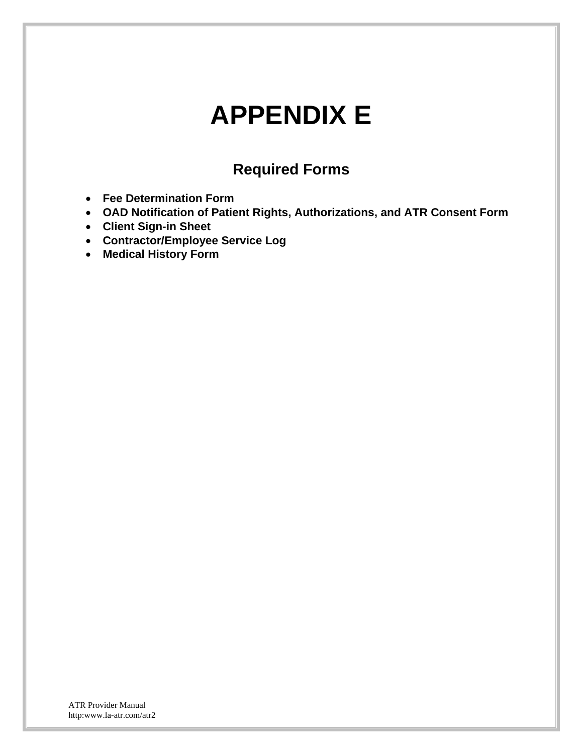# APPENDIX E

## Required Forms

- **Fee Determination Form**
- **OAD Notification of Patient Rights, Authorizations, and ATR Consent Form**
- **Client Sign-in Sheet**
- **Contractor/Employee Service Log**
- **Medical History Form**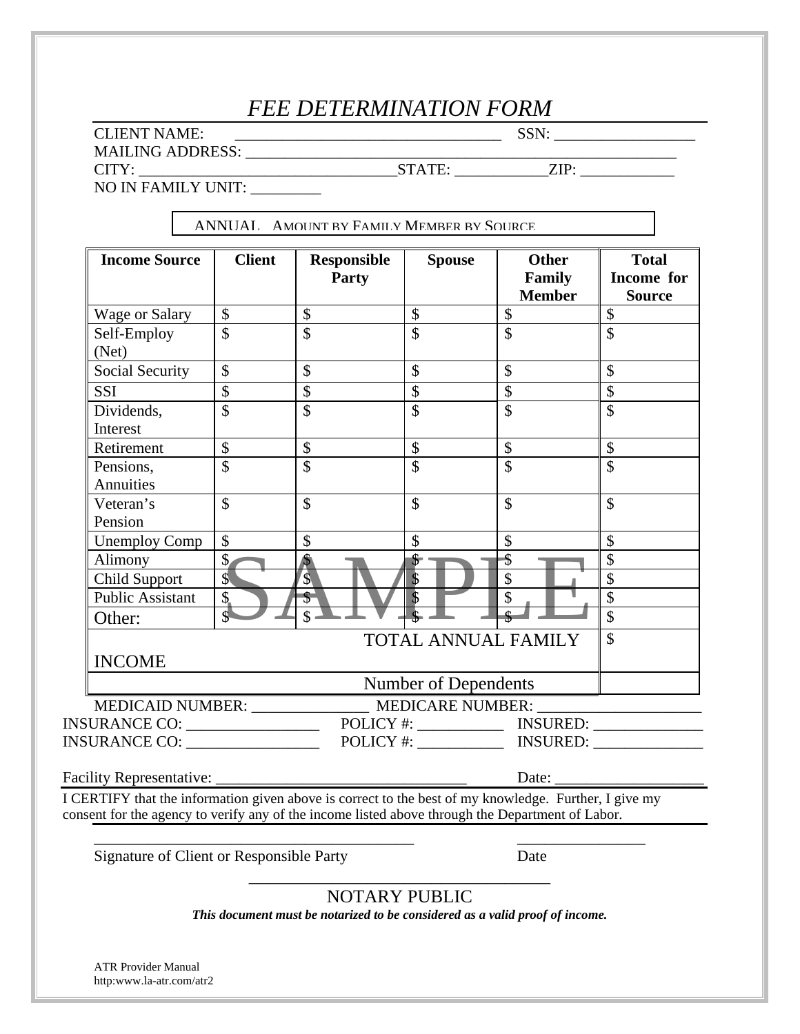# FEE DETERMINATION FORM

CLIENT NAME: ___________________________________ SSN: __________________

MAILING ADDRESS: ___________________________________________________________

CITY: __________________________________STATE: ____________ZIP: ____________

NO IN FAMILY UNIT: _________

ANNUAL AMOUNT BY FAMILY MEMBER BY SOURCE

| Income Source | Client | Responsible Party | Spouse | Other Family Member | Total Income for Source |
|---|---|---|---|---|---|
| Wage or Salary | $ | $ | $ | $ | $ |
| Self-Employ (Net) | $ | $ | $ | $ | $ |
| Social Security | $ | $ | $ | $ | $ |
| SSI | $ | $ | $ | $ | $ |
| Dividends, Interest | $ | $ | $ | $ | $ |
| Retirement | $ | $ | $ | $ | $ |
| Pensions, Annuities | $ | $ | $ | $ | $ |
| Veteran's Pension | $ | $ | $ | $ | $ |
| Unemploy Comp | $ | $ | $ | $ | $ |
| Alimony | $ | $ | $ | $ | $ |
| Child Support | $ | $ | $ | $ | $ |
| Public Assistant | $ | $ | $ | $ | $ |
| Other: | $ | $ | $ | $ | $ |
| TOTAL ANNUAL FAMILY INCOME | | | | | $ |
| Number of Dependents | | | | | |

SAMPLE

MEDICAID NUMBER: _______________ MEDICARE NUMBER: _____________________

INSURANCE CO: _________________ POLICY #: ___________ INSURED: ______________

INSURANCE CO: _________________ POLICY #: ___________ INSURED: ______________

Facility Representative: _________________________________ Date: ___________________

I CERTIFY that the information given above is correct to the best of my knowledge. Further, I give my consent for the agency to verify any of the income listed above through the Department of Labor.

__________________________________________ _________________

Signature of Client or Responsible Party Date

________________________________________

NOTARY PUBLIC

***This document must be notarized to be considered as a valid proof of income.***

ATR Provider Manual
http:www.la-atr.com/atr2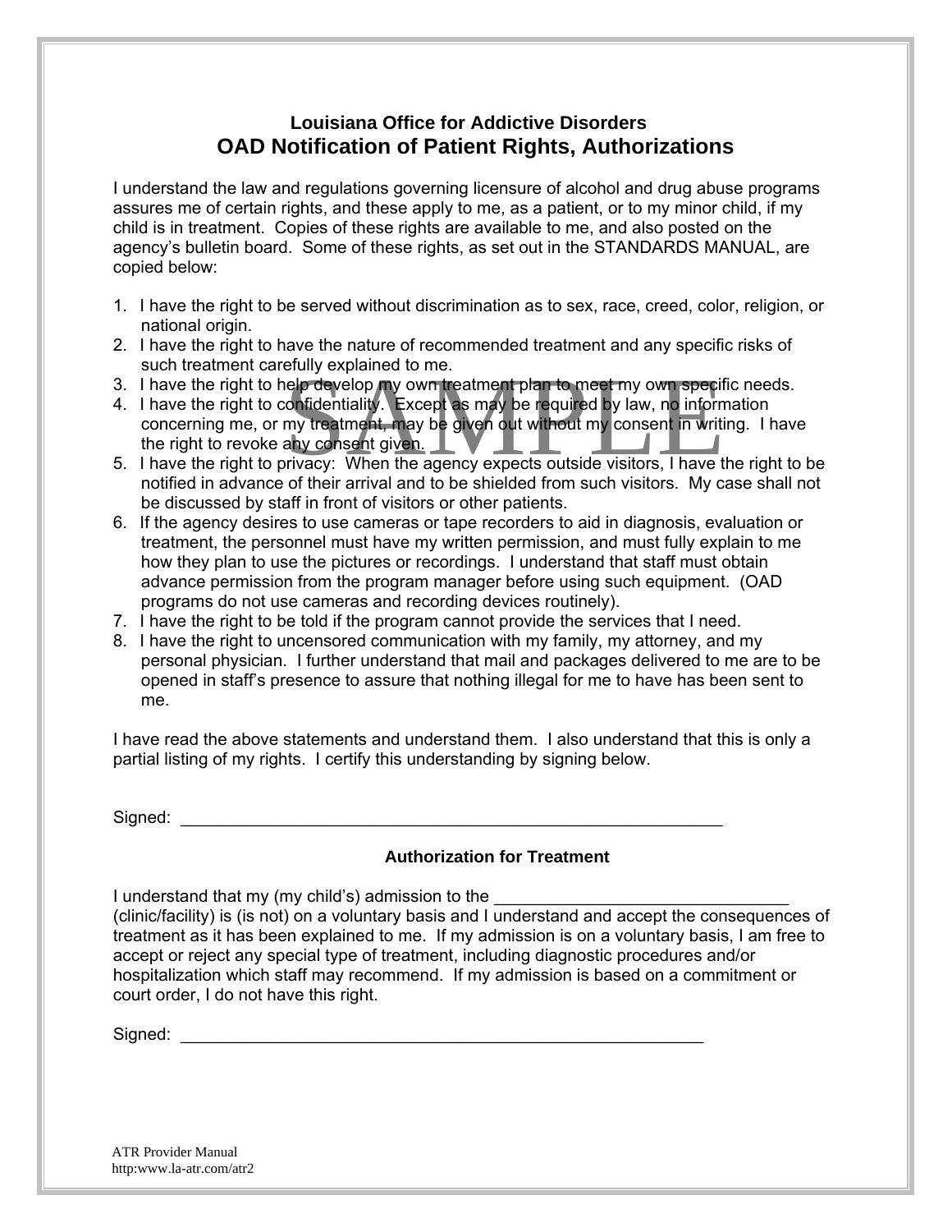### Louisiana Office for Addictive Disorders

## OAD Notification of Patient Rights, Authorizations

I understand the law and regulations governing licensure of alcohol and drug abuse programs assures me of certain rights, and these apply to me, as a patient, or to my minor child, if my child is in treatment. Copies of these rights are available to me, and also posted on the agency's bulletin board. Some of these rights, as set out in the STANDARDS MANUAL, are copied below:

1. I have the right to be served without discrimination as to sex, race, creed, color, religion, or national origin.
2. I have the right to have the nature of recommended treatment and any specific risks of such treatment carefully explained to me.
3. I have the right to help develop my own treatment plan to meet my own specific needs.
4. I have the right to confidentiality. Except as may be required by law, no information concerning me, or my treatment, may be given out without my consent in writing. I have the right to revoke any consent given.
5. I have the right to privacy: When the agency expects outside visitors, I have the right to be notified in advance of their arrival and to be shielded from such visitors. My case shall not be discussed by staff in front of visitors or other patients.
6. If the agency desires to use cameras or tape recorders to aid in diagnosis, evaluation or treatment, the personnel must have my written permission, and must fully explain to me how they plan to use the pictures or recordings. I understand that staff must obtain advance permission from the program manager before using such equipment. (OAD programs do not use cameras and recording devices routinely).
7. I have the right to be told if the program cannot provide the services that I need.
8. I have the right to uncensored communication with my family, my attorney, and my personal physician. I further understand that mail and packages delivered to me are to be opened in staff's presence to assure that nothing illegal for me to have has been sent to me.

I have read the above statements and understand them. I also understand that this is only a partial listing of my rights. I certify this understanding by signing below.

Signed: ____________________________________________________________

**Authorization for Treatment**

I understand that my (my child's) admission to the ______________________________ (clinic/facility) is (is not) on a voluntary basis and I understand and accept the consequences of treatment as it has been explained to me. If my admission is on a voluntary basis, I am free to accept or reject any special type of treatment, including diagnostic procedures and/or hospitalization which staff may recommend. If my admission is based on a commitment or court order, I do not have this right.

Signed: __________________________________________________________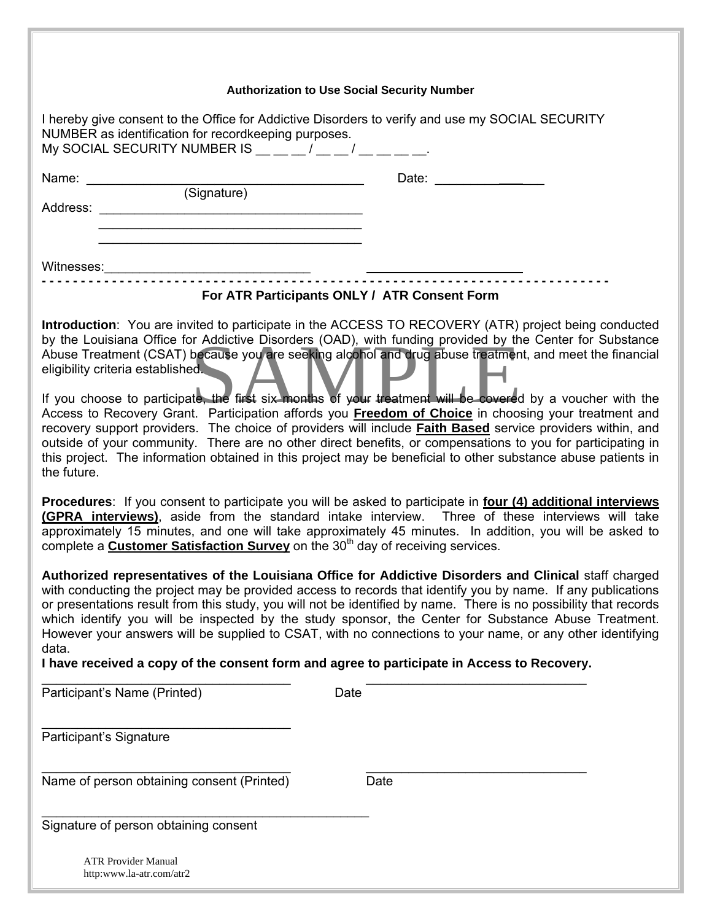### Authorization to Use Social Security Number

I hereby give consent to the Office for Addictive Disorders to verify and use my SOCIAL SECURITY NUMBER as identification for recordkeeping purposes.
My SOCIAL SECURITY NUMBER IS __ __ __ / __ __ / __ __ __ __.

Name: ________________________________________ Date: ______________
(Signature)

Address: ____________________________________
____________________________________
____________________________________

Witnesses: ____________________________ ______________________

- - - - - - - - - - - - - - - - - - - - - - - - - - - - - - - - - - - - - - - - - - - - - - - - - - - - - - - - - - - - - - - - - -

### For ATR Participants ONLY / ATR Consent Form

SAMPLE

**Introduction**: You are invited to participate in the ACCESS TO RECOVERY (ATR) project being conducted by the Louisiana Office for Addictive Disorders (OAD), with funding provided by the Center for Substance Abuse Treatment (CSAT) because you are seeking alcohol and drug abuse treatment, and meet the financial eligibility criteria established.

If you choose to participate, the first six months of your treatment will be covered by a voucher with the Access to Recovery Grant. Participation affords you **Freedom of Choice** in choosing your treatment and recovery support providers. The choice of providers will include **Faith Based** service providers within, and outside of your community. There are no other direct benefits, or compensations to you for participating in this project. The information obtained in this project may be beneficial to other substance abuse patients in the future.

**Procedures**: If you consent to participate you will be asked to participate in **four (4) additional interviews (GPRA interviews)**, aside from the standard intake interview. Three of these interviews will take approximately 15 minutes, and one will take approximately 45 minutes. In addition, you will be asked to complete a **Customer Satisfaction Survey** on the 30th day of receiving services.

**Authorized representatives of the Louisiana Office for Addictive Disorders and Clinical** staff charged with conducting the project may be provided access to records that identify you by name. If any publications or presentations result from this study, you will not be identified by name. There is no possibility that records which identify you will be inspected by the study sponsor, the Center for Substance Abuse Treatment. However your answers will be supplied to CSAT, with no connections to your name, or any other identifying data.

**I have received a copy of the consent form and agree to participate in Access to Recovery.**

___________________________________ Date ________________________________
Participant's Name (Printed)

___________________________________
Participant's Signature

___________________________________ ________________________________
Name of person obtaining consent (Printed) Date

______________________________________________
Signature of person obtaining consent

ATR Provider Manual
http:www.la-atr.com/atr2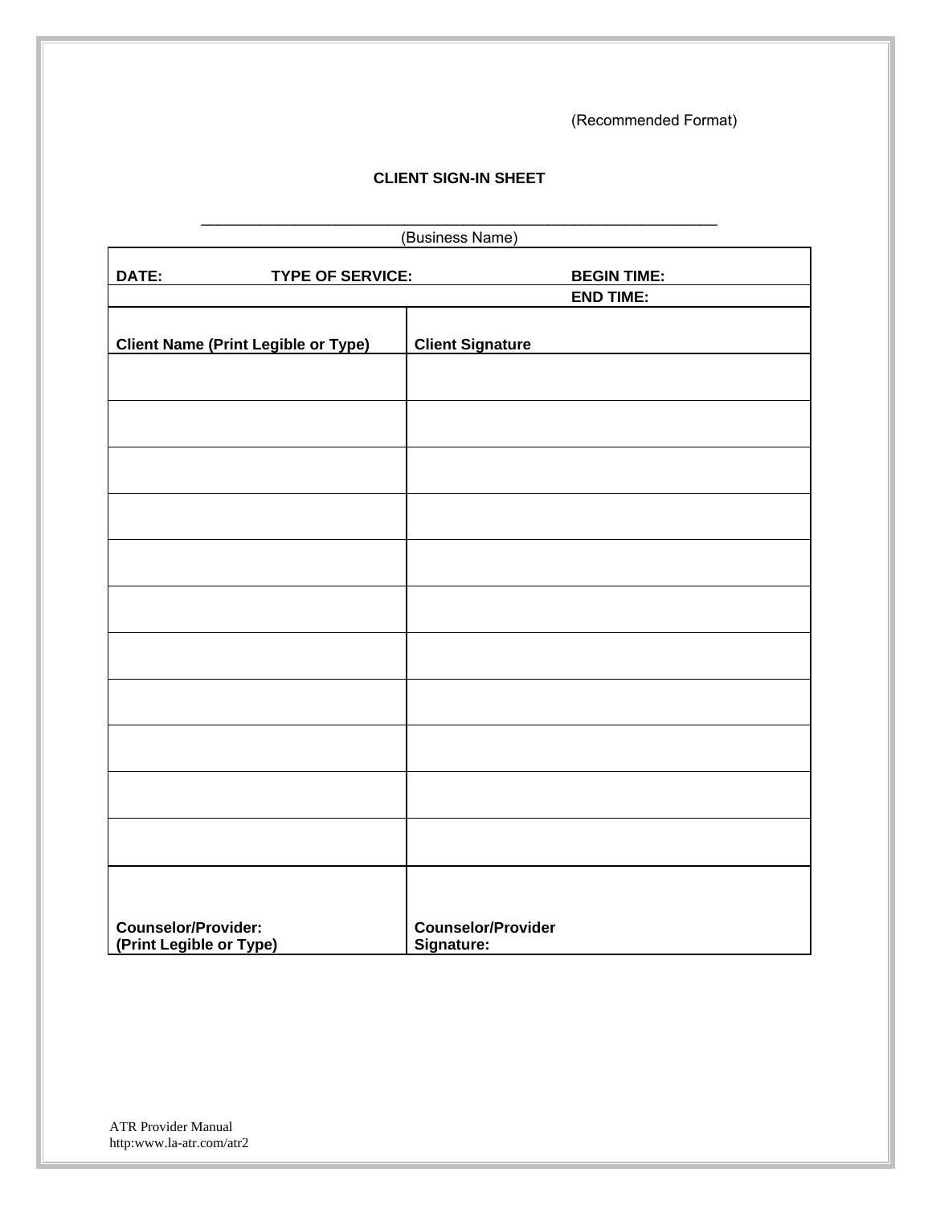(Recommended Format)

**CLIENT SIGN-IN SHEET**

______________________________________________________________

(Business Name)

| **DATE:** **TYPE OF SERVICE:** | **BEGIN TIME:** |
|---|---|
| | **END TIME:** |

| **Client Name (Print Legible or Type)** | **Client Signature** |
|---|---|
| | |
| | |
| | |
| | |
| | |
| | |
| | |
| | |
| | |
| | |
| | |
| **Counselor/Provider: (Print Legible or Type)** | **Counselor/Provider Signature:** |

ATR Provider Manual
http:www.la-atr.com/atr2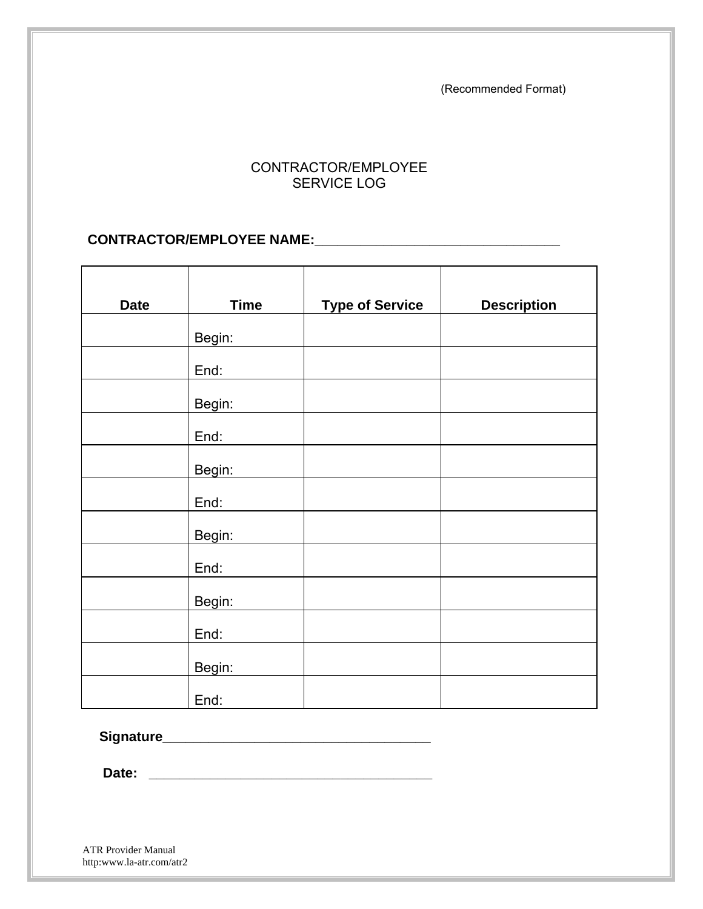(Recommended Format)

# CONTRACTOR/EMPLOYEE SERVICE LOG

**CONTRACTOR/EMPLOYEE NAME:**__________________________________

| Date | Time | Type of Service | Description |
|---|---|---|---|
| | Begin: | | |
| | End: | | |
| | Begin: | | |
| | End: | | |
| | Begin: | | |
| | End: | | |
| | Begin: | | |
| | End: | | |
| | Begin: | | |
| | End: | | |
| | Begin: | | |
| | End: | | |

**Signature**_____________________________________

**Date:** ________________________________________

ATR Provider Manual
http:www.la-atr.com/atr2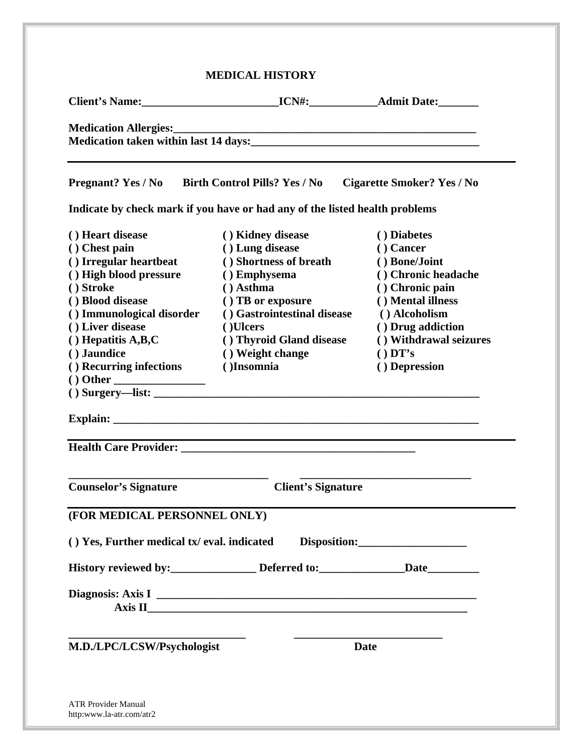# MEDICAL HISTORY

**Client's Name:________________________ICN#:____________Admit Date:_______**

**Medication Allergies:_______________________________________________________**
**Medication taken within last 14 days:_______________________________________**

---

**Pregnant? Yes / No     Birth Control Pills? Yes / No     Cigarette Smoker? Yes / No**

**Indicate by check mark if you have or had any of the listed health problems**

| | | |
|---|---|---|
| ( ) Heart disease | ( ) Kidney disease | ( ) Diabetes |
| ( ) Chest pain | ( ) Lung disease | ( ) Cancer |
| ( ) Irregular heartbeat | ( ) Shortness of breath | ( ) Bone/Joint |
| ( ) High blood pressure | ( ) Emphysema | ( ) Chronic headache |
| ( ) Stroke | ( ) Asthma | ( ) Chronic pain |
| ( ) Blood disease | ( ) TB or exposure | ( ) Mental illness |
| ( ) Immunological disorder | ( ) Gastrointestinal disease | ( ) Alcoholism |
| ( ) Liver disease | ( )Ulcers | ( ) Drug addiction |
| ( ) Hepatitis A,B,C | ( ) Thyroid Gland disease | ( ) Withdrawal seizures |
| ( ) Jaundice | ( ) Weight change | ( ) DT's |
| ( ) Recurring infections | ( )Insomnia | ( ) Depression |

**( ) Other ________________**
**( ) Surgery—list: __________________________________________________________**

**Explain: __________________________________________________________________**

---

**Health Care Provider: __________________________________________**

**___________________________________     ______________________________**
**Counselor's Signature     Client's Signature**

---

**(FOR MEDICAL PERSONNEL ONLY)**

**( ) Yes, Further medical tx/ eval. indicated     Disposition:___________________**

**History reviewed by:_______________ Deferred to:_______________Date_________**

**Diagnosis: Axis I ________________________________________________________**
**Axis II_______________________________________________________**

**________________________________     __________________________**
**M.D./LPC/LCSW/Psychologist     Date**

ATR Provider Manual
http:www.la-atr.com/atr2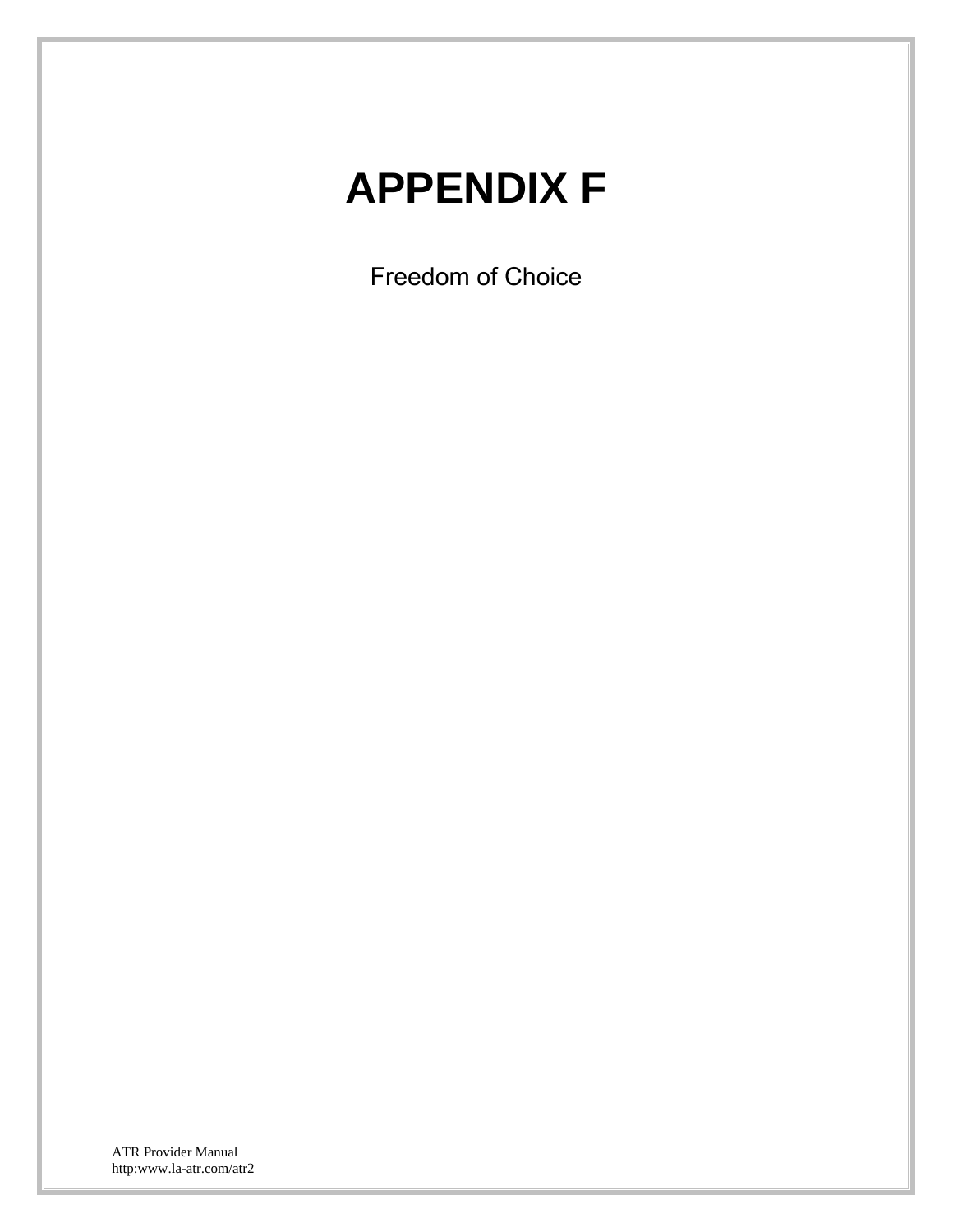# APPENDIX F

Freedom of Choice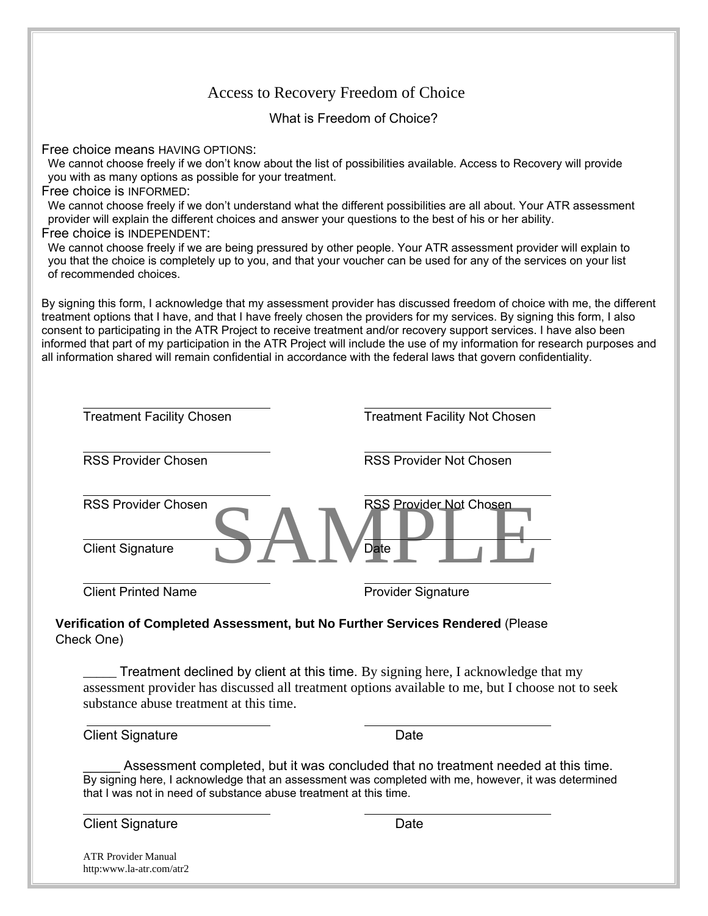# Access to Recovery Freedom of Choice

## What is Freedom of Choice?

Free choice means HAVING OPTIONS:
We cannot choose freely if we don't know about the list of possibilities available. Access to Recovery will provide you with as many options as possible for your treatment.

Free choice is INFORMED:
We cannot choose freely if we don't understand what the different possibilities are all about. Your ATR assessment provider will explain the different choices and answer your questions to the best of his or her ability.

Free choice is INDEPENDENT:
We cannot choose freely if we are being pressured by other people. Your ATR assessment provider will explain to you that the choice is completely up to you, and that your voucher can be used for any of the services on your list of recommended choices.

By signing this form, I acknowledge that my assessment provider has discussed freedom of choice with me, the different treatment options that I have, and that I have freely chosen the providers for my services. By signing this form, I also consent to participating in the ATR Project to receive treatment and/or recovery support services. I have also been informed that part of my participation in the ATR Project will include the use of my information for research purposes and all information shared will remain confidential in accordance with the federal laws that govern confidentiality.

| | |
|---|---|
| ____________________ Treatment Facility Chosen | ____________________ Treatment Facility Not Chosen |
| ____________________ RSS Provider Chosen | ____________________ RSS Provider Not Chosen |
| ____________________ RSS Provider Chosen | ____________________ RSS Provider Not Chosen |
| ____________________ Client Signature | ____________________ Date |
| ____________________ Client Printed Name | ____________________ Provider Signature |

SAMPLE

**Verification of Completed Assessment, but No Further Services Rendered** (Please Check One)

_____ Treatment declined by client at this time. By signing here, I acknowledge that my assessment provider has discussed all treatment options available to me, but I choose not to seek substance abuse treatment at this time.

____________________ Client Signature ____________________ Date

_____ Assessment completed, but it was concluded that no treatment needed at this time. By signing here, I acknowledge that an assessment was completed with me, however, it was determined that I was not in need of substance abuse treatment at this time.

____________________ Client Signature ____________________ Date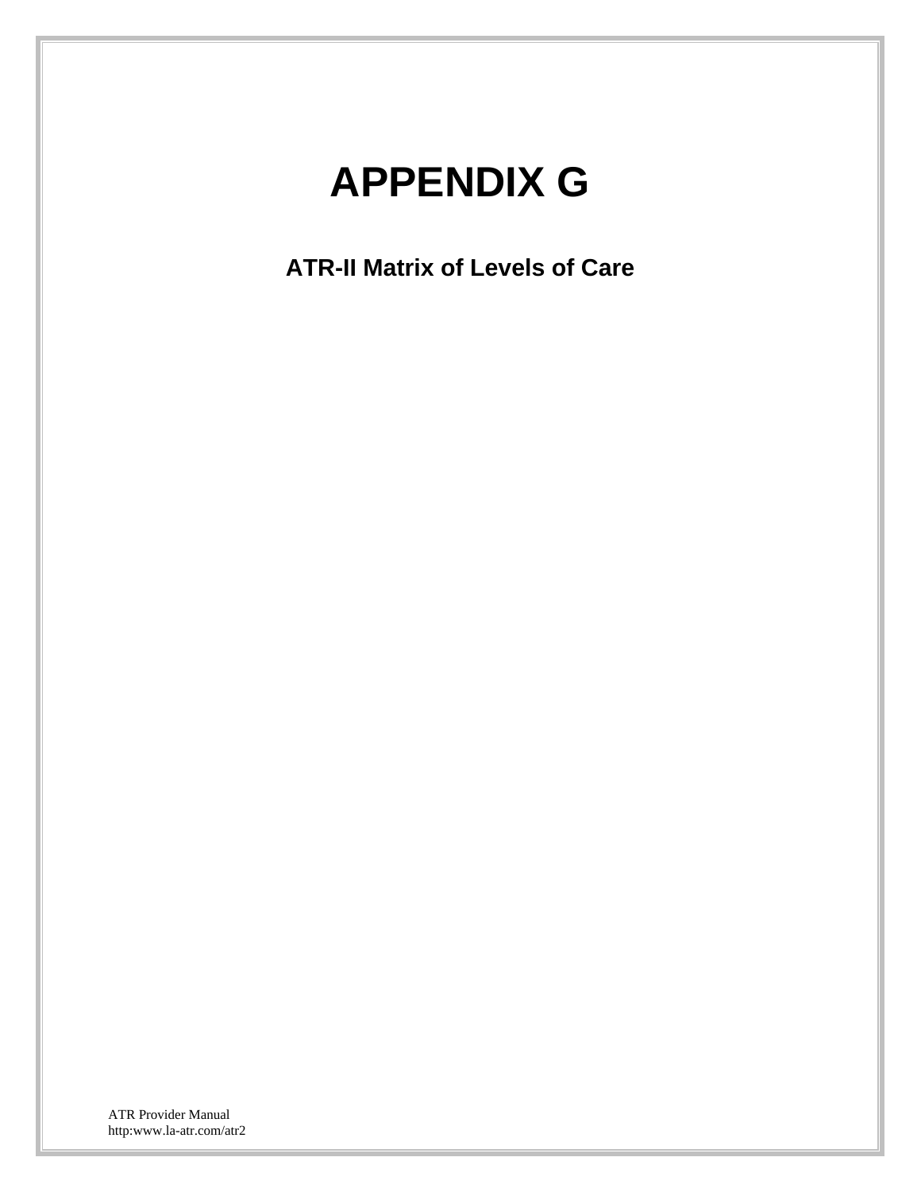# APPENDIX G

## ATR-II Matrix of Levels of Care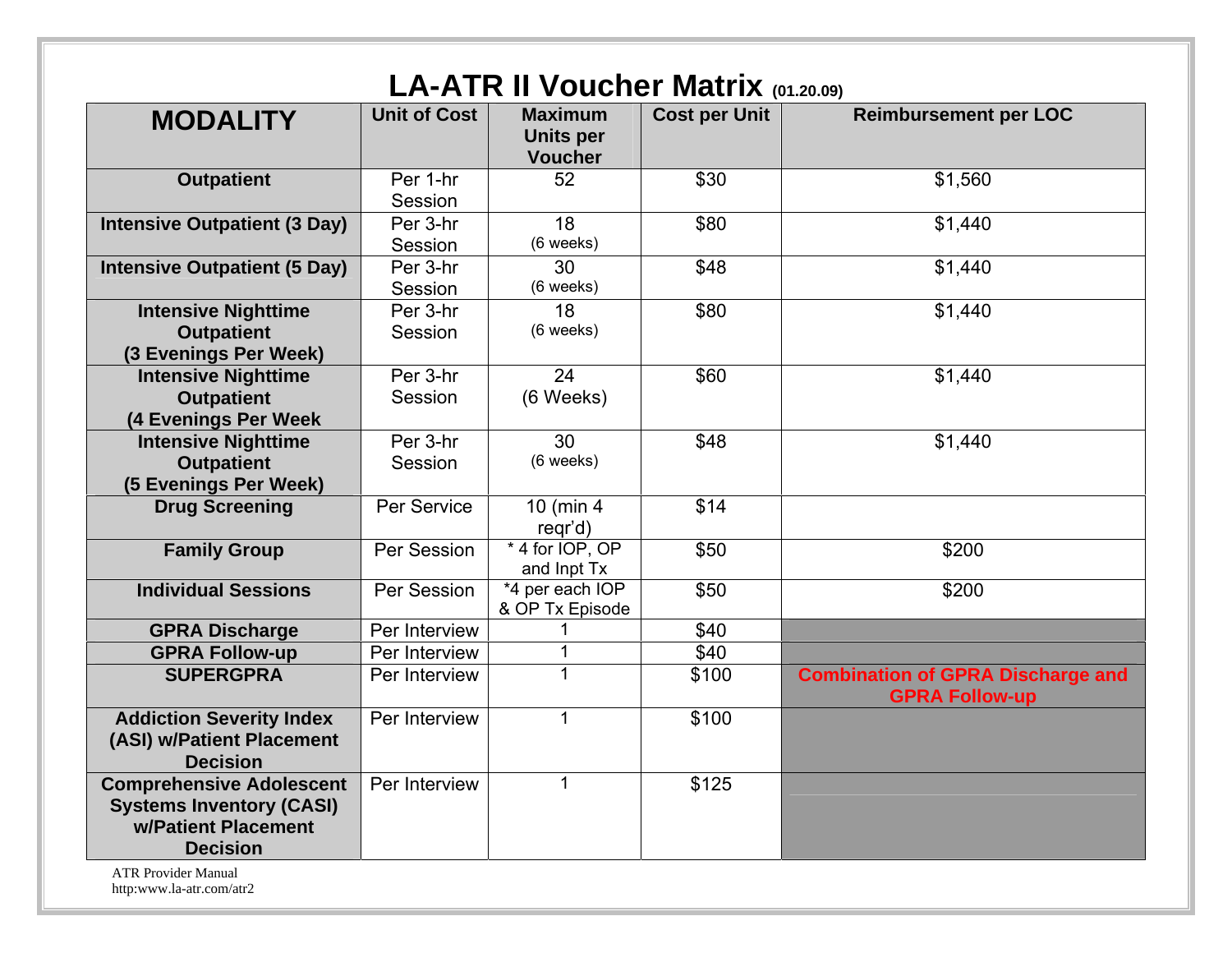# LA-ATR II Voucher Matrix (01.20.09)

| MODALITY | Unit of Cost | Maximum Units per Voucher | Cost per Unit | Reimbursement per LOC |
|---|---|---|---|---|
| **Outpatient** | Per 1-hr Session | 52 | $30 | $1,560 |
| **Intensive Outpatient (3 Day)** | Per 3-hr Session | 18 (6 weeks) | $80 | $1,440 |
| **Intensive Outpatient (5 Day)** | Per 3-hr Session | 30 (6 weeks) | $48 | $1,440 |
| **Intensive Nighttime Outpatient (3 Evenings Per Week)** | Per 3-hr Session | 18 (6 weeks) | $80 | $1,440 |
| **Intensive Nighttime Outpatient (4 Evenings Per Week** | Per 3-hr Session | 24 (6 Weeks) | $60 | $1,440 |
| **Intensive Nighttime Outpatient (5 Evenings Per Week)** | Per 3-hr Session | 30 (6 weeks) | $48 | $1,440 |
| **Drug Screening** | Per Service | 10 (min 4 reqr'd) | $14 | |
| **Family Group** | Per Session | * 4 for IOP, OP and Inpt Tx | $50 | $200 |
| **Individual Sessions** | Per Session | *4 per each IOP & OP Tx Episode | $50 | $200 |
| **GPRA Discharge** | Per Interview | 1 | $40 | |
| **GPRA Follow-up** | Per Interview | 1 | $40 | |
| **SUPERGPRA** | Per Interview | 1 | $100 | **Combination of GPRA Discharge and GPRA Follow-up** |
| **Addiction Severity Index (ASI) w/Patient Placement Decision** | Per Interview | 1 | $100 | |
| **Comprehensive Adolescent Systems Inventory (CASI) w/Patient Placement Decision** | Per Interview | 1 | $125 | |

ATR Provider Manual
http:www.la-atr.com/atr2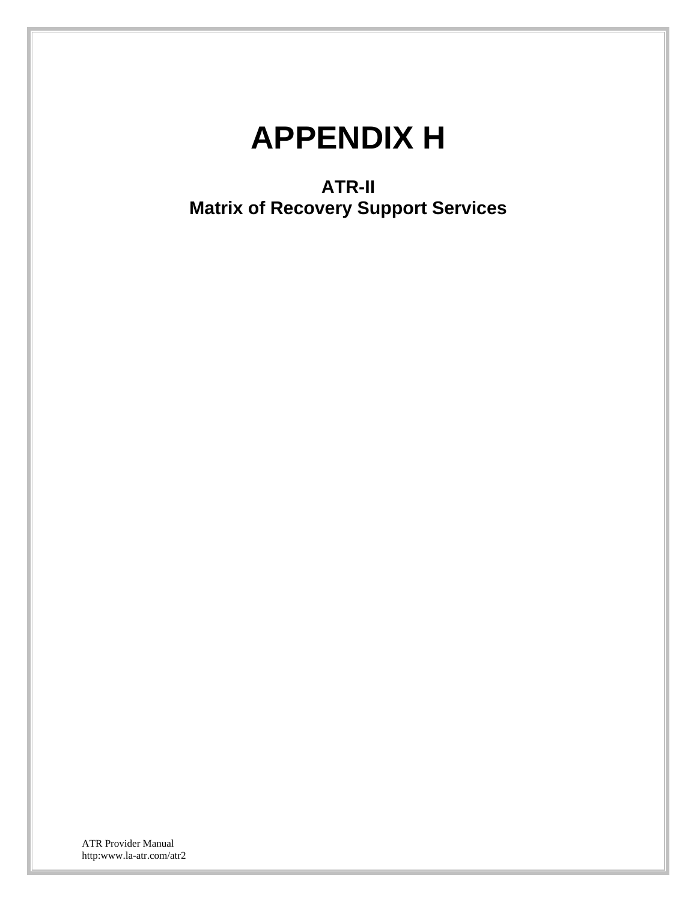# APPENDIX H

## ATR-II
## Matrix of Recovery Support Services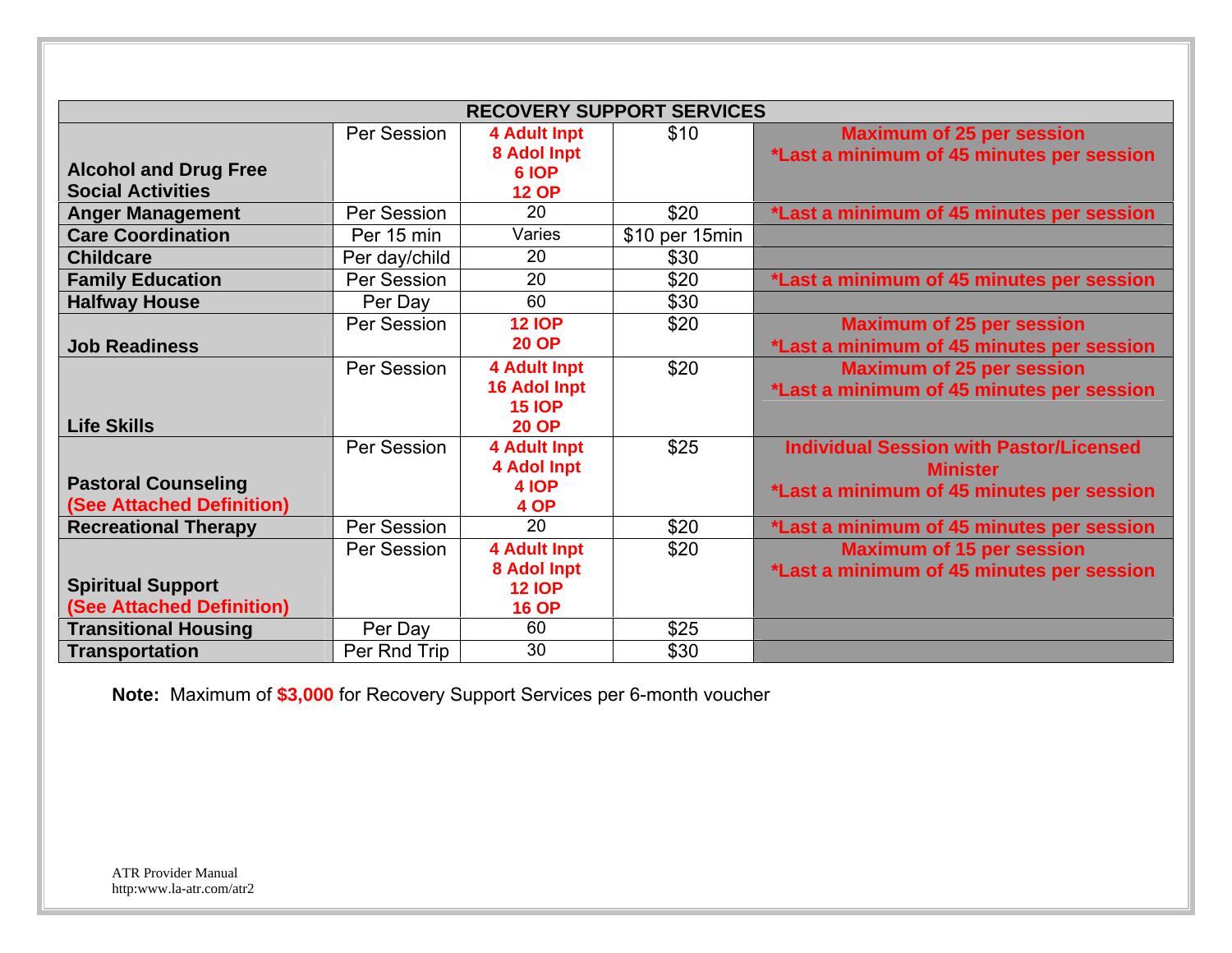| RECOVERY SUPPORT SERVICES | | | | |
|---|---|---|---|---|
| **Alcohol and Drug Free Social Activities** | Per Session | **4 Adult Inpt**<br>**8 Adol Inpt**<br>**6 IOP**<br>**12 OP** | $10 | **Maximum of 25 per session**<br>***Last a minimum of 45 minutes per session** |
| **Anger Management** | Per Session | 20 | $20 | ***Last a minimum of 45 minutes per session** |
| **Care Coordination** | Per 15 min | Varies | $10 per 15min | |
| **Childcare** | Per day/child | 20 | $30 | |
| **Family Education** | Per Session | 20 | $20 | ***Last a minimum of 45 minutes per session** |
| **Halfway House** | Per Day | 60 | $30 | |
| **Job Readiness** | Per Session | **12 IOP**<br>**20 OP** | $20 | **Maximum of 25 per session**<br>***Last a minimum of 45 minutes per session** |
| **Life Skills** | Per Session | **4 Adult Inpt**<br>**16 Adol Inpt**<br>**15 IOP**<br>**20 OP** | $20 | **Maximum of 25 per session**<br>***Last a minimum of 45 minutes per session** |
| **Pastoral Counseling**<br>**(See Attached Definition)** | Per Session | **4 Adult Inpt**<br>**4 Adol Inpt**<br>**4 IOP**<br>**4 OP** | $25 | **Individual Session with Pastor/Licensed Minister**<br>***Last a minimum of 45 minutes per session** |
| **Recreational Therapy** | Per Session | 20 | $20 | ***Last a minimum of 45 minutes per session** |
| **Spiritual Support**<br>**(See Attached Definition)** | Per Session | **4 Adult Inpt**<br>**8 Adol Inpt**<br>**12 IOP**<br>**16 OP** | $20 | **Maximum of 15 per session**<br>***Last a minimum of 45 minutes per session** |
| **Transitional Housing** | Per Day | 60 | $25 | |
| **Transportation** | Per Rnd Trip | 30 | $30 | |

**Note:** Maximum of **$3,000** for Recovery Support Services per 6-month voucher

ATR Provider Manual
http:www.la-atr.com/atr2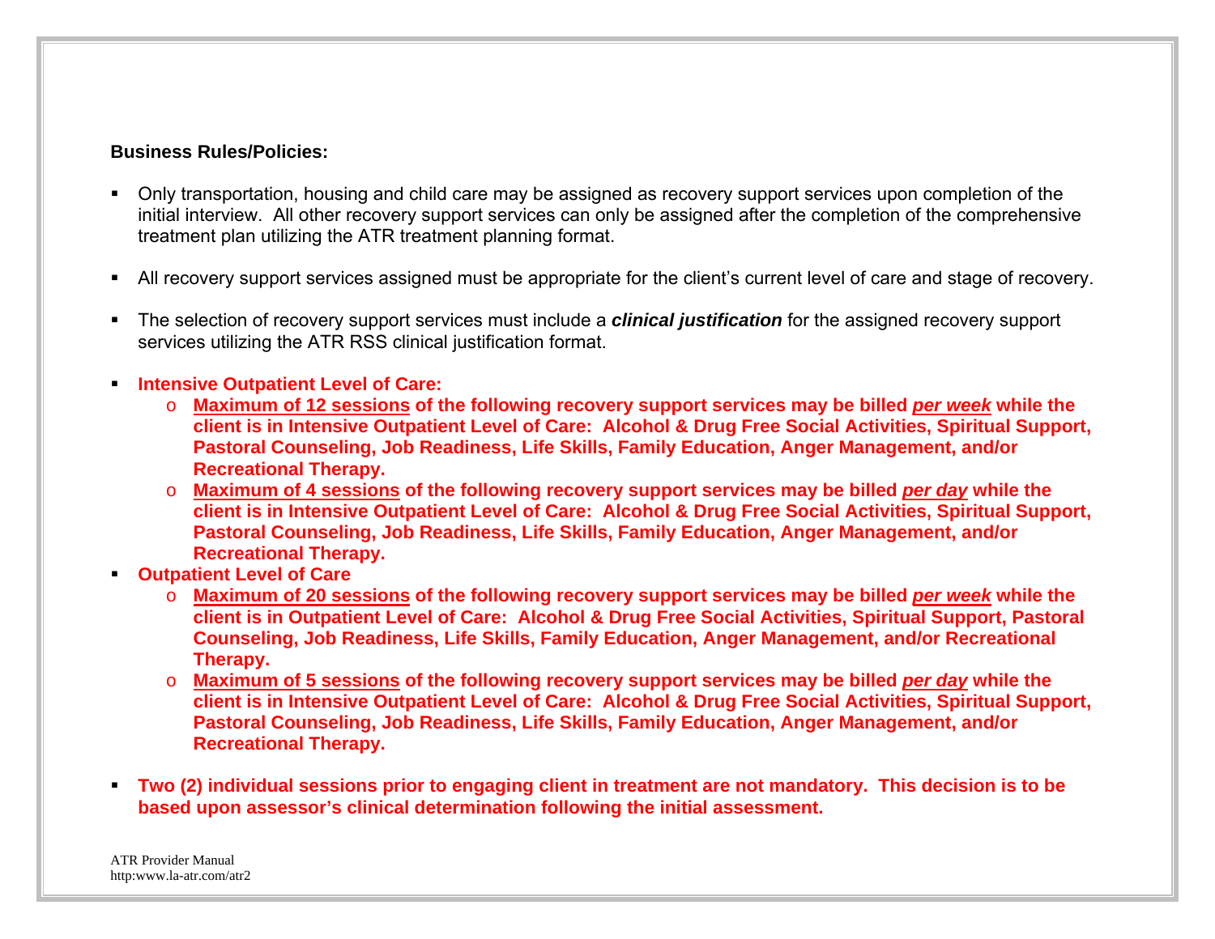**Business Rules/Policies:**

- Only transportation, housing and child care may be assigned as recovery support services upon completion of the initial interview. All other recovery support services can only be assigned after the completion of the comprehensive treatment plan utilizing the ATR treatment planning format.

- All recovery support services assigned must be appropriate for the client's current level of care and stage of recovery.

- The selection of recovery support services must include a ***clinical justification*** for the assigned recovery support services utilizing the ATR RSS clinical justification format.

- **Intensive Outpatient Level of Care:**
  - **<u>Maximum of 12 sessions</u> of the following recovery support services may be billed *<u>per week</u>* while the client is in Intensive Outpatient Level of Care: Alcohol & Drug Free Social Activities, Spiritual Support, Pastoral Counseling, Job Readiness, Life Skills, Family Education, Anger Management, and/or Recreational Therapy.**
  - **<u>Maximum of 4 sessions</u> of the following recovery support services may be billed *<u>per day</u>* while the client is in Intensive Outpatient Level of Care: Alcohol & Drug Free Social Activities, Spiritual Support, Pastoral Counseling, Job Readiness, Life Skills, Family Education, Anger Management, and/or Recreational Therapy.**
- **Outpatient Level of Care**
  - **<u>Maximum of 20 sessions</u> of the following recovery support services may be billed *<u>per week</u>* while the client is in Outpatient Level of Care: Alcohol & Drug Free Social Activities, Spiritual Support, Pastoral Counseling, Job Readiness, Life Skills, Family Education, Anger Management, and/or Recreational Therapy.**
  - **<u>Maximum of 5 sessions</u> of the following recovery support services may be billed *<u>per day</u>* while the client is in Intensive Outpatient Level of Care: Alcohol & Drug Free Social Activities, Spiritual Support, Pastoral Counseling, Job Readiness, Life Skills, Family Education, Anger Management, and/or Recreational Therapy.**

- **Two (2) individual sessions prior to engaging client in treatment are not mandatory. This decision is to be based upon assessor's clinical determination following the initial assessment.**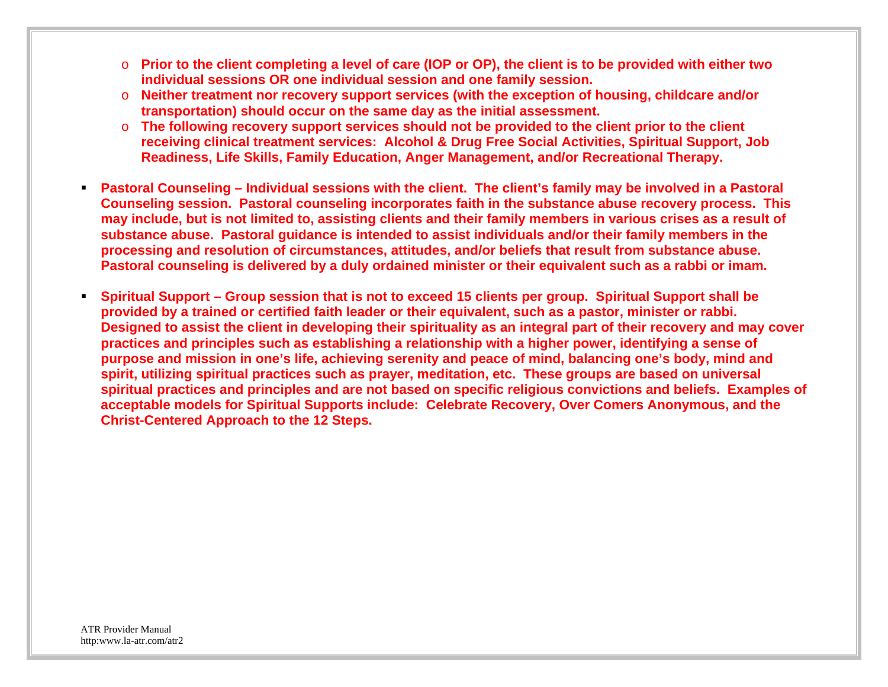- **Prior to the client completing a level of care (IOP or OP), the client is to be provided with either two individual sessions OR one individual session and one family session.**
  - **Neither treatment nor recovery support services (with the exception of housing, childcare and/or transportation) should occur on the same day as the initial assessment.**
  - **The following recovery support services should not be provided to the client prior to the client receiving clinical treatment services: Alcohol & Drug Free Social Activities, Spiritual Support, Job Readiness, Life Skills, Family Education, Anger Management, and/or Recreational Therapy.**

- **Pastoral Counseling – Individual sessions with the client. The client's family may be involved in a Pastoral Counseling session. Pastoral counseling incorporates faith in the substance abuse recovery process. This may include, but is not limited to, assisting clients and their family members in various crises as a result of substance abuse. Pastoral guidance is intended to assist individuals and/or their family members in the processing and resolution of circumstances, attitudes, and/or beliefs that result from substance abuse. Pastoral counseling is delivered by a duly ordained minister or their equivalent such as a rabbi or imam.**

- **Spiritual Support – Group session that is not to exceed 15 clients per group. Spiritual Support shall be provided by a trained or certified faith leader or their equivalent, such as a pastor, minister or rabbi. Designed to assist the client in developing their spirituality as an integral part of their recovery and may cover practices and principles such as establishing a relationship with a higher power, identifying a sense of purpose and mission in one's life, achieving serenity and peace of mind, balancing one's body, mind and spirit, utilizing spiritual practices such as prayer, meditation, etc. These groups are based on universal spiritual practices and principles and are not based on specific religious convictions and beliefs. Examples of acceptable models for Spiritual Supports include: Celebrate Recovery, Over Comers Anonymous, and the Christ-Centered Approach to the 12 Steps.**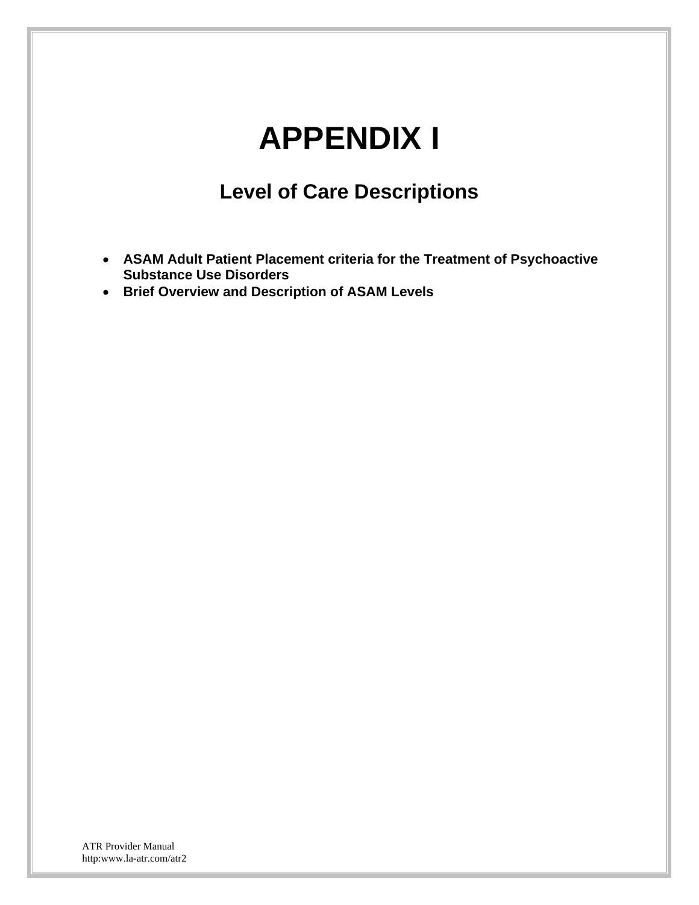# APPENDIX I

## Level of Care Descriptions

- **ASAM Adult Patient Placement criteria for the Treatment of Psychoactive Substance Use Disorders**
- **Brief Overview and Description of ASAM Levels**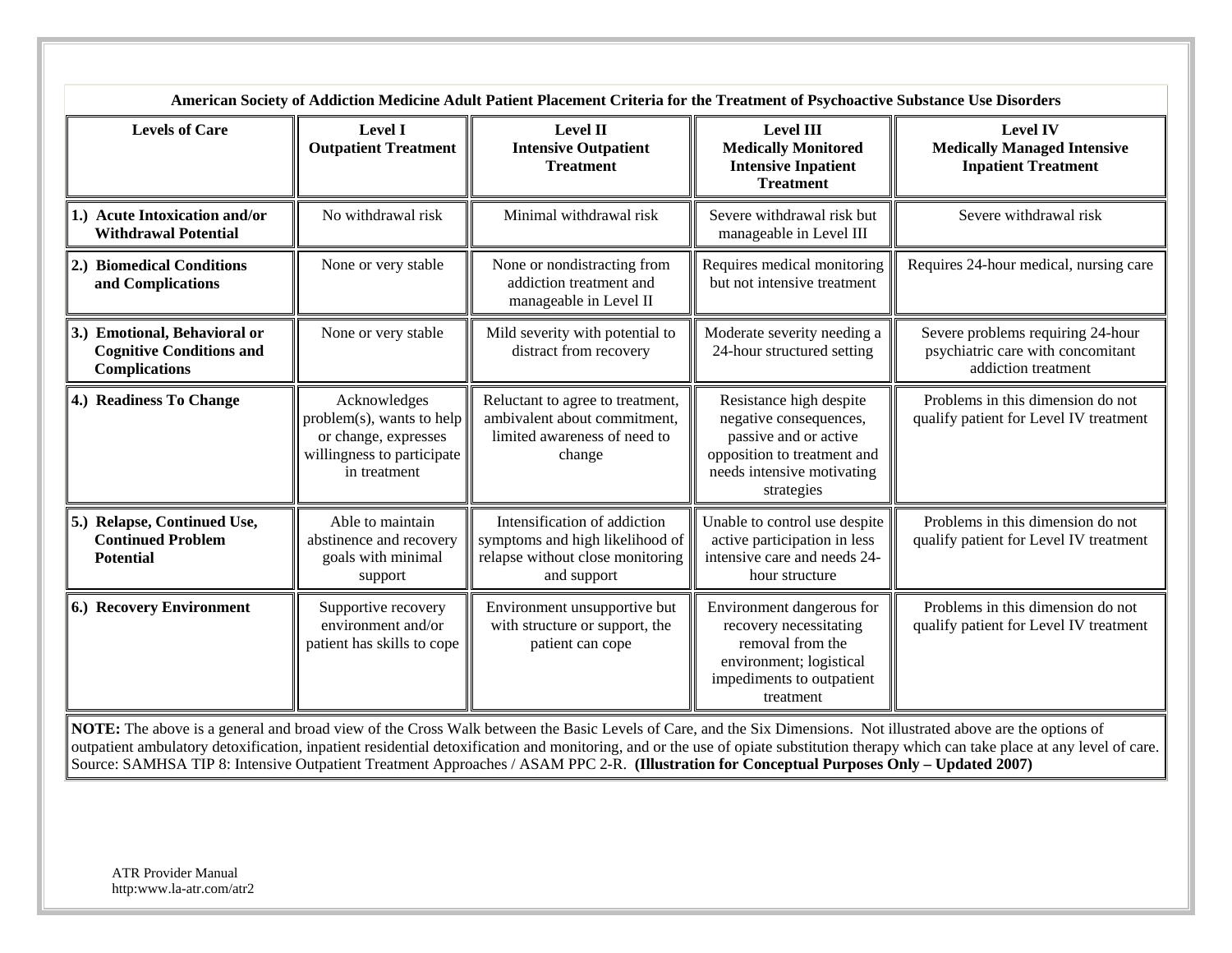**American Society of Addiction Medicine Adult Patient Placement Criteria for the Treatment of Psychoactive Substance Use Disorders**

| Levels of Care | Level I Outpatient Treatment | Level II Intensive Outpatient Treatment | Level III Medically Monitored Intensive Inpatient Treatment | Level IV Medically Managed Intensive Inpatient Treatment |
|---|---|---|---|---|
| **1.) Acute Intoxication and/or Withdrawal Potential** | No withdrawal risk | Minimal withdrawal risk | Severe withdrawal risk but manageable in Level III | Severe withdrawal risk |
| **2.) Biomedical Conditions and Complications** | None or very stable | None or nondistracting from addiction treatment and manageable in Level II | Requires medical monitoring but not intensive treatment | Requires 24-hour medical, nursing care |
| **3.) Emotional, Behavioral or Cognitive Conditions and Complications** | None or very stable | Mild severity with potential to distract from recovery | Moderate severity needing a 24-hour structured setting | Severe problems requiring 24-hour psychiatric care with concomitant addiction treatment |
| **4.) Readiness To Change** | Acknowledges problem(s), wants to help or change, expresses willingness to participate in treatment | Reluctant to agree to treatment, ambivalent about commitment, limited awareness of need to change | Resistance high despite negative consequences, passive and or active opposition to treatment and needs intensive motivating strategies | Problems in this dimension do not qualify patient for Level IV treatment |
| **5.) Relapse, Continued Use, Continued Problem Potential** | Able to maintain abstinence and recovery goals with minimal support | Intensification of addiction symptoms and high likelihood of relapse without close monitoring and support | Unable to control use despite active participation in less intensive care and needs 24-hour structure | Problems in this dimension do not qualify patient for Level IV treatment |
| **6.) Recovery Environment** | Supportive recovery environment and/or patient has skills to cope | Environment unsupportive but with structure or support, the patient can cope | Environment dangerous for recovery necessitating removal from the environment; logistical impediments to outpatient treatment | Problems in this dimension do not qualify patient for Level IV treatment |

**NOTE:** The above is a general and broad view of the Cross Walk between the Basic Levels of Care, and the Six Dimensions. Not illustrated above are the options of outpatient ambulatory detoxification, inpatient residential detoxification and monitoring, and or the use of opiate substitution therapy which can take place at any level of care. Source: SAMHSA TIP 8: Intensive Outpatient Treatment Approaches / ASAM PPC 2-R. **(Illustration for Conceptual Purposes Only – Updated 2007)**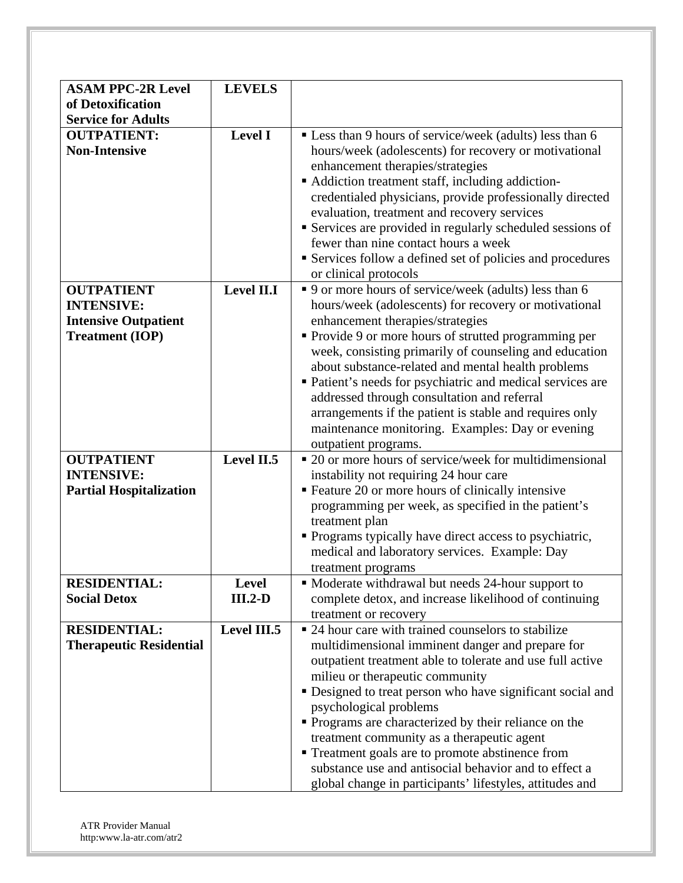| ASAM PPC-2R Level of Detoxification Service for Adults | LEVELS | |
|---|---|---|
| **OUTPATIENT: Non-Intensive** | **Level I** | ▪ Less than 9 hours of service/week (adults) less than 6 hours/week (adolescents) for recovery or motivational enhancement therapies/strategies<br>▪ Addiction treatment staff, including addiction-credentialed physicians, provide professionally directed evaluation, treatment and recovery services<br>▪ Services are provided in regularly scheduled sessions of fewer than nine contact hours a week<br>▪ Services follow a defined set of policies and procedures or clinical protocols |
| **OUTPATIENT INTENSIVE: Intensive Outpatient Treatment (IOP)** | **Level II.I** | ▪ 9 or more hours of service/week (adults) less than 6 hours/week (adolescents) for recovery or motivational enhancement therapies/strategies<br>▪ Provide 9 or more hours of strutted programming per week, consisting primarily of counseling and education about substance-related and mental health problems<br>▪ Patient's needs for psychiatric and medical services are addressed through consultation and referral arrangements if the patient is stable and requires only maintenance monitoring. Examples: Day or evening outpatient programs. |
| **OUTPATIENT INTENSIVE: Partial Hospitalization** | **Level II.5** | ▪ 20 or more hours of service/week for multidimensional instability not requiring 24 hour care<br>▪ Feature 20 or more hours of clinically intensive programming per week, as specified in the patient's treatment plan<br>▪ Programs typically have direct access to psychiatric, medical and laboratory services. Example: Day treatment programs |
| **RESIDENTIAL: Social Detox** | **Level III.2-D** | ▪ Moderate withdrawal but needs 24-hour support to complete detox, and increase likelihood of continuing treatment or recovery |
| **RESIDENTIAL: Therapeutic Residential** | **Level III.5** | ▪ 24 hour care with trained counselors to stabilize multidimensional imminent danger and prepare for outpatient treatment able to tolerate and use full active milieu or therapeutic community<br>▪ Designed to treat person who have significant social and psychological problems<br>▪ Programs are characterized by their reliance on the treatment community as a therapeutic agent<br>▪ Treatment goals are to promote abstinence from substance use and antisocial behavior and to effect a global change in participants' lifestyles, attitudes and |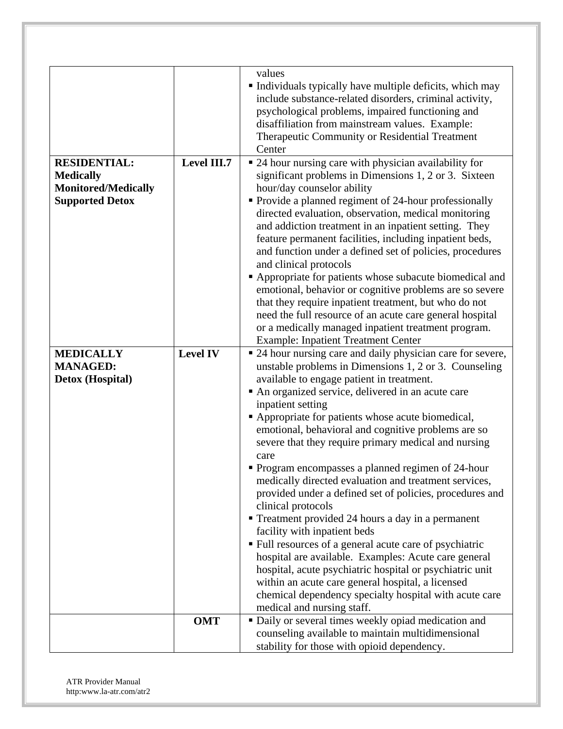| | | |
|---|---|---|
| | | values<br>▪ Individuals typically have multiple deficits, which may include substance-related disorders, criminal activity, psychological problems, impaired functioning and disaffiliation from mainstream values. Example: Therapeutic Community or Residential Treatment Center |
| **RESIDENTIAL: Medically Monitored/Medically Supported Detox** | **Level III.7** | ▪ 24 hour nursing care with physician availability for significant problems in Dimensions 1, 2 or 3. Sixteen hour/day counselor ability<br>▪ Provide a planned regiment of 24-hour professionally directed evaluation, observation, medical monitoring and addiction treatment in an inpatient setting. They feature permanent facilities, including inpatient beds, and function under a defined set of policies, procedures and clinical protocols<br>▪ Appropriate for patients whose subacute biomedical and emotional, behavior or cognitive problems are so severe that they require inpatient treatment, but who do not need the full resource of an acute care general hospital or a medically managed inpatient treatment program. Example: Inpatient Treatment Center |
| **MEDICALLY MANAGED: Detox (Hospital)** | **Level IV** | ▪ 24 hour nursing care and daily physician care for severe, unstable problems in Dimensions 1, 2 or 3. Counseling available to engage patient in treatment.<br>▪ An organized service, delivered in an acute care inpatient setting<br>▪ Appropriate for patients whose acute biomedical, emotional, behavioral and cognitive problems are so severe that they require primary medical and nursing care<br>▪ Program encompasses a planned regimen of 24-hour medically directed evaluation and treatment services, provided under a defined set of policies, procedures and clinical protocols<br>▪ Treatment provided 24 hours a day in a permanent facility with inpatient beds<br>▪ Full resources of a general acute care of psychiatric hospital are available. Examples: Acute care general hospital, acute psychiatric hospital or psychiatric unit within an acute care general hospital, a licensed chemical dependency specialty hospital with acute care medical and nursing staff. |
| | **OMT** | ▪ Daily or several times weekly opiad medication and counseling available to maintain multidimensional stability for those with opioid dependency. |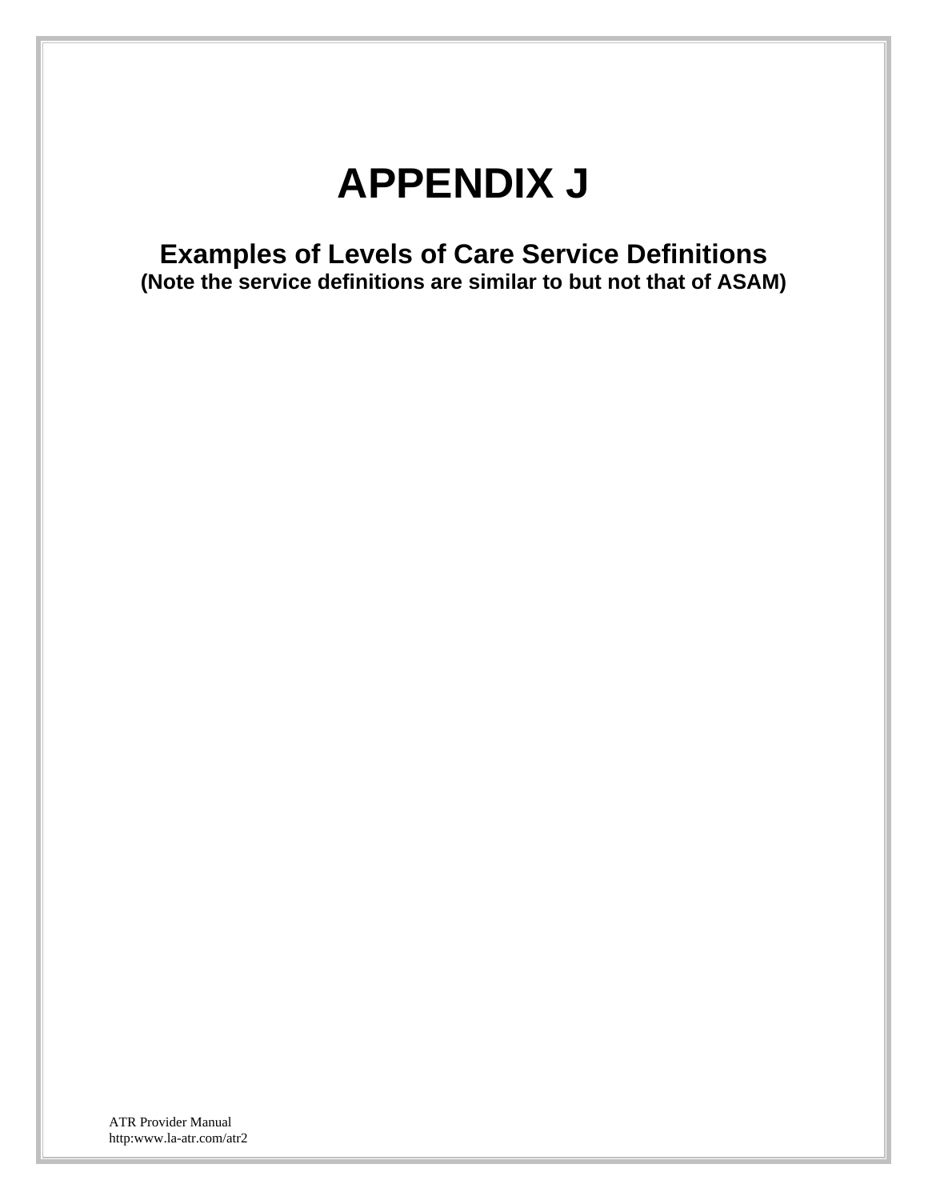# APPENDIX J

## Examples of Levels of Care Service Definitions

**(Note the service definitions are similar to but not that of ASAM)**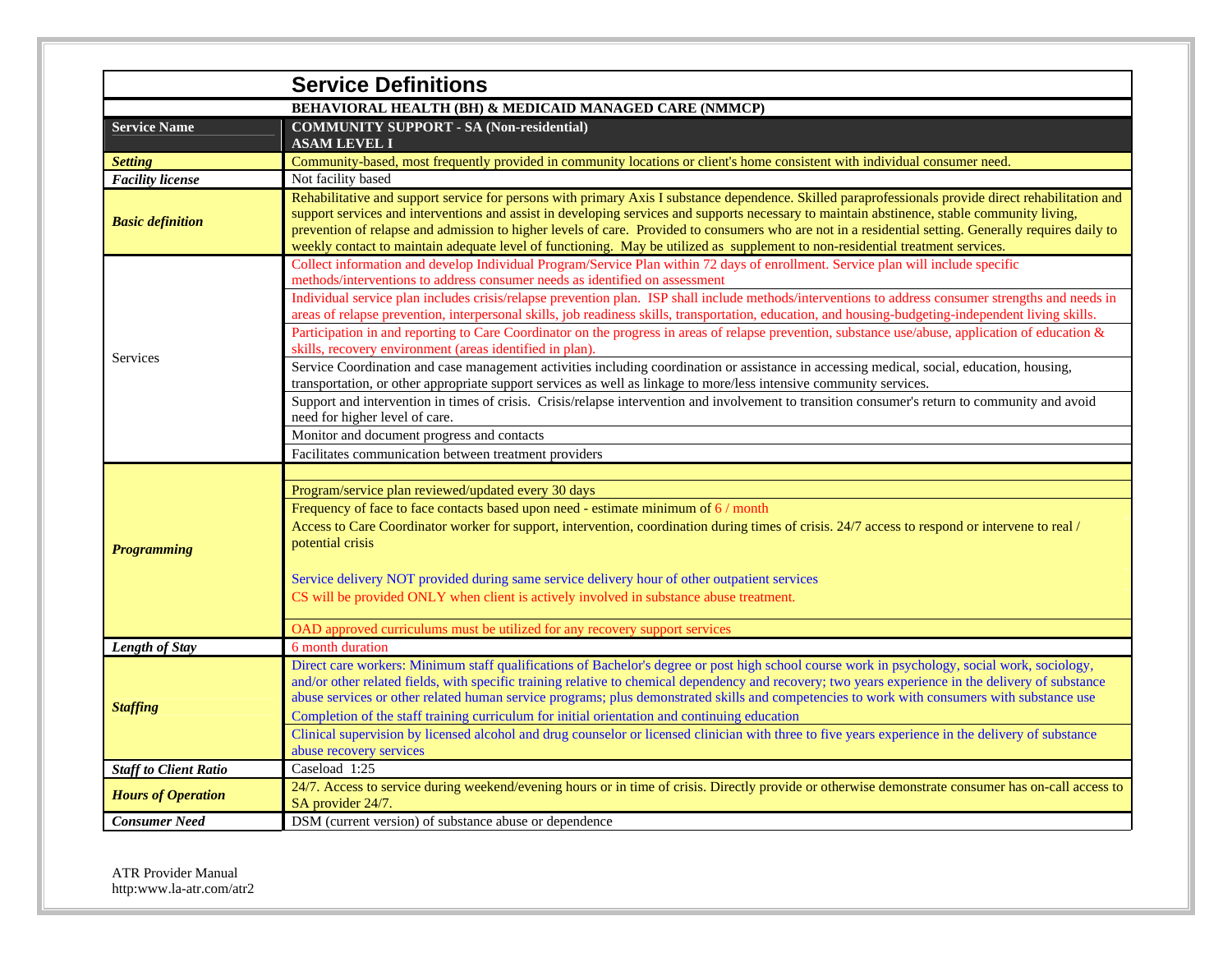# Service Definitions

**BEHAVIORAL HEALTH (BH) & MEDICAID MANAGED CARE (NMMCP)**

| Service Name | COMMUNITY SUPPORT - SA (Non-residential) ASAM LEVEL I |
|---|---|
| ***Setting*** | Community-based, most frequently provided in community locations or client's home consistent with individual consumer need. |
| ***Facility license*** | Not facility based |
| ***Basic definition*** | Rehabilitative and support service for persons with primary Axis I substance dependence. Skilled paraprofessionals provide direct rehabilitation and support services and interventions and assist in developing services and supports necessary to maintain abstinence, stable community living, prevention of relapse and admission to higher levels of care. Provided to consumers who are not in a residential setting. Generally requires daily to weekly contact to maintain adequate level of functioning. May be utilized as supplement to non-residential treatment services. |
| Services | Collect information and develop Individual Program/Service Plan within 72 days of enrollment. Service plan will include specific methods/interventions to address consumer needs as identified on assessment |
| | Individual service plan includes crisis/relapse prevention plan. ISP shall include methods/interventions to address consumer strengths and needs in areas of relapse prevention, interpersonal skills, job readiness skills, transportation, education, and housing-budgeting-independent living skills. |
| | Participation in and reporting to Care Coordinator on the progress in areas of relapse prevention, substance use/abuse, application of education & skills, recovery environment (areas identified in plan). |
| | Service Coordination and case management activities including coordination or assistance in accessing medical, social, education, housing, transportation, or other appropriate support services as well as linkage to more/less intensive community services. |
| | Support and intervention in times of crisis. Crisis/relapse intervention and involvement to transition consumer's return to community and avoid need for higher level of care. |
| | Monitor and document progress and contacts |
| | Facilitates communication between treatment providers |
| ***Programming*** | |
| | Program/service plan reviewed/updated every 30 days |
| | Frequency of face to face contacts based upon need - estimate minimum of 6 / month<br>Access to Care Coordinator worker for support, intervention, coordination during times of crisis. 24/7 access to respond or intervene to real / potential crisis<br><br>Service delivery NOT provided during same service delivery hour of other outpatient services<br>CS will be provided ONLY when client is actively involved in substance abuse treatment. |
| | OAD approved curriculums must be utilized for any recovery support services |
| ***Length of Stay*** | 6 month duration |
| ***Staffing*** | Direct care workers: Minimum staff qualifications of Bachelor's degree or post high school course work in psychology, social work, sociology, and/or other related fields, with specific training relative to chemical dependency and recovery; two years experience in the delivery of substance abuse services or other related human service programs; plus demonstrated skills and competencies to work with consumers with substance use<br>Completion of the staff training curriculum for initial orientation and continuing education |
| | Clinical supervision by licensed alcohol and drug counselor or licensed clinician with three to five years experience in the delivery of substance abuse recovery services |
| ***Staff to Client Ratio*** | Caseload 1:25 |
| ***Hours of Operation*** | 24/7. Access to service during weekend/evening hours or in time of crisis. Directly provide or otherwise demonstrate consumer has on-call access to SA provider 24/7. |
| ***Consumer Need*** | DSM (current version) of substance abuse or dependence |

ATR Provider Manual
http:www.la-atr.com/atr2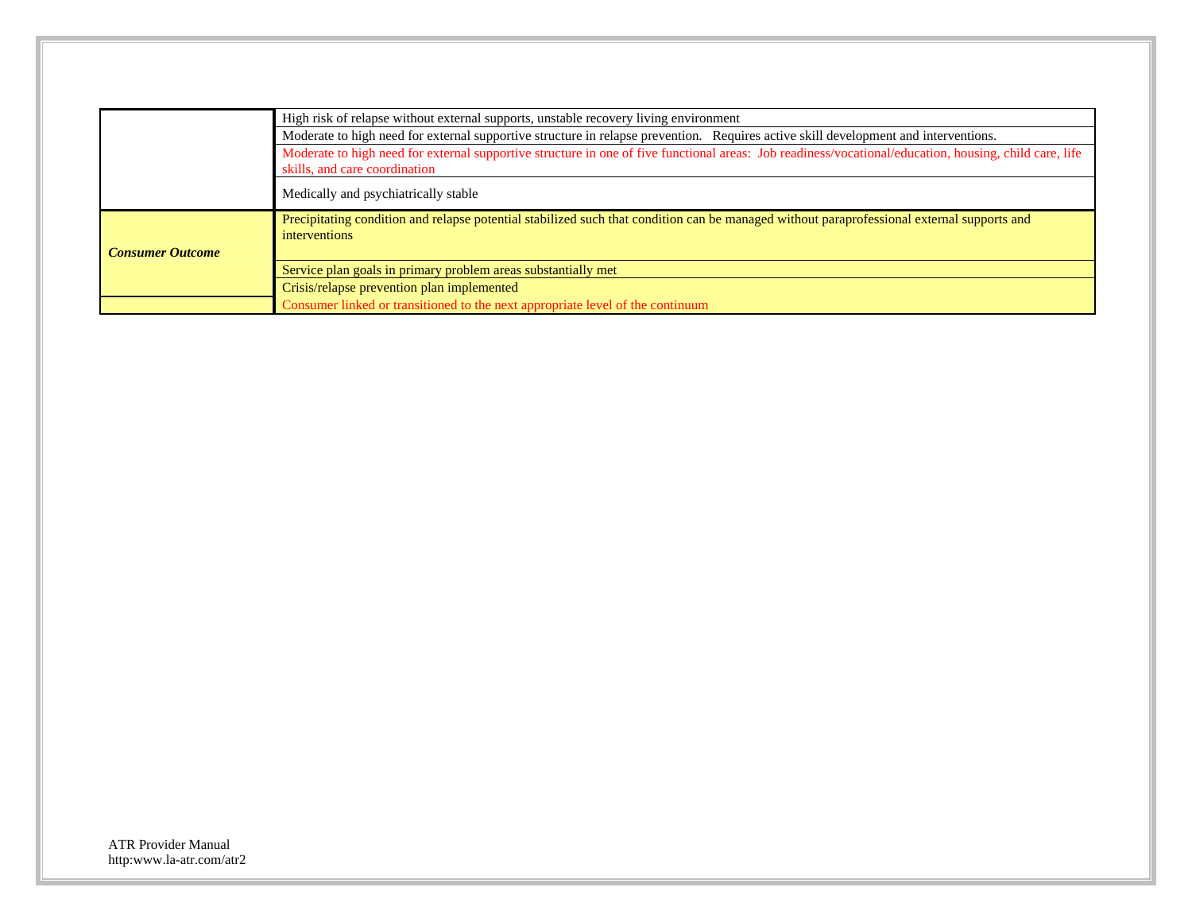| | |
|---|---|
| | High risk of relapse without external supports, unstable recovery living environment |
| | Moderate to high need for external supportive structure in relapse prevention.  Requires active skill development and interventions. |
| | Moderate to high need for external supportive structure in one of five functional areas:  Job readiness/vocational/education, housing, child care, life skills, and care coordination |
| | Medically and psychiatrically stable |
| ***Consumer Outcome*** | Precipitating condition and relapse potential stabilized such that condition can be managed without paraprofessional external supports and interventions |
| | Service plan goals in primary problem areas substantially met |
| | Crisis/relapse prevention plan implemented |
| | Consumer linked or transitioned to the next appropriate level of the continuum |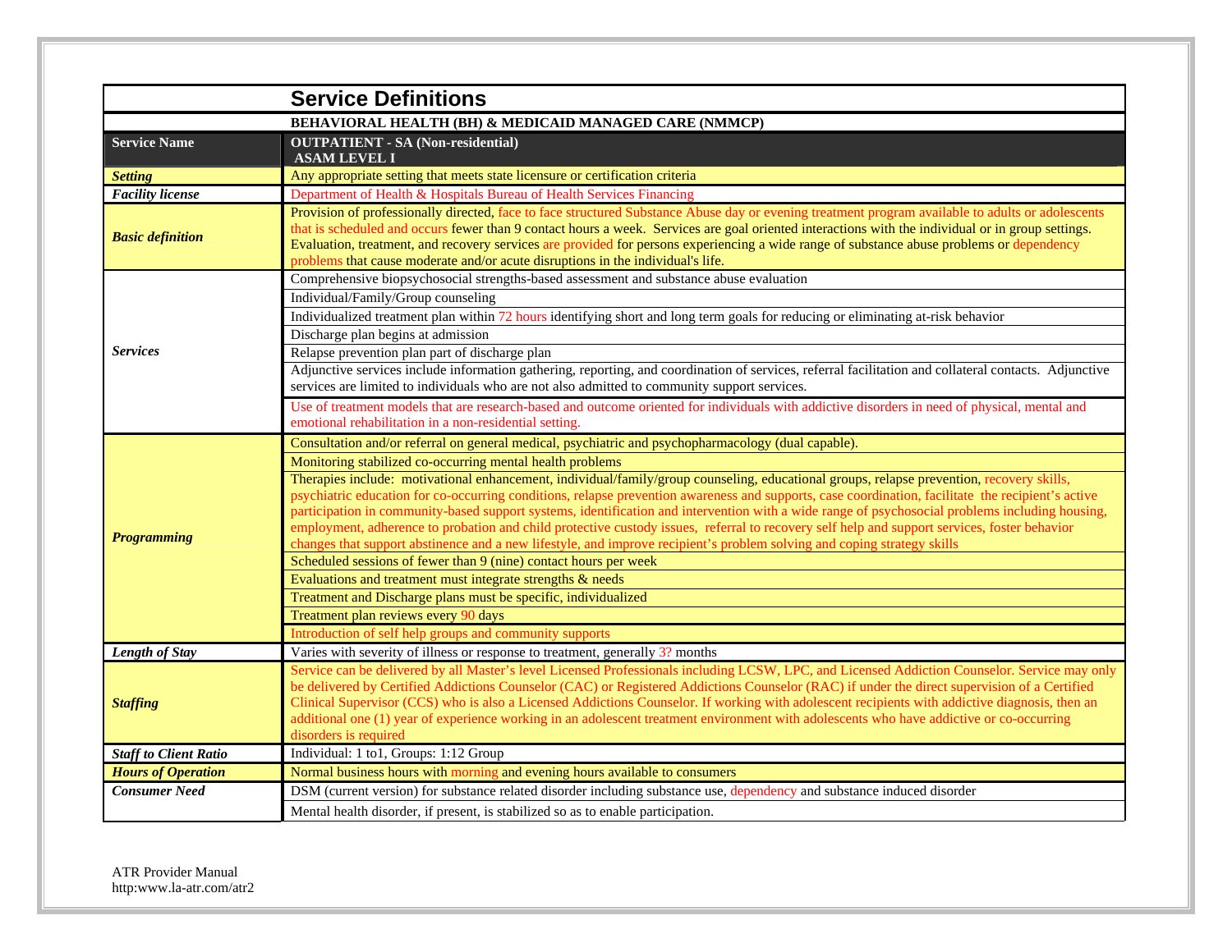# Service Definitions

**BEHAVIORAL HEALTH (BH) & MEDICAID MANAGED CARE (NMMCP)**

| **Service Name** | **OUTPATIENT - SA (Non-residential) ASAM LEVEL I** |
|---|---|
| ***Setting*** | Any appropriate setting that meets state licensure or certification criteria |
| ***Facility license*** | Department of Health & Hospitals Bureau of Health Services Financing |
| ***Basic definition*** | Provision of professionally directed, face to face structured Substance Abuse day or evening treatment program available to adults or adolescents that is scheduled and occurs fewer than 9 contact hours a week. Services are goal oriented interactions with the individual or in group settings. Evaluation, treatment, and recovery services are provided for persons experiencing a wide range of substance abuse problems or dependency problems that cause moderate and/or acute disruptions in the individual's life. |
| ***Services*** | Comprehensive biopsychosocial strengths-based assessment and substance abuse evaluation |
| | Individual/Family/Group counseling |
| | Individualized treatment plan within 72 hours identifying short and long term goals for reducing or eliminating at-risk behavior |
| | Discharge plan begins at admission |
| | Relapse prevention plan part of discharge plan |
| | Adjunctive services include information gathering, reporting, and coordination of services, referral facilitation and collateral contacts. Adjunctive services are limited to individuals who are not also admitted to community support services. |
| | Use of treatment models that are research-based and outcome oriented for individuals with addictive disorders in need of physical, mental and emotional rehabilitation in a non-residential setting. |
| ***Programming*** | Consultation and/or referral on general medical, psychiatric and psychopharmacology (dual capable). |
| | Monitoring stabilized co-occurring mental health problems |
| | Therapies include: motivational enhancement, individual/family/group counseling, educational groups, relapse prevention, recovery skills, psychiatric education for co-occurring conditions, relapse prevention awareness and supports, case coordination, facilitate the recipient's active participation in community-based support systems, identification and intervention with a wide range of psychosocial problems including housing, employment, adherence to probation and child protective custody issues, referral to recovery self help and support services, foster behavior changes that support abstinence and a new lifestyle, and improve recipient's problem solving and coping strategy skills |
| | Scheduled sessions of fewer than 9 (nine) contact hours per week |
| | Evaluations and treatment must integrate strengths & needs |
| | Treatment and Discharge plans must be specific, individualized |
| | Treatment plan reviews every 90 days |
| | Introduction of self help groups and community supports |
| ***Length of Stay*** | Varies with severity of illness or response to treatment, generally 3? months |
| ***Staffing*** | Service can be delivered by all Master's level Licensed Professionals including LCSW, LPC, and Licensed Addiction Counselor. Service may only be delivered by Certified Addictions Counselor (CAC) or Registered Addictions Counselor (RAC) if under the direct supervision of a Certified Clinical Supervisor (CCS) who is also a Licensed Addictions Counselor. If working with adolescent recipients with addictive diagnosis, then an additional one (1) year of experience working in an adolescent treatment environment with adolescents who have addictive or co-occurring disorders is required |
| ***Staff to Client Ratio*** | Individual: 1 to1, Groups: 1:12 Group |
| ***Hours of Operation*** | Normal business hours with morning and evening hours available to consumers |
| ***Consumer Need*** | DSM (current version) for substance related disorder including substance use, dependency and substance induced disorder |
| | Mental health disorder, if present, is stabilized so as to enable participation. |

ATR Provider Manual
http:www.la-atr.com/atr2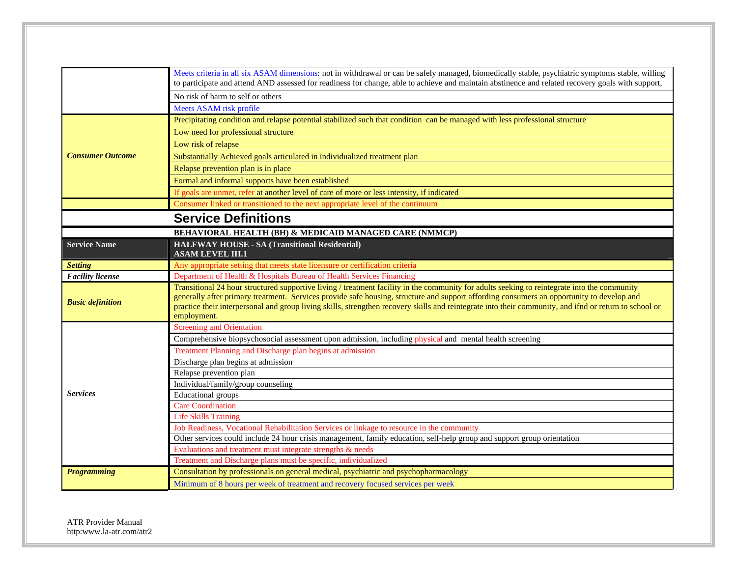| | |
|---|---|
| | Meets criteria in all six ASAM dimensions: not in withdrawal or can be safely managed, biomedically stable, psychiatric symptoms stable, willing to participate and attend AND assessed for readiness for change, able to achieve and maintain abstinence and related recovery goals with support, |
| | No risk of harm to self or others |
| | Meets ASAM risk profile |
| ***Consumer Outcome*** | Precipitating condition and relapse potential stabilized such that condition can be managed with less professional structure |
| | Low need for professional structure |
| | Low risk of relapse |
| | Substantially Achieved goals articulated in individualized treatment plan |
| | Relapse prevention plan is in place |
| | Formal and informal supports have been established |
| | If goals are unmet, refer at another level of care of more or less intensity, if indicated |
| | Consumer linked or transitioned to the next appropriate level of the continuum |

## Service Definitions

**BEHAVIORAL HEALTH (BH) & MEDICAID MANAGED CARE (NMMCP)**

| **Service Name** | **HALFWAY HOUSE - SA (Transitional Residential)<br>ASAM LEVEL III.1** |
|---|---|
| ***Setting*** | Any appropriate setting that meets state licensure or certification criteria |
| ***Facility license*** | Department of Health & Hospitals Bureau of Health Services Financing |
| ***Basic definition*** | Transitional 24 hour structured supportive living / treatment facility in the community for adults seeking to reintegrate into the community generally after primary treatment. Services provide safe housing, structure and support affording consumers an opportunity to develop and practice their interpersonal and group living skills, strengthen recovery skills and reintegrate into their community, and ifnd or return to school or employment. |
| ***Services*** | Screening and Orientation |
| | Comprehensive biopsychosocial assessment upon admission, including physical and mental health screening |
| | Treatment Planning and Discharge plan begins at admission |
| | Discharge plan begins at admission |
| | Relapse prevention plan |
| | Individual/family/group counseling |
| | Educational groups |
| | Care Coordination |
| | Life Skills Training |
| | Job Readiness, Vocational Rehabilitation Services or linkage to resource in the community |
| | Other services could include 24 hour crisis management, family education, self-help group and support group orientation |
| | Evaluations and treatment must integrate strengths & needs |
| | Treatment and Discharge plans must be specific, individualized |
| ***Programming*** | Consultation by professionals on general medical, psychiatric and psychopharmacology |
| | Minimum of 8 hours per week of treatment and recovery focused services per week |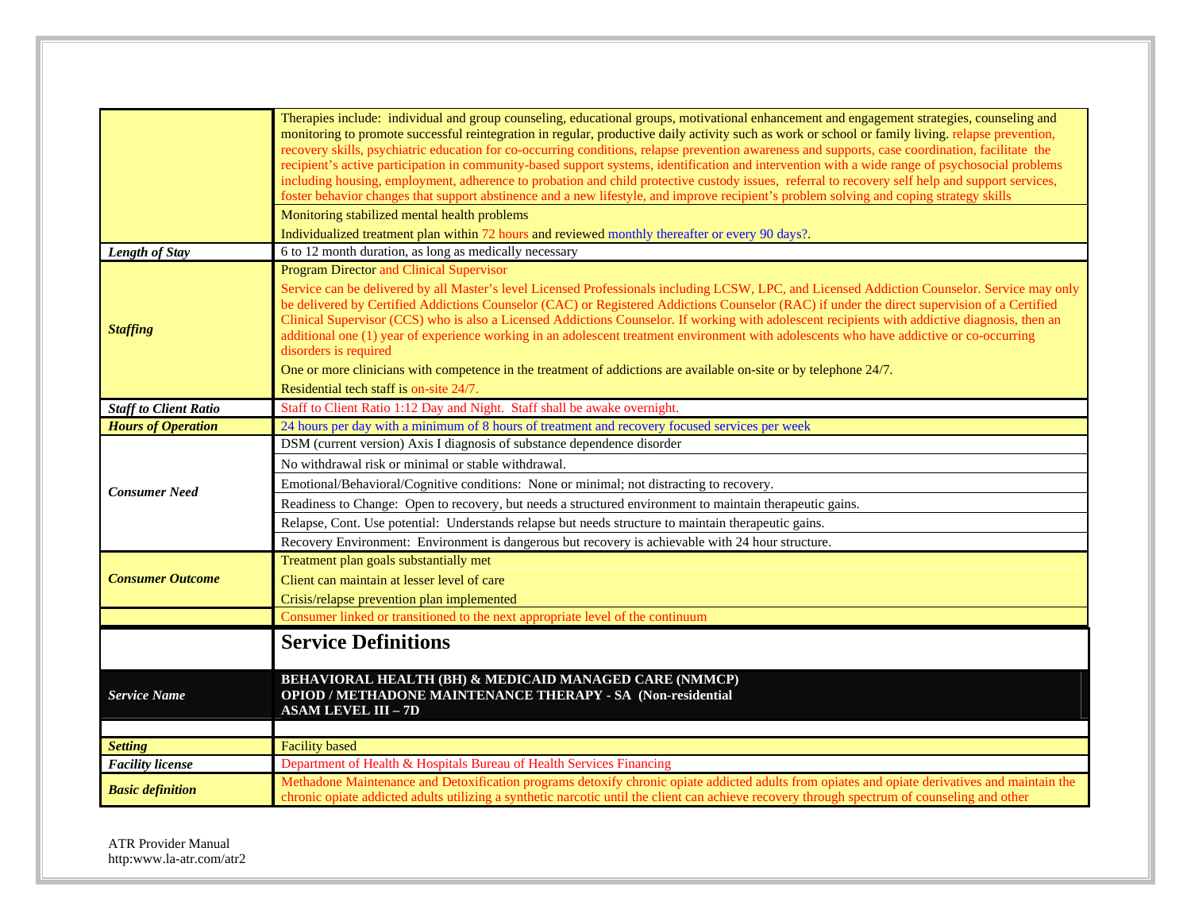| | |
|---|---|
| | Therapies include: individual and group counseling, educational groups, motivational enhancement and engagement strategies, counseling and monitoring to promote successful reintegration in regular, productive daily activity such as work or school or family living. relapse prevention, recovery skills, psychiatric education for co-occurring conditions, relapse prevention awareness and supports, case coordination, facilitate the recipient's active participation in community-based support systems, identification and intervention with a wide range of psychosocial problems including housing, employment, adherence to probation and child protective custody issues, referral to recovery self help and support services, foster behavior changes that support abstinence and a new lifestyle, and improve recipient's problem solving and coping strategy skills |
| | Monitoring stabilized mental health problems |
| | Individualized treatment plan within 72 hours and reviewed monthly thereafter or every 90 days?. |
| ***Length of Stay*** | 6 to 12 month duration, as long as medically necessary |
| ***Staffing*** | Program Director and Clinical Supervisor |
| | Service can be delivered by all Master's level Licensed Professionals including LCSW, LPC, and Licensed Addiction Counselor. Service may only be delivered by Certified Addictions Counselor (CAC) or Registered Addictions Counselor (RAC) if under the direct supervision of a Certified Clinical Supervisor (CCS) who is also a Licensed Addictions Counselor. If working with adolescent recipients with addictive diagnosis, then an additional one (1) year of experience working in an adolescent treatment environment with adolescents who have addictive or co-occurring disorders is required |
| | One or more clinicians with competence in the treatment of addictions are available on-site or by telephone 24/7. |
| | Residential tech staff is on-site 24/7. |
| ***Staff to Client Ratio*** | Staff to Client Ratio 1:12 Day and Night. Staff shall be awake overnight. |
| ***Hours of Operation*** | 24 hours per day with a minimum of 8 hours of treatment and recovery focused services per week |
| ***Consumer Need*** | DSM (current version) Axis I diagnosis of substance dependence disorder |
| | No withdrawal risk or minimal or stable withdrawal. |
| | Emotional/Behavioral/Cognitive conditions: None or minimal; not distracting to recovery. |
| | Readiness to Change: Open to recovery, but needs a structured environment to maintain therapeutic gains. |
| | Relapse, Cont. Use potential: Understands relapse but needs structure to maintain therapeutic gains. |
| | Recovery Environment: Environment is dangerous but recovery is achievable with 24 hour structure. |
| ***Consumer Outcome*** | Treatment plan goals substantially met |
| | Client can maintain at lesser level of care |
| | Crisis/relapse prevention plan implemented |
| | Consumer linked or transitioned to the next appropriate level of the continuum |

## Service Definitions

| | |
|---|---|
| ***Service Name*** | **BEHAVIORAL HEALTH (BH) & MEDICAID MANAGED CARE (NMMCP) OPIOD / METHADONE MAINTENANCE THERAPY - SA (Non-residential ASAM LEVEL III – 7D** |
| | |
| ***Setting*** | Facility based |
| ***Facility license*** | Department of Health & Hospitals Bureau of Health Services Financing |
| ***Basic definition*** | Methadone Maintenance and Detoxification programs detoxify chronic opiate addicted adults from opiates and opiate derivatives and maintain the chronic opiate addicted adults utilizing a synthetic narcotic until the client can achieve recovery through spectrum of counseling and other |

ATR Provider Manual
http:www.la-atr.com/atr2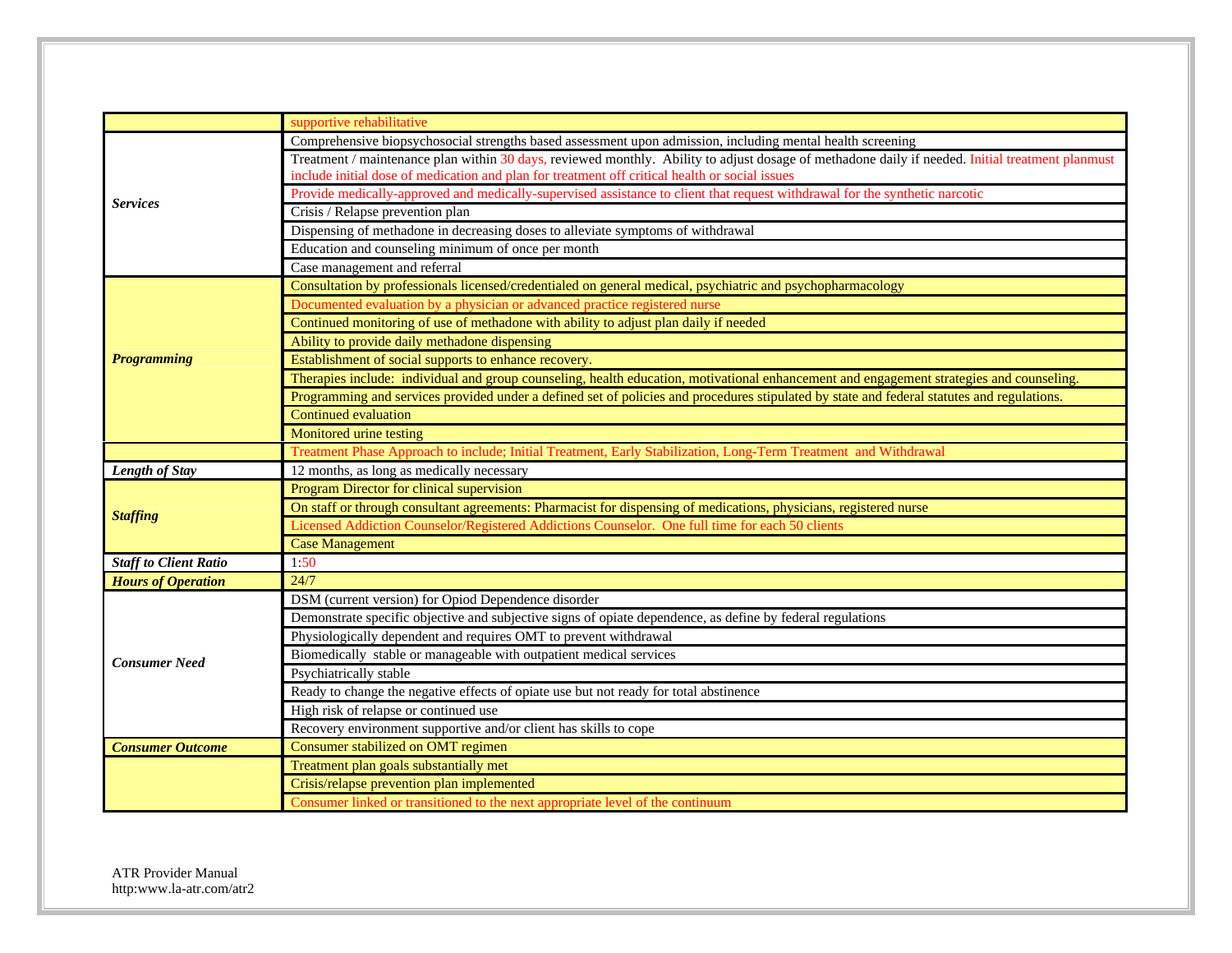| | |
|---|---|
| | supportive rehabilitative |
| ***Services*** | Comprehensive biopsychosocial strengths based assessment upon admission, including mental health screening |
| | Treatment / maintenance plan within 30 days, reviewed monthly. Ability to adjust dosage of methadone daily if needed. Initial treatment planmust include initial dose of medication and plan for treatment off critical health or social issues |
| | Provide medically-approved and medically-supervised assistance to client that request withdrawal for the synthetic narcotic |
| | Crisis / Relapse prevention plan |
| | Dispensing of methadone in decreasing doses to alleviate symptoms of withdrawal |
| | Education and counseling minimum of once per month |
| | Case management and referral |
| ***Programming*** | Consultation by professionals licensed/credentialed on general medical, psychiatric and psychopharmacology |
| | Documented evaluation by a physician or advanced practice registered nurse |
| | Continued monitoring of use of methadone with ability to adjust plan daily if needed |
| | Ability to provide daily methadone dispensing |
| | Establishment of social supports to enhance recovery. |
| | Therapies include: individual and group counseling, health education, motivational enhancement and engagement strategies and counseling. |
| | Programming and services provided under a defined set of policies and procedures stipulated by state and federal statutes and regulations. |
| | Continued evaluation |
| | Monitored urine testing |
| | Treatment Phase Approach to include; Initial Treatment, Early Stabilization, Long-Term Treatment and Withdrawal |
| ***Length of Stay*** | 12 months, as long as medically necessary |
| ***Staffing*** | Program Director for clinical supervision |
| | On staff or through consultant agreements: Pharmacist for dispensing of medications, physicians, registered nurse |
| | Licensed Addiction Counselor/Registered Addictions Counselor. One full time for each 50 clients |
| | Case Management |
| ***Staff to Client Ratio*** | 1:50 |
| ***Hours of Operation*** | 24/7 |
| ***Consumer Need*** | DSM (current version) for Opiod Dependence disorder |
| | Demonstrate specific objective and subjective signs of opiate dependence, as define by federal regulations |
| | Physiologically dependent and requires OMT to prevent withdrawal |
| | Biomedically stable or manageable with outpatient medical services |
| | Psychiatrically stable |
| | Ready to change the negative effects of opiate use but not ready for total abstinence |
| | High risk of relapse or continued use |
| | Recovery environment supportive and/or client has skills to cope |
| ***Consumer Outcome*** | Consumer stabilized on OMT regimen |
| | Treatment plan goals substantially met |
| | Crisis/relapse prevention plan implemented |
| | Consumer linked or transitioned to the next appropriate level of the continuum |

ATR Provider Manual
http:www.la-atr.com/atr2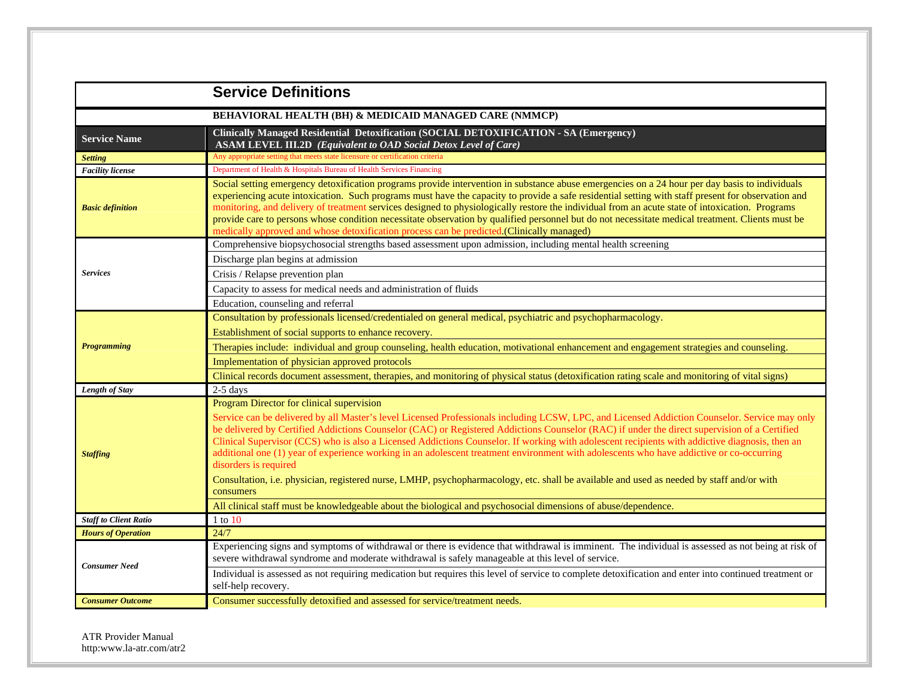# Service Definitions

**BEHAVIORAL HEALTH (BH) & MEDICAID MANAGED CARE (NMMCP)**

| Service Name | Clinically Managed Residential Detoxification (SOCIAL DETOXIFICATION - SA (Emergency) ASAM LEVEL III.2D *(Equivalent to OAD Social Detox Level of Care)* |
|---|---|
| ***Setting*** | Any appropriate setting that meets state licensure or certification criteria |
| ***Facility license*** | Department of Health & Hospitals Bureau of Health Services Financing |
| ***Basic definition*** | Social setting emergency detoxification programs provide intervention in substance abuse emergencies on a 24 hour per day basis to individuals experiencing acute intoxication. Such programs must have the capacity to provide a safe residential setting with staff present for observation and monitoring, and delivery of treatment services designed to physiologically restore the individual from an acute state of intoxication. Programs provide care to persons whose condition necessitate observation by qualified personnel but do not necessitate medical treatment. Clients must be medically approved and whose detoxification process can be predicted.(Clinically managed) |
| ***Services*** | Comprehensive biopsychosocial strengths based assessment upon admission, including mental health screening |
| | Discharge plan begins at admission |
| | Crisis / Relapse prevention plan |
| | Capacity to assess for medical needs and administration of fluids |
| | Education, counseling and referral |
| ***Programming*** | Consultation by professionals licensed/credentialed on general medical, psychiatric and psychopharmacology. |
| | Establishment of social supports to enhance recovery. |
| | Therapies include: individual and group counseling, health education, motivational enhancement and engagement strategies and counseling. |
| | Implementation of physician approved protocols |
| | Clinical records document assessment, therapies, and monitoring of physical status (detoxification rating scale and monitoring of vital signs) |
| ***Length of Stay*** | 2-5 days |
| ***Staffing*** | Program Director for clinical supervision |
| | Service can be delivered by all Master's level Licensed Professionals including LCSW, LPC, and Licensed Addiction Counselor. Service may only be delivered by Certified Addictions Counselor (CAC) or Registered Addictions Counselor (RAC) if under the direct supervision of a Certified Clinical Supervisor (CCS) who is also a Licensed Addictions Counselor. If working with adolescent recipients with addictive diagnosis, then an additional one (1) year of experience working in an adolescent treatment environment with adolescents who have addictive or co-occurring disorders is required |
| | Consultation, i.e. physician, registered nurse, LMHP, psychopharmacology, etc. shall be available and used as needed by staff and/or with consumers |
| | All clinical staff must be knowledgeable about the biological and psychosocial dimensions of abuse/dependence. |
| ***Staff to Client Ratio*** | 1 to 10 |
| ***Hours of Operation*** | 24/7 |
| ***Consumer Need*** | Experiencing signs and symptoms of withdrawal or there is evidence that withdrawal is imminent. The individual is assessed as not being at risk of severe withdrawal syndrome and moderate withdrawal is safely manageable at this level of service. |
| | Individual is assessed as not requiring medication but requires this level of service to complete detoxification and enter into continued treatment or self-help recovery. |
| ***Consumer Outcome*** | Consumer successfully detoxified and assessed for service/treatment needs. |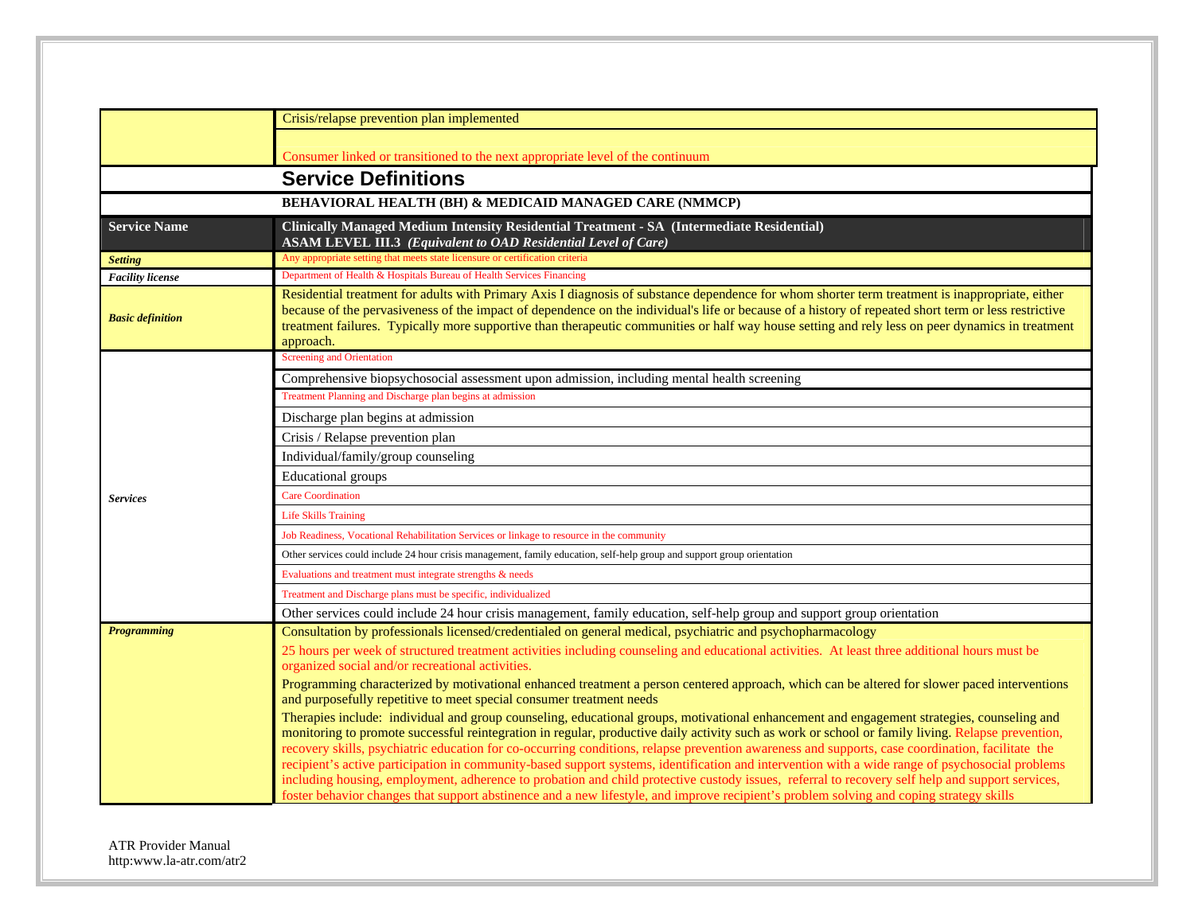| | |
|---|---|
| | Crisis/relapse prevention plan implemented |
| | Consumer linked or transitioned to the next appropriate level of the continuum |

## Service Definitions

**BEHAVIORAL HEALTH (BH) & MEDICAID MANAGED CARE (NMMCP)**

| **Service Name** | **Clinically Managed Medium Intensity Residential Treatment - SA (Intermediate Residential)** **ASAM LEVEL III.3** ***(Equivalent to OAD Residential Level of Care)*** |
|---|---|
| ***Setting*** | Any appropriate setting that meets state licensure or certification criteria |
| ***Facility license*** | Department of Health & Hospitals Bureau of Health Services Financing |
| ***Basic definition*** | Residential treatment for adults with Primary Axis I diagnosis of substance dependence for whom shorter term treatment is inappropriate, either because of the pervasiveness of the impact of dependence on the individual's life or because of a history of repeated short term or less restrictive treatment failures. Typically more supportive than therapeutic communities or half way house setting and rely less on peer dynamics in treatment approach. |
| ***Services*** | Screening and Orientation |
| | Comprehensive biopsychosocial assessment upon admission, including mental health screening |
| | Treatment Planning and Discharge plan begins at admission |
| | Discharge plan begins at admission |
| | Crisis / Relapse prevention plan |
| | Individual/family/group counseling |
| | Educational groups |
| | Care Coordination |
| | Life Skills Training |
| | Job Readiness, Vocational Rehabilitation Services or linkage to resource in the community |
| | Other services could include 24 hour crisis management, family education, self-help group and support group orientation |
| | Evaluations and treatment must integrate strengths & needs |
| | Treatment and Discharge plans must be specific, individualized |
| | Other services could include 24 hour crisis management, family education, self-help group and support group orientation |
| ***Programming*** | Consultation by professionals licensed/credentialed on general medical, psychiatric and psychopharmacology<br>25 hours per week of structured treatment activities including counseling and educational activities. At least three additional hours must be organized social and/or recreational activities.<br>Programming characterized by motivational enhanced treatment a person centered approach, which can be altered for slower paced interventions and purposefully repetitive to meet special consumer treatment needs<br>Therapies include: individual and group counseling, educational groups, motivational enhancement and engagement strategies, counseling and monitoring to promote successful reintegration in regular, productive daily activity such as work or school or family living. Relapse prevention, recovery skills, psychiatric education for co-occurring conditions, relapse prevention awareness and supports, case coordination, facilitate the recipient's active participation in community-based support systems, identification and intervention with a wide range of psychosocial problems including housing, employment, adherence to probation and child protective custody issues, referral to recovery self help and support services, foster behavior changes that support abstinence and a new lifestyle, and improve recipient's problem solving and coping strategy skills |

ATR Provider Manual
http:www.la-atr.com/atr2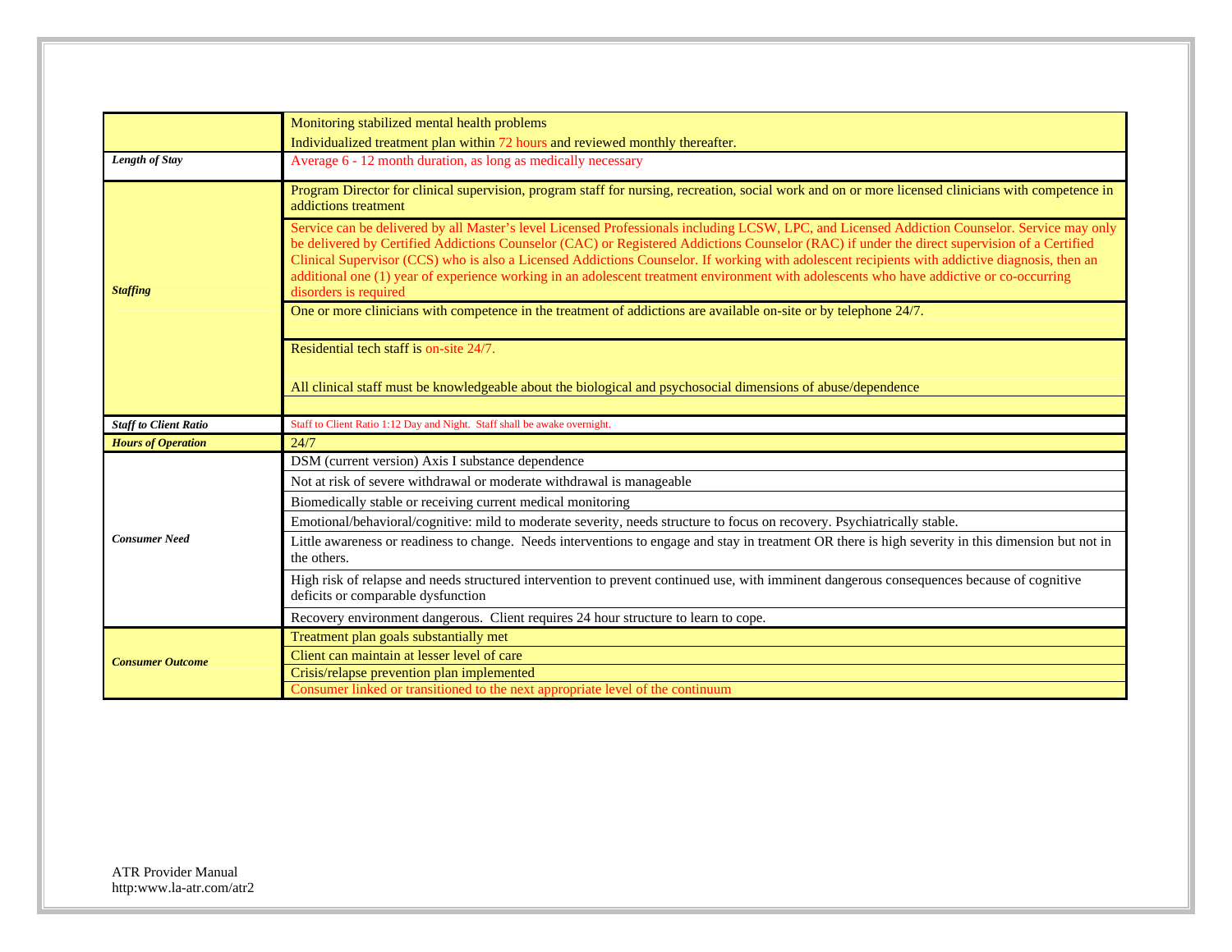| | |
|---|---|
| | Monitoring stabilized mental health problems<br>Individualized treatment plan within 72 hours and reviewed monthly thereafter. |
| ***Length of Stay*** | Average 6 - 12 month duration, as long as medically necessary |
| ***Staffing*** | Program Director for clinical supervision, program staff for nursing, recreation, social work and on or more licensed clinicians with competence in addictions treatment |
| | Service can be delivered by all Master's level Licensed Professionals including LCSW, LPC, and Licensed Addiction Counselor. Service may only be delivered by Certified Addictions Counselor (CAC) or Registered Addictions Counselor (RAC) if under the direct supervision of a Certified Clinical Supervisor (CCS) who is also a Licensed Addictions Counselor. If working with adolescent recipients with addictive diagnosis, then an additional one (1) year of experience working in an adolescent treatment environment with adolescents who have addictive or co-occurring disorders is required |
| | One or more clinicians with competence in the treatment of addictions are available on-site or by telephone 24/7. |
| | Residential tech staff is on-site 24/7. |
| | All clinical staff must be knowledgeable about the biological and psychosocial dimensions of abuse/dependence |
| ***Staff to Client Ratio*** | Staff to Client Ratio 1:12 Day and Night. Staff shall be awake overnight. |
| ***Hours of Operation*** | 24/7 |
| ***Consumer Need*** | DSM (current version) Axis I substance dependence |
| | Not at risk of severe withdrawal or moderate withdrawal is manageable |
| | Biomedically stable or receiving current medical monitoring |
| | Emotional/behavioral/cognitive: mild to moderate severity, needs structure to focus on recovery. Psychiatrically stable. |
| | Little awareness or readiness to change. Needs interventions to engage and stay in treatment OR there is high severity in this dimension but not in the others. |
| | High risk of relapse and needs structured intervention to prevent continued use, with imminent dangerous consequences because of cognitive deficits or comparable dysfunction |
| | Recovery environment dangerous. Client requires 24 hour structure to learn to cope. |
| ***Consumer Outcome*** | Treatment plan goals substantially met |
| | Client can maintain at lesser level of care |
| | Crisis/relapse prevention plan implemented |
| | Consumer linked or transitioned to the next appropriate level of the continuum |